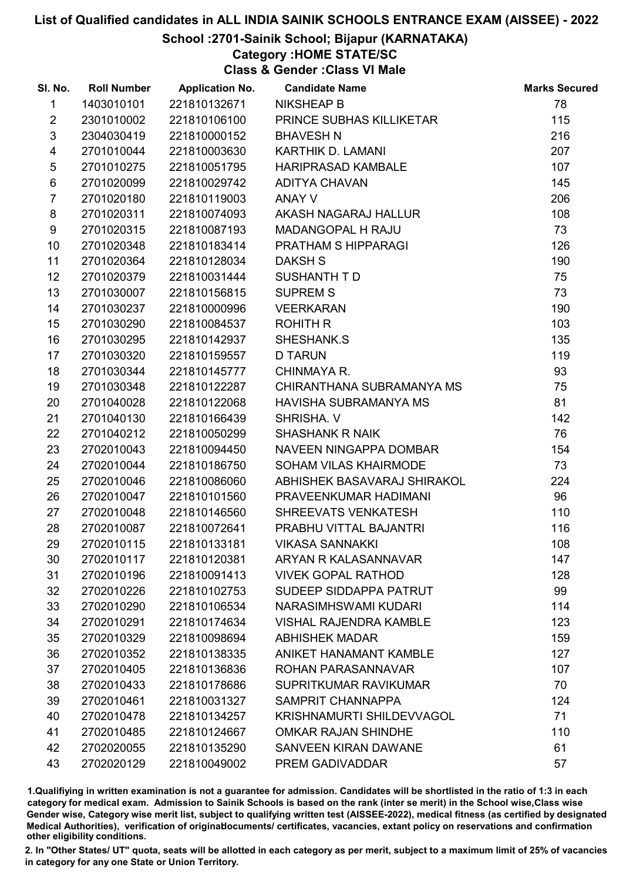# List of Qualified candidates in ALL INDIA SAINIK SCHOOLS ENTRANCE EXAM (AISSEE) - 2022

## School :2701-Sainik School; Bijapur (KARNATAKA)

### Category :HOME STATE/SC

### Class & Gender :Class VI Male

| Sl. No. | Roll Number | Application No. | Candidate Name | Marks Secured |
|---|---|---|---|---|
| 1 | 1403010101 | 221810132671 | NIKSHEAP B | 78 |
| 2 | 2301010002 | 221810106100 | PRINCE SUBHAS KILLIKETAR | 115 |
| 3 | 2304030419 | 221810000152 | BHAVESH N | 216 |
| 4 | 2701010044 | 221810003630 | KARTHIK D. LAMANI | 207 |
| 5 | 2701010275 | 221810051795 | HARIPRASAD KAMBALE | 107 |
| 6 | 2701020099 | 221810029742 | ADITYA CHAVAN | 145 |
| 7 | 2701020180 | 221810119003 | ANAY V | 206 |
| 8 | 2701020311 | 221810074093 | AKASH NAGARAJ HALLUR | 108 |
| 9 | 2701020315 | 221810087193 | MADANGOPAL H RAJU | 73 |
| 10 | 2701020348 | 221810183414 | PRATHAM S HIPPARAGI | 126 |
| 11 | 2701020364 | 221810128034 | DAKSH S | 190 |
| 12 | 2701020379 | 221810031444 | SUSHANTH T D | 75 |
| 13 | 2701030007 | 221810156815 | SUPREM S | 73 |
| 14 | 2701030237 | 221810000996 | VEERKARAN | 190 |
| 15 | 2701030290 | 221810084537 | ROHITH R | 103 |
| 16 | 2701030295 | 221810142937 | SHESHANK.S | 135 |
| 17 | 2701030320 | 221810159557 | D TARUN | 119 |
| 18 | 2701030344 | 221810145777 | CHINMAYA R. | 93 |
| 19 | 2701030348 | 221810122287 | CHIRANTHANA SUBRAMANYA MS | 75 |
| 20 | 2701040028 | 221810122068 | HAVISHA SUBRAMANYA MS | 81 |
| 21 | 2701040130 | 221810166439 | SHRISHA. V | 142 |
| 22 | 2701040212 | 221810050299 | SHASHANK R NAIK | 76 |
| 23 | 2702010043 | 221810094450 | NAVEEN NINGAPPA DOMBAR | 154 |
| 24 | 2702010044 | 221810186750 | SOHAM VILAS KHAIRMODE | 73 |
| 25 | 2702010046 | 221810086060 | ABHISHEK BASAVARAJ SHIRAKOL | 224 |
| 26 | 2702010047 | 221810101560 | PRAVEENKUMAR HADIMANI | 96 |
| 27 | 2702010048 | 221810146560 | SHREEVATS VENKATESH | 110 |
| 28 | 2702010087 | 221810072641 | PRABHU VITTAL BAJANTRI | 116 |
| 29 | 2702010115 | 221810133181 | VIKASA SANNAKKI | 108 |
| 30 | 2702010117 | 221810120381 | ARYAN R KALASANNAVAR | 147 |
| 31 | 2702010196 | 221810091413 | VIVEK GOPAL RATHOD | 128 |
| 32 | 2702010226 | 221810102753 | SUDEEP SIDDAPPA PATRUT | 99 |
| 33 | 2702010290 | 221810106534 | NARASIMHSWAMI KUDARI | 114 |
| 34 | 2702010291 | 221810174634 | VISHAL RAJENDRA KAMBLE | 123 |
| 35 | 2702010329 | 221810098694 | ABHISHEK MADAR | 159 |
| 36 | 2702010352 | 221810138335 | ANIKET HANAMANT KAMBLE | 127 |
| 37 | 2702010405 | 221810136836 | ROHAN PARASANNAVAR | 107 |
| 38 | 2702010433 | 221810178686 | SUPRITKUMAR RAVIKUMAR | 70 |
| 39 | 2702010461 | 221810031327 | SAMPRIT CHANNAPPA | 124 |
| 40 | 2702010478 | 221810134257 | KRISHNAMURTI SHILDEVVAGOL | 71 |
| 41 | 2702010485 | 221810124667 | OMKAR RAJAN SHINDHE | 110 |
| 42 | 2702020055 | 221810135290 | SANVEEN KIRAN DAWANE | 61 |
| 43 | 2702020129 | 221810049002 | PREM GADIVADDAR | 57 |

1.Qualifying in written examination is not a guarantee for admission. Candidates will be shortlisted in the ratio of 1:3 in each category for medical exam. Admission to Sainik Schools is based on the rank (inter se merit) in the School wise,Class wise Gender wise, Category wise merit list, subject to qualifying written test (AISSEE-2022), medical fitness (as certified by designated Medical Authorities), verification of originaldocuments/ certificates, vacancies, extant policy on reservations and confirmation other eligibility conditions.

2. In "Other States/ UT" quota, seats will be allotted in each category as per merit, subject to a maximum limit of 25% of vacancies in category for any one State or Union Territory.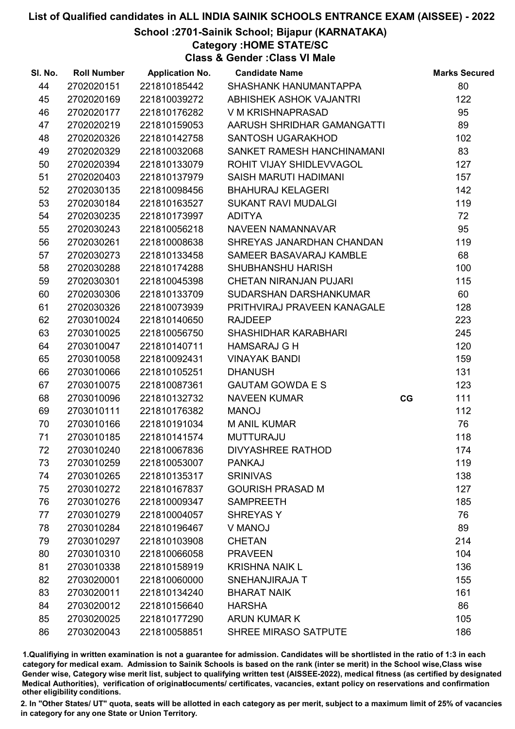# List of Qualified candidates in ALL INDIA SAINIK SCHOOLS ENTRANCE EXAM (AISSEE) - 2022

## School :2701-Sainik School; Bijapur (KARNATAKA)

### Category :HOME STATE/SC

### Class & Gender :Class VI Male

| Sl. No. | Roll Number | Application No. | Candidate Name | | Marks Secured |
|---|---|---|---|---|---|
| 44 | 2702020151 | 221810185442 | SHASHANK HANUMANTAPPA | | 80 |
| 45 | 2702020169 | 221810039272 | ABHISHEK ASHOK VAJANTRI | | 122 |
| 46 | 2702020177 | 221810176282 | V M KRISHNAPRASAD | | 95 |
| 47 | 2702020219 | 221810159053 | AARUSH SHRIDHAR GAMANGATTI | | 89 |
| 48 | 2702020326 | 221810142758 | SANTOSH UGARAKHOD | | 102 |
| 49 | 2702020329 | 221810032068 | SANKET RAMESH HANCHINAMANI | | 83 |
| 50 | 2702020394 | 221810133079 | ROHIT VIJAY SHIDLEVVAGOL | | 127 |
| 51 | 2702020403 | 221810137979 | SAISH MARUTI HADIMANI | | 157 |
| 52 | 2702030135 | 221810098456 | BHAHURAJ KELAGERI | | 142 |
| 53 | 2702030184 | 221810163527 | SUKANT RAVI MUDALGI | | 119 |
| 54 | 2702030235 | 221810173997 | ADITYA | | 72 |
| 55 | 2702030243 | 221810056218 | NAVEEN NAMANNAVAR | | 95 |
| 56 | 2702030261 | 221810008638 | SHREYAS JANARDHAN CHANDAN | | 119 |
| 57 | 2702030273 | 221810133458 | SAMEER BASAVARAJ KAMBLE | | 68 |
| 58 | 2702030288 | 221810174288 | SHUBHANSHU HARISH | | 100 |
| 59 | 2702030301 | 221810045398 | CHETAN NIRANJAN PUJARI | | 115 |
| 60 | 2702030306 | 221810133709 | SUDARSHAN DARSHANKUMAR | | 60 |
| 61 | 2702030326 | 221810073939 | PRITHVIRAJ PRAVEEN KANAGALE | | 128 |
| 62 | 2703010024 | 221810140650 | RAJDEEP | | 223 |
| 63 | 2703010025 | 221810056750 | SHASHIDHAR KARABHARI | | 245 |
| 64 | 2703010047 | 221810140711 | HAMSARAJ G H | | 120 |
| 65 | 2703010058 | 221810092431 | VINAYAK BANDI | | 159 |
| 66 | 2703010066 | 221810105251 | DHANUSH | | 131 |
| 67 | 2703010075 | 221810087361 | GAUTAM GOWDA E S | | 123 |
| 68 | 2703010096 | 221810132732 | NAVEEN KUMAR | CG | 111 |
| 69 | 2703010111 | 221810176382 | MANOJ | | 112 |
| 70 | 2703010166 | 221810191034 | M ANIL KUMAR | | 76 |
| 71 | 2703010185 | 221810141574 | MUTTURAJU | | 118 |
| 72 | 2703010240 | 221810067836 | DIVYASHREE RATHOD | | 174 |
| 73 | 2703010259 | 221810053007 | PANKAJ | | 119 |
| 74 | 2703010265 | 221810135317 | SRINIVAS | | 138 |
| 75 | 2703010272 | 221810167837 | GOURISH PRASAD M | | 127 |
| 76 | 2703010276 | 221810009347 | SAMPREETH | | 185 |
| 77 | 2703010279 | 221810004057 | SHREYAS Y | | 76 |
| 78 | 2703010284 | 221810196467 | V MANOJ | | 89 |
| 79 | 2703010297 | 221810103908 | CHETAN | | 214 |
| 80 | 2703010310 | 221810066058 | PRAVEEN | | 104 |
| 81 | 2703010338 | 221810158919 | KRISHNA NAIK L | | 136 |
| 82 | 2703020001 | 221810060000 | SNEHANJIRAJA T | | 155 |
| 83 | 2703020011 | 221810134240 | BHARAT NAIK | | 161 |
| 84 | 2703020012 | 221810156640 | HARSHA | | 86 |
| 85 | 2703020025 | 221810177290 | ARUN KUMAR K | | 105 |
| 86 | 2703020043 | 221810058851 | SHREE MIRASO SATPUTE | | 186 |

1.Qualifiying in written examination is not a guarantee for admission. Candidates will be shortlisted in the ratio of 1:3 in each category for medical exam. Admission to Sainik Schools is based on the rank (inter se merit) in the School wise,Class wise Gender wise, Category wise merit list, subject to qualifying written test (AISSEE-2022), medical fitness (as certified by designated Medical Authorities), verification of originaldocuments/ certificates, vacancies, extant policy on reservations and confirmation other eligibility conditions.

2. In "Other States/ UT" quota, seats will be allotted in each category as per merit, subject to a maximum limit of 25% of vacancies in category for any one State or Union Territory.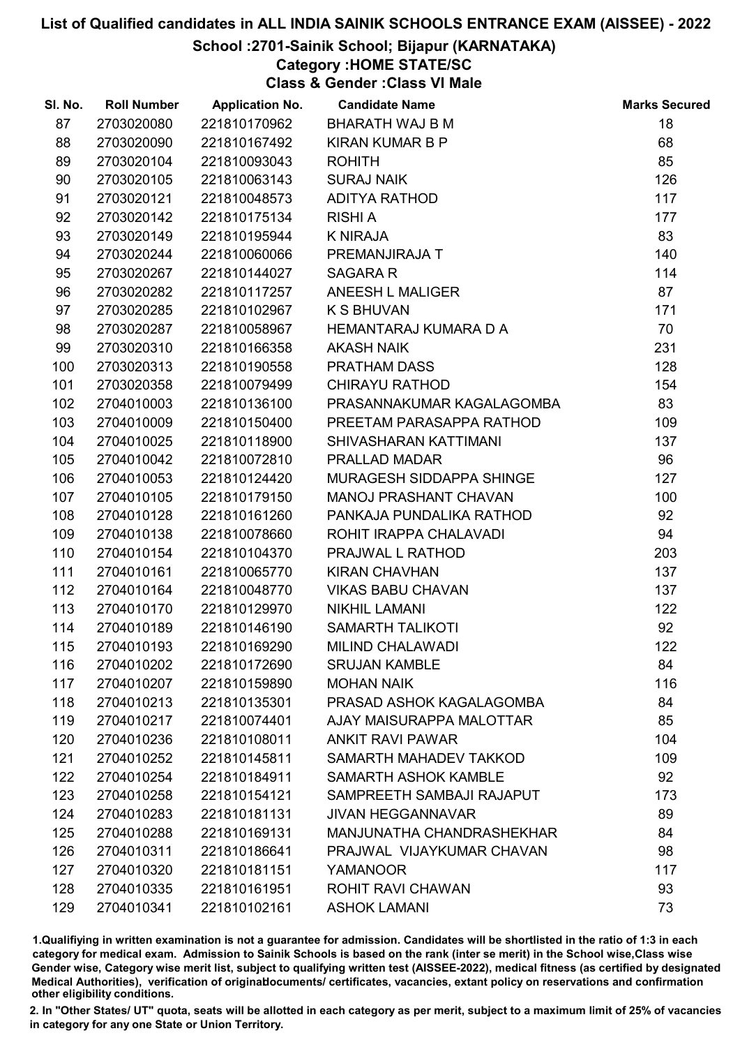# List of Qualified candidates in ALL INDIA SAINIK SCHOOLS ENTRANCE EXAM (AISSEE) - 2022

## School :2701-Sainik School; Bijapur (KARNATAKA)

### Category :HOME STATE/SC

### Class & Gender :Class VI Male

| Sl. No. | Roll Number | Application No. | Candidate Name | Marks Secured |
|---|---|---|---|---|
| 87 | 2703020080 | 221810170962 | BHARATH WAJ B M | 18 |
| 88 | 2703020090 | 221810167492 | KIRAN KUMAR B P | 68 |
| 89 | 2703020104 | 221810093043 | ROHITH | 85 |
| 90 | 2703020105 | 221810063143 | SURAJ NAIK | 126 |
| 91 | 2703020121 | 221810048573 | ADITYA RATHOD | 117 |
| 92 | 2703020142 | 221810175134 | RISHI A | 177 |
| 93 | 2703020149 | 221810195944 | K NIRAJA | 83 |
| 94 | 2703020244 | 221810060066 | PREMANJIRAJA T | 140 |
| 95 | 2703020267 | 221810144027 | SAGARA R | 114 |
| 96 | 2703020282 | 221810117257 | ANEESH L MALIGER | 87 |
| 97 | 2703020285 | 221810102967 | K S BHUVAN | 171 |
| 98 | 2703020287 | 221810058967 | HEMANTARAJ KUMARA D A | 70 |
| 99 | 2703020310 | 221810166358 | AKASH NAIK | 231 |
| 100 | 2703020313 | 221810190558 | PRATHAM DASS | 128 |
| 101 | 2703020358 | 221810079499 | CHIRAYU RATHOD | 154 |
| 102 | 2704010003 | 221810136100 | PRASANNAKUMAR KAGALAGOMBA | 83 |
| 103 | 2704010009 | 221810150400 | PREETAM PARASAPPA RATHOD | 109 |
| 104 | 2704010025 | 221810118900 | SHIVASHARAN KATTIMANI | 137 |
| 105 | 2704010042 | 221810072810 | PRALLAD MADAR | 96 |
| 106 | 2704010053 | 221810124420 | MURAGESH SIDDAPPA SHINGE | 127 |
| 107 | 2704010105 | 221810179150 | MANOJ PRASHANT CHAVAN | 100 |
| 108 | 2704010128 | 221810161260 | PANKAJA PUNDALIKA RATHOD | 92 |
| 109 | 2704010138 | 221810078660 | ROHIT IRAPPA CHALAVADI | 94 |
| 110 | 2704010154 | 221810104370 | PRAJWAL L RATHOD | 203 |
| 111 | 2704010161 | 221810065770 | KIRAN CHAVHAN | 137 |
| 112 | 2704010164 | 221810048770 | VIKAS BABU CHAVAN | 137 |
| 113 | 2704010170 | 221810129970 | NIKHIL LAMANI | 122 |
| 114 | 2704010189 | 221810146190 | SAMARTH TALIKOTI | 92 |
| 115 | 2704010193 | 221810169290 | MILIND CHALAWADI | 122 |
| 116 | 2704010202 | 221810172690 | SRUJAN KAMBLE | 84 |
| 117 | 2704010207 | 221810159890 | MOHAN NAIK | 116 |
| 118 | 2704010213 | 221810135301 | PRASAD ASHOK KAGALAGOMBA | 84 |
| 119 | 2704010217 | 221810074401 | AJAY MAISURAPPA MALOTTAR | 85 |
| 120 | 2704010236 | 221810108011 | ANKIT RAVI PAWAR | 104 |
| 121 | 2704010252 | 221810145811 | SAMARTH MAHADEV TAKKOD | 109 |
| 122 | 2704010254 | 221810184911 | SAMARTH ASHOK KAMBLE | 92 |
| 123 | 2704010258 | 221810154121 | SAMPREETH SAMBAJI RAJAPUT | 173 |
| 124 | 2704010283 | 221810181131 | JIVAN HEGGANNAVAR | 89 |
| 125 | 2704010288 | 221810169131 | MANJUNATHA CHANDRASHEKHAR | 84 |
| 126 | 2704010311 | 221810186641 | PRAJWAL VIJAYKUMAR CHAVAN | 98 |
| 127 | 2704010320 | 221810181151 | YAMANOOR | 117 |
| 128 | 2704010335 | 221810161951 | ROHIT RAVI CHAWAN | 93 |
| 129 | 2704010341 | 221810102161 | ASHOK LAMANI | 73 |

1.Qualifying in written examination is not a guarantee for admission. Candidates will be shortlisted in the ratio of 1:3 in each category for medical exam. Admission to Sainik Schools is based on the rank (inter se merit) in the School wise,Class wise Gender wise, Category wise merit list, subject to qualifying written test (AISSEE-2022), medical fitness (as certified by designated Medical Authorities), verification of originaldocuments/ certificates, vacancies, extant policy on reservations and confirmation other eligibility conditions.

2. In "Other States/ UT" quota, seats will be allotted in each category as per merit, subject to a maximum limit of 25% of vacancies in category for any one State or Union Territory.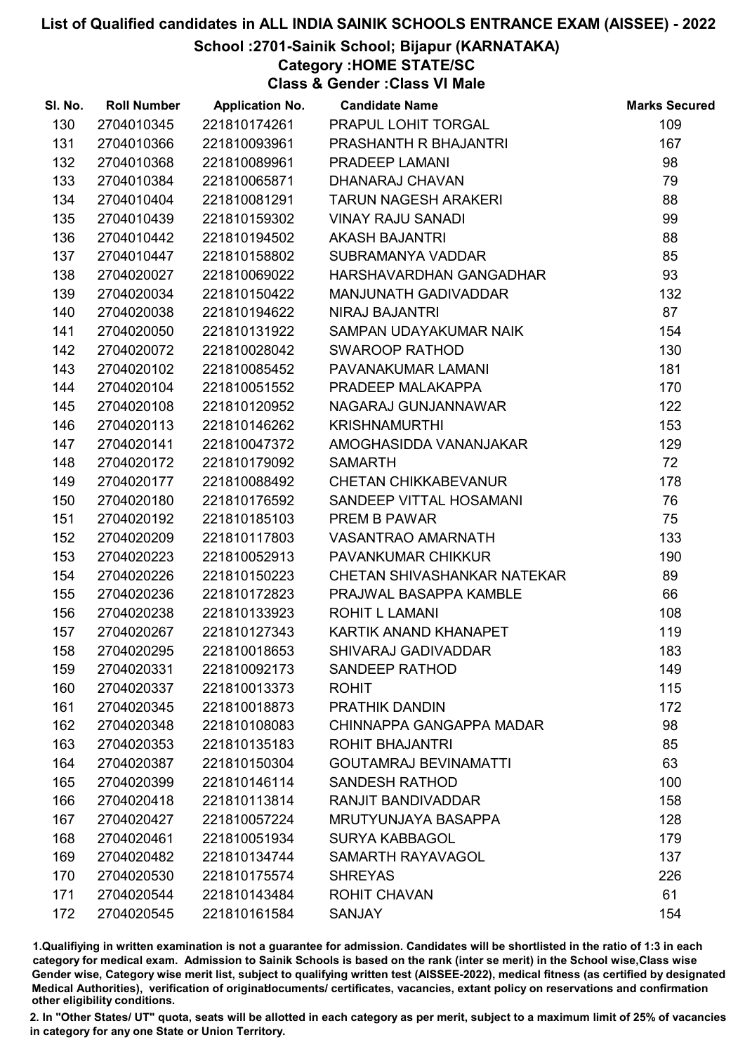# List of Qualified candidates in ALL INDIA SAINIK SCHOOLS ENTRANCE EXAM (AISSEE) - 2022

## School :2701-Sainik School; Bijapur (KARNATAKA)

### Category :HOME STATE/SC

### Class & Gender :Class VI Male

| Sl. No. | Roll Number | Application No. | Candidate Name | Marks Secured |
|---|---|---|---|---|
| 130 | 2704010345 | 221810174261 | PRAPUL LOHIT TORGAL | 109 |
| 131 | 2704010366 | 221810093961 | PRASHANTH R BHAJANTRI | 167 |
| 132 | 2704010368 | 221810089961 | PRADEEP LAMANI | 98 |
| 133 | 2704010384 | 221810065871 | DHANARAJ CHAVAN | 79 |
| 134 | 2704010404 | 221810081291 | TARUN NAGESH ARAKERI | 88 |
| 135 | 2704010439 | 221810159302 | VINAY RAJU SANADI | 99 |
| 136 | 2704010442 | 221810194502 | AKASH BAJANTRI | 88 |
| 137 | 2704010447 | 221810158802 | SUBRAMANYA VADDAR | 85 |
| 138 | 2704020027 | 221810069022 | HARSHAVARDHAN GANGADHAR | 93 |
| 139 | 2704020034 | 221810150422 | MANJUNATH GADIVADDAR | 132 |
| 140 | 2704020038 | 221810194622 | NIRAJ BAJANTRI | 87 |
| 141 | 2704020050 | 221810131922 | SAMPAN UDAYAKUMAR NAIK | 154 |
| 142 | 2704020072 | 221810028042 | SWAROOP RATHOD | 130 |
| 143 | 2704020102 | 221810085452 | PAVANAKUMAR LAMANI | 181 |
| 144 | 2704020104 | 221810051552 | PRADEEP MALAKAPPA | 170 |
| 145 | 2704020108 | 221810120952 | NAGARAJ GUNJANNAWAR | 122 |
| 146 | 2704020113 | 221810146262 | KRISHNAMURTHI | 153 |
| 147 | 2704020141 | 221810047372 | AMOGHASIDDA VANANJAKAR | 129 |
| 148 | 2704020172 | 221810179092 | SAMARTH | 72 |
| 149 | 2704020177 | 221810088492 | CHETAN CHIKKABEVANUR | 178 |
| 150 | 2704020180 | 221810176592 | SANDEEP VITTAL HOSAMANI | 76 |
| 151 | 2704020192 | 221810185103 | PREM B PAWAR | 75 |
| 152 | 2704020209 | 221810117803 | VASANTRAO AMARNATH | 133 |
| 153 | 2704020223 | 221810052913 | PAVANKUMAR CHIKKUR | 190 |
| 154 | 2704020226 | 221810150223 | CHETAN SHIVASHANKAR NATEKAR | 89 |
| 155 | 2704020236 | 221810172823 | PRAJWAL BASAPPA KAMBLE | 66 |
| 156 | 2704020238 | 221810133923 | ROHIT L LAMANI | 108 |
| 157 | 2704020267 | 221810127343 | KARTIK ANAND KHANAPET | 119 |
| 158 | 2704020295 | 221810018653 | SHIVARAJ GADIVADDAR | 183 |
| 159 | 2704020331 | 221810092173 | SANDEEP RATHOD | 149 |
| 160 | 2704020337 | 221810013373 | ROHIT | 115 |
| 161 | 2704020345 | 221810018873 | PRATHIK DANDIN | 172 |
| 162 | 2704020348 | 221810108083 | CHINNAPPA GANGAPPA MADAR | 98 |
| 163 | 2704020353 | 221810135183 | ROHIT BHAJANTRI | 85 |
| 164 | 2704020387 | 221810150304 | GOUTAMRAJ BEVINAMATTI | 63 |
| 165 | 2704020399 | 221810146114 | SANDESH RATHOD | 100 |
| 166 | 2704020418 | 221810113814 | RANJIT BANDIVADDAR | 158 |
| 167 | 2704020427 | 221810057224 | MRUTYUNJAYA BASAPPA | 128 |
| 168 | 2704020461 | 221810051934 | SURYA KABBAGOL | 179 |
| 169 | 2704020482 | 221810134744 | SAMARTH RAYAVAGOL | 137 |
| 170 | 2704020530 | 221810175574 | SHREYAS | 226 |
| 171 | 2704020544 | 221810143484 | ROHIT CHAVAN | 61 |
| 172 | 2704020545 | 221810161584 | SANJAY | 154 |

1.Qualifying in written examination is not a guarantee for admission. Candidates will be shortlisted in the ratio of 1:3 in each category for medical exam. Admission to Sainik Schools is based on the rank (inter se merit) in the School wise,Class wise Gender wise, Category wise merit list, subject to qualifying written test (AISSEE-2022), medical fitness (as certified by designated Medical Authorities), verification of originaldocuments/ certificates, vacancies, extant policy on reservations and confirmation other eligibility conditions.

2. In "Other States/ UT" quota, seats will be allotted in each category as per merit, subject to a maximum limit of 25% of vacancies in category for any one State or Union Territory.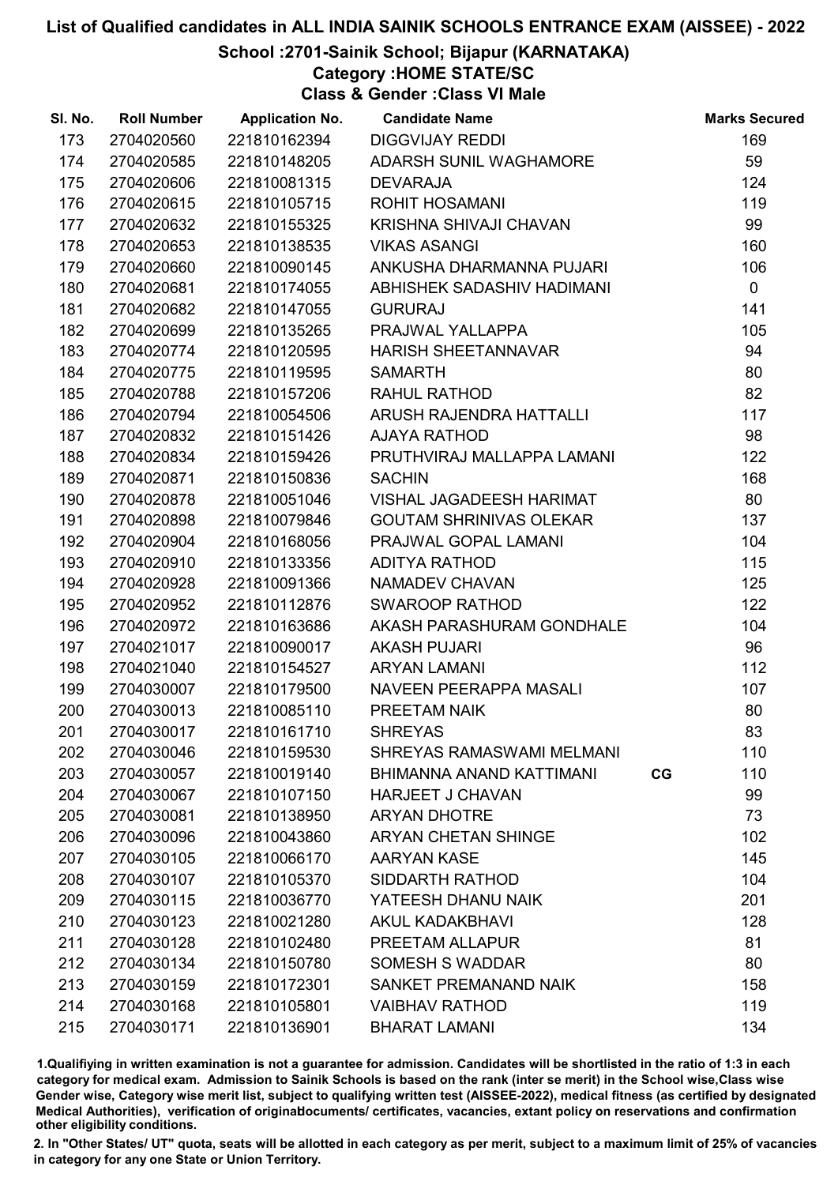# List of Qualified candidates in ALL INDIA SAINIK SCHOOLS ENTRANCE EXAM (AISSEE) - 2022

## School :2701-Sainik School; Bijapur (KARNATAKA)

### Category :HOME STATE/SC

### Class & Gender :Class VI Male

| Sl. No. | Roll Number | Application No. | Candidate Name | | Marks Secured |
|---|---|---|---|---|---|
| 173 | 2704020560 | 221810162394 | DIGGVIJAY REDDI | | 169 |
| 174 | 2704020585 | 221810148205 | ADARSH SUNIL WAGHAMORE | | 59 |
| 175 | 2704020606 | 221810081315 | DEVARAJA | | 124 |
| 176 | 2704020615 | 221810105715 | ROHIT HOSAMANI | | 119 |
| 177 | 2704020632 | 221810155325 | KRISHNA SHIVAJI CHAVAN | | 99 |
| 178 | 2704020653 | 221810138535 | VIKAS ASANGI | | 160 |
| 179 | 2704020660 | 221810090145 | ANKUSHA DHARMANNA PUJARI | | 106 |
| 180 | 2704020681 | 221810174055 | ABHISHEK SADASHIV HADIMANI | | 0 |
| 181 | 2704020682 | 221810147055 | GURURAJ | | 141 |
| 182 | 2704020699 | 221810135265 | PRAJWAL YALLAPPA | | 105 |
| 183 | 2704020774 | 221810120595 | HARISH SHEETANNAVAR | | 94 |
| 184 | 2704020775 | 221810119595 | SAMARTH | | 80 |
| 185 | 2704020788 | 221810157206 | RAHUL RATHOD | | 82 |
| 186 | 2704020794 | 221810054506 | ARUSH RAJENDRA HATTALLI | | 117 |
| 187 | 2704020832 | 221810151426 | AJAYA RATHOD | | 98 |
| 188 | 2704020834 | 221810159426 | PRUTHVIRAJ MALLAPPA LAMANI | | 122 |
| 189 | 2704020871 | 221810150836 | SACHIN | | 168 |
| 190 | 2704020878 | 221810051046 | VISHAL JAGADEESH HARIMAT | | 80 |
| 191 | 2704020898 | 221810079846 | GOUTAM SHRINIVAS OLEKAR | | 137 |
| 192 | 2704020904 | 221810168056 | PRAJWAL GOPAL LAMANI | | 104 |
| 193 | 2704020910 | 221810133356 | ADITYA RATHOD | | 115 |
| 194 | 2704020928 | 221810091366 | NAMADEV CHAVAN | | 125 |
| 195 | 2704020952 | 221810112876 | SWAROOP RATHOD | | 122 |
| 196 | 2704020972 | 221810163686 | AKASH PARASHURAM GONDHALE | | 104 |
| 197 | 2704021017 | 221810090017 | AKASH PUJARI | | 96 |
| 198 | 2704021040 | 221810154527 | ARYAN LAMANI | | 112 |
| 199 | 2704030007 | 221810179500 | NAVEEN PEERAPPA MASALI | | 107 |
| 200 | 2704030013 | 221810085110 | PREETAM NAIK | | 80 |
| 201 | 2704030017 | 221810161710 | SHREYAS | | 83 |
| 202 | 2704030046 | 221810159530 | SHREYAS RAMASWAMI MELMANI | | 110 |
| 203 | 2704030057 | 221810019140 | BHIMANNA ANAND KATTIMANI | CG | 110 |
| 204 | 2704030067 | 221810107150 | HARJEET J CHAVAN | | 99 |
| 205 | 2704030081 | 221810138950 | ARYAN DHOTRE | | 73 |
| 206 | 2704030096 | 221810043860 | ARYAN CHETAN SHINGE | | 102 |
| 207 | 2704030105 | 221810066170 | AARYAN KASE | | 145 |
| 208 | 2704030107 | 221810105370 | SIDDARTH RATHOD | | 104 |
| 209 | 2704030115 | 221810036770 | YATEESH DHANU NAIK | | 201 |
| 210 | 2704030123 | 221810021280 | AKUL KADAKBHAVI | | 128 |
| 211 | 2704030128 | 221810102480 | PREETAM ALLAPUR | | 81 |
| 212 | 2704030134 | 221810150780 | SOMESH S WADDAR | | 80 |
| 213 | 2704030159 | 221810172301 | SANKET PREMANAND NAIK | | 158 |
| 214 | 2704030168 | 221810105801 | VAIBHAV RATHOD | | 119 |
| 215 | 2704030171 | 221810136901 | BHARAT LAMANI | | 134 |

1.Qualifying in written examination is not a guarantee for admission. Candidates will be shortlisted in the ratio of 1:3 in each category for medical exam. Admission to Sainik Schools is based on the rank (inter se merit) in the School wise,Class wise Gender wise, Category wise merit list, subject to qualifying written test (AISSEE-2022), medical fitness (as certified by designated Medical Authorities), verification of originaldocuments/ certificates, vacancies, extant policy on reservations and confirmation other eligibility conditions.

2. In "Other States/ UT" quota, seats will be allotted in each category as per merit, subject to a maximum limit of 25% of vacancies in category for any one State or Union Territory.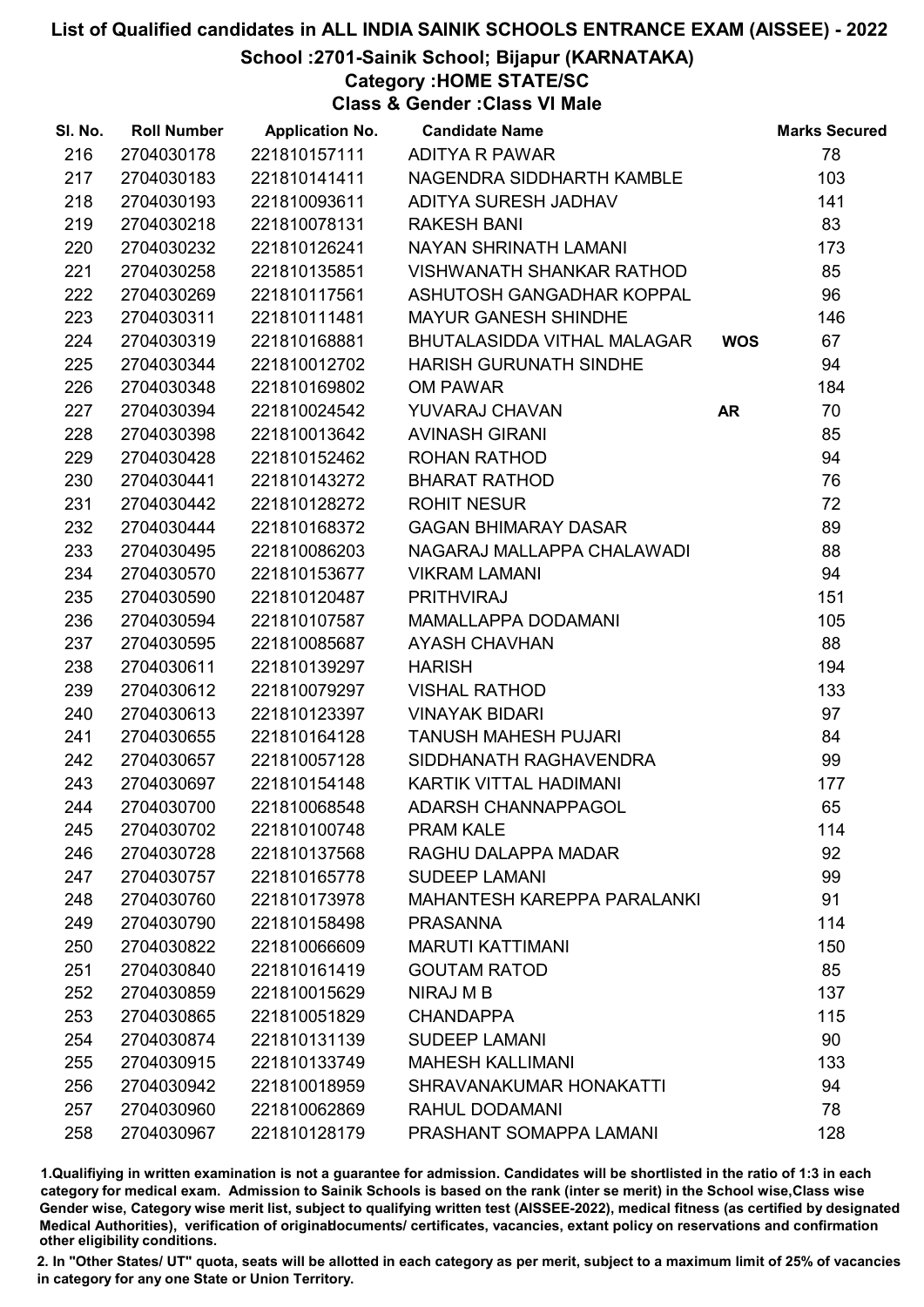# List of Qualified candidates in ALL INDIA SAINIK SCHOOLS ENTRANCE EXAM (AISSEE) - 2022

## School :2701-Sainik School; Bijapur (KARNATAKA)

### Category :HOME STATE/SC

### Class & Gender :Class VI Male

| Sl. No. | Roll Number | Application No. | Candidate Name | | Marks Secured |
|---|---|---|---|---|---|
| 216 | 2704030178 | 221810157111 | ADITYA R PAWAR | | 78 |
| 217 | 2704030183 | 221810141411 | NAGENDRA SIDDHARTH KAMBLE | | 103 |
| 218 | 2704030193 | 221810093611 | ADITYA SURESH JADHAV | | 141 |
| 219 | 2704030218 | 221810078131 | RAKESH BANI | | 83 |
| 220 | 2704030232 | 221810126241 | NAYAN SHRINATH LAMANI | | 173 |
| 221 | 2704030258 | 221810135851 | VISHWANATH SHANKAR RATHOD | | 85 |
| 222 | 2704030269 | 221810117561 | ASHUTOSH GANGADHAR KOPPAL | | 96 |
| 223 | 2704030311 | 221810111481 | MAYUR GANESH SHINDHE | | 146 |
| 224 | 2704030319 | 221810168881 | BHUTALASIDDA VITHAL MALAGAR | WOS | 67 |
| 225 | 2704030344 | 221810012702 | HARISH GURUNATH SINDHE | | 94 |
| 226 | 2704030348 | 221810169802 | OM PAWAR | | 184 |
| 227 | 2704030394 | 221810024542 | YUVARAJ CHAVAN | AR | 70 |
| 228 | 2704030398 | 221810013642 | AVINASH GIRANI | | 85 |
| 229 | 2704030428 | 221810152462 | ROHAN RATHOD | | 94 |
| 230 | 2704030441 | 221810143272 | BHARAT RATHOD | | 76 |
| 231 | 2704030442 | 221810128272 | ROHIT NESUR | | 72 |
| 232 | 2704030444 | 221810168372 | GAGAN BHIMARAY DASAR | | 89 |
| 233 | 2704030495 | 221810086203 | NAGARAJ MALLAPPA CHALAWADI | | 88 |
| 234 | 2704030570 | 221810153677 | VIKRAM LAMANI | | 94 |
| 235 | 2704030590 | 221810120487 | PRITHVIRAJ | | 151 |
| 236 | 2704030594 | 221810107587 | MAMALLAPPA DODAMANI | | 105 |
| 237 | 2704030595 | 221810085687 | AYASH CHAVHAN | | 88 |
| 238 | 2704030611 | 221810139297 | HARISH | | 194 |
| 239 | 2704030612 | 221810079297 | VISHAL RATHOD | | 133 |
| 240 | 2704030613 | 221810123397 | VINAYAK BIDARI | | 97 |
| 241 | 2704030655 | 221810164128 | TANUSH MAHESH PUJARI | | 84 |
| 242 | 2704030657 | 221810057128 | SIDDHANATH RAGHAVENDRA | | 99 |
| 243 | 2704030697 | 221810154148 | KARTIK VITTAL HADIMANI | | 177 |
| 244 | 2704030700 | 221810068548 | ADARSH CHANNAPPAGOL | | 65 |
| 245 | 2704030702 | 221810100748 | PRAM KALE | | 114 |
| 246 | 2704030728 | 221810137568 | RAGHU DALAPPA MADAR | | 92 |
| 247 | 2704030757 | 221810165778 | SUDEEP LAMANI | | 99 |
| 248 | 2704030760 | 221810173978 | MAHANTESH KAREPPA PARALANKI | | 91 |
| 249 | 2704030790 | 221810158498 | PRASANNA | | 114 |
| 250 | 2704030822 | 221810066609 | MARUTI KATTIMANI | | 150 |
| 251 | 2704030840 | 221810161419 | GOUTAM RATOD | | 85 |
| 252 | 2704030859 | 221810015629 | NIRAJ M B | | 137 |
| 253 | 2704030865 | 221810051829 | CHANDAPPA | | 115 |
| 254 | 2704030874 | 221810131139 | SUDEEP LAMANI | | 90 |
| 255 | 2704030915 | 221810133749 | MAHESH KALLIMANI | | 133 |
| 256 | 2704030942 | 221810018959 | SHRAVANAKUMAR HONAKATTI | | 94 |
| 257 | 2704030960 | 221810062869 | RAHUL DODAMANI | | 78 |
| 258 | 2704030967 | 221810128179 | PRASHANT SOMAPPA LAMANI | | 128 |

1.Qualifying in written examination is not a guarantee for admission. Candidates will be shortlisted in the ratio of 1:3 in each category for medical exam. Admission to Sainik Schools is based on the rank (inter se merit) in the School wise,Class wise Gender wise, Category wise merit list, subject to qualifying written test (AISSEE-2022), medical fitness (as certified by designated Medical Authorities), verification of originaldocuments/ certificates, vacancies, extant policy on reservations and confirmation other eligibility conditions.

2. In "Other States/ UT" quota, seats will be allotted in each category as per merit, subject to a maximum limit of 25% of vacancies in category for any one State or Union Territory.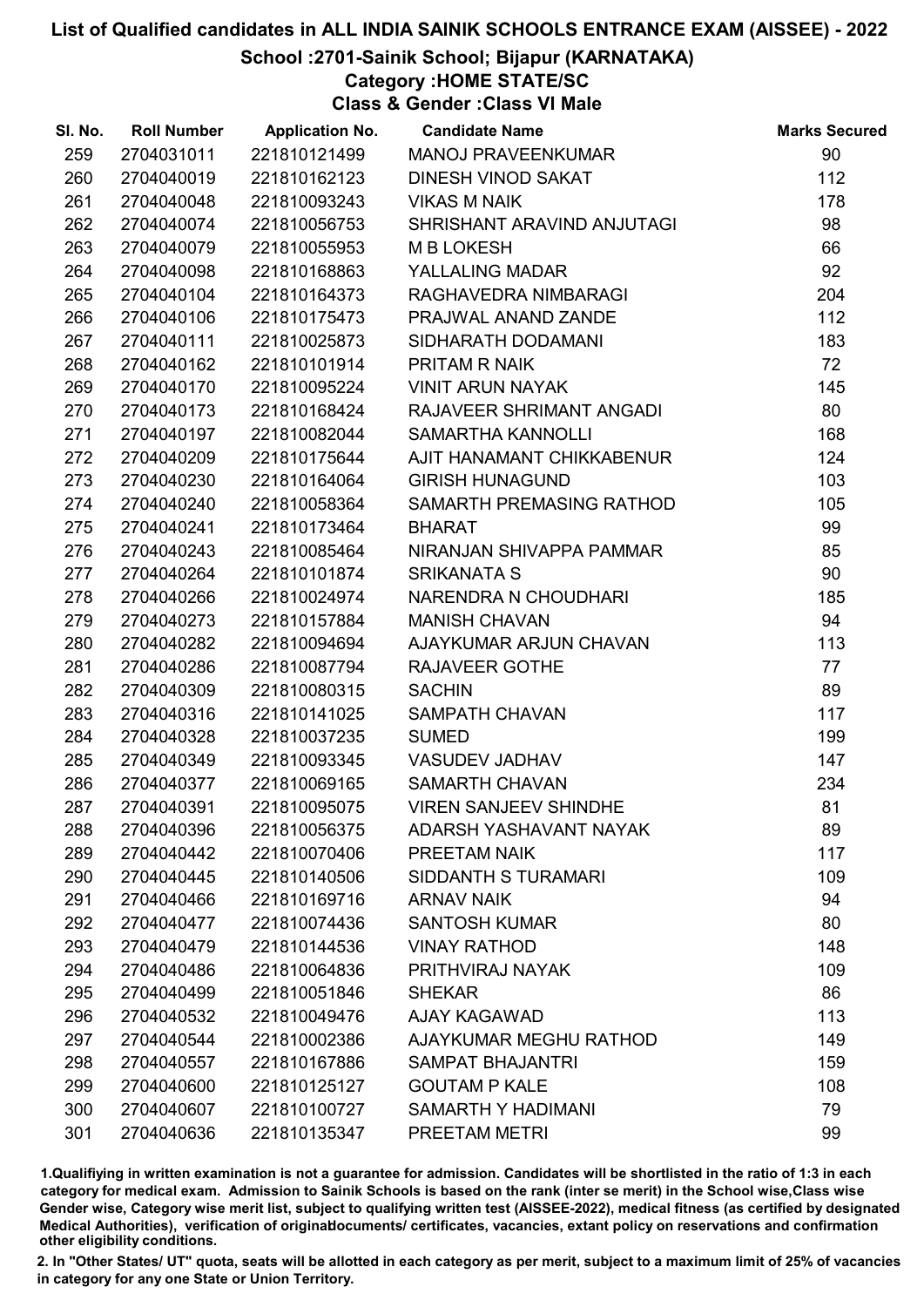# List of Qualified candidates in ALL INDIA SAINIK SCHOOLS ENTRANCE EXAM (AISSEE) - 2022

## School :2701-Sainik School; Bijapur (KARNATAKA)

### Category :HOME STATE/SC

### Class & Gender :Class VI Male

| Sl. No. | Roll Number | Application No. | Candidate Name | Marks Secured |
|---|---|---|---|---|
| 259 | 2704031011 | 221810121499 | MANOJ PRAVEENKUMAR | 90 |
| 260 | 2704040019 | 221810162123 | DINESH VINOD SAKAT | 112 |
| 261 | 2704040048 | 221810093243 | VIKAS M NAIK | 178 |
| 262 | 2704040074 | 221810056753 | SHRISHANT ARAVIND ANJUTAGI | 98 |
| 263 | 2704040079 | 221810055953 | M B LOKESH | 66 |
| 264 | 2704040098 | 221810168863 | YALLALING MADAR | 92 |
| 265 | 2704040104 | 221810164373 | RAGHAVEDRA NIMBARAGI | 204 |
| 266 | 2704040106 | 221810175473 | PRAJWAL ANAND ZANDE | 112 |
| 267 | 2704040111 | 221810025873 | SIDHARATH DODAMANI | 183 |
| 268 | 2704040162 | 221810101914 | PRITAM R NAIK | 72 |
| 269 | 2704040170 | 221810095224 | VINIT ARUN NAYAK | 145 |
| 270 | 2704040173 | 221810168424 | RAJAVEER SHRIMANT ANGADI | 80 |
| 271 | 2704040197 | 221810082044 | SAMARTHA KANNOLLI | 168 |
| 272 | 2704040209 | 221810175644 | AJIT HANAMANT CHIKKABENUR | 124 |
| 273 | 2704040230 | 221810164064 | GIRISH HUNAGUND | 103 |
| 274 | 2704040240 | 221810058364 | SAMARTH PREMASING RATHOD | 105 |
| 275 | 2704040241 | 221810173464 | BHARAT | 99 |
| 276 | 2704040243 | 221810085464 | NIRANJAN SHIVAPPA PAMMAR | 85 |
| 277 | 2704040264 | 221810101874 | SRIKANATA S | 90 |
| 278 | 2704040266 | 221810024974 | NARENDRA N CHOUDHARI | 185 |
| 279 | 2704040273 | 221810157884 | MANISH CHAVAN | 94 |
| 280 | 2704040282 | 221810094694 | AJAYKUMAR ARJUN CHAVAN | 113 |
| 281 | 2704040286 | 221810087794 | RAJAVEER GOTHE | 77 |
| 282 | 2704040309 | 221810080315 | SACHIN | 89 |
| 283 | 2704040316 | 221810141025 | SAMPATH CHAVAN | 117 |
| 284 | 2704040328 | 221810037235 | SUMED | 199 |
| 285 | 2704040349 | 221810093345 | VASUDEV JADHAV | 147 |
| 286 | 2704040377 | 221810069165 | SAMARTH CHAVAN | 234 |
| 287 | 2704040391 | 221810095075 | VIREN SANJEEV SHINDHE | 81 |
| 288 | 2704040396 | 221810056375 | ADARSH YASHAVANT NAYAK | 89 |
| 289 | 2704040442 | 221810070406 | PREETAM NAIK | 117 |
| 290 | 2704040445 | 221810140506 | SIDDANTH S TURAMARI | 109 |
| 291 | 2704040466 | 221810169716 | ARNAV NAIK | 94 |
| 292 | 2704040477 | 221810074436 | SANTOSH KUMAR | 80 |
| 293 | 2704040479 | 221810144536 | VINAY RATHOD | 148 |
| 294 | 2704040486 | 221810064836 | PRITHVIRAJ NAYAK | 109 |
| 295 | 2704040499 | 221810051846 | SHEKAR | 86 |
| 296 | 2704040532 | 221810049476 | AJAY KAGAWAD | 113 |
| 297 | 2704040544 | 221810002386 | AJAYKUMAR MEGHU RATHOD | 149 |
| 298 | 2704040557 | 221810167886 | SAMPAT BHAJANTRI | 159 |
| 299 | 2704040600 | 221810125127 | GOUTAM P KALE | 108 |
| 300 | 2704040607 | 221810100727 | SAMARTH Y HADIMANI | 79 |
| 301 | 2704040636 | 221810135347 | PREETAM METRI | 99 |

1.Qualifying in written examination is not a guarantee for admission. Candidates will be shortlisted in the ratio of 1:3 in each category for medical exam. Admission to Sainik Schools is based on the rank (inter se merit) in the School wise,Class wise Gender wise, Category wise merit list, subject to qualifying written test (AISSEE-2022), medical fitness (as certified by designated Medical Authorities), verification of originaldocuments/ certificates, vacancies, extant policy on reservations and confirmation other eligibility conditions.

2. In "Other States/ UT" quota, seats will be allotted in each category as per merit, subject to a maximum limit of 25% of vacancies in category for any one State or Union Territory.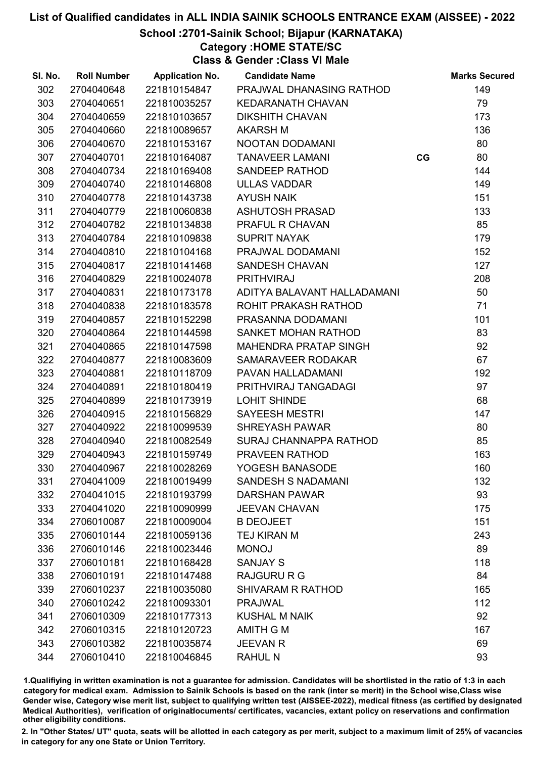# List of Qualified candidates in ALL INDIA SAINIK SCHOOLS ENTRANCE EXAM (AISSEE) - 2022

## School :2701-Sainik School; Bijapur (KARNATAKA)

### Category :HOME STATE/SC

### Class & Gender :Class VI Male

| Sl. No. | Roll Number | Application No. | Candidate Name | | Marks Secured |
|---|---|---|---|---|---|
| 302 | 2704040648 | 221810154847 | PRAJWAL DHANASING RATHOD | | 149 |
| 303 | 2704040651 | 221810035257 | KEDARANATH CHAVAN | | 79 |
| 304 | 2704040659 | 221810103657 | DIKSHITH CHAVAN | | 173 |
| 305 | 2704040660 | 221810089657 | AKARSH M | | 136 |
| 306 | 2704040670 | 221810153167 | NOOTAN DODAMANI | | 80 |
| 307 | 2704040701 | 221810164087 | TANAVEER LAMANI | CG | 80 |
| 308 | 2704040734 | 221810169408 | SANDEEP RATHOD | | 144 |
| 309 | 2704040740 | 221810146808 | ULLAS VADDAR | | 149 |
| 310 | 2704040778 | 221810143738 | AYUSH NAIK | | 151 |
| 311 | 2704040779 | 221810060838 | ASHUTOSH PRASAD | | 133 |
| 312 | 2704040782 | 221810134838 | PRAFUL R CHAVAN | | 85 |
| 313 | 2704040784 | 221810109838 | SUPRIT NAYAK | | 179 |
| 314 | 2704040810 | 221810104168 | PRAJWAL DODAMANI | | 152 |
| 315 | 2704040817 | 221810141468 | SANDESH CHAVAN | | 127 |
| 316 | 2704040829 | 221810024078 | PRITHVIRAJ | | 208 |
| 317 | 2704040831 | 221810173178 | ADITYA BALAVANT HALLADAMANI | | 50 |
| 318 | 2704040838 | 221810183578 | ROHIT PRAKASH RATHOD | | 71 |
| 319 | 2704040857 | 221810152298 | PRASANNA DODAMANI | | 101 |
| 320 | 2704040864 | 221810144598 | SANKET MOHAN RATHOD | | 83 |
| 321 | 2704040865 | 221810147598 | MAHENDRA PRATAP SINGH | | 92 |
| 322 | 2704040877 | 221810083609 | SAMARAVEER RODAKAR | | 67 |
| 323 | 2704040881 | 221810118709 | PAVAN HALLADAMANI | | 192 |
| 324 | 2704040891 | 221810180419 | PRITHVIRAJ TANGADAGI | | 97 |
| 325 | 2704040899 | 221810173919 | LOHIT SHINDE | | 68 |
| 326 | 2704040915 | 221810156829 | SAYEESH MESTRI | | 147 |
| 327 | 2704040922 | 221810099539 | SHREYASH PAWAR | | 80 |
| 328 | 2704040940 | 221810082549 | SURAJ CHANNAPPA RATHOD | | 85 |
| 329 | 2704040943 | 221810159749 | PRAVEEN RATHOD | | 163 |
| 330 | 2704040967 | 221810028269 | YOGESH BANASODE | | 160 |
| 331 | 2704041009 | 221810019499 | SANDESH S NADAMANI | | 132 |
| 332 | 2704041015 | 221810193799 | DARSHAN PAWAR | | 93 |
| 333 | 2704041020 | 221810090999 | JEEVAN CHAVAN | | 175 |
| 334 | 2706010087 | 221810009004 | B DEOJEET | | 151 |
| 335 | 2706010144 | 221810059136 | TEJ KIRAN M | | 243 |
| 336 | 2706010146 | 221810023446 | MONOJ | | 89 |
| 337 | 2706010181 | 221810168428 | SANJAY S | | 118 |
| 338 | 2706010191 | 221810147488 | RAJGURU R G | | 84 |
| 339 | 2706010237 | 221810035080 | SHIVARAM R RATHOD | | 165 |
| 340 | 2706010242 | 221810093301 | PRAJWAL | | 112 |
| 341 | 2706010309 | 221810177313 | KUSHAL M NAIK | | 92 |
| 342 | 2706010315 | 221810120723 | AMITH G M | | 167 |
| 343 | 2706010382 | 221810035874 | JEEVAN R | | 69 |
| 344 | 2706010410 | 221810046845 | RAHUL N | | 93 |

1.Qualifying in written examination is not a guarantee for admission. Candidates will be shortlisted in the ratio of 1:3 in each category for medical exam. Admission to Sainik Schools is based on the rank (inter se merit) in the School wise,Class wise Gender wise, Category wise merit list, subject to qualifying written test (AISSEE-2022), medical fitness (as certified by designated Medical Authorities), verification of originaldocuments/ certificates, vacancies, extant policy on reservations and confirmation other eligibility conditions.

2. In "Other States/ UT" quota, seats will be allotted in each category as per merit, subject to a maximum limit of 25% of vacancies in category for any one State or Union Territory.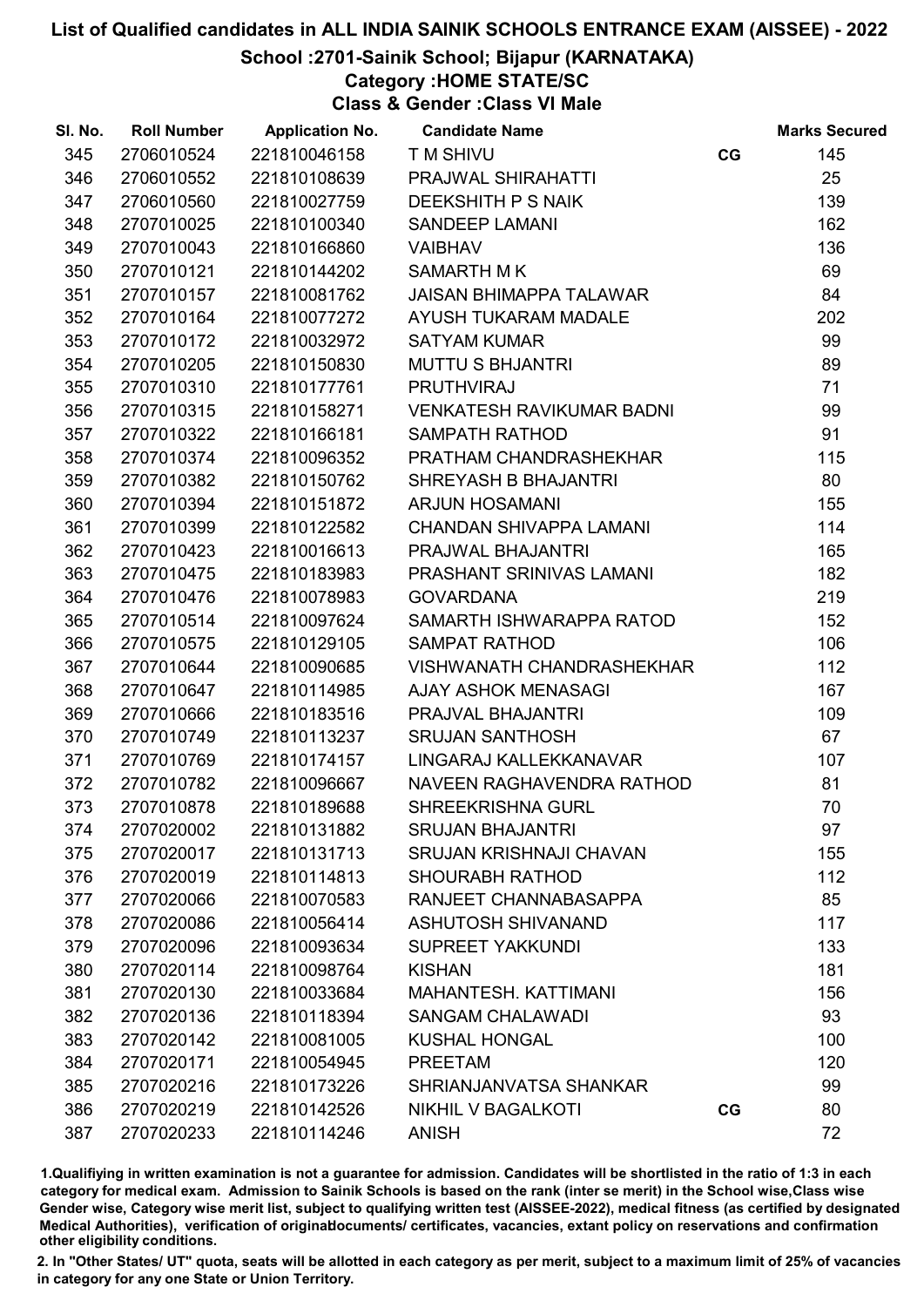# List of Qualified candidates in ALL INDIA SAINIK SCHOOLS ENTRANCE EXAM (AISSEE) - 2022

## School :2701-Sainik School; Bijapur (KARNATAKA)

### Category :HOME STATE/SC

### Class & Gender :Class VI Male

| Sl. No. | Roll Number | Application No. | Candidate Name | | Marks Secured |
|---|---|---|---|---|---|
| 345 | 2706010524 | 221810046158 | T M SHIVU | CG | 145 |
| 346 | 2706010552 | 221810108639 | PRAJWAL SHIRAHATTI | | 25 |
| 347 | 2706010560 | 221810027759 | DEEKSHITH P S NAIK | | 139 |
| 348 | 2707010025 | 221810100340 | SANDEEP LAMANI | | 162 |
| 349 | 2707010043 | 221810166860 | VAIBHAV | | 136 |
| 350 | 2707010121 | 221810144202 | SAMARTH M K | | 69 |
| 351 | 2707010157 | 221810081762 | JAISAN BHIMAPPA TALAWAR | | 84 |
| 352 | 2707010164 | 221810077272 | AYUSH TUKARAM MADALE | | 202 |
| 353 | 2707010172 | 221810032972 | SATYAM KUMAR | | 99 |
| 354 | 2707010205 | 221810150830 | MUTTU S BHJANTRI | | 89 |
| 355 | 2707010310 | 221810177761 | PRUTHVIRAJ | | 71 |
| 356 | 2707010315 | 221810158271 | VENKATESH RAVIKUMAR BADNI | | 99 |
| 357 | 2707010322 | 221810166181 | SAMPATH RATHOD | | 91 |
| 358 | 2707010374 | 221810096352 | PRATHAM CHANDRASHEKHAR | | 115 |
| 359 | 2707010382 | 221810150762 | SHREYASH B BHAJANTRI | | 80 |
| 360 | 2707010394 | 221810151872 | ARJUN HOSAMANI | | 155 |
| 361 | 2707010399 | 221810122582 | CHANDAN SHIVAPPA LAMANI | | 114 |
| 362 | 2707010423 | 221810016613 | PRAJWAL BHAJANTRI | | 165 |
| 363 | 2707010475 | 221810183983 | PRASHANT SRINIVAS LAMANI | | 182 |
| 364 | 2707010476 | 221810078983 | GOVARDANA | | 219 |
| 365 | 2707010514 | 221810097624 | SAMARTH ISHWARAPPA RATOD | | 152 |
| 366 | 2707010575 | 221810129105 | SAMPAT RATHOD | | 106 |
| 367 | 2707010644 | 221810090685 | VISHWANATH CHANDRASHEKHAR | | 112 |
| 368 | 2707010647 | 221810114985 | AJAY ASHOK MENASAGI | | 167 |
| 369 | 2707010666 | 221810183516 | PRAJVAL BHAJANTRI | | 109 |
| 370 | 2707010749 | 221810113237 | SRUJAN SANTHOSH | | 67 |
| 371 | 2707010769 | 221810174157 | LINGARAJ KALLEKKANAVAR | | 107 |
| 372 | 2707010782 | 221810096667 | NAVEEN RAGHAVENDRA RATHOD | | 81 |
| 373 | 2707010878 | 221810189688 | SHREEKRISHNA GURL | | 70 |
| 374 | 2707020002 | 221810131882 | SRUJAN BHAJANTRI | | 97 |
| 375 | 2707020017 | 221810131713 | SRUJAN KRISHNAJI CHAVAN | | 155 |
| 376 | 2707020019 | 221810114813 | SHOURABH RATHOD | | 112 |
| 377 | 2707020066 | 221810070583 | RANJEET CHANNABASAPPA | | 85 |
| 378 | 2707020086 | 221810056414 | ASHUTOSH SHIVANAND | | 117 |
| 379 | 2707020096 | 221810093634 | SUPREET YAKKUNDI | | 133 |
| 380 | 2707020114 | 221810098764 | KISHAN | | 181 |
| 381 | 2707020130 | 221810033684 | MAHANTESH. KATTIMANI | | 156 |
| 382 | 2707020136 | 221810118394 | SANGAM CHALAWADI | | 93 |
| 383 | 2707020142 | 221810081005 | KUSHAL HONGAL | | 100 |
| 384 | 2707020171 | 221810054945 | PREETAM | | 120 |
| 385 | 2707020216 | 221810173226 | SHRIANJANVATSA SHANKAR | | 99 |
| 386 | 2707020219 | 221810142526 | NIKHIL V BAGALKOTI | CG | 80 |
| 387 | 2707020233 | 221810114246 | ANISH | | 72 |

1.Qualifiying in written examination is not a guarantee for admission. Candidates will be shortlisted in the ratio of 1:3 in each category for medical exam. Admission to Sainik Schools is based on the rank (inter se merit) in the School wise,Class wise Gender wise, Category wise merit list, subject to qualifying written test (AISSEE-2022), medical fitness (as certified by designated Medical Authorities), verification of originaldocuments/ certificates, vacancies, extant policy on reservations and confirmation other eligibility conditions.

2. In "Other States/ UT" quota, seats will be allotted in each category as per merit, subject to a maximum limit of 25% of vacancies in category for any one State or Union Territory.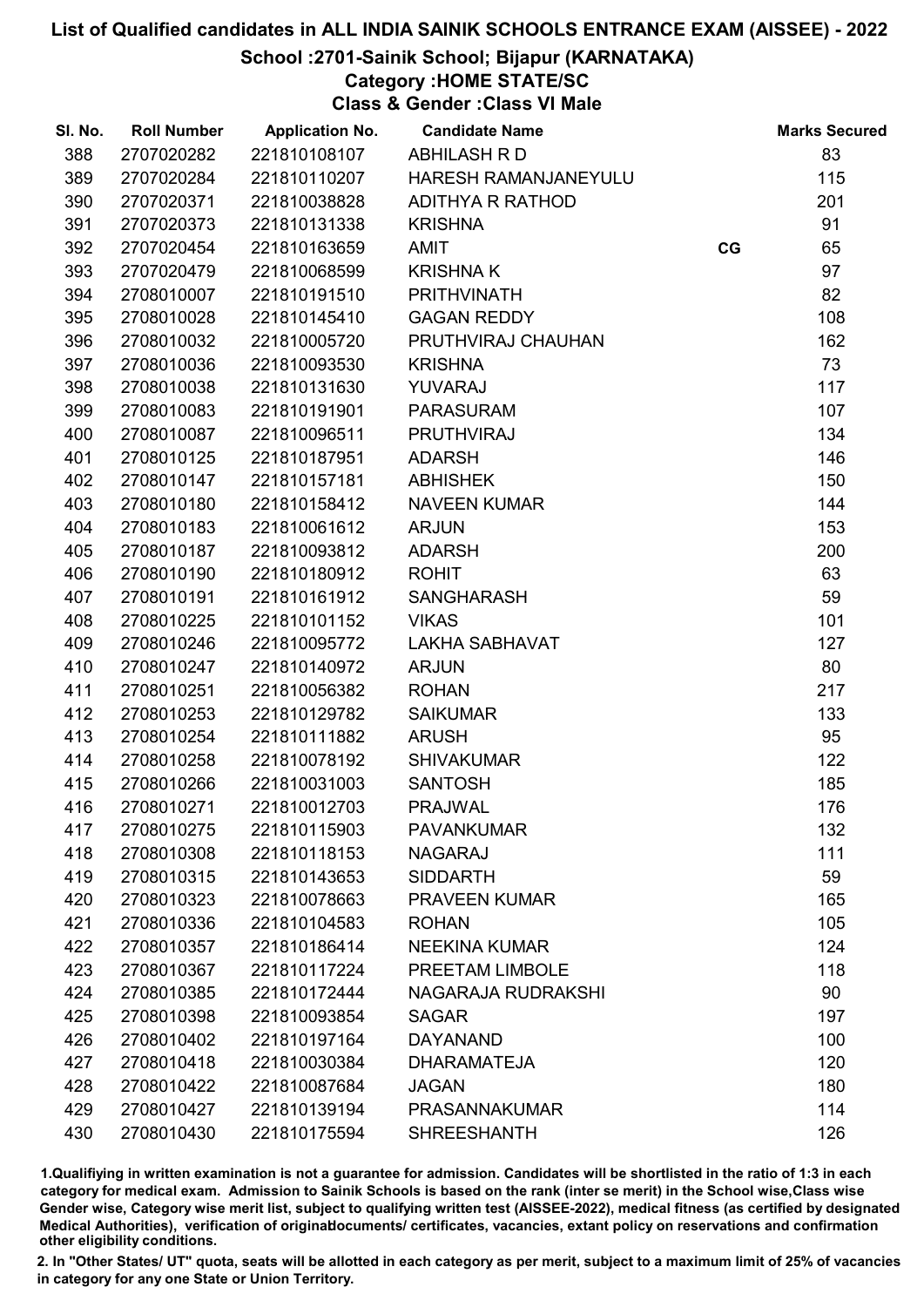# List of Qualified candidates in ALL INDIA SAINIK SCHOOLS ENTRANCE EXAM (AISSEE) - 2022

## School :2701-Sainik School; Bijapur (KARNATAKA)

### Category :HOME STATE/SC

### Class & Gender :Class VI Male

| Sl. No. | Roll Number | Application No. | Candidate Name | | Marks Secured |
|---|---|---|---|---|---|
| 388 | 2707020282 | 221810108107 | ABHILASH R D | | 83 |
| 389 | 2707020284 | 221810110207 | HARESH RAMANJANEYULU | | 115 |
| 390 | 2707020371 | 221810038828 | ADITHYA R RATHOD | | 201 |
| 391 | 2707020373 | 221810131338 | KRISHNA | | 91 |
| 392 | 2707020454 | 221810163659 | AMIT | CG | 65 |
| 393 | 2707020479 | 221810068599 | KRISHNA K | | 97 |
| 394 | 2708010007 | 221810191510 | PRITHVINATH | | 82 |
| 395 | 2708010028 | 221810145410 | GAGAN REDDY | | 108 |
| 396 | 2708010032 | 221810005720 | PRUTHVIRAJ CHAUHAN | | 162 |
| 397 | 2708010036 | 221810093530 | KRISHNA | | 73 |
| 398 | 2708010038 | 221810131630 | YUVARAJ | | 117 |
| 399 | 2708010083 | 221810191901 | PARASURAM | | 107 |
| 400 | 2708010087 | 221810096511 | PRUTHVIRAJ | | 134 |
| 401 | 2708010125 | 221810187951 | ADARSH | | 146 |
| 402 | 2708010147 | 221810157181 | ABHISHEK | | 150 |
| 403 | 2708010180 | 221810158412 | NAVEEN KUMAR | | 144 |
| 404 | 2708010183 | 221810061612 | ARJUN | | 153 |
| 405 | 2708010187 | 221810093812 | ADARSH | | 200 |
| 406 | 2708010190 | 221810180912 | ROHIT | | 63 |
| 407 | 2708010191 | 221810161912 | SANGHARASH | | 59 |
| 408 | 2708010225 | 221810101152 | VIKAS | | 101 |
| 409 | 2708010246 | 221810095772 | LAKHA SABHAVAT | | 127 |
| 410 | 2708010247 | 221810140972 | ARJUN | | 80 |
| 411 | 2708010251 | 221810056382 | ROHAN | | 217 |
| 412 | 2708010253 | 221810129782 | SAIKUMAR | | 133 |
| 413 | 2708010254 | 221810111882 | ARUSH | | 95 |
| 414 | 2708010258 | 221810078192 | SHIVAKUMAR | | 122 |
| 415 | 2708010266 | 221810031003 | SANTOSH | | 185 |
| 416 | 2708010271 | 221810012703 | PRAJWAL | | 176 |
| 417 | 2708010275 | 221810115903 | PAVANKUMAR | | 132 |
| 418 | 2708010308 | 221810118153 | NAGARAJ | | 111 |
| 419 | 2708010315 | 221810143653 | SIDDARTH | | 59 |
| 420 | 2708010323 | 221810078663 | PRAVEEN KUMAR | | 165 |
| 421 | 2708010336 | 221810104583 | ROHAN | | 105 |
| 422 | 2708010357 | 221810186414 | NEEKINA KUMAR | | 124 |
| 423 | 2708010367 | 221810117224 | PREETAM LIMBOLE | | 118 |
| 424 | 2708010385 | 221810172444 | NAGARAJA RUDRAKSHI | | 90 |
| 425 | 2708010398 | 221810093854 | SAGAR | | 197 |
| 426 | 2708010402 | 221810197164 | DAYANAND | | 100 |
| 427 | 2708010418 | 221810030384 | DHARAMATEJA | | 120 |
| 428 | 2708010422 | 221810087684 | JAGAN | | 180 |
| 429 | 2708010427 | 221810139194 | PRASANNAKUMAR | | 114 |
| 430 | 2708010430 | 221810175594 | SHREESHANTH | | 126 |

1.Qualifiying in written examination is not a guarantee for admission. Candidates will be shortlisted in the ratio of 1:3 in each category for medical exam. Admission to Sainik Schools is based on the rank (inter se merit) in the School wise,Class wise Gender wise, Category wise merit list, subject to qualifying written test (AISSEE-2022), medical fitness (as certified by designated Medical Authorities), verification of originaldocuments/ certificates, vacancies, extant policy on reservations and confirmation other eligibility conditions.

2. In "Other States/ UT" quota, seats will be allotted in each category as per merit, subject to a maximum limit of 25% of vacancies in category for any one State or Union Territory.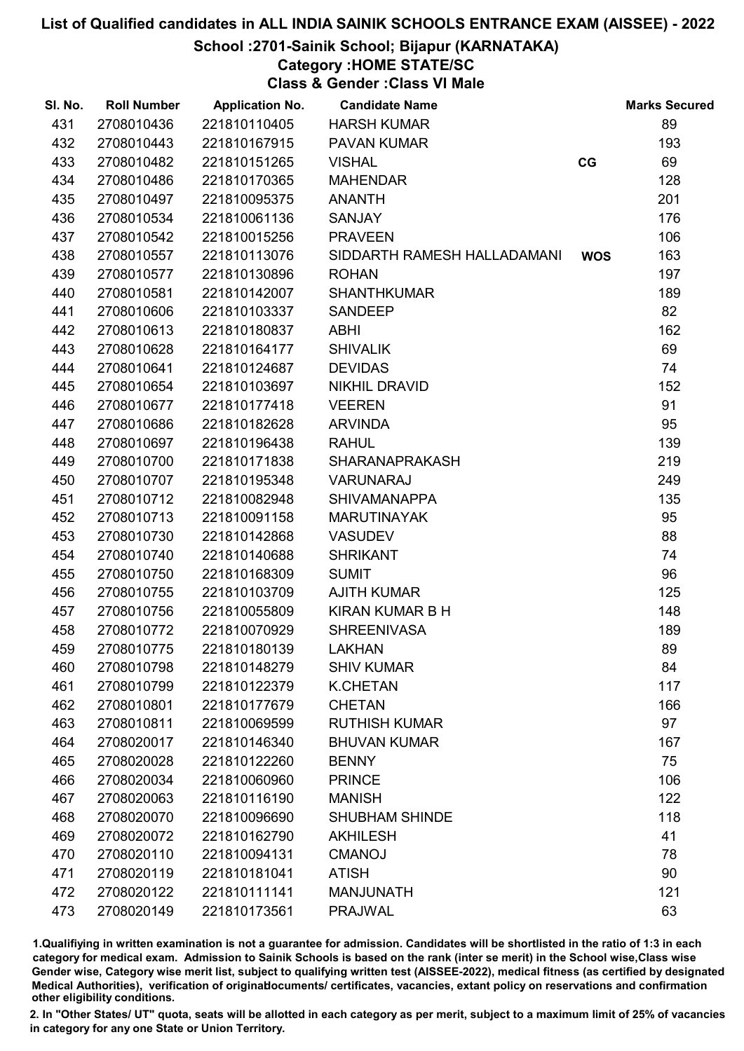# List of Qualified candidates in ALL INDIA SAINIK SCHOOLS ENTRANCE EXAM (AISSEE) - 2022

## School :2701-Sainik School; Bijapur (KARNATAKA)

### Category :HOME STATE/SC

### Class & Gender :Class VI Male

| Sl. No. | Roll Number | Application No. | Candidate Name | | Marks Secured |
|---|---|---|---|---|---|
| 431 | 2708010436 | 221810110405 | HARSH KUMAR | | 89 |
| 432 | 2708010443 | 221810167915 | PAVAN KUMAR | | 193 |
| 433 | 2708010482 | 221810151265 | VISHAL | CG | 69 |
| 434 | 2708010486 | 221810170365 | MAHENDAR | | 128 |
| 435 | 2708010497 | 221810095375 | ANANTH | | 201 |
| 436 | 2708010534 | 221810061136 | SANJAY | | 176 |
| 437 | 2708010542 | 221810015256 | PRAVEEN | | 106 |
| 438 | 2708010557 | 221810113076 | SIDDARTH RAMESH HALLADAMANI | WOS | 163 |
| 439 | 2708010577 | 221810130896 | ROHAN | | 197 |
| 440 | 2708010581 | 221810142007 | SHANTHKUMAR | | 189 |
| 441 | 2708010606 | 221810103337 | SANDEEP | | 82 |
| 442 | 2708010613 | 221810180837 | ABHI | | 162 |
| 443 | 2708010628 | 221810164177 | SHIVALIK | | 69 |
| 444 | 2708010641 | 221810124687 | DEVIDAS | | 74 |
| 445 | 2708010654 | 221810103697 | NIKHIL DRAVID | | 152 |
| 446 | 2708010677 | 221810177418 | VEEREN | | 91 |
| 447 | 2708010686 | 221810182628 | ARVINDA | | 95 |
| 448 | 2708010697 | 221810196438 | RAHUL | | 139 |
| 449 | 2708010700 | 221810171838 | SHARANAPRAKASH | | 219 |
| 450 | 2708010707 | 221810195348 | VARUNARAJ | | 249 |
| 451 | 2708010712 | 221810082948 | SHIVAMANAPPA | | 135 |
| 452 | 2708010713 | 221810091158 | MARUTINAYAK | | 95 |
| 453 | 2708010730 | 221810142868 | VASUDEV | | 88 |
| 454 | 2708010740 | 221810140688 | SHRIKANT | | 74 |
| 455 | 2708010750 | 221810168309 | SUMIT | | 96 |
| 456 | 2708010755 | 221810103709 | AJITH KUMAR | | 125 |
| 457 | 2708010756 | 221810055809 | KIRAN KUMAR B H | | 148 |
| 458 | 2708010772 | 221810070929 | SHREENIVASA | | 189 |
| 459 | 2708010775 | 221810180139 | LAKHAN | | 89 |
| 460 | 2708010798 | 221810148279 | SHIV KUMAR | | 84 |
| 461 | 2708010799 | 221810122379 | K.CHETAN | | 117 |
| 462 | 2708010801 | 221810177679 | CHETAN | | 166 |
| 463 | 2708010811 | 221810069599 | RUTHISH KUMAR | | 97 |
| 464 | 2708020017 | 221810146340 | BHUVAN KUMAR | | 167 |
| 465 | 2708020028 | 221810122260 | BENNY | | 75 |
| 466 | 2708020034 | 221810060960 | PRINCE | | 106 |
| 467 | 2708020063 | 221810116190 | MANISH | | 122 |
| 468 | 2708020070 | 221810096690 | SHUBHAM SHINDE | | 118 |
| 469 | 2708020072 | 221810162790 | AKHILESH | | 41 |
| 470 | 2708020110 | 221810094131 | CMANOJ | | 78 |
| 471 | 2708020119 | 221810181041 | ATISH | | 90 |
| 472 | 2708020122 | 221810111141 | MANJUNATH | | 121 |
| 473 | 2708020149 | 221810173561 | PRAJWAL | | 63 |

1.Qualifiying in written examination is not a guarantee for admission. Candidates will be shortlisted in the ratio of 1:3 in each category for medical exam. Admission to Sainik Schools is based on the rank (inter se merit) in the School wise,Class wise Gender wise, Category wise merit list, subject to qualifying written test (AISSEE-2022), medical fitness (as certified by designated Medical Authorities), verification of originaldocuments/ certificates, vacancies, extant policy on reservations and confirmation other eligibility conditions.

2. In "Other States/ UT" quota, seats will be allotted in each category as per merit, subject to a maximum limit of 25% of vacancies in category for any one State or Union Territory.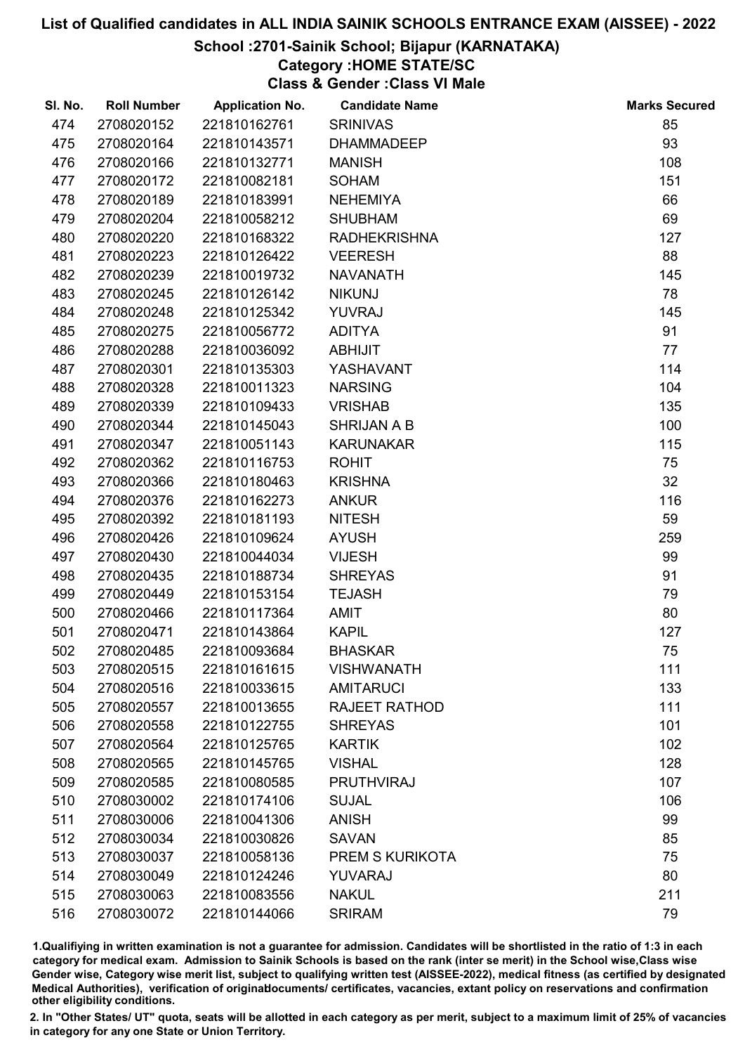# List of Qualified candidates in ALL INDIA SAINIK SCHOOLS ENTRANCE EXAM (AISSEE) - 2022

## School :2701-Sainik School; Bijapur (KARNATAKA)

### Category :HOME STATE/SC

### Class & Gender :Class VI Male

| Sl. No. | Roll Number | Application No. | Candidate Name | Marks Secured |
|---|---|---|---|---|
| 474 | 2708020152 | 221810162761 | SRINIVAS | 85 |
| 475 | 2708020164 | 221810143571 | DHAMMADEEP | 93 |
| 476 | 2708020166 | 221810132771 | MANISH | 108 |
| 477 | 2708020172 | 221810082181 | SOHAM | 151 |
| 478 | 2708020189 | 221810183991 | NEHEMIYA | 66 |
| 479 | 2708020204 | 221810058212 | SHUBHAM | 69 |
| 480 | 2708020220 | 221810168322 | RADHEKRISHNA | 127 |
| 481 | 2708020223 | 221810126422 | VEERESH | 88 |
| 482 | 2708020239 | 221810019732 | NAVANATH | 145 |
| 483 | 2708020245 | 221810126142 | NIKUNJ | 78 |
| 484 | 2708020248 | 221810125342 | YUVRAJ | 145 |
| 485 | 2708020275 | 221810056772 | ADITYA | 91 |
| 486 | 2708020288 | 221810036092 | ABHIJIT | 77 |
| 487 | 2708020301 | 221810135303 | YASHAVANT | 114 |
| 488 | 2708020328 | 221810011323 | NARSING | 104 |
| 489 | 2708020339 | 221810109433 | VRISHAB | 135 |
| 490 | 2708020344 | 221810145043 | SHRIJAN A B | 100 |
| 491 | 2708020347 | 221810051143 | KARUNAKAR | 115 |
| 492 | 2708020362 | 221810116753 | ROHIT | 75 |
| 493 | 2708020366 | 221810180463 | KRISHNA | 32 |
| 494 | 2708020376 | 221810162273 | ANKUR | 116 |
| 495 | 2708020392 | 221810181193 | NITESH | 59 |
| 496 | 2708020426 | 221810109624 | AYUSH | 259 |
| 497 | 2708020430 | 221810044034 | VIJESH | 99 |
| 498 | 2708020435 | 221810188734 | SHREYAS | 91 |
| 499 | 2708020449 | 221810153154 | TEJASH | 79 |
| 500 | 2708020466 | 221810117364 | AMIT | 80 |
| 501 | 2708020471 | 221810143864 | KAPIL | 127 |
| 502 | 2708020485 | 221810093684 | BHASKAR | 75 |
| 503 | 2708020515 | 221810161615 | VISHWANATH | 111 |
| 504 | 2708020516 | 221810033615 | AMITARUCI | 133 |
| 505 | 2708020557 | 221810013655 | RAJEET RATHOD | 111 |
| 506 | 2708020558 | 221810122755 | SHREYAS | 101 |
| 507 | 2708020564 | 221810125765 | KARTIK | 102 |
| 508 | 2708020565 | 221810145765 | VISHAL | 128 |
| 509 | 2708020585 | 221810080585 | PRUTHVIRAJ | 107 |
| 510 | 2708030002 | 221810174106 | SUJAL | 106 |
| 511 | 2708030006 | 221810041306 | ANISH | 99 |
| 512 | 2708030034 | 221810030826 | SAVAN | 85 |
| 513 | 2708030037 | 221810058136 | PREM S KURIKOTA | 75 |
| 514 | 2708030049 | 221810124246 | YUVARAJ | 80 |
| 515 | 2708030063 | 221810083556 | NAKUL | 211 |
| 516 | 2708030072 | 221810144066 | SRIRAM | 79 |

1.Qualifying in written examination is not a guarantee for admission. Candidates will be shortlisted in the ratio of 1:3 in each category for medical exam. Admission to Sainik Schools is based on the rank (inter se merit) in the School wise,Class wise Gender wise, Category wise merit list, subject to qualifying written test (AISSEE-2022), medical fitness (as certified by designated Medical Authorities), verification of originaldocuments/ certificates, vacancies, extant policy on reservations and confirmation other eligibility conditions.

2. In "Other States/ UT" quota, seats will be allotted in each category as per merit, subject to a maximum limit of 25% of vacancies in category for any one State or Union Territory.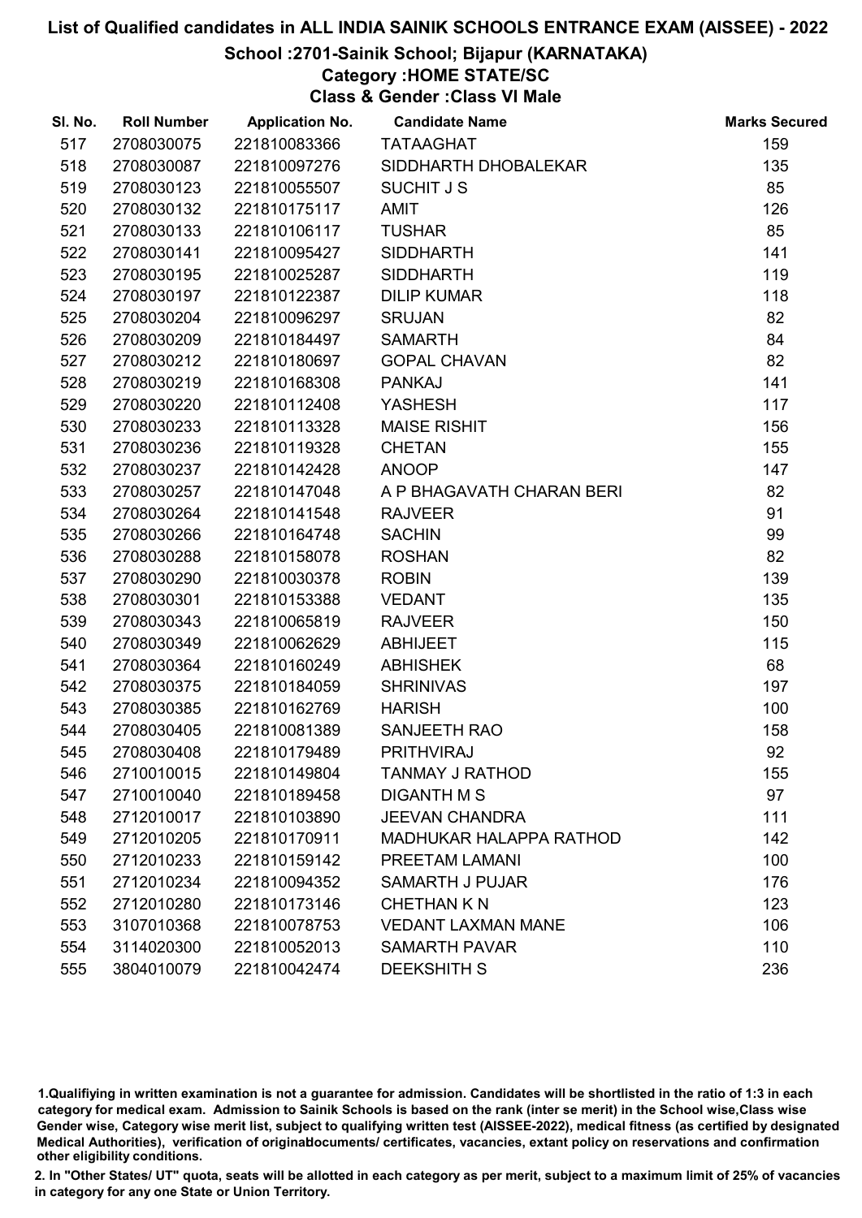# List of Qualified candidates in ALL INDIA SAINIK SCHOOLS ENTRANCE EXAM (AISSEE) - 2022

## School :2701-Sainik School; Bijapur (KARNATAKA)

### Category :HOME STATE/SC

### Class & Gender :Class VI Male

| Sl. No. | Roll Number | Application No. | Candidate Name | Marks Secured |
|---|---|---|---|---|
| 517 | 2708030075 | 221810083366 | TATAAGHAT | 159 |
| 518 | 2708030087 | 221810097276 | SIDDHARTH DHOBALEKAR | 135 |
| 519 | 2708030123 | 221810055507 | SUCHIT J S | 85 |
| 520 | 2708030132 | 221810175117 | AMIT | 126 |
| 521 | 2708030133 | 221810106117 | TUSHAR | 85 |
| 522 | 2708030141 | 221810095427 | SIDDHARTH | 141 |
| 523 | 2708030195 | 221810025287 | SIDDHARTH | 119 |
| 524 | 2708030197 | 221810122387 | DILIP KUMAR | 118 |
| 525 | 2708030204 | 221810096297 | SRUJAN | 82 |
| 526 | 2708030209 | 221810184497 | SAMARTH | 84 |
| 527 | 2708030212 | 221810180697 | GOPAL CHAVAN | 82 |
| 528 | 2708030219 | 221810168308 | PANKAJ | 141 |
| 529 | 2708030220 | 221810112408 | YASHESH | 117 |
| 530 | 2708030233 | 221810113328 | MAISE RISHIT | 156 |
| 531 | 2708030236 | 221810119328 | CHETAN | 155 |
| 532 | 2708030237 | 221810142428 | ANOOP | 147 |
| 533 | 2708030257 | 221810147048 | A P BHAGAVATH CHARAN BERI | 82 |
| 534 | 2708030264 | 221810141548 | RAJVEER | 91 |
| 535 | 2708030266 | 221810164748 | SACHIN | 99 |
| 536 | 2708030288 | 221810158078 | ROSHAN | 82 |
| 537 | 2708030290 | 221810030378 | ROBIN | 139 |
| 538 | 2708030301 | 221810153388 | VEDANT | 135 |
| 539 | 2708030343 | 221810065819 | RAJVEER | 150 |
| 540 | 2708030349 | 221810062629 | ABHIJEET | 115 |
| 541 | 2708030364 | 221810160249 | ABHISHEK | 68 |
| 542 | 2708030375 | 221810184059 | SHRINIVAS | 197 |
| 543 | 2708030385 | 221810162769 | HARISH | 100 |
| 544 | 2708030405 | 221810081389 | SANJEETH RAO | 158 |
| 545 | 2708030408 | 221810179489 | PRITHVIRAJ | 92 |
| 546 | 2710010015 | 221810149804 | TANMAY J RATHOD | 155 |
| 547 | 2710010040 | 221810189458 | DIGANTH M S | 97 |
| 548 | 2712010017 | 221810103890 | JEEVAN CHANDRA | 111 |
| 549 | 2712010205 | 221810170911 | MADHUKAR HALAPPA RATHOD | 142 |
| 550 | 2712010233 | 221810159142 | PREETAM LAMANI | 100 |
| 551 | 2712010234 | 221810094352 | SAMARTH J PUJAR | 176 |
| 552 | 2712010280 | 221810173146 | CHETHAN K N | 123 |
| 553 | 3107010368 | 221810078753 | VEDANT LAXMAN MANE | 106 |
| 554 | 3114020300 | 221810052013 | SAMARTH PAVAR | 110 |
| 555 | 3804010079 | 221810042474 | DEEKSHITH S | 236 |

1.Qualifiying in written examination is not a guarantee for admission. Candidates will be shortlisted in the ratio of 1:3 in each category for medical exam. Admission to Sainik Schools is based on the rank (inter se merit) in the School wise,Class wise Gender wise, Category wise merit list, subject to qualifying written test (AISSEE-2022), medical fitness (as certified by designated Medical Authorities), verification of originaldocuments/ certificates, vacancies, extant policy on reservations and confirmation other eligibility conditions.

2. In "Other States/ UT" quota, seats will be allotted in each category as per merit, subject to a maximum limit of 25% of vacancies in category for any one State or Union Territory.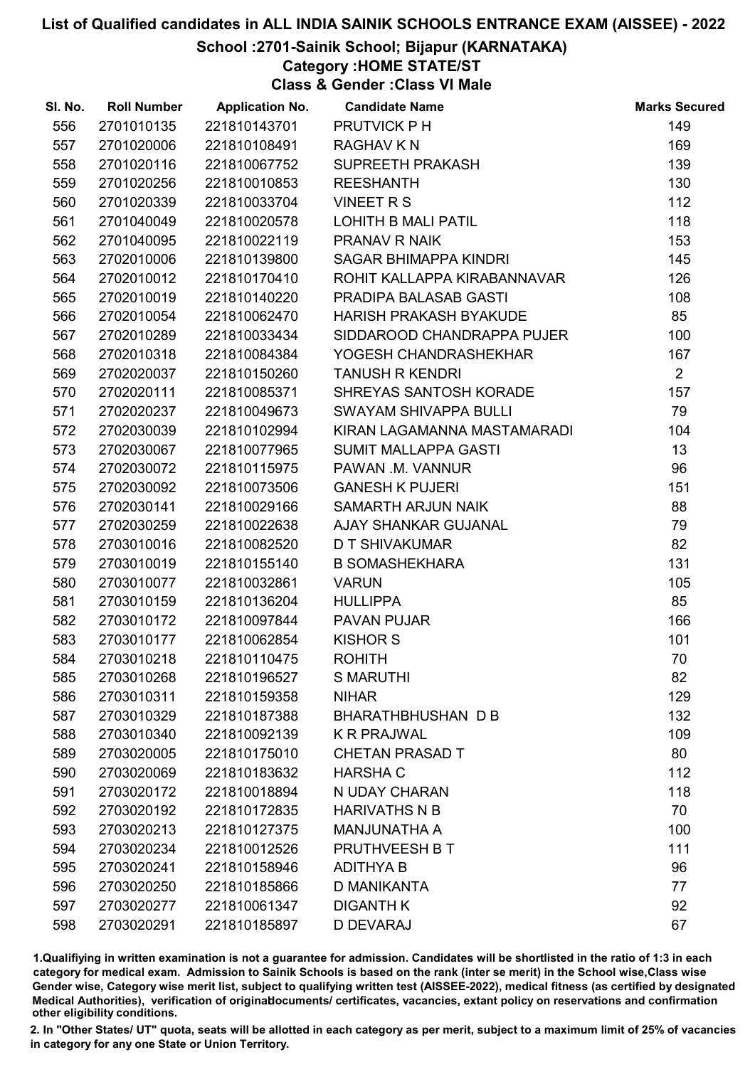# List of Qualified candidates in ALL INDIA SAINIK SCHOOLS ENTRANCE EXAM (AISSEE) - 2022

## School :2701-Sainik School; Bijapur (KARNATAKA)

### Category :HOME STATE/ST

### Class & Gender :Class VI Male

| Sl. No. | Roll Number | Application No. | Candidate Name | Marks Secured |
|---|---|---|---|---|
| 556 | 2701010135 | 221810143701 | PRUTVICK P H | 149 |
| 557 | 2701020006 | 221810108491 | RAGHAV K N | 169 |
| 558 | 2701020116 | 221810067752 | SUPREETH PRAKASH | 139 |
| 559 | 2701020256 | 221810010853 | REESHANTH | 130 |
| 560 | 2701020339 | 221810033704 | VINEET R S | 112 |
| 561 | 2701040049 | 221810020578 | LOHITH B MALI PATIL | 118 |
| 562 | 2701040095 | 221810022119 | PRANAV R NAIK | 153 |
| 563 | 2702010006 | 221810139800 | SAGAR BHIMAPPA KINDRI | 145 |
| 564 | 2702010012 | 221810170410 | ROHIT KALLAPPA KIRABANNAVAR | 126 |
| 565 | 2702010019 | 221810140220 | PRADIPA BALASAB GASTI | 108 |
| 566 | 2702010054 | 221810062470 | HARISH PRAKASH BYAKUDE | 85 |
| 567 | 2702010289 | 221810033434 | SIDDAROOD CHANDRAPPA PUJER | 100 |
| 568 | 2702010318 | 221810084384 | YOGESH CHANDRASHEKHAR | 167 |
| 569 | 2702020037 | 221810150260 | TANUSH R KENDRI | 2 |
| 570 | 2702020111 | 221810085371 | SHREYAS SANTOSH KORADE | 157 |
| 571 | 2702020237 | 221810049673 | SWAYAM SHIVAPPA BULLI | 79 |
| 572 | 2702030039 | 221810102994 | KIRAN LAGAMANNA MASTAMARADI | 104 |
| 573 | 2702030067 | 221810077965 | SUMIT MALLAPPA GASTI | 13 |
| 574 | 2702030072 | 221810115975 | PAWAN .M. VANNUR | 96 |
| 575 | 2702030092 | 221810073506 | GANESH K PUJERI | 151 |
| 576 | 2702030141 | 221810029166 | SAMARTH ARJUN NAIK | 88 |
| 577 | 2702030259 | 221810022638 | AJAY SHANKAR GUJANAL | 79 |
| 578 | 2703010016 | 221810082520 | D T SHIVAKUMAR | 82 |
| 579 | 2703010019 | 221810155140 | B SOMASHEKHARA | 131 |
| 580 | 2703010077 | 221810032861 | VARUN | 105 |
| 581 | 2703010159 | 221810136204 | HULLIPPA | 85 |
| 582 | 2703010172 | 221810097844 | PAVAN PUJAR | 166 |
| 583 | 2703010177 | 221810062854 | KISHOR S | 101 |
| 584 | 2703010218 | 221810110475 | ROHITH | 70 |
| 585 | 2703010268 | 221810196527 | S MARUTHI | 82 |
| 586 | 2703010311 | 221810159358 | NIHAR | 129 |
| 587 | 2703010329 | 221810187388 | BHARATHBHUSHAN D B | 132 |
| 588 | 2703010340 | 221810092139 | K R PRAJWAL | 109 |
| 589 | 2703020005 | 221810175010 | CHETAN PRASAD T | 80 |
| 590 | 2703020069 | 221810183632 | HARSHA C | 112 |
| 591 | 2703020172 | 221810018894 | N UDAY CHARAN | 118 |
| 592 | 2703020192 | 221810172835 | HARIVATHS N B | 70 |
| 593 | 2703020213 | 221810127375 | MANJUNATHA A | 100 |
| 594 | 2703020234 | 221810012526 | PRUTHVEESH B T | 111 |
| 595 | 2703020241 | 221810158946 | ADITHYA B | 96 |
| 596 | 2703020250 | 221810185866 | D MANIKANTA | 77 |
| 597 | 2703020277 | 221810061347 | DIGANTH K | 92 |
| 598 | 2703020291 | 221810185897 | D DEVARAJ | 67 |

1.Qualifying in written examination is not a guarantee for admission. Candidates will be shortlisted in the ratio of 1:3 in each category for medical exam. Admission to Sainik Schools is based on the rank (inter se merit) in the School wise,Class wise Gender wise, Category wise merit list, subject to qualifying written test (AISSEE-2022), medical fitness (as certified by designated Medical Authorities), verification of originaldocuments/ certificates, vacancies, extant policy on reservations and confirmation other eligibility conditions.

2. In "Other States/ UT" quota, seats will be allotted in each category as per merit, subject to a maximum limit of 25% of vacancies in category for any one State or Union Territory.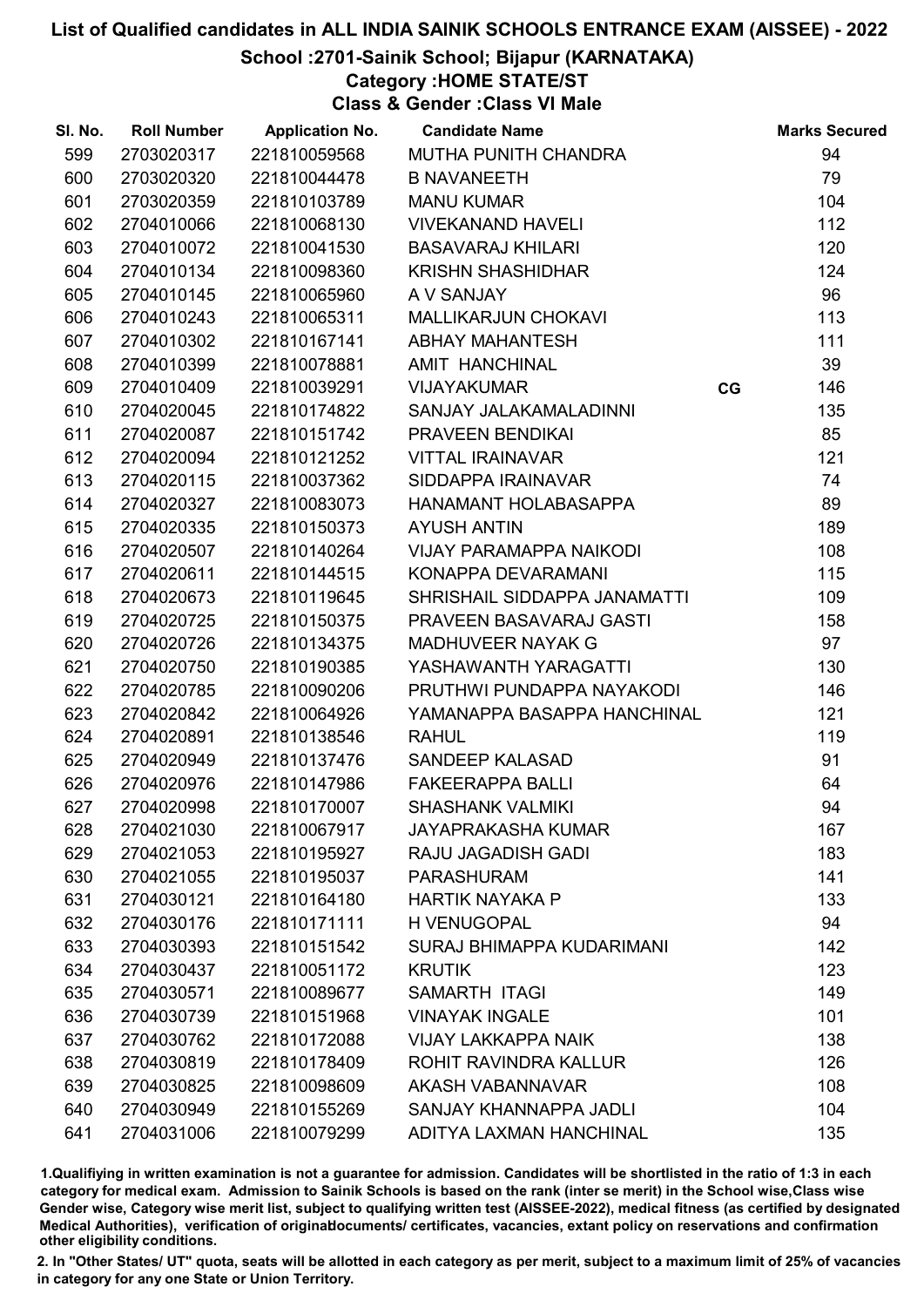# List of Qualified candidates in ALL INDIA SAINIK SCHOOLS ENTRANCE EXAM (AISSEE) - 2022

## School :2701-Sainik School; Bijapur (KARNATAKA)

### Category :HOME STATE/ST

### Class & Gender :Class VI Male

| Sl. No. | Roll Number | Application No. | Candidate Name | | Marks Secured |
|---|---|---|---|---|---|
| 599 | 2703020317 | 221810059568 | MUTHA PUNITH CHANDRA | | 94 |
| 600 | 2703020320 | 221810044478 | B NAVANEETH | | 79 |
| 601 | 2703020359 | 221810103789 | MANU KUMAR | | 104 |
| 602 | 2704010066 | 221810068130 | VIVEKANAND HAVELI | | 112 |
| 603 | 2704010072 | 221810041530 | BASAVARAJ KHILARI | | 120 |
| 604 | 2704010134 | 221810098360 | KRISHN SHASHIDHAR | | 124 |
| 605 | 2704010145 | 221810065960 | A V SANJAY | | 96 |
| 606 | 2704010243 | 221810065311 | MALLIKARJUN CHOKAVI | | 113 |
| 607 | 2704010302 | 221810167141 | ABHAY MAHANTESH | | 111 |
| 608 | 2704010399 | 221810078881 | AMIT HANCHINAL | | 39 |
| 609 | 2704010409 | 221810039291 | VIJAYAKUMAR | CG | 146 |
| 610 | 2704020045 | 221810174822 | SANJAY JALAKAMALADINNI | | 135 |
| 611 | 2704020087 | 221810151742 | PRAVEEN BENDIKAI | | 85 |
| 612 | 2704020094 | 221810121252 | VITTAL IRAINAVAR | | 121 |
| 613 | 2704020115 | 221810037362 | SIDDAPPA IRAINAVAR | | 74 |
| 614 | 2704020327 | 221810083073 | HANAMANT HOLABASAPPA | | 89 |
| 615 | 2704020335 | 221810150373 | AYUSH ANTIN | | 189 |
| 616 | 2704020507 | 221810140264 | VIJAY PARAMAPPA NAIKODI | | 108 |
| 617 | 2704020611 | 221810144515 | KONAPPA DEVARAMANI | | 115 |
| 618 | 2704020673 | 221810119645 | SHRISHAIL SIDDAPPA JANAMATTI | | 109 |
| 619 | 2704020725 | 221810150375 | PRAVEEN BASAVARAJ GASTI | | 158 |
| 620 | 2704020726 | 221810134375 | MADHUVEER NAYAK G | | 97 |
| 621 | 2704020750 | 221810190385 | YASHAWANTH YARAGATTI | | 130 |
| 622 | 2704020785 | 221810090206 | PRUTHWI PUNDAPPA NAYAKODI | | 146 |
| 623 | 2704020842 | 221810064926 | YAMANAPPA BASAPPA HANCHINAL | | 121 |
| 624 | 2704020891 | 221810138546 | RAHUL | | 119 |
| 625 | 2704020949 | 221810137476 | SANDEEP KALASAD | | 91 |
| 626 | 2704020976 | 221810147986 | FAKEERAPPA BALLI | | 64 |
| 627 | 2704020998 | 221810170007 | SHASHANK VALMIKI | | 94 |
| 628 | 2704021030 | 221810067917 | JAYAPRAKASHA KUMAR | | 167 |
| 629 | 2704021053 | 221810195927 | RAJU JAGADISH GADI | | 183 |
| 630 | 2704021055 | 221810195037 | PARASHURAM | | 141 |
| 631 | 2704030121 | 221810164180 | HARTIK NAYAKA P | | 133 |
| 632 | 2704030176 | 221810171111 | H VENUGOPAL | | 94 |
| 633 | 2704030393 | 221810151542 | SURAJ BHIMAPPA KUDARIMANI | | 142 |
| 634 | 2704030437 | 221810051172 | KRUTIK | | 123 |
| 635 | 2704030571 | 221810089677 | SAMARTH ITAGI | | 149 |
| 636 | 2704030739 | 221810151968 | VINAYAK INGALE | | 101 |
| 637 | 2704030762 | 221810172088 | VIJAY LAKKAPPA NAIK | | 138 |
| 638 | 2704030819 | 221810178409 | ROHIT RAVINDRA KALLUR | | 126 |
| 639 | 2704030825 | 221810098609 | AKASH VABANNAVAR | | 108 |
| 640 | 2704030949 | 221810155269 | SANJAY KHANNAPPA JADLI | | 104 |
| 641 | 2704031006 | 221810079299 | ADITYA LAXMAN HANCHINAL | | 135 |

1.Qualifiying in written examination is not a guarantee for admission. Candidates will be shortlisted in the ratio of 1:3 in each category for medical exam. Admission to Sainik Schools is based on the rank (inter se merit) in the School wise,Class wise Gender wise, Category wise merit list, subject to qualifying written test (AISSEE-2022), medical fitness (as certified by designated Medical Authorities), verification of originaldocuments/ certificates, vacancies, extant policy on reservations and confirmation other eligibility conditions.

2. In "Other States/ UT" quota, seats will be allotted in each category as per merit, subject to a maximum limit of 25% of vacancies in category for any one State or Union Territory.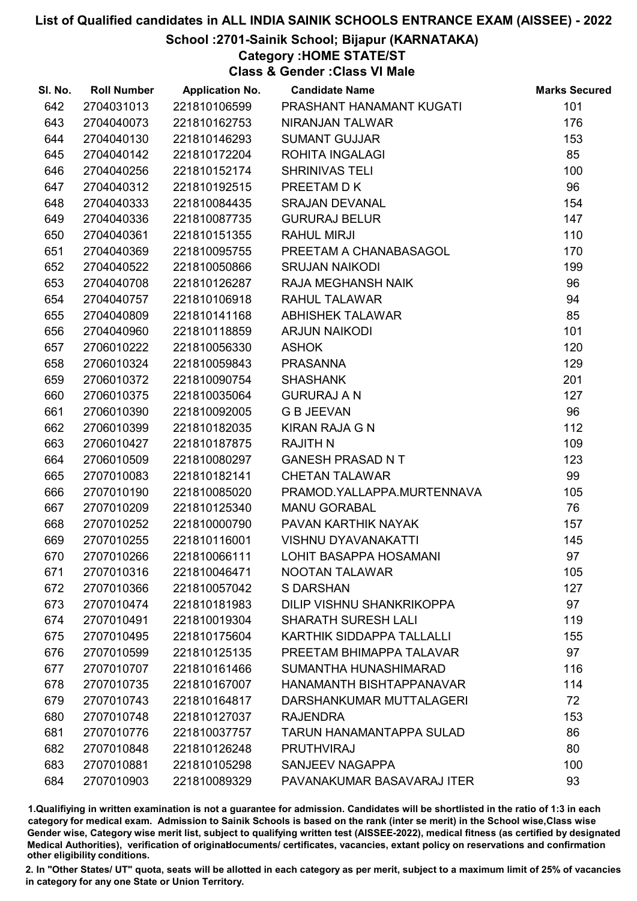# List of Qualified candidates in ALL INDIA SAINIK SCHOOLS ENTRANCE EXAM (AISSEE) - 2022

## School :2701-Sainik School; Bijapur (KARNATAKA)

### Category :HOME STATE/ST

### Class & Gender :Class VI Male

| Sl. No. | Roll Number | Application No. | Candidate Name | Marks Secured |
|---|---|---|---|---|
| 642 | 2704031013 | 221810106599 | PRASHANT HANAMANT KUGATI | 101 |
| 643 | 2704040073 | 221810162753 | NIRANJAN TALWAR | 176 |
| 644 | 2704040130 | 221810146293 | SUMANT GUJJAR | 153 |
| 645 | 2704040142 | 221810172204 | ROHITA INGALAGI | 85 |
| 646 | 2704040256 | 221810152174 | SHRINIVAS TELI | 100 |
| 647 | 2704040312 | 221810192515 | PREETAM D K | 96 |
| 648 | 2704040333 | 221810084435 | SRAJAN DEVANAL | 154 |
| 649 | 2704040336 | 221810087735 | GURURAJ BELUR | 147 |
| 650 | 2704040361 | 221810151355 | RAHUL MIRJI | 110 |
| 651 | 2704040369 | 221810095755 | PREETAM A CHANABASAGOL | 170 |
| 652 | 2704040522 | 221810050866 | SRUJAN NAIKODI | 199 |
| 653 | 2704040708 | 221810126287 | RAJA MEGHANSH NAIK | 96 |
| 654 | 2704040757 | 221810106918 | RAHUL TALAWAR | 94 |
| 655 | 2704040809 | 221810141168 | ABHISHEK TALAWAR | 85 |
| 656 | 2704040960 | 221810118859 | ARJUN NAIKODI | 101 |
| 657 | 2706010222 | 221810056330 | ASHOK | 120 |
| 658 | 2706010324 | 221810059843 | PRASANNA | 129 |
| 659 | 2706010372 | 221810090754 | SHASHANK | 201 |
| 660 | 2706010375 | 221810035064 | GURURAJ A N | 127 |
| 661 | 2706010390 | 221810092005 | G B JEEVAN | 96 |
| 662 | 2706010399 | 221810182035 | KIRAN RAJA G N | 112 |
| 663 | 2706010427 | 221810187875 | RAJITH N | 109 |
| 664 | 2706010509 | 221810080297 | GANESH PRASAD N T | 123 |
| 665 | 2707010083 | 221810182141 | CHETAN TALAWAR | 99 |
| 666 | 2707010190 | 221810085020 | PRAMOD.YALLAPPA.MURTENNAVA | 105 |
| 667 | 2707010209 | 221810125340 | MANU GORABAL | 76 |
| 668 | 2707010252 | 221810000790 | PAVAN KARTHIK NAYAK | 157 |
| 669 | 2707010255 | 221810116001 | VISHNU DYAVANAKATTI | 145 |
| 670 | 2707010266 | 221810066111 | LOHIT BASAPPA HOSAMANI | 97 |
| 671 | 2707010316 | 221810046471 | NOOTAN TALAWAR | 105 |
| 672 | 2707010366 | 221810057042 | S DARSHAN | 127 |
| 673 | 2707010474 | 221810181983 | DILIP VISHNU SHANKRIKOPPA | 97 |
| 674 | 2707010491 | 221810019304 | SHARATH SURESH LALI | 119 |
| 675 | 2707010495 | 221810175604 | KARTHIK SIDDAPPA TALLALLI | 155 |
| 676 | 2707010599 | 221810125135 | PREETAM BHIMAPPA TALAVAR | 97 |
| 677 | 2707010707 | 221810161466 | SUMANTHA HUNASHIMARAD | 116 |
| 678 | 2707010735 | 221810167007 | HANAMANTH BISHTAPPANAVAR | 114 |
| 679 | 2707010743 | 221810164817 | DARSHANKUMAR MUTTALAGERI | 72 |
| 680 | 2707010748 | 221810127037 | RAJENDRA | 153 |
| 681 | 2707010776 | 221810037757 | TARUN HANAMANTAPPA SULAD | 86 |
| 682 | 2707010848 | 221810126248 | PRUTHVIRAJ | 80 |
| 683 | 2707010881 | 221810105298 | SANJEEV NAGAPPA | 100 |
| 684 | 2707010903 | 221810089329 | PAVANAKUMAR BASAVARAJ ITER | 93 |

1.Qualifying in written examination is not a guarantee for admission. Candidates will be shortlisted in the ratio of 1:3 in each category for medical exam. Admission to Sainik Schools is based on the rank (inter se merit) in the School wise,Class wise Gender wise, Category wise merit list, subject to qualifying written test (AISSEE-2022), medical fitness (as certified by designated Medical Authorities), verification of originaldocuments/ certificates, vacancies, extant policy on reservations and confirmation other eligibility conditions.

2. In "Other States/ UT" quota, seats will be allotted in each category as per merit, subject to a maximum limit of 25% of vacancies in category for any one State or Union Territory.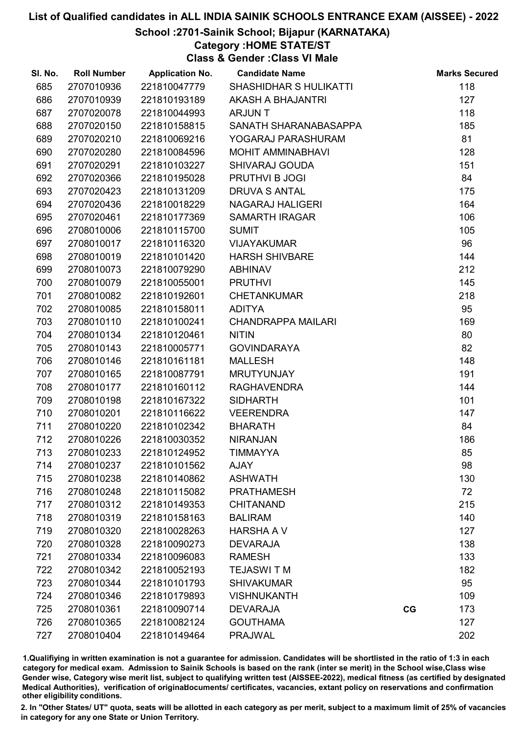# List of Qualified candidates in ALL INDIA SAINIK SCHOOLS ENTRANCE EXAM (AISSEE) - 2022

## School :2701-Sainik School; Bijapur (KARNATAKA)

### Category :HOME STATE/ST

### Class & Gender :Class VI Male

| Sl. No. | Roll Number | Application No. | Candidate Name | | Marks Secured |
|---|---|---|---|---|---|
| 685 | 2707010936 | 221810047779 | SHASHIDHAR S HULIKATTI | | 118 |
| 686 | 2707010939 | 221810193189 | AKASH A BHAJANTRI | | 127 |
| 687 | 2707020078 | 221810044993 | ARJUN T | | 118 |
| 688 | 2707020150 | 221810158815 | SANATH SHARANABASAPPA | | 185 |
| 689 | 2707020210 | 221810069216 | YOGARAJ PARASHURAM | | 81 |
| 690 | 2707020280 | 221810084596 | MOHIT AMMINABHAVI | | 128 |
| 691 | 2707020291 | 221810103227 | SHIVARAJ GOUDA | | 151 |
| 692 | 2707020366 | 221810195028 | PRUTHVI B JOGI | | 84 |
| 693 | 2707020423 | 221810131209 | DRUVA S ANTAL | | 175 |
| 694 | 2707020436 | 221810018229 | NAGARAJ HALIGERI | | 164 |
| 695 | 2707020461 | 221810177369 | SAMARTH IRAGAR | | 106 |
| 696 | 2708010006 | 221810115700 | SUMIT | | 105 |
| 697 | 2708010017 | 221810116320 | VIJAYAKUMAR | | 96 |
| 698 | 2708010019 | 221810101420 | HARSH SHIVBARE | | 144 |
| 699 | 2708010073 | 221810079290 | ABHINAV | | 212 |
| 700 | 2708010079 | 221810055001 | PRUTHVI | | 145 |
| 701 | 2708010082 | 221810192601 | CHETANKUMAR | | 218 |
| 702 | 2708010085 | 221810158011 | ADITYA | | 95 |
| 703 | 2708010110 | 221810100241 | CHANDRAPPA MAILARI | | 169 |
| 704 | 2708010134 | 221810120461 | NITIN | | 80 |
| 705 | 2708010143 | 221810005771 | GOVINDARAYA | | 82 |
| 706 | 2708010146 | 221810161181 | MALLESH | | 148 |
| 707 | 2708010165 | 221810087791 | MRUTYUNJAY | | 191 |
| 708 | 2708010177 | 221810160112 | RAGHAVENDRA | | 144 |
| 709 | 2708010198 | 221810167322 | SIDHARTH | | 101 |
| 710 | 2708010201 | 221810116622 | VEERENDRA | | 147 |
| 711 | 2708010220 | 221810102342 | BHARATH | | 84 |
| 712 | 2708010226 | 221810030352 | NIRANJAN | | 186 |
| 713 | 2708010233 | 221810124952 | TIMMAYYA | | 85 |
| 714 | 2708010237 | 221810101562 | AJAY | | 98 |
| 715 | 2708010238 | 221810140862 | ASHWATH | | 130 |
| 716 | 2708010248 | 221810115082 | PRATHAMESH | | 72 |
| 717 | 2708010312 | 221810149353 | CHITANAND | | 215 |
| 718 | 2708010319 | 221810158163 | BALIRAM | | 140 |
| 719 | 2708010320 | 221810028263 | HARSHA A V | | 127 |
| 720 | 2708010328 | 221810090273 | DEVARAJA | | 138 |
| 721 | 2708010334 | 221810096083 | RAMESH | | 133 |
| 722 | 2708010342 | 221810052193 | TEJASWI T M | | 182 |
| 723 | 2708010344 | 221810101793 | SHIVAKUMAR | | 95 |
| 724 | 2708010346 | 221810179893 | VISHNUKANTH | | 109 |
| 725 | 2708010361 | 221810090714 | DEVARAJA | CG | 173 |
| 726 | 2708010365 | 221810082124 | GOUTHAMA | | 127 |
| 727 | 2708010404 | 221810149464 | PRAJWAL | | 202 |

1.Qualifiying in written examination is not a guarantee for admission. Candidates will be shortlisted in the ratio of 1:3 in each category for medical exam. Admission to Sainik Schools is based on the rank (inter se merit) in the School wise,Class wise Gender wise, Category wise merit list, subject to qualifying written test (AISSEE-2022), medical fitness (as certified by designated Medical Authorities), verification of originaldocuments/ certificates, vacancies, extant policy on reservations and confirmation other eligibility conditions.

2. In "Other States/ UT" quota, seats will be allotted in each category as per merit, subject to a maximum limit of 25% of vacancies in category for any one State or Union Territory.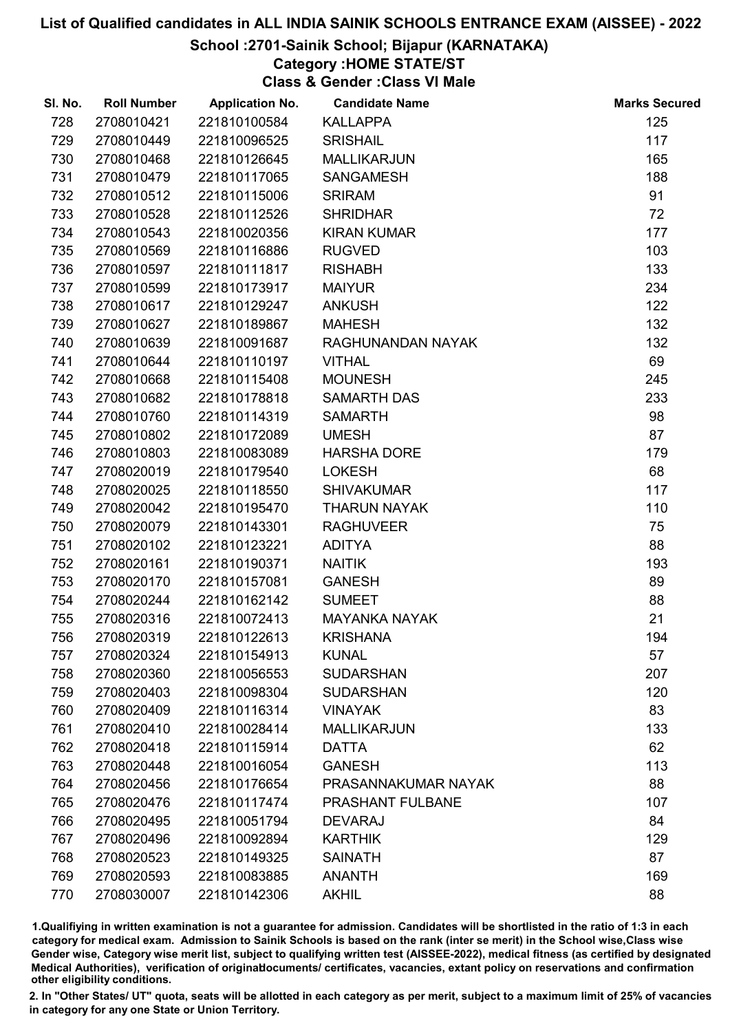# List of Qualified candidates in ALL INDIA SAINIK SCHOOLS ENTRANCE EXAM (AISSEE) - 2022

## School :2701-Sainik School; Bijapur (KARNATAKA)

### Category :HOME STATE/ST

### Class & Gender :Class VI Male

| Sl. No. | Roll Number | Application No. | Candidate Name | Marks Secured |
|---|---|---|---|---|
| 728 | 2708010421 | 221810100584 | KALLAPPA | 125 |
| 729 | 2708010449 | 221810096525 | SRISHAIL | 117 |
| 730 | 2708010468 | 221810126645 | MALLIKARJUN | 165 |
| 731 | 2708010479 | 221810117065 | SANGAMESH | 188 |
| 732 | 2708010512 | 221810115006 | SRIRAM | 91 |
| 733 | 2708010528 | 221810112526 | SHRIDHAR | 72 |
| 734 | 2708010543 | 221810020356 | KIRAN KUMAR | 177 |
| 735 | 2708010569 | 221810116886 | RUGVED | 103 |
| 736 | 2708010597 | 221810111817 | RISHABH | 133 |
| 737 | 2708010599 | 221810173917 | MAIYUR | 234 |
| 738 | 2708010617 | 221810129247 | ANKUSH | 122 |
| 739 | 2708010627 | 221810189867 | MAHESH | 132 |
| 740 | 2708010639 | 221810091687 | RAGHUNANDAN NAYAK | 132 |
| 741 | 2708010644 | 221810110197 | VITHAL | 69 |
| 742 | 2708010668 | 221810115408 | MOUNESH | 245 |
| 743 | 2708010682 | 221810178818 | SAMARTH DAS | 233 |
| 744 | 2708010760 | 221810114319 | SAMARTH | 98 |
| 745 | 2708010802 | 221810172089 | UMESH | 87 |
| 746 | 2708010803 | 221810083089 | HARSHA DORE | 179 |
| 747 | 2708020019 | 221810179540 | LOKESH | 68 |
| 748 | 2708020025 | 221810118550 | SHIVAKUMAR | 117 |
| 749 | 2708020042 | 221810195470 | THARUN NAYAK | 110 |
| 750 | 2708020079 | 221810143301 | RAGHUVEER | 75 |
| 751 | 2708020102 | 221810123221 | ADITYA | 88 |
| 752 | 2708020161 | 221810190371 | NAITIK | 193 |
| 753 | 2708020170 | 221810157081 | GANESH | 89 |
| 754 | 2708020244 | 221810162142 | SUMEET | 88 |
| 755 | 2708020316 | 221810072413 | MAYANKA NAYAK | 21 |
| 756 | 2708020319 | 221810122613 | KRISHANA | 194 |
| 757 | 2708020324 | 221810154913 | KUNAL | 57 |
| 758 | 2708020360 | 221810056553 | SUDARSHAN | 207 |
| 759 | 2708020403 | 221810098304 | SUDARSHAN | 120 |
| 760 | 2708020409 | 221810116314 | VINAYAK | 83 |
| 761 | 2708020410 | 221810028414 | MALLIKARJUN | 133 |
| 762 | 2708020418 | 221810115914 | DATTA | 62 |
| 763 | 2708020448 | 221810016054 | GANESH | 113 |
| 764 | 2708020456 | 221810176654 | PRASANNAKUMAR NAYAK | 88 |
| 765 | 2708020476 | 221810117474 | PRASHANT FULBANE | 107 |
| 766 | 2708020495 | 221810051794 | DEVARAJ | 84 |
| 767 | 2708020496 | 221810092894 | KARTHIK | 129 |
| 768 | 2708020523 | 221810149325 | SAINATH | 87 |
| 769 | 2708020593 | 221810083885 | ANANTH | 169 |
| 770 | 2708030007 | 221810142306 | AKHIL | 88 |

1.Qualifiying in written examination is not a guarantee for admission. Candidates will be shortlisted in the ratio of 1:3 in each category for medical exam. Admission to Sainik Schools is based on the rank (inter se merit) in the School wise,Class wise Gender wise, Category wise merit list, subject to qualifying written test (AISSEE-2022), medical fitness (as certified by designated Medical Authorities), verification of originaldocuments/ certificates, vacancies, extant policy on reservations and confirmation other eligibility conditions.

2. In "Other States/ UT" quota, seats will be allotted in each category as per merit, subject to a maximum limit of 25% of vacancies in category for any one State or Union Territory.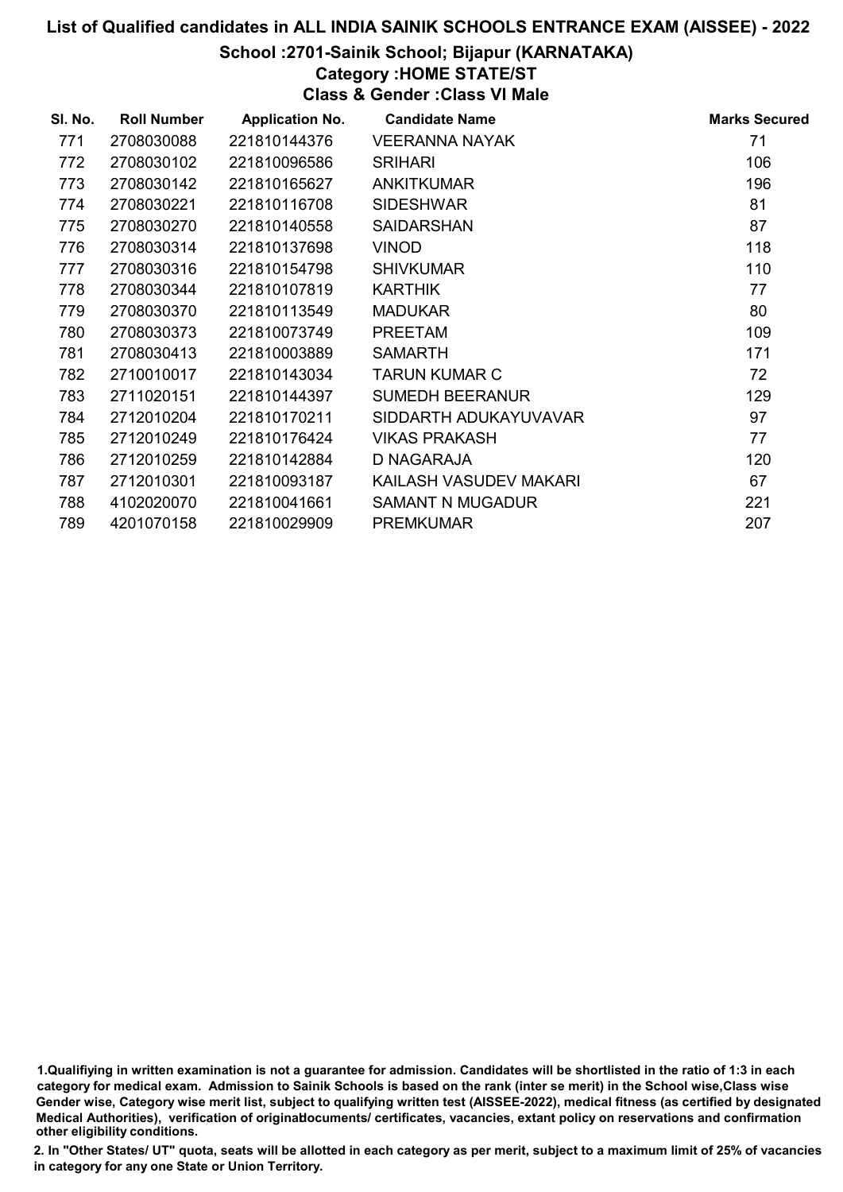# List of Qualified candidates in ALL INDIA SAINIK SCHOOLS ENTRANCE EXAM (AISSEE) - 2022

## School :2701-Sainik School; Bijapur (KARNATAKA)

### Category :HOME STATE/ST

### Class & Gender :Class VI Male

| Sl. No. | Roll Number | Application No. | Candidate Name | Marks Secured |
|---|---|---|---|---|
| 771 | 2708030088 | 221810144376 | VEERANNA NAYAK | 71 |
| 772 | 2708030102 | 221810096586 | SRIHARI | 106 |
| 773 | 2708030142 | 221810165627 | ANKITKUMAR | 196 |
| 774 | 2708030221 | 221810116708 | SIDESHWAR | 81 |
| 775 | 2708030270 | 221810140558 | SAIDARSHAN | 87 |
| 776 | 2708030314 | 221810137698 | VINOD | 118 |
| 777 | 2708030316 | 221810154798 | SHIVKUMAR | 110 |
| 778 | 2708030344 | 221810107819 | KARTHIK | 77 |
| 779 | 2708030370 | 221810113549 | MADUKAR | 80 |
| 780 | 2708030373 | 221810073749 | PREETAM | 109 |
| 781 | 2708030413 | 221810003889 | SAMARTH | 171 |
| 782 | 2710010017 | 221810143034 | TARUN KUMAR C | 72 |
| 783 | 2711020151 | 221810144397 | SUMEDH BEERANUR | 129 |
| 784 | 2712010204 | 221810170211 | SIDDARTH ADUKAYUVAVAR | 97 |
| 785 | 2712010249 | 221810176424 | VIKAS PRAKASH | 77 |
| 786 | 2712010259 | 221810142884 | D NAGARAJA | 120 |
| 787 | 2712010301 | 221810093187 | KAILASH VASUDEV MAKARI | 67 |
| 788 | 4102020070 | 221810041661 | SAMANT N MUGADUR | 221 |
| 789 | 4201070158 | 221810029909 | PREMKUMAR | 207 |

1.Qualifiying in written examination is not a guarantee for admission. Candidates will be shortlisted in the ratio of 1:3 in each category for medical exam. Admission to Sainik Schools is based on the rank (inter se merit) in the School wise,Class wise Gender wise, Category wise merit list, subject to qualifying written test (AISSEE-2022), medical fitness (as certified by designated Medical Authorities), verification of originaldocuments/ certificates, vacancies, extant policy on reservations and confirmation other eligibility conditions.

2. In "Other States/ UT" quota, seats will be allotted in each category as per merit, subject to a maximum limit of 25% of vacancies in category for any one State or Union Territory.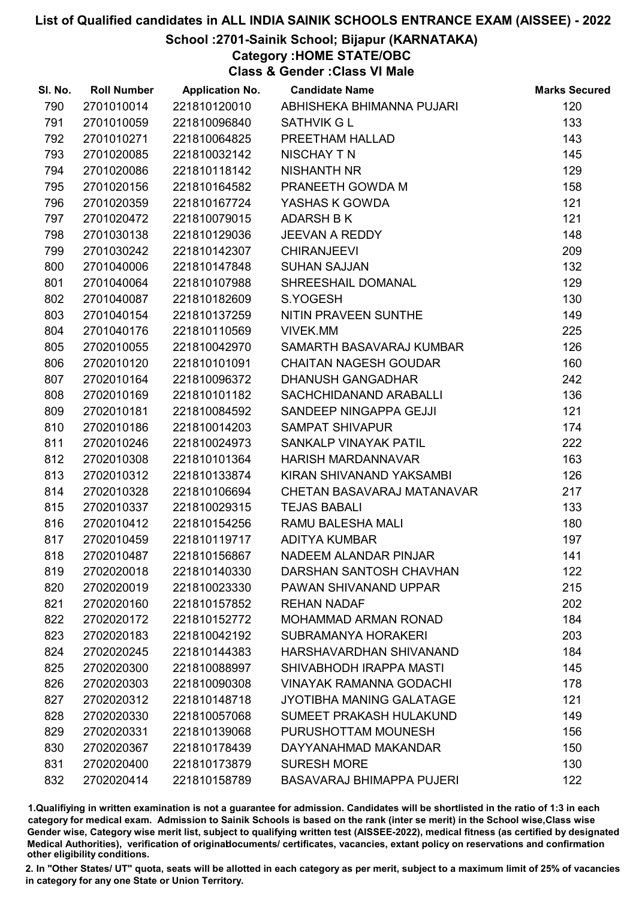# List of Qualified candidates in ALL INDIA SAINIK SCHOOLS ENTRANCE EXAM (AISSEE) - 2022

## School :2701-Sainik School; Bijapur (KARNATAKA)

### Category :HOME STATE/OBC

### Class & Gender :Class VI Male

| Sl. No. | Roll Number | Application No. | Candidate Name | Marks Secured |
|---|---|---|---|---|
| 790 | 2701010014 | 221810120010 | ABHISHEKA BHIMANNA PUJARI | 120 |
| 791 | 2701010059 | 221810096840 | SATHVIK G L | 133 |
| 792 | 2701010271 | 221810064825 | PREETHAM HALLAD | 143 |
| 793 | 2701020085 | 221810032142 | NISCHAY T N | 145 |
| 794 | 2701020086 | 221810118142 | NISHANTH NR | 129 |
| 795 | 2701020156 | 221810164582 | PRANEETH GOWDA M | 158 |
| 796 | 2701020359 | 221810167724 | YASHAS K GOWDA | 121 |
| 797 | 2701020472 | 221810079015 | ADARSH B K | 121 |
| 798 | 2701030138 | 221810129036 | JEEVAN A REDDY | 148 |
| 799 | 2701030242 | 221810142307 | CHIRANJEEVI | 209 |
| 800 | 2701040006 | 221810147848 | SUHAN SAJJAN | 132 |
| 801 | 2701040064 | 221810107988 | SHREESHAIL DOMANAL | 129 |
| 802 | 2701040087 | 221810182609 | S.YOGESH | 130 |
| 803 | 2701040154 | 221810137259 | NITIN PRAVEEN SUNTHE | 149 |
| 804 | 2701040176 | 221810110569 | VIVEK.MM | 225 |
| 805 | 2702010055 | 221810042970 | SAMARTH BASAVARAJ KUMBAR | 126 |
| 806 | 2702010120 | 221810101091 | CHAITAN NAGESH GOUDAR | 160 |
| 807 | 2702010164 | 221810096372 | DHANUSH GANGADHAR | 242 |
| 808 | 2702010169 | 221810101182 | SACHCHIDANAND ARABALLI | 136 |
| 809 | 2702010181 | 221810084592 | SANDEEP NINGAPPA GEJJI | 121 |
| 810 | 2702010186 | 221810014203 | SAMPAT SHIVAPUR | 174 |
| 811 | 2702010246 | 221810024973 | SANKALP VINAYAK PATIL | 222 |
| 812 | 2702010308 | 221810101364 | HARISH MARDANNAVAR | 163 |
| 813 | 2702010312 | 221810133874 | KIRAN SHIVANAND YAKSAMBI | 126 |
| 814 | 2702010328 | 221810106694 | CHETAN BASAVARAJ MATANAVAR | 217 |
| 815 | 2702010337 | 221810029315 | TEJAS BABALI | 133 |
| 816 | 2702010412 | 221810154256 | RAMU BALESHA MALI | 180 |
| 817 | 2702010459 | 221810119717 | ADITYA KUMBAR | 197 |
| 818 | 2702010487 | 221810156867 | NADEEM ALANDAR PINJAR | 141 |
| 819 | 2702020018 | 221810140330 | DARSHAN SANTOSH CHAVHAN | 122 |
| 820 | 2702020019 | 221810023330 | PAWAN SHIVANAND UPPAR | 215 |
| 821 | 2702020160 | 221810157852 | REHAN NADAF | 202 |
| 822 | 2702020172 | 221810152772 | MOHAMMAD ARMAN RONAD | 184 |
| 823 | 2702020183 | 221810042192 | SUBRAMANYA HORAKERI | 203 |
| 824 | 2702020245 | 221810144383 | HARSHAVARDHAN SHIVANAND | 184 |
| 825 | 2702020300 | 221810088997 | SHIVABHODH IRAPPA MASTI | 145 |
| 826 | 2702020303 | 221810090308 | VINAYAK RAMANNA GODACHI | 178 |
| 827 | 2702020312 | 221810148718 | JYOTIBHA MANING GALATAGE | 121 |
| 828 | 2702020330 | 221810057068 | SUMEET PRAKASH HULAKUND | 149 |
| 829 | 2702020331 | 221810139068 | PURUSHOTTAM MOUNESH | 156 |
| 830 | 2702020367 | 221810178439 | DAYYANAHMAD MAKANDAR | 150 |
| 831 | 2702020400 | 221810173879 | SURESH MORE | 130 |
| 832 | 2702020414 | 221810158789 | BASAVARAJ BHIMAPPA PUJERI | 122 |

1.Qualifying in written examination is not a guarantee for admission. Candidates will be shortlisted in the ratio of 1:3 in each category for medical exam. Admission to Sainik Schools is based on the rank (inter se merit) in the School wise,Class wise Gender wise, Category wise merit list, subject to qualifying written test (AISSEE-2022), medical fitness (as certified by designated Medical Authorities), verification of originaldocuments/ certificates, vacancies, extant policy on reservations and confirmation other eligibility conditions.

2. In "Other States/ UT" quota, seats will be allotted in each category as per merit, subject to a maximum limit of 25% of vacancies in category for any one State or Union Territory.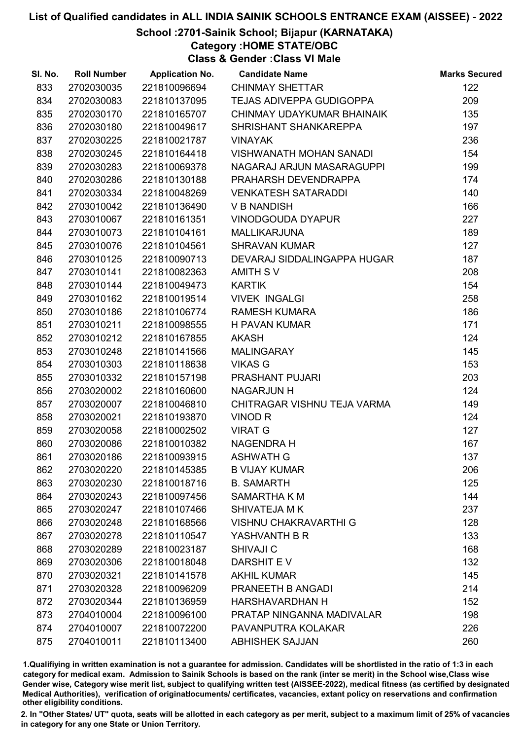# List of Qualified candidates in ALL INDIA SAINIK SCHOOLS ENTRANCE EXAM (AISSEE) - 2022

## School :2701-Sainik School; Bijapur (KARNATAKA)

### Category :HOME STATE/OBC

### Class & Gender :Class VI Male

| Sl. No. | Roll Number | Application No. | Candidate Name | Marks Secured |
|---|---|---|---|---|
| 833 | 2702030035 | 221810096694 | CHINMAY SHETTAR | 122 |
| 834 | 2702030083 | 221810137095 | TEJAS ADIVEPPA GUDIGOPPA | 209 |
| 835 | 2702030170 | 221810165707 | CHINMAY UDAYKUMAR BHAINAIK | 135 |
| 836 | 2702030180 | 221810049617 | SHRISHANT SHANKAREPPA | 197 |
| 837 | 2702030225 | 221810021787 | VINAYAK | 236 |
| 838 | 2702030245 | 221810164418 | VISHWANATH MOHAN SANADI | 154 |
| 839 | 2702030283 | 221810069378 | NAGARAJ ARJUN MASARAGUPPI | 199 |
| 840 | 2702030286 | 221810130188 | PRAHARSH DEVENDRAPPA | 174 |
| 841 | 2702030334 | 221810048269 | VENKATESH SATARADDI | 140 |
| 842 | 2703010042 | 221810136490 | V B NANDISH | 166 |
| 843 | 2703010067 | 221810161351 | VINODGOUDA DYAPUR | 227 |
| 844 | 2703010073 | 221810104161 | MALLIKARJUNA | 189 |
| 845 | 2703010076 | 221810104561 | SHRAVAN KUMAR | 127 |
| 846 | 2703010125 | 221810090713 | DEVARAJ SIDDALINGAPPA HUGAR | 187 |
| 847 | 2703010141 | 221810082363 | AMITH S V | 208 |
| 848 | 2703010144 | 221810049473 | KARTIK | 154 |
| 849 | 2703010162 | 221810019514 | VIVEK INGALGI | 258 |
| 850 | 2703010186 | 221810106774 | RAMESH KUMARA | 186 |
| 851 | 2703010211 | 221810098555 | H PAVAN KUMAR | 171 |
| 852 | 2703010212 | 221810167855 | AKASH | 124 |
| 853 | 2703010248 | 221810141566 | MALINGARAY | 145 |
| 854 | 2703010303 | 221810118638 | VIKAS G | 153 |
| 855 | 2703010332 | 221810157198 | PRASHANT PUJARI | 203 |
| 856 | 2703020002 | 221810160600 | NAGARJUN H | 124 |
| 857 | 2703020007 | 221810046810 | CHITRAGAR VISHNU TEJA VARMA | 149 |
| 858 | 2703020021 | 221810193870 | VINOD R | 124 |
| 859 | 2703020058 | 221810002502 | VIRAT G | 127 |
| 860 | 2703020086 | 221810010382 | NAGENDRA H | 167 |
| 861 | 2703020186 | 221810093915 | ASHWATH G | 137 |
| 862 | 2703020220 | 221810145385 | B VIJAY KUMAR | 206 |
| 863 | 2703020230 | 221810018716 | B. SAMARTH | 125 |
| 864 | 2703020243 | 221810097456 | SAMARTHA K M | 144 |
| 865 | 2703020247 | 221810107466 | SHIVATEJA M K | 237 |
| 866 | 2703020248 | 221810168566 | VISHNU CHAKRAVARTHI G | 128 |
| 867 | 2703020278 | 221810110547 | YASHVANTH B R | 133 |
| 868 | 2703020289 | 221810023187 | SHIVAJI C | 168 |
| 869 | 2703020306 | 221810018048 | DARSHIT E V | 132 |
| 870 | 2703020321 | 221810141578 | AKHIL KUMAR | 145 |
| 871 | 2703020328 | 221810096209 | PRANEETH B ANGADI | 214 |
| 872 | 2703020344 | 221810136959 | HARSHAVARDHAN H | 152 |
| 873 | 2704010004 | 221810096100 | PRATAP NINGANNA MADIVALAR | 198 |
| 874 | 2704010007 | 221810072200 | PAVANPUTRA KOLAKAR | 226 |
| 875 | 2704010011 | 221810113400 | ABHISHEK SAJJAN | 260 |

1.Qualifying in written examination is not a guarantee for admission. Candidates will be shortlisted in the ratio of 1:3 in each category for medical exam. Admission to Sainik Schools is based on the rank (inter se merit) in the School wise,Class wise Gender wise, Category wise merit list, subject to qualifying written test (AISSEE-2022), medical fitness (as certified by designated Medical Authorities), verification of originaldocuments/ certificates, vacancies, extant policy on reservations and confirmation other eligibility conditions.

2. In "Other States/ UT" quota, seats will be allotted in each category as per merit, subject to a maximum limit of 25% of vacancies in category for any one State or Union Territory.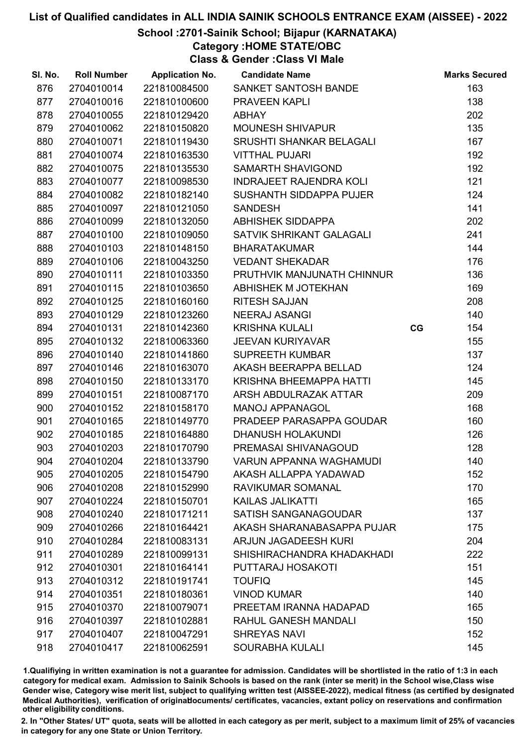# List of Qualified candidates in ALL INDIA SAINIK SCHOOLS ENTRANCE EXAM (AISSEE) - 2022

## School :2701-Sainik School; Bijapur (KARNATAKA)

### Category :HOME STATE/OBC

### Class & Gender :Class VI Male

| Sl. No. | Roll Number | Application No. | Candidate Name | | Marks Secured |
|---|---|---|---|---|---|
| 876 | 2704010014 | 221810084500 | SANKET SANTOSH BANDE | | 163 |
| 877 | 2704010016 | 221810100600 | PRAVEEN KAPLI | | 138 |
| 878 | 2704010055 | 221810129420 | ABHAY | | 202 |
| 879 | 2704010062 | 221810150820 | MOUNESH SHIVAPUR | | 135 |
| 880 | 2704010071 | 221810119430 | SRUSHTI SHANKAR BELAGALI | | 167 |
| 881 | 2704010074 | 221810163530 | VITTHAL PUJARI | | 192 |
| 882 | 2704010075 | 221810135530 | SAMARTH SHAVIGOND | | 192 |
| 883 | 2704010077 | 221810098530 | INDRAJEET RAJENDRA KOLI | | 121 |
| 884 | 2704010082 | 221810182140 | SUSHANTH SIDDAPPA PUJER | | 124 |
| 885 | 2704010097 | 221810121050 | SANDESH | | 141 |
| 886 | 2704010099 | 221810132050 | ABHISHEK SIDDAPPA | | 202 |
| 887 | 2704010100 | 221810109050 | SATVIK SHRIKANT GALAGALI | | 241 |
| 888 | 2704010103 | 221810148150 | BHARATAKUMAR | | 144 |
| 889 | 2704010106 | 221810043250 | VEDANT SHEKADAR | | 176 |
| 890 | 2704010111 | 221810103350 | PRUTHVIK MANJUNATH CHINNUR | | 136 |
| 891 | 2704010115 | 221810103650 | ABHISHEK M JOTEKHAN | | 169 |
| 892 | 2704010125 | 221810160160 | RITESH SAJJAN | | 208 |
| 893 | 2704010129 | 221810123260 | NEERAJ ASANGI | | 140 |
| 894 | 2704010131 | 221810142360 | KRISHNA KULALI | CG | 154 |
| 895 | 2704010132 | 221810063360 | JEEVAN KURIYAVAR | | 155 |
| 896 | 2704010140 | 221810141860 | SUPREETH KUMBAR | | 137 |
| 897 | 2704010146 | 221810163070 | AKASH BEERAPPA BELLAD | | 124 |
| 898 | 2704010150 | 221810133170 | KRISHNA BHEEMAPPA HATTI | | 145 |
| 899 | 2704010151 | 221810087170 | ARSH ABDULRAZAK ATTAR | | 209 |
| 900 | 2704010152 | 221810158170 | MANOJ APPANAGOL | | 168 |
| 901 | 2704010165 | 221810149770 | PRADEEP PARASAPPA GOUDAR | | 160 |
| 902 | 2704010185 | 221810164880 | DHANUSH HOLAKUNDI | | 126 |
| 903 | 2704010203 | 221810170790 | PREMASAI SHIVANAGOUD | | 128 |
| 904 | 2704010204 | 221810133790 | VARUN APPANNA WAGHAMUDI | | 140 |
| 905 | 2704010205 | 221810154790 | AKASH ALLAPPA YADAWAD | | 152 |
| 906 | 2704010208 | 221810152990 | RAVIKUMAR SOMANAL | | 170 |
| 907 | 2704010224 | 221810150701 | KAILAS JALIKATTI | | 165 |
| 908 | 2704010240 | 221810171211 | SATISH SANGANAGOUDAR | | 137 |
| 909 | 2704010266 | 221810164421 | AKASH SHARANABASAPPA PUJAR | | 175 |
| 910 | 2704010284 | 221810083131 | ARJUN JAGADEESH KURI | | 204 |
| 911 | 2704010289 | 221810099131 | SHISHIRACHANDRA KHADAKHADI | | 222 |
| 912 | 2704010301 | 221810164141 | PUTTARAJ HOSAKOTI | | 151 |
| 913 | 2704010312 | 221810191741 | TOUFIQ | | 145 |
| 914 | 2704010351 | 221810180361 | VINOD KUMAR | | 140 |
| 915 | 2704010370 | 221810079071 | PREETAM IRANNA HADAPAD | | 165 |
| 916 | 2704010397 | 221810102881 | RAHUL GANESH MANDALI | | 150 |
| 917 | 2704010407 | 221810047291 | SHREYAS NAVI | | 152 |
| 918 | 2704010417 | 221810062591 | SOURABHA KULALI | | 145 |

1.Qualifiying in written examination is not a guarantee for admission. Candidates will be shortlisted in the ratio of 1:3 in each category for medical exam. Admission to Sainik Schools is based on the rank (inter se merit) in the School wise,Class wise Gender wise, Category wise merit list, subject to qualifying written test (AISSEE-2022), medical fitness (as certified by designated Medical Authorities), verification of originaldocuments/ certificates, vacancies, extant policy on reservations and confirmation other eligibility conditions.

2. In "Other States/ UT" quota, seats will be allotted in each category as per merit, subject to a maximum limit of 25% of vacancies in category for any one State or Union Territory.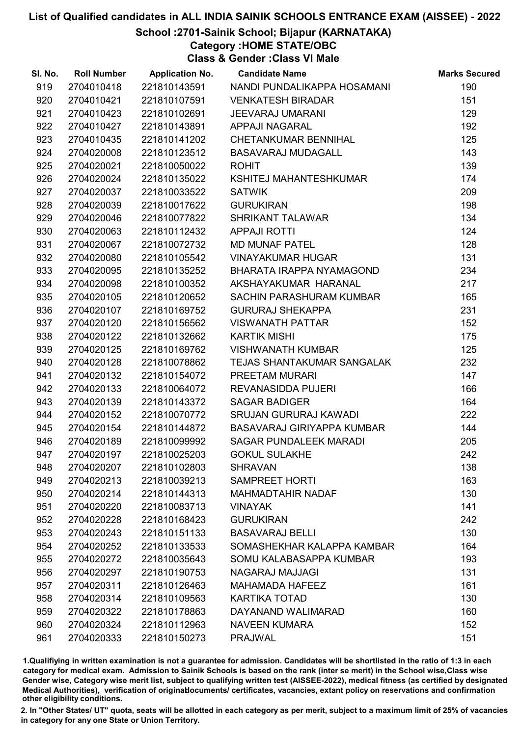# List of Qualified candidates in ALL INDIA SAINIK SCHOOLS ENTRANCE EXAM (AISSEE) - 2022

## School :2701-Sainik School; Bijapur (KARNATAKA)

### Category :HOME STATE/OBC

### Class & Gender :Class VI Male

| Sl. No. | Roll Number | Application No. | Candidate Name | Marks Secured |
|---|---|---|---|---|
| 919 | 2704010418 | 221810143591 | NANDI PUNDALIKAPPA HOSAMANI | 190 |
| 920 | 2704010421 | 221810107591 | VENKATESH BIRADAR | 151 |
| 921 | 2704010423 | 221810102691 | JEEVARAJ UMARANI | 129 |
| 922 | 2704010427 | 221810143891 | APPAJI NAGARAL | 192 |
| 923 | 2704010435 | 221810141202 | CHETANKUMAR BENNIHAL | 125 |
| 924 | 2704020008 | 221810123512 | BASAVARAJ MUDAGALL | 143 |
| 925 | 2704020021 | 221810050022 | ROHIT | 139 |
| 926 | 2704020024 | 221810135022 | KSHITEJ MAHANTESHKUMAR | 174 |
| 927 | 2704020037 | 221810033522 | SATWIK | 209 |
| 928 | 2704020039 | 221810017622 | GURUKIRAN | 198 |
| 929 | 2704020046 | 221810077822 | SHRIKANT TALAWAR | 134 |
| 930 | 2704020063 | 221810112432 | APPAJI ROTTI | 124 |
| 931 | 2704020067 | 221810072732 | MD MUNAF PATEL | 128 |
| 932 | 2704020080 | 221810105542 | VINAYAKUMAR HUGAR | 131 |
| 933 | 2704020095 | 221810135252 | BHARATA IRAPPA NYAMAGOND | 234 |
| 934 | 2704020098 | 221810100352 | AKSHAYAKUMAR HARANAL | 217 |
| 935 | 2704020105 | 221810120652 | SACHIN PARASHURAM KUMBAR | 165 |
| 936 | 2704020107 | 221810169752 | GURURAJ SHEKAPPA | 231 |
| 937 | 2704020120 | 221810156562 | VISWANATH PATTAR | 152 |
| 938 | 2704020122 | 221810132662 | KARTIK MISHI | 175 |
| 939 | 2704020125 | 221810169762 | VISHWANATH KUMBAR | 125 |
| 940 | 2704020128 | 221810078862 | TEJAS SHANTAKUMAR SANGALAK | 232 |
| 941 | 2704020132 | 221810154072 | PREETAM MURARI | 147 |
| 942 | 2704020133 | 221810064072 | REVANASIDDA PUJERI | 166 |
| 943 | 2704020139 | 221810143372 | SAGAR BADIGER | 164 |
| 944 | 2704020152 | 221810070772 | SRUJAN GURURAJ KAWADI | 222 |
| 945 | 2704020154 | 221810144872 | BASAVARAJ GIRIYAPPA KUMBAR | 144 |
| 946 | 2704020189 | 221810099992 | SAGAR PUNDALEEK MARADI | 205 |
| 947 | 2704020197 | 221810025203 | GOKUL SULAKHE | 242 |
| 948 | 2704020207 | 221810102803 | SHRAVAN | 138 |
| 949 | 2704020213 | 221810039213 | SAMPREET HORTI | 163 |
| 950 | 2704020214 | 221810144313 | MAHMADTAHIR NADAF | 130 |
| 951 | 2704020220 | 221810083713 | VINAYAK | 141 |
| 952 | 2704020228 | 221810168423 | GURUKIRAN | 242 |
| 953 | 2704020243 | 221810151133 | BASAVARAJ BELLI | 130 |
| 954 | 2704020252 | 221810133533 | SOMASHEKHAR KALAPPA KAMBAR | 164 |
| 955 | 2704020272 | 221810035643 | SOMU KALABASAPPA KUMBAR | 193 |
| 956 | 2704020297 | 221810190753 | NAGARAJ MAJJAGI | 131 |
| 957 | 2704020311 | 221810126463 | MAHAMADA HAFEEZ | 161 |
| 958 | 2704020314 | 221810109563 | KARTIKA TOTAD | 130 |
| 959 | 2704020322 | 221810178863 | DAYANAND WALIMARAD | 160 |
| 960 | 2704020324 | 221810112963 | NAVEEN KUMARA | 152 |
| 961 | 2704020333 | 221810150273 | PRAJWAL | 151 |

1.Qualifiying in written examination is not a guarantee for admission. Candidates will be shortlisted in the ratio of 1:3 in each category for medical exam. Admission to Sainik Schools is based on the rank (inter se merit) in the School wise,Class wise Gender wise, Category wise merit list, subject to qualifying written test (AISSEE-2022), medical fitness (as certified by designated Medical Authorities), verification of originaldocuments/ certificates, vacancies, extant policy on reservations and confirmation other eligibility conditions.

2. In "Other States/ UT" quota, seats will be allotted in each category as per merit, subject to a maximum limit of 25% of vacancies in category for any one State or Union Territory.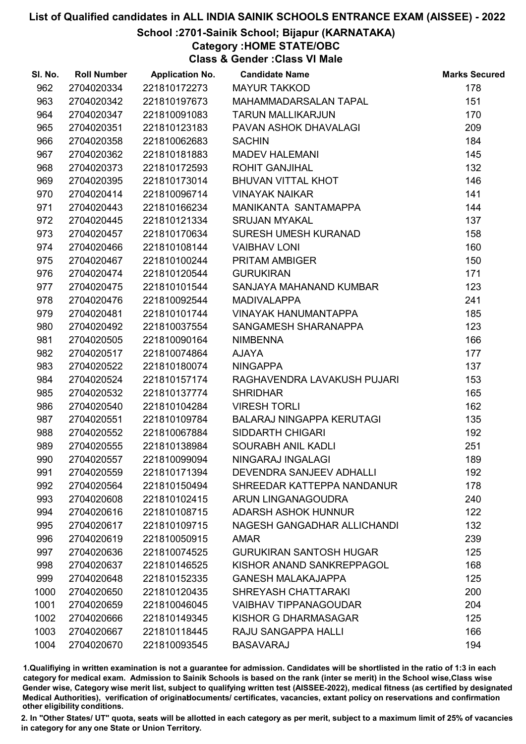# List of Qualified candidates in ALL INDIA SAINIK SCHOOLS ENTRANCE EXAM (AISSEE) - 2022

## School :2701-Sainik School; Bijapur (KARNATAKA)

### Category :HOME STATE/OBC

### Class & Gender :Class VI Male

| Sl. No. | Roll Number | Application No. | Candidate Name | Marks Secured |
|---|---|---|---|---|
| 962 | 2704020334 | 221810172273 | MAYUR TAKKOD | 178 |
| 963 | 2704020342 | 221810197673 | MAHAMMADARSALAN TAPAL | 151 |
| 964 | 2704020347 | 221810091083 | TARUN MALLIKARJUN | 170 |
| 965 | 2704020351 | 221810123183 | PAVAN ASHOK DHAVALAGI | 209 |
| 966 | 2704020358 | 221810062683 | SACHIN | 184 |
| 967 | 2704020362 | 221810181883 | MADEV HALEMANI | 145 |
| 968 | 2704020373 | 221810172593 | ROHIT GANJIHAL | 132 |
| 969 | 2704020395 | 221810173014 | BHUVAN VITTAL KHOT | 146 |
| 970 | 2704020414 | 221810096714 | VINAYAK NAIKAR | 141 |
| 971 | 2704020443 | 221810166234 | MANIKANTA SANTAMAPPA | 144 |
| 972 | 2704020445 | 221810121334 | SRUJAN MYAKAL | 137 |
| 973 | 2704020457 | 221810170634 | SURESH UMESH KURANAD | 158 |
| 974 | 2704020466 | 221810108144 | VAIBHAV LONI | 160 |
| 975 | 2704020467 | 221810100244 | PRITAM AMBIGER | 150 |
| 976 | 2704020474 | 221810120544 | GURUKIRAN | 171 |
| 977 | 2704020475 | 221810101544 | SANJAYA MAHANAND KUMBAR | 123 |
| 978 | 2704020476 | 221810092544 | MADIVALAPPA | 241 |
| 979 | 2704020481 | 221810101744 | VINAYAK HANUMANTAPPA | 185 |
| 980 | 2704020492 | 221810037554 | SANGAMESH SHARANAPPA | 123 |
| 981 | 2704020505 | 221810090164 | NIMBENNA | 166 |
| 982 | 2704020517 | 221810074864 | AJAYA | 177 |
| 983 | 2704020522 | 221810180074 | NINGAPPA | 137 |
| 984 | 2704020524 | 221810157174 | RAGHAVENDRA LAVAKUSH PUJARI | 153 |
| 985 | 2704020532 | 221810137774 | SHRIDHAR | 165 |
| 986 | 2704020540 | 221810104284 | VIRESH TORLI | 162 |
| 987 | 2704020551 | 221810109784 | BALARAJ NINGAPPA KERUTAGI | 135 |
| 988 | 2704020552 | 221810067884 | SIDDARTH CHIGARI | 192 |
| 989 | 2704020555 | 221810138984 | SOURABH ANIL KADLI | 251 |
| 990 | 2704020557 | 221810099094 | NINGARAJ INGALAGI | 189 |
| 991 | 2704020559 | 221810171394 | DEVENDRA SANJEEV ADHALLI | 192 |
| 992 | 2704020564 | 221810150494 | SHREEDAR KATTEPPA NANDANUR | 178 |
| 993 | 2704020608 | 221810102415 | ARUN LINGANAGOUDRA | 240 |
| 994 | 2704020616 | 221810108715 | ADARSH ASHOK HUNNUR | 122 |
| 995 | 2704020617 | 221810109715 | NAGESH GANGADHAR ALLICHANDI | 132 |
| 996 | 2704020619 | 221810050915 | AMAR | 239 |
| 997 | 2704020636 | 221810074525 | GURUKIRAN SANTOSH HUGAR | 125 |
| 998 | 2704020637 | 221810146525 | KISHOR ANAND SANKREPPAGOL | 168 |
| 999 | 2704020648 | 221810152335 | GANESH MALAKAJAPPA | 125 |
| 1000 | 2704020650 | 221810120435 | SHREYASH CHATTARAKI | 200 |
| 1001 | 2704020659 | 221810046045 | VAIBHAV TIPPANAGOUDAR | 204 |
| 1002 | 2704020666 | 221810149345 | KISHOR G DHARMASAGAR | 125 |
| 1003 | 2704020667 | 221810118445 | RAJU SANGAPPA HALLI | 166 |
| 1004 | 2704020670 | 221810093545 | BASAVARAJ | 194 |

1.Qualifying in written examination is not a guarantee for admission. Candidates will be shortlisted in the ratio of 1:3 in each category for medical exam. Admission to Sainik Schools is based on the rank (inter se merit) in the School wise,Class wise Gender wise, Category wise merit list, subject to qualifying written test (AISSEE-2022), medical fitness (as certified by designated Medical Authorities), verification of originaldocuments/ certificates, vacancies, extant policy on reservations and confirmation other eligibility conditions.

2. In "Other States/ UT" quota, seats will be allotted in each category as per merit, subject to a maximum limit of 25% of vacancies in category for any one State or Union Territory.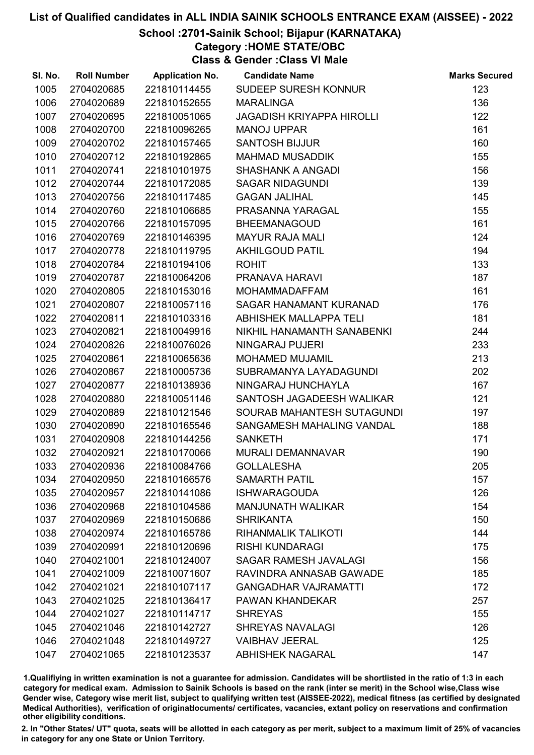# List of Qualified candidates in ALL INDIA SAINIK SCHOOLS ENTRANCE EXAM (AISSEE) - 2022

## School :2701-Sainik School; Bijapur (KARNATAKA)

### Category :HOME STATE/OBC

### Class & Gender :Class VI Male

| Sl. No. | Roll Number | Application No. | Candidate Name | Marks Secured |
|---|---|---|---|---|
| 1005 | 2704020685 | 221810114455 | SUDEEP SURESH KONNUR | 123 |
| 1006 | 2704020689 | 221810152655 | MARALINGA | 136 |
| 1007 | 2704020695 | 221810051065 | JAGADISH KRIYAPPA HIROLLI | 122 |
| 1008 | 2704020700 | 221810096265 | MANOJ UPPAR | 161 |
| 1009 | 2704020702 | 221810157465 | SANTOSH BIJJUR | 160 |
| 1010 | 2704020712 | 221810192865 | MAHMAD MUSADDIK | 155 |
| 1011 | 2704020741 | 221810101975 | SHASHANK A ANGADI | 156 |
| 1012 | 2704020744 | 221810172085 | SAGAR NIDAGUNDI | 139 |
| 1013 | 2704020756 | 221810117485 | GAGAN JALIHAL | 145 |
| 1014 | 2704020760 | 221810106685 | PRASANNA YARAGAL | 155 |
| 1015 | 2704020766 | 221810157095 | BHEEMANAGOUD | 161 |
| 1016 | 2704020769 | 221810146395 | MAYUR RAJA MALI | 124 |
| 1017 | 2704020778 | 221810119795 | AKHILGOUD PATIL | 194 |
| 1018 | 2704020784 | 221810194106 | ROHIT | 133 |
| 1019 | 2704020787 | 221810064206 | PRANAVA HARAVI | 187 |
| 1020 | 2704020805 | 221810153016 | MOHAMMADAFFAM | 161 |
| 1021 | 2704020807 | 221810057116 | SAGAR HANAMANT KURANAD | 176 |
| 1022 | 2704020811 | 221810103316 | ABHISHEK MALLAPPA TELI | 181 |
| 1023 | 2704020821 | 221810049916 | NIKHIL HANAMANTH SANABENKI | 244 |
| 1024 | 2704020826 | 221810076026 | NINGARAJ PUJERI | 233 |
| 1025 | 2704020861 | 221810065636 | MOHAMED MUJAMIL | 213 |
| 1026 | 2704020867 | 221810005736 | SUBRAMANYA LAYADAGUNDI | 202 |
| 1027 | 2704020877 | 221810138936 | NINGARAJ HUNCHAYLA | 167 |
| 1028 | 2704020880 | 221810051146 | SANTOSH JAGADEESH WALIKAR | 121 |
| 1029 | 2704020889 | 221810121546 | SOURAB MAHANTESH SUTAGUNDI | 197 |
| 1030 | 2704020890 | 221810165546 | SANGAMESH MAHALING VANDAL | 188 |
| 1031 | 2704020908 | 221810144256 | SANKETH | 171 |
| 1032 | 2704020921 | 221810170066 | MURALI DEMANNAVAR | 190 |
| 1033 | 2704020936 | 221810084766 | GOLLALESHA | 205 |
| 1034 | 2704020950 | 221810166576 | SAMARTH PATIL | 157 |
| 1035 | 2704020957 | 221810141086 | ISHWARAGOUDA | 126 |
| 1036 | 2704020968 | 221810104586 | MANJUNATH WALIKAR | 154 |
| 1037 | 2704020969 | 221810150686 | SHRIKANTA | 150 |
| 1038 | 2704020974 | 221810165786 | RIHANMALIK TALIKOTI | 144 |
| 1039 | 2704020991 | 221810120696 | RISHI KUNDARAGI | 175 |
| 1040 | 2704021001 | 221810124007 | SAGAR RAMESH JAVALAGI | 156 |
| 1041 | 2704021009 | 221810071607 | RAVINDRA ANNASAB GAWADE | 185 |
| 1042 | 2704021021 | 221810107117 | GANGADHAR VAJRAMATTI | 172 |
| 1043 | 2704021025 | 221810136417 | PAWAN KHANDEKAR | 257 |
| 1044 | 2704021027 | 221810114717 | SHREYAS | 155 |
| 1045 | 2704021046 | 221810142727 | SHREYAS NAVALAGI | 126 |
| 1046 | 2704021048 | 221810149727 | VAIBHAV JEERAL | 125 |
| 1047 | 2704021065 | 221810123537 | ABHISHEK NAGARAL | 147 |

1.Qualifiying in written examination is not a guarantee for admission. Candidates will be shortlisted in the ratio of 1:3 in each category for medical exam. Admission to Sainik Schools is based on the rank (inter se merit) in the School wise,Class wise Gender wise, Category wise merit list, subject to qualifying written test (AISSEE-2022), medical fitness (as certified by designated Medical Authorities), verification of originaldocuments/ certificates, vacancies, extant policy on reservations and confirmation other eligibility conditions.

2. In "Other States/ UT" quota, seats will be allotted in each category as per merit, subject to a maximum limit of 25% of vacancies in category for any one State or Union Territory.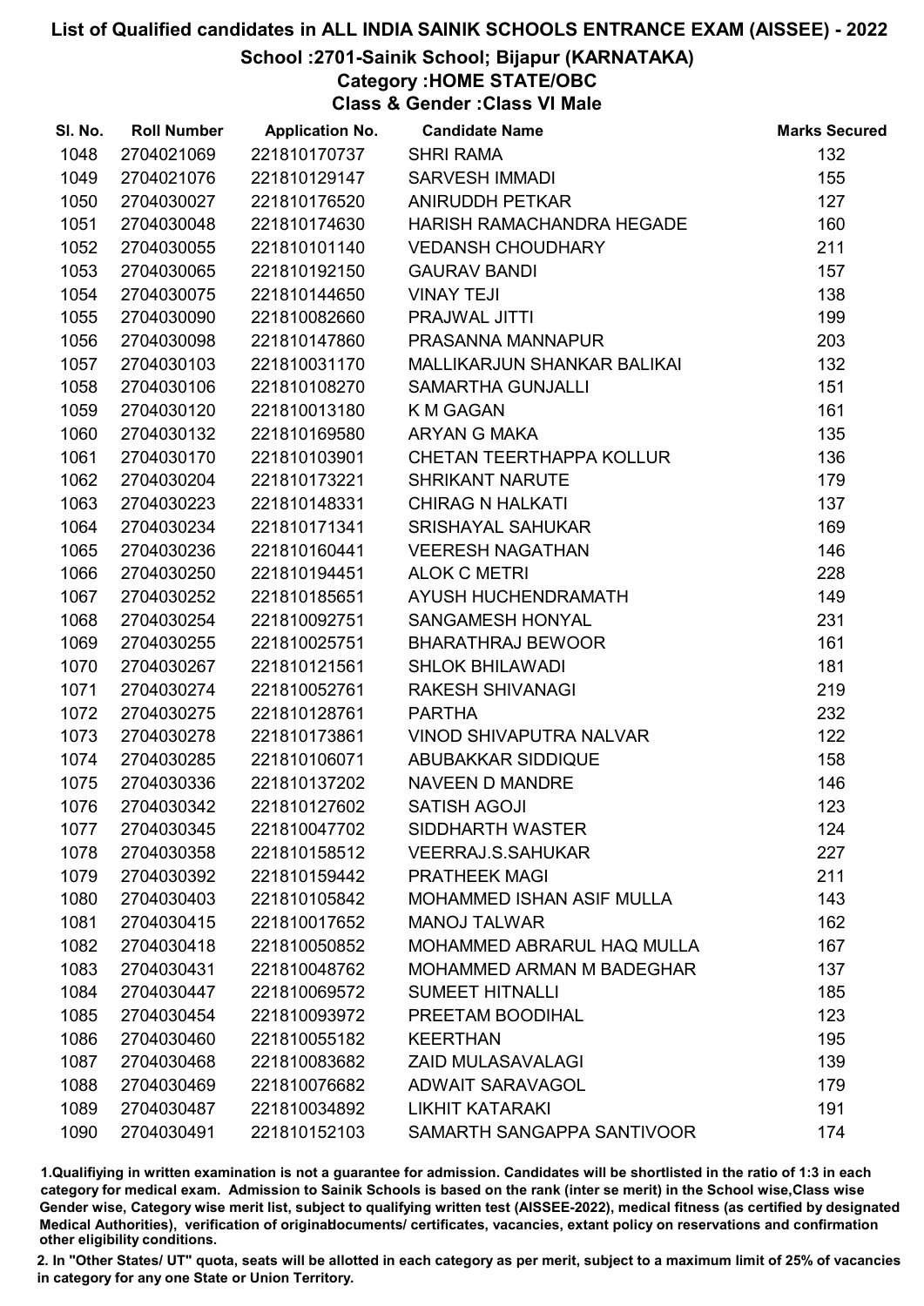# List of Qualified candidates in ALL INDIA SAINIK SCHOOLS ENTRANCE EXAM (AISSEE) - 2022

## School :2701-Sainik School; Bijapur (KARNATAKA)

### Category :HOME STATE/OBC

### Class & Gender :Class VI Male

| Sl. No. | Roll Number | Application No. | Candidate Name | Marks Secured |
|---|---|---|---|---|
| 1048 | 2704021069 | 221810170737 | SHRI RAMA | 132 |
| 1049 | 2704021076 | 221810129147 | SARVESH IMMADI | 155 |
| 1050 | 2704030027 | 221810176520 | ANIRUDDH PETKAR | 127 |
| 1051 | 2704030048 | 221810174630 | HARISH RAMACHANDRA HEGADE | 160 |
| 1052 | 2704030055 | 221810101140 | VEDANSH CHOUDHARY | 211 |
| 1053 | 2704030065 | 221810192150 | GAURAV BANDI | 157 |
| 1054 | 2704030075 | 221810144650 | VINAY TEJI | 138 |
| 1055 | 2704030090 | 221810082660 | PRAJWAL JITTI | 199 |
| 1056 | 2704030098 | 221810147860 | PRASANNA MANNAPUR | 203 |
| 1057 | 2704030103 | 221810031170 | MALLIKARJUN SHANKAR BALIKAI | 132 |
| 1058 | 2704030106 | 221810108270 | SAMARTHA GUNJALLI | 151 |
| 1059 | 2704030120 | 221810013180 | K M GAGAN | 161 |
| 1060 | 2704030132 | 221810169580 | ARYAN G MAKA | 135 |
| 1061 | 2704030170 | 221810103901 | CHETAN TEERTHAPPA KOLLUR | 136 |
| 1062 | 2704030204 | 221810173221 | SHRIKANT NARUTE | 179 |
| 1063 | 2704030223 | 221810148331 | CHIRAG N HALKATI | 137 |
| 1064 | 2704030234 | 221810171341 | SRISHAYAL SAHUKAR | 169 |
| 1065 | 2704030236 | 221810160441 | VEERESH NAGATHAN | 146 |
| 1066 | 2704030250 | 221810194451 | ALOK C METRI | 228 |
| 1067 | 2704030252 | 221810185651 | AYUSH HUCHENDRAMATH | 149 |
| 1068 | 2704030254 | 221810092751 | SANGAMESH HONYAL | 231 |
| 1069 | 2704030255 | 221810025751 | BHARATHRAJ BEWOOR | 161 |
| 1070 | 2704030267 | 221810121561 | SHLOK BHILAWADI | 181 |
| 1071 | 2704030274 | 221810052761 | RAKESH SHIVANAGI | 219 |
| 1072 | 2704030275 | 221810128761 | PARTHA | 232 |
| 1073 | 2704030278 | 221810173861 | VINOD SHIVAPUTRA NALVAR | 122 |
| 1074 | 2704030285 | 221810106071 | ABUBAKKAR SIDDIQUE | 158 |
| 1075 | 2704030336 | 221810137202 | NAVEEN D MANDRE | 146 |
| 1076 | 2704030342 | 221810127602 | SATISH AGOJI | 123 |
| 1077 | 2704030345 | 221810047702 | SIDDHARTH WASTER | 124 |
| 1078 | 2704030358 | 221810158512 | VEERRAJ.S.SAHUKAR | 227 |
| 1079 | 2704030392 | 221810159442 | PRATHEEK MAGI | 211 |
| 1080 | 2704030403 | 221810105842 | MOHAMMED ISHAN ASIF MULLA | 143 |
| 1081 | 2704030415 | 221810017652 | MANOJ TALWAR | 162 |
| 1082 | 2704030418 | 221810050852 | MOHAMMED ABRARUL HAQ MULLA | 167 |
| 1083 | 2704030431 | 221810048762 | MOHAMMED ARMAN M BADEGHAR | 137 |
| 1084 | 2704030447 | 221810069572 | SUMEET HITNALLI | 185 |
| 1085 | 2704030454 | 221810093972 | PREETAM BOODIHAL | 123 |
| 1086 | 2704030460 | 221810055182 | KEERTHAN | 195 |
| 1087 | 2704030468 | 221810083682 | ZAID MULASAVALAGI | 139 |
| 1088 | 2704030469 | 221810076682 | ADWAIT SARAVAGOL | 179 |
| 1089 | 2704030487 | 221810034892 | LIKHIT KATARAKI | 191 |
| 1090 | 2704030491 | 221810152103 | SAMARTH SANGAPPA SANTIVOOR | 174 |

1.Qualifiying in written examination is not a guarantee for admission. Candidates will be shortlisted in the ratio of 1:3 in each category for medical exam. Admission to Sainik Schools is based on the rank (inter se merit) in the School wise,Class wise Gender wise, Category wise merit list, subject to qualifying written test (AISSEE-2022), medical fitness (as certified by designated Medical Authorities), verification of originaldocuments/ certificates, vacancies, extant policy on reservations and confirmation other eligibility conditions.

2. In "Other States/ UT" quota, seats will be allotted in each category as per merit, subject to a maximum limit of 25% of vacancies in category for any one State or Union Territory.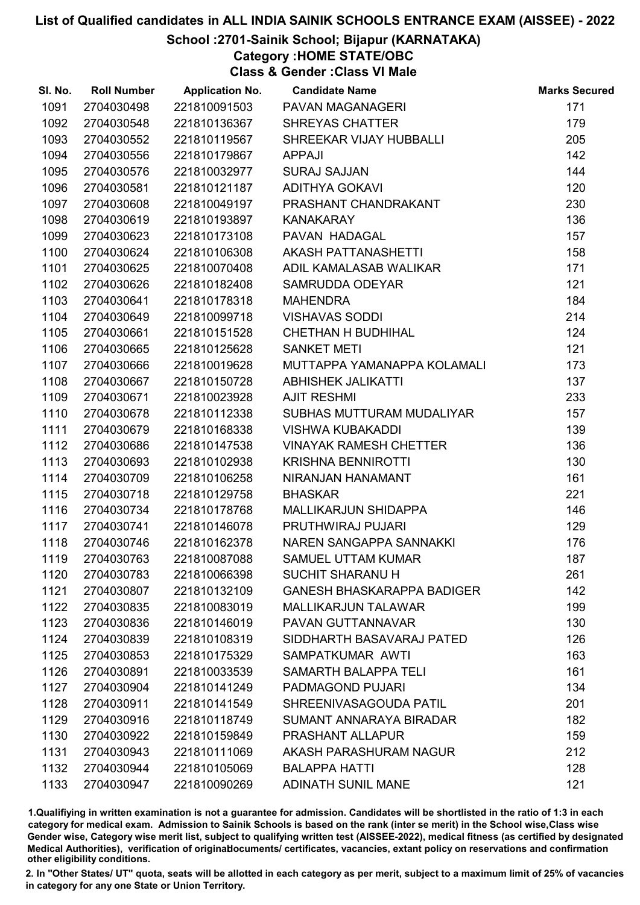# List of Qualified candidates in ALL INDIA SAINIK SCHOOLS ENTRANCE EXAM (AISSEE) - 2022

## School :2701-Sainik School; Bijapur (KARNATAKA)

### Category :HOME STATE/OBC

### Class & Gender :Class VI Male

| Sl. No. | Roll Number | Application No. | Candidate Name | Marks Secured |
|---|---|---|---|---|
| 1091 | 2704030498 | 221810091503 | PAVAN MAGANAGERI | 171 |
| 1092 | 2704030548 | 221810136367 | SHREYAS CHATTER | 179 |
| 1093 | 2704030552 | 221810119567 | SHREEKAR VIJAY HUBBALLI | 205 |
| 1094 | 2704030556 | 221810179867 | APPAJI | 142 |
| 1095 | 2704030576 | 221810032977 | SURAJ SAJJAN | 144 |
| 1096 | 2704030581 | 221810121187 | ADITHYA GOKAVI | 120 |
| 1097 | 2704030608 | 221810049197 | PRASHANT CHANDRAKANT | 230 |
| 1098 | 2704030619 | 221810193897 | KANAKARAY | 136 |
| 1099 | 2704030623 | 221810173108 | PAVAN HADAGAL | 157 |
| 1100 | 2704030624 | 221810106308 | AKASH PATTANASHETTI | 158 |
| 1101 | 2704030625 | 221810070408 | ADIL KAMALASAB WALIKAR | 171 |
| 1102 | 2704030626 | 221810182408 | SAMRUDDA ODEYAR | 121 |
| 1103 | 2704030641 | 221810178318 | MAHENDRA | 184 |
| 1104 | 2704030649 | 221810099718 | VISHAVAS SODDI | 214 |
| 1105 | 2704030661 | 221810151528 | CHETHAN H BUDHIHAL | 124 |
| 1106 | 2704030665 | 221810125628 | SANKET METI | 121 |
| 1107 | 2704030666 | 221810019628 | MUTTAPPA YAMANAPPA KOLAMALI | 173 |
| 1108 | 2704030667 | 221810150728 | ABHISHEK JALIKATTI | 137 |
| 1109 | 2704030671 | 221810023928 | AJIT RESHMI | 233 |
| 1110 | 2704030678 | 221810112338 | SUBHAS MUTTURAM MUDALIYAR | 157 |
| 1111 | 2704030679 | 221810168338 | VISHWA KUBAKADDI | 139 |
| 1112 | 2704030686 | 221810147538 | VINAYAK RAMESH CHETTER | 136 |
| 1113 | 2704030693 | 221810102938 | KRISHNA BENNIROTTI | 130 |
| 1114 | 2704030709 | 221810106258 | NIRANJAN HANAMANT | 161 |
| 1115 | 2704030718 | 221810129758 | BHASKAR | 221 |
| 1116 | 2704030734 | 221810178768 | MALLIKARJUN SHIDAPPA | 146 |
| 1117 | 2704030741 | 221810146078 | PRUTHWIRAJ PUJARI | 129 |
| 1118 | 2704030746 | 221810162378 | NAREN SANGAPPA SANNAKKI | 176 |
| 1119 | 2704030763 | 221810087088 | SAMUEL UTTAM KUMAR | 187 |
| 1120 | 2704030783 | 221810066398 | SUCHIT SHARANU H | 261 |
| 1121 | 2704030807 | 221810132109 | GANESH BHASKARAPPA BADIGER | 142 |
| 1122 | 2704030835 | 221810083019 | MALLIKARJUN TALAWAR | 199 |
| 1123 | 2704030836 | 221810146019 | PAVAN GUTTANNAVAR | 130 |
| 1124 | 2704030839 | 221810108319 | SIDDHARTH BASAVARAJ PATED | 126 |
| 1125 | 2704030853 | 221810175329 | SAMPATKUMAR AWTI | 163 |
| 1126 | 2704030891 | 221810033539 | SAMARTH BALAPPA TELI | 161 |
| 1127 | 2704030904 | 221810141249 | PADMAGOND PUJARI | 134 |
| 1128 | 2704030911 | 221810141549 | SHREENIVASAGOUDA PATIL | 201 |
| 1129 | 2704030916 | 221810118749 | SUMANT ANNARAYA BIRADAR | 182 |
| 1130 | 2704030922 | 221810159849 | PRASHANT ALLAPUR | 159 |
| 1131 | 2704030943 | 221810111069 | AKASH PARASHURAM NAGUR | 212 |
| 1132 | 2704030944 | 221810105069 | BALAPPA HATTI | 128 |
| 1133 | 2704030947 | 221810090269 | ADINATH SUNIL MANE | 121 |

1.Qualifiying in written examination is not a guarantee for admission. Candidates will be shortlisted in the ratio of 1:3 in each category for medical exam. Admission to Sainik Schools is based on the rank (inter se merit) in the School wise,Class wise Gender wise, Category wise merit list, subject to qualifying written test (AISSEE-2022), medical fitness (as certified by designated Medical Authorities), verification of originaldocuments/ certificates, vacancies, extant policy on reservations and confirmation other eligibility conditions.

2. In "Other States/ UT" quota, seats will be allotted in each category as per merit, subject to a maximum limit of 25% of vacancies in category for any one State or Union Territory.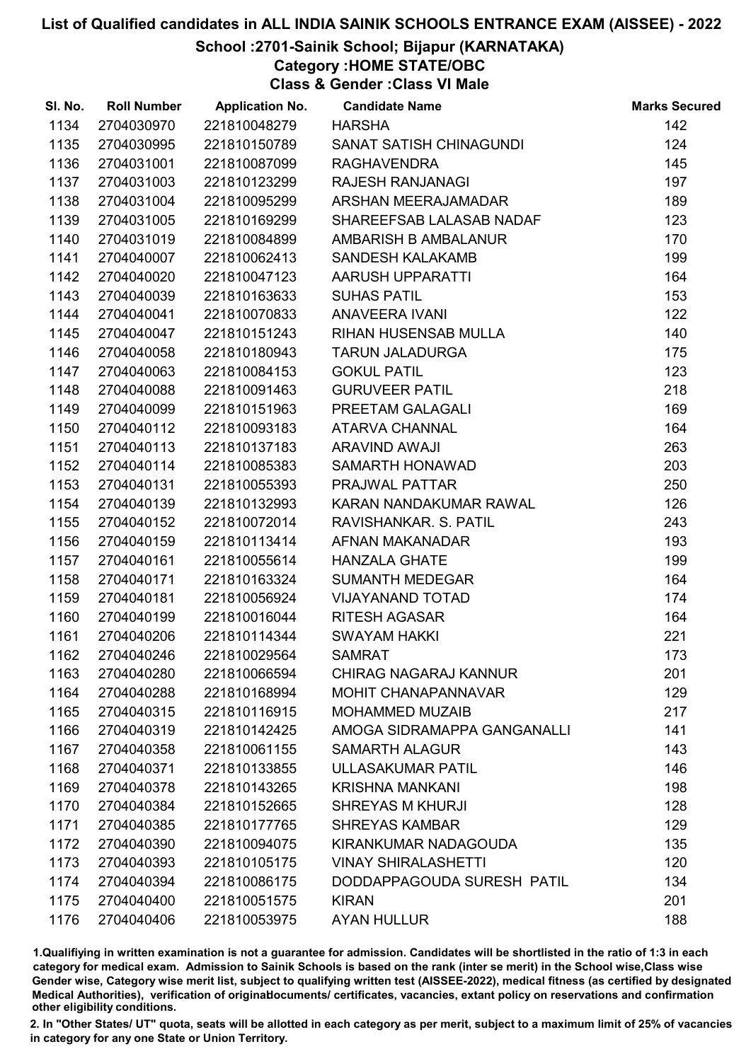# List of Qualified candidates in ALL INDIA SAINIK SCHOOLS ENTRANCE EXAM (AISSEE) - 2022

## School :2701-Sainik School; Bijapur (KARNATAKA)

### Category :HOME STATE/OBC

### Class & Gender :Class VI Male

| Sl. No. | Roll Number | Application No. | Candidate Name | Marks Secured |
|---|---|---|---|---|
| 1134 | 2704030970 | 221810048279 | HARSHA | 142 |
| 1135 | 2704030995 | 221810150789 | SANAT SATISH CHINAGUNDI | 124 |
| 1136 | 2704031001 | 221810087099 | RAGHAVENDRA | 145 |
| 1137 | 2704031003 | 221810123299 | RAJESH RANJANAGI | 197 |
| 1138 | 2704031004 | 221810095299 | ARSHAN MEERAJAMADAR | 189 |
| 1139 | 2704031005 | 221810169299 | SHAREEFSAB LALASAB NADAF | 123 |
| 1140 | 2704031019 | 221810084899 | AMBARISH B AMBALANUR | 170 |
| 1141 | 2704040007 | 221810062413 | SANDESH KALAKAMB | 199 |
| 1142 | 2704040020 | 221810047123 | AARUSH UPPARATTI | 164 |
| 1143 | 2704040039 | 221810163633 | SUHAS PATIL | 153 |
| 1144 | 2704040041 | 221810070833 | ANAVEERA IVANI | 122 |
| 1145 | 2704040047 | 221810151243 | RIHAN HUSENSAB MULLA | 140 |
| 1146 | 2704040058 | 221810180943 | TARUN JALADURGA | 175 |
| 1147 | 2704040063 | 221810084153 | GOKUL PATIL | 123 |
| 1148 | 2704040088 | 221810091463 | GURUVEER PATIL | 218 |
| 1149 | 2704040099 | 221810151963 | PREETAM GALAGALI | 169 |
| 1150 | 2704040112 | 221810093183 | ATARVA CHANNAL | 164 |
| 1151 | 2704040113 | 221810137183 | ARAVIND AWAJI | 263 |
| 1152 | 2704040114 | 221810085383 | SAMARTH HONAWAD | 203 |
| 1153 | 2704040131 | 221810055393 | PRAJWAL PATTAR | 250 |
| 1154 | 2704040139 | 221810132993 | KARAN NANDAKUMAR RAWAL | 126 |
| 1155 | 2704040152 | 221810072014 | RAVISHANKAR. S. PATIL | 243 |
| 1156 | 2704040159 | 221810113414 | AFNAN MAKANADAR | 193 |
| 1157 | 2704040161 | 221810055614 | HANZALA GHATE | 199 |
| 1158 | 2704040171 | 221810163324 | SUMANTH MEDEGAR | 164 |
| 1159 | 2704040181 | 221810056924 | VIJAYANAND TOTAD | 174 |
| 1160 | 2704040199 | 221810016044 | RITESH AGASAR | 164 |
| 1161 | 2704040206 | 221810114344 | SWAYAM HAKKI | 221 |
| 1162 | 2704040246 | 221810029564 | SAMRAT | 173 |
| 1163 | 2704040280 | 221810066594 | CHIRAG NAGARAJ KANNUR | 201 |
| 1164 | 2704040288 | 221810168994 | MOHIT CHANAPANNAVAR | 129 |
| 1165 | 2704040315 | 221810116915 | MOHAMMED MUZAIB | 217 |
| 1166 | 2704040319 | 221810142425 | AMOGA SIDRAMAPPA GANGANALLI | 141 |
| 1167 | 2704040358 | 221810061155 | SAMARTH ALAGUR | 143 |
| 1168 | 2704040371 | 221810133855 | ULLASAKUMAR PATIL | 146 |
| 1169 | 2704040378 | 221810143265 | KRISHNA MANKANI | 198 |
| 1170 | 2704040384 | 221810152665 | SHREYAS M KHURJI | 128 |
| 1171 | 2704040385 | 221810177765 | SHREYAS KAMBAR | 129 |
| 1172 | 2704040390 | 221810094075 | KIRANKUMAR NADAGOUDA | 135 |
| 1173 | 2704040393 | 221810105175 | VINAY SHIRALASHETTI | 120 |
| 1174 | 2704040394 | 221810086175 | DODDAPPAGOUDA SURESH PATIL | 134 |
| 1175 | 2704040400 | 221810051575 | KIRAN | 201 |
| 1176 | 2704040406 | 221810053975 | AYAN HULLUR | 188 |

1.Qualifiying in written examination is not a guarantee for admission. Candidates will be shortlisted in the ratio of 1:3 in each category for medical exam. Admission to Sainik Schools is based on the rank (inter se merit) in the School wise,Class wise Gender wise, Category wise merit list, subject to qualifying written test (AISSEE-2022), medical fitness (as certified by designated Medical Authorities), verification of originaldocuments/ certificates, vacancies, extant policy on reservations and confirmation other eligibility conditions.

2. In "Other States/ UT" quota, seats will be allotted in each category as per merit, subject to a maximum limit of 25% of vacancies in category for any one State or Union Territory.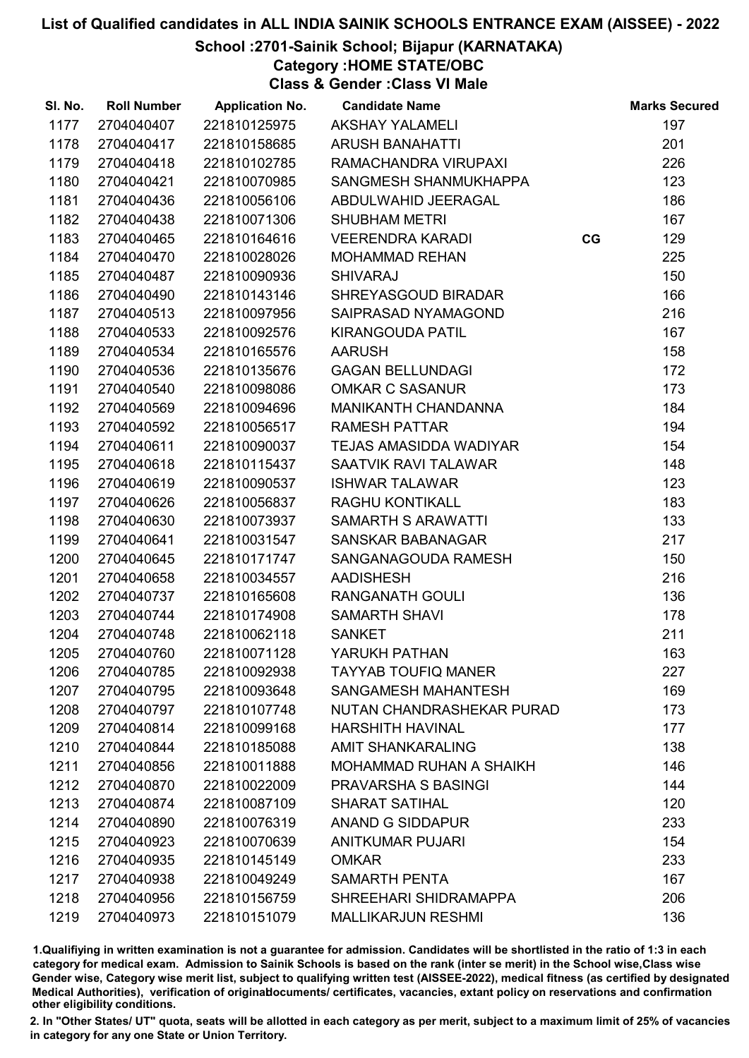# List of Qualified candidates in ALL INDIA SAINIK SCHOOLS ENTRANCE EXAM (AISSEE) - 2022

## School :2701-Sainik School; Bijapur (KARNATAKA)

### Category :HOME STATE/OBC

### Class & Gender :Class VI Male

| Sl. No. | Roll Number | Application No. | Candidate Name | | Marks Secured |
|---|---|---|---|---|---|
| 1177 | 2704040407 | 221810125975 | AKSHAY YALAMELI | | 197 |
| 1178 | 2704040417 | 221810158685 | ARUSH BANAHATTI | | 201 |
| 1179 | 2704040418 | 221810102785 | RAMACHANDRA VIRUPAXI | | 226 |
| 1180 | 2704040421 | 221810070985 | SANGMESH SHANMUKHAPPA | | 123 |
| 1181 | 2704040436 | 221810056106 | ABDULWAHID JEERAGAL | | 186 |
| 1182 | 2704040438 | 221810071306 | SHUBHAM METRI | | 167 |
| 1183 | 2704040465 | 221810164616 | VEERENDRA KARADI | CG | 129 |
| 1184 | 2704040470 | 221810028026 | MOHAMMAD REHAN | | 225 |
| 1185 | 2704040487 | 221810090936 | SHIVARAJ | | 150 |
| 1186 | 2704040490 | 221810143146 | SHREYASGOUD BIRADAR | | 166 |
| 1187 | 2704040513 | 221810097956 | SAIPRASAD NYAMAGOND | | 216 |
| 1188 | 2704040533 | 221810092576 | KIRANGOUDA PATIL | | 167 |
| 1189 | 2704040534 | 221810165576 | AARUSH | | 158 |
| 1190 | 2704040536 | 221810135676 | GAGAN BELLUNDAGI | | 172 |
| 1191 | 2704040540 | 221810098086 | OMKAR C SASANUR | | 173 |
| 1192 | 2704040569 | 221810094696 | MANIKANTH CHANDANNA | | 184 |
| 1193 | 2704040592 | 221810056517 | RAMESH PATTAR | | 194 |
| 1194 | 2704040611 | 221810090037 | TEJAS AMASIDDA WADIYAR | | 154 |
| 1195 | 2704040618 | 221810115437 | SAATVIK RAVI TALAWAR | | 148 |
| 1196 | 2704040619 | 221810090537 | ISHWAR TALAWAR | | 123 |
| 1197 | 2704040626 | 221810056837 | RAGHU KONTIKALL | | 183 |
| 1198 | 2704040630 | 221810073937 | SAMARTH S ARAWATTI | | 133 |
| 1199 | 2704040641 | 221810031547 | SANSKAR BABANAGAR | | 217 |
| 1200 | 2704040645 | 221810171747 | SANGANAGOUDA RAMESH | | 150 |
| 1201 | 2704040658 | 221810034557 | AADISHESH | | 216 |
| 1202 | 2704040737 | 221810165608 | RANGANATH GOULI | | 136 |
| 1203 | 2704040744 | 221810174908 | SAMARTH SHAVI | | 178 |
| 1204 | 2704040748 | 221810062118 | SANKET | | 211 |
| 1205 | 2704040760 | 221810071128 | YARUKH PATHAN | | 163 |
| 1206 | 2704040785 | 221810092938 | TAYYAB TOUFIQ MANER | | 227 |
| 1207 | 2704040795 | 221810093648 | SANGAMESH MAHANTESH | | 169 |
| 1208 | 2704040797 | 221810107748 | NUTAN CHANDRASHEKAR PURAD | | 173 |
| 1209 | 2704040814 | 221810099168 | HARSHITH HAVINAL | | 177 |
| 1210 | 2704040844 | 221810185088 | AMIT SHANKARALING | | 138 |
| 1211 | 2704040856 | 221810011888 | MOHAMMAD RUHAN A SHAIKH | | 146 |
| 1212 | 2704040870 | 221810022009 | PRAVARSHA S BASINGI | | 144 |
| 1213 | 2704040874 | 221810087109 | SHARAT SATIHAL | | 120 |
| 1214 | 2704040890 | 221810076319 | ANAND G SIDDAPUR | | 233 |
| 1215 | 2704040923 | 221810070639 | ANITKUMAR PUJARI | | 154 |
| 1216 | 2704040935 | 221810145149 | OMKAR | | 233 |
| 1217 | 2704040938 | 221810049249 | SAMARTH PENTA | | 167 |
| 1218 | 2704040956 | 221810156759 | SHREEHARI SHIDRAMAPPA | | 206 |
| 1219 | 2704040973 | 221810151079 | MALLIKARJUN RESHMI | | 136 |

1.Qualifying in written examination is not a guarantee for admission. Candidates will be shortlisted in the ratio of 1:3 in each category for medical exam. Admission to Sainik Schools is based on the rank (inter se merit) in the School wise,Class wise Gender wise, Category wise merit list, subject to qualifying written test (AISSEE-2022), medical fitness (as certified by designated Medical Authorities), verification of originaldocuments/ certificates, vacancies, extant policy on reservations and confirmation other eligibility conditions.

2. In "Other States/ UT" quota, seats will be allotted in each category as per merit, subject to a maximum limit of 25% of vacancies in category for any one State or Union Territory.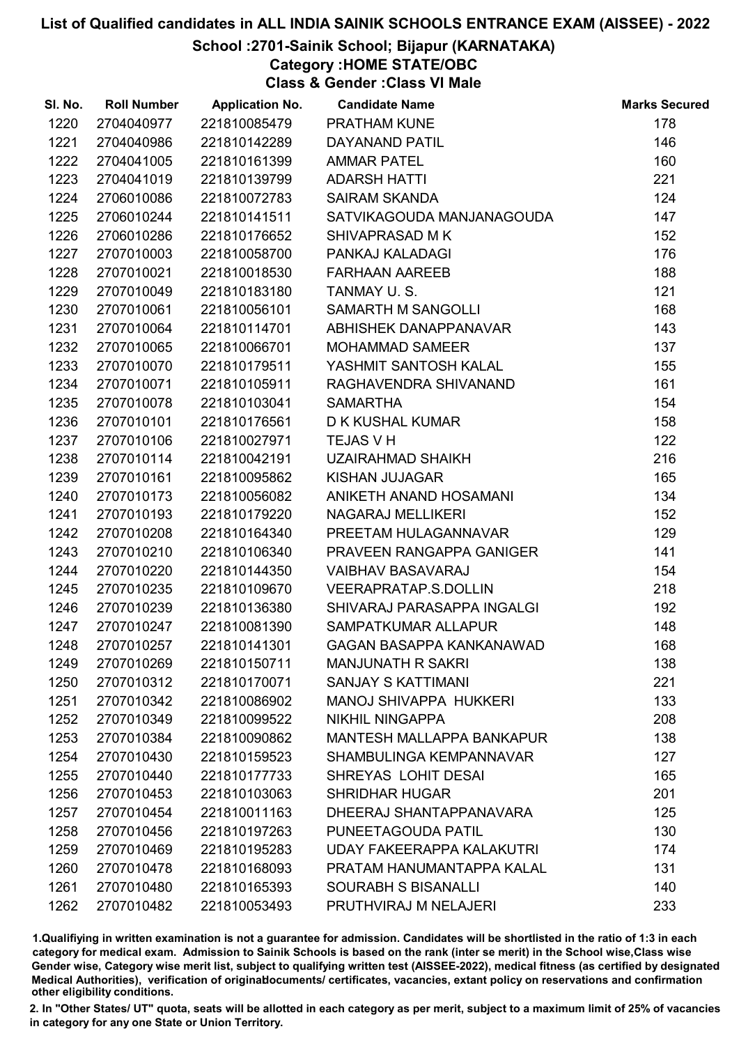# List of Qualified candidates in ALL INDIA SAINIK SCHOOLS ENTRANCE EXAM (AISSEE) - 2022

## School :2701-Sainik School; Bijapur (KARNATAKA)

### Category :HOME STATE/OBC

### Class & Gender :Class VI Male

| Sl. No. | Roll Number | Application No. | Candidate Name | Marks Secured |
|---|---|---|---|---|
| 1220 | 2704040977 | 221810085479 | PRATHAM KUNE | 178 |
| 1221 | 2704040986 | 221810142289 | DAYANAND PATIL | 146 |
| 1222 | 2704041005 | 221810161399 | AMMAR PATEL | 160 |
| 1223 | 2704041019 | 221810139799 | ADARSH HATTI | 221 |
| 1224 | 2706010086 | 221810072783 | SAIRAM SKANDA | 124 |
| 1225 | 2706010244 | 221810141511 | SATVIKAGOUDA MANJANAGOUDA | 147 |
| 1226 | 2706010286 | 221810176652 | SHIVAPRASAD M K | 152 |
| 1227 | 2707010003 | 221810058700 | PANKAJ KALADAGI | 176 |
| 1228 | 2707010021 | 221810018530 | FARHAAN AAREEB | 188 |
| 1229 | 2707010049 | 221810183180 | TANMAY U. S. | 121 |
| 1230 | 2707010061 | 221810056101 | SAMARTH M SANGOLLI | 168 |
| 1231 | 2707010064 | 221810114701 | ABHISHEK DANAPPANAVAR | 143 |
| 1232 | 2707010065 | 221810066701 | MOHAMMAD SAMEER | 137 |
| 1233 | 2707010070 | 221810179511 | YASHMIT SANTOSH KALAL | 155 |
| 1234 | 2707010071 | 221810105911 | RAGHAVENDRA SHIVANAND | 161 |
| 1235 | 2707010078 | 221810103041 | SAMARTHA | 154 |
| 1236 | 2707010101 | 221810176561 | D K KUSHAL KUMAR | 158 |
| 1237 | 2707010106 | 221810027971 | TEJAS V H | 122 |
| 1238 | 2707010114 | 221810042191 | UZAIRAHMAD SHAIKH | 216 |
| 1239 | 2707010161 | 221810095862 | KISHAN JUJAGAR | 165 |
| 1240 | 2707010173 | 221810056082 | ANIKETH ANAND HOSAMANI | 134 |
| 1241 | 2707010193 | 221810179220 | NAGARAJ MELLIKERI | 152 |
| 1242 | 2707010208 | 221810164340 | PREETAM HULAGANNAVAR | 129 |
| 1243 | 2707010210 | 221810106340 | PRAVEEN RANGAPPA GANIGER | 141 |
| 1244 | 2707010220 | 221810144350 | VAIBHAV BASAVARAJ | 154 |
| 1245 | 2707010235 | 221810109670 | VEERAPRATAP.S.DOLLIN | 218 |
| 1246 | 2707010239 | 221810136380 | SHIVARAJ PARASAPPA INGALGI | 192 |
| 1247 | 2707010247 | 221810081390 | SAMPATKUMAR ALLAPUR | 148 |
| 1248 | 2707010257 | 221810141301 | GAGAN BASAPPA KANKANAWAD | 168 |
| 1249 | 2707010269 | 221810150711 | MANJUNATH R SAKRI | 138 |
| 1250 | 2707010312 | 221810170071 | SANJAY S KATTIMANI | 221 |
| 1251 | 2707010342 | 221810086902 | MANOJ SHIVAPPA HUKKERI | 133 |
| 1252 | 2707010349 | 221810099522 | NIKHIL NINGAPPA | 208 |
| 1253 | 2707010384 | 221810090862 | MANTESH MALLAPPA BANKAPUR | 138 |
| 1254 | 2707010430 | 221810159523 | SHAMBULINGA KEMPANNAVAR | 127 |
| 1255 | 2707010440 | 221810177733 | SHREYAS LOHIT DESAI | 165 |
| 1256 | 2707010453 | 221810103063 | SHRIDHAR HUGAR | 201 |
| 1257 | 2707010454 | 221810011163 | DHEERAJ SHANTAPPANAVARA | 125 |
| 1258 | 2707010456 | 221810197263 | PUNEETAGOUDA PATIL | 130 |
| 1259 | 2707010469 | 221810195283 | UDAY FAKEERAPPA KALAKUTRI | 174 |
| 1260 | 2707010478 | 221810168093 | PRATAM HANUMANTAPPA KALAL | 131 |
| 1261 | 2707010480 | 221810165393 | SOURABH S BISANALLI | 140 |
| 1262 | 2707010482 | 221810053493 | PRUTHVIRAJ M NELAJERI | 233 |

1.Qualifiying in written examination is not a guarantee for admission. Candidates will be shortlisted in the ratio of 1:3 in each category for medical exam. Admission to Sainik Schools is based on the rank (inter se merit) in the School wise,Class wise Gender wise, Category wise merit list, subject to qualifying written test (AISSEE-2022), medical fitness (as certified by designated Medical Authorities), verification of originaldocuments/ certificates, vacancies, extant policy on reservations and confirmation other eligibility conditions.

2. In "Other States/ UT" quota, seats will be allotted in each category as per merit, subject to a maximum limit of 25% of vacancies in category for any one State or Union Territory.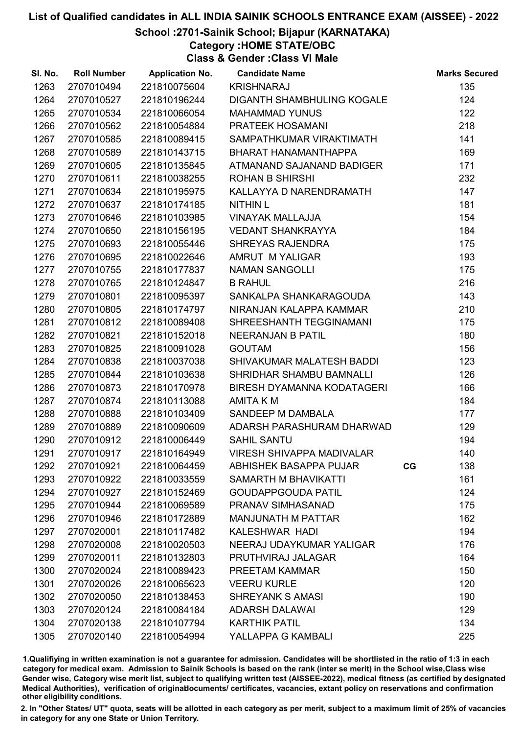# List of Qualified candidates in ALL INDIA SAINIK SCHOOLS ENTRANCE EXAM (AISSEE) - 2022

## School :2701-Sainik School; Bijapur (KARNATAKA)

### Category :HOME STATE/OBC

### Class & Gender :Class VI Male

| Sl. No. | Roll Number | Application No. | Candidate Name | | Marks Secured |
|---|---|---|---|---|---|
| 1263 | 2707010494 | 221810075604 | KRISHNARAJ | | 135 |
| 1264 | 2707010527 | 221810196244 | DIGANTH SHAMBHULING KOGALE | | 124 |
| 1265 | 2707010534 | 221810066054 | MAHAMMAD YUNUS | | 122 |
| 1266 | 2707010562 | 221810054884 | PRATEEK HOSAMANI | | 218 |
| 1267 | 2707010585 | 221810089415 | SAMPATHKUMAR VIRAKTIMATH | | 141 |
| 1268 | 2707010589 | 221810143715 | BHARAT HANAMANTHAPPA | | 169 |
| 1269 | 2707010605 | 221810135845 | ATMANAND SAJANAND BADIGER | | 171 |
| 1270 | 2707010611 | 221810038255 | ROHAN B SHIRSHI | | 232 |
| 1271 | 2707010634 | 221810195975 | KALLAYYA D NARENDRAMATH | | 147 |
| 1272 | 2707010637 | 221810174185 | NITHIN L | | 181 |
| 1273 | 2707010646 | 221810103985 | VINAYAK MALLAJJA | | 154 |
| 1274 | 2707010650 | 221810156195 | VEDANT SHANKRAYYA | | 184 |
| 1275 | 2707010693 | 221810055446 | SHREYAS RAJENDRA | | 175 |
| 1276 | 2707010695 | 221810022646 | AMRUT M YALIGAR | | 193 |
| 1277 | 2707010755 | 221810177837 | NAMAN SANGOLLI | | 175 |
| 1278 | 2707010765 | 221810124847 | B RAHUL | | 216 |
| 1279 | 2707010801 | 221810095397 | SANKALPA SHANKARAGOUDA | | 143 |
| 1280 | 2707010805 | 221810174797 | NIRANJAN KALAPPA KAMMAR | | 210 |
| 1281 | 2707010812 | 221810089408 | SHREESHANTH TEGGINAMANI | | 175 |
| 1282 | 2707010821 | 221810152018 | NEERANJAN B PATIL | | 180 |
| 1283 | 2707010825 | 221810091028 | GOUTAM | | 156 |
| 1284 | 2707010838 | 221810037038 | SHIVAKUMAR MALATESH BADDI | | 123 |
| 1285 | 2707010844 | 221810103638 | SHRIDHAR SHAMBU BAMNALLI | | 126 |
| 1286 | 2707010873 | 221810170978 | BIRESH DYAMANNA KODATAGERI | | 166 |
| 1287 | 2707010874 | 221810113088 | AMITA K M | | 184 |
| 1288 | 2707010888 | 221810103409 | SANDEEP M DAMBALA | | 177 |
| 1289 | 2707010889 | 221810090609 | ADARSH PARASHURAM DHARWAD | | 129 |
| 1290 | 2707010912 | 221810006449 | SAHIL SANTU | | 194 |
| 1291 | 2707010917 | 221810164949 | VIRESH SHIVAPPA MADIVALAR | | 140 |
| 1292 | 2707010921 | 221810064459 | ABHISHEK BASAPPA PUJAR | CG | 138 |
| 1293 | 2707010922 | 221810033559 | SAMARTH M BHAVIKATTI | | 161 |
| 1294 | 2707010927 | 221810152469 | GOUDAPPGOUDA PATIL | | 124 |
| 1295 | 2707010944 | 221810069589 | PRANAV SIMHASANAD | | 175 |
| 1296 | 2707010946 | 221810172889 | MANJUNATH M PATTAR | | 162 |
| 1297 | 2707020001 | 221810117482 | KALESHWAR HADI | | 194 |
| 1298 | 2707020008 | 221810020503 | NEERAJ UDAYKUMAR YALIGAR | | 176 |
| 1299 | 2707020011 | 221810132803 | PRUTHVIRAJ JALAGAR | | 164 |
| 1300 | 2707020024 | 221810089423 | PREETAM KAMMAR | | 150 |
| 1301 | 2707020026 | 221810065623 | VEERU KURLE | | 120 |
| 1302 | 2707020050 | 221810138453 | SHREYANK S AMASI | | 190 |
| 1303 | 2707020124 | 221810084184 | ADARSH DALAWAI | | 129 |
| 1304 | 2707020138 | 221810107794 | KARTHIK PATIL | | 134 |
| 1305 | 2707020140 | 221810054994 | YALLAPPA G KAMBALI | | 225 |

1.Qualifiying in written examination is not a guarantee for admission. Candidates will be shortlisted in the ratio of 1:3 in each category for medical exam. Admission to Sainik Schools is based on the rank (inter se merit) in the School wise,Class wise Gender wise, Category wise merit list, subject to qualifying written test (AISSEE-2022), medical fitness (as certified by designated Medical Authorities), verification of originaldocuments/ certificates, vacancies, extant policy on reservations and confirmation other eligibility conditions.

2. In "Other States/ UT" quota, seats will be allotted in each category as per merit, subject to a maximum limit of 25% of vacancies in category for any one State or Union Territory.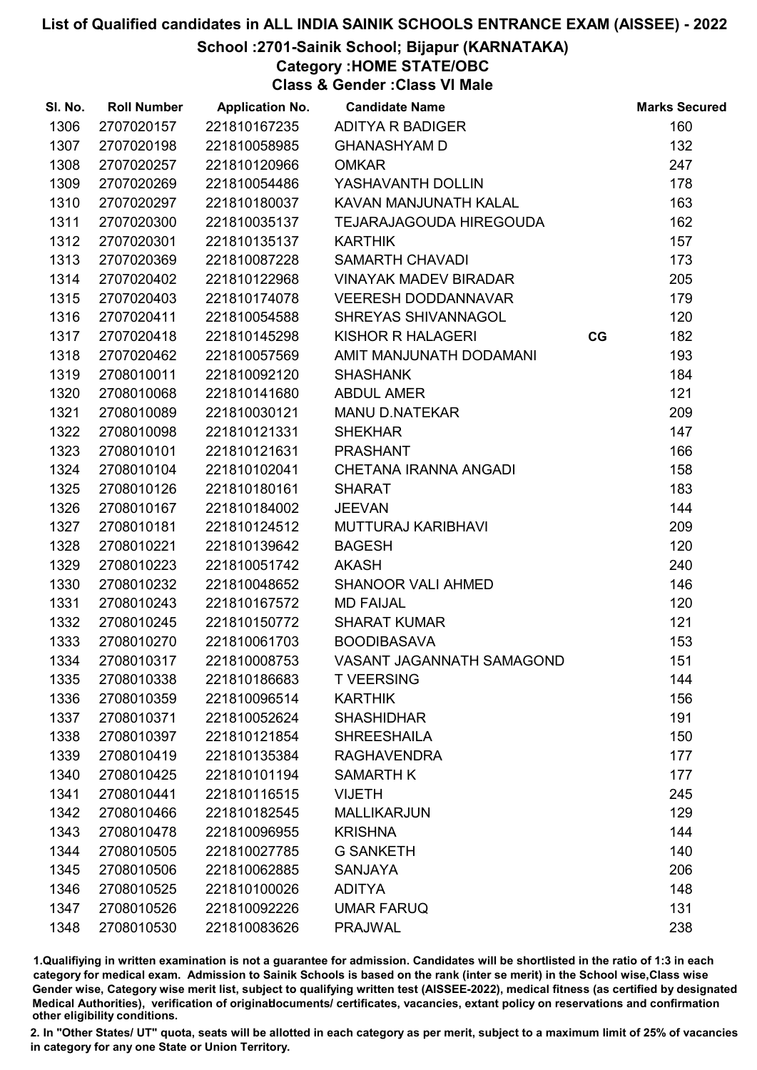# List of Qualified candidates in ALL INDIA SAINIK SCHOOLS ENTRANCE EXAM (AISSEE) - 2022

## School :2701-Sainik School; Bijapur (KARNATAKA)

### Category :HOME STATE/OBC

### Class & Gender :Class VI Male

| Sl. No. | Roll Number | Application No. | Candidate Name | | Marks Secured |
|---|---|---|---|---|---|
| 1306 | 2707020157 | 221810167235 | ADITYA R BADIGER | | 160 |
| 1307 | 2707020198 | 221810058985 | GHANASHYAM D | | 132 |
| 1308 | 2707020257 | 221810120966 | OMKAR | | 247 |
| 1309 | 2707020269 | 221810054486 | YASHAVANTH DOLLIN | | 178 |
| 1310 | 2707020297 | 221810180037 | KAVAN MANJUNATH KALAL | | 163 |
| 1311 | 2707020300 | 221810035137 | TEJARAJAGOUDA HIREGOUDA | | 162 |
| 1312 | 2707020301 | 221810135137 | KARTHIK | | 157 |
| 1313 | 2707020369 | 221810087228 | SAMARTH CHAVADI | | 173 |
| 1314 | 2707020402 | 221810122968 | VINAYAK MADEV BIRADAR | | 205 |
| 1315 | 2707020403 | 221810174078 | VEERESH DODDANNAVAR | | 179 |
| 1316 | 2707020411 | 221810054588 | SHREYAS SHIVANNAGOL | | 120 |
| 1317 | 2707020418 | 221810145298 | KISHOR R HALAGERI | CG | 182 |
| 1318 | 2707020462 | 221810057569 | AMIT MANJUNATH DODAMANI | | 193 |
| 1319 | 2708010011 | 221810092120 | SHASHANK | | 184 |
| 1320 | 2708010068 | 221810141680 | ABDUL AMER | | 121 |
| 1321 | 2708010089 | 221810030121 | MANU D.NATEKAR | | 209 |
| 1322 | 2708010098 | 221810121331 | SHEKHAR | | 147 |
| 1323 | 2708010101 | 221810121631 | PRASHANT | | 166 |
| 1324 | 2708010104 | 221810102041 | CHETANA IRANNA ANGADI | | 158 |
| 1325 | 2708010126 | 221810180161 | SHARAT | | 183 |
| 1326 | 2708010167 | 221810184002 | JEEVAN | | 144 |
| 1327 | 2708010181 | 221810124512 | MUTTURAJ KARIBHAVI | | 209 |
| 1328 | 2708010221 | 221810139642 | BAGESH | | 120 |
| 1329 | 2708010223 | 221810051742 | AKASH | | 240 |
| 1330 | 2708010232 | 221810048652 | SHANOOR VALI AHMED | | 146 |
| 1331 | 2708010243 | 221810167572 | MD FAIJAL | | 120 |
| 1332 | 2708010245 | 221810150772 | SHARAT KUMAR | | 121 |
| 1333 | 2708010270 | 221810061703 | BOODIBASAVA | | 153 |
| 1334 | 2708010317 | 221810008753 | VASANT JAGANNATH SAMAGOND | | 151 |
| 1335 | 2708010338 | 221810186683 | T VEERSING | | 144 |
| 1336 | 2708010359 | 221810096514 | KARTHIK | | 156 |
| 1337 | 2708010371 | 221810052624 | SHASHIDHAR | | 191 |
| 1338 | 2708010397 | 221810121854 | SHREESHAILA | | 150 |
| 1339 | 2708010419 | 221810135384 | RAGHAVENDRA | | 177 |
| 1340 | 2708010425 | 221810101194 | SAMARTH K | | 177 |
| 1341 | 2708010441 | 221810116515 | VIJETH | | 245 |
| 1342 | 2708010466 | 221810182545 | MALLIKARJUN | | 129 |
| 1343 | 2708010478 | 221810096955 | KRISHNA | | 144 |
| 1344 | 2708010505 | 221810027785 | G SANKETH | | 140 |
| 1345 | 2708010506 | 221810062885 | SANJAYA | | 206 |
| 1346 | 2708010525 | 221810100026 | ADITYA | | 148 |
| 1347 | 2708010526 | 221810092226 | UMAR FARUQ | | 131 |
| 1348 | 2708010530 | 221810083626 | PRAJWAL | | 238 |

1.Qualifiying in written examination is not a guarantee for admission. Candidates will be shortlisted in the ratio of 1:3 in each category for medical exam. Admission to Sainik Schools is based on the rank (inter se merit) in the School wise,Class wise Gender wise, Category wise merit list, subject to qualifying written test (AISSEE-2022), medical fitness (as certified by designated Medical Authorities), verification of originaldocuments/ certificates, vacancies, extant policy on reservations and confirmation other eligibility conditions.

2. In "Other States/ UT" quota, seats will be allotted in each category as per merit, subject to a maximum limit of 25% of vacancies in category for any one State or Union Territory.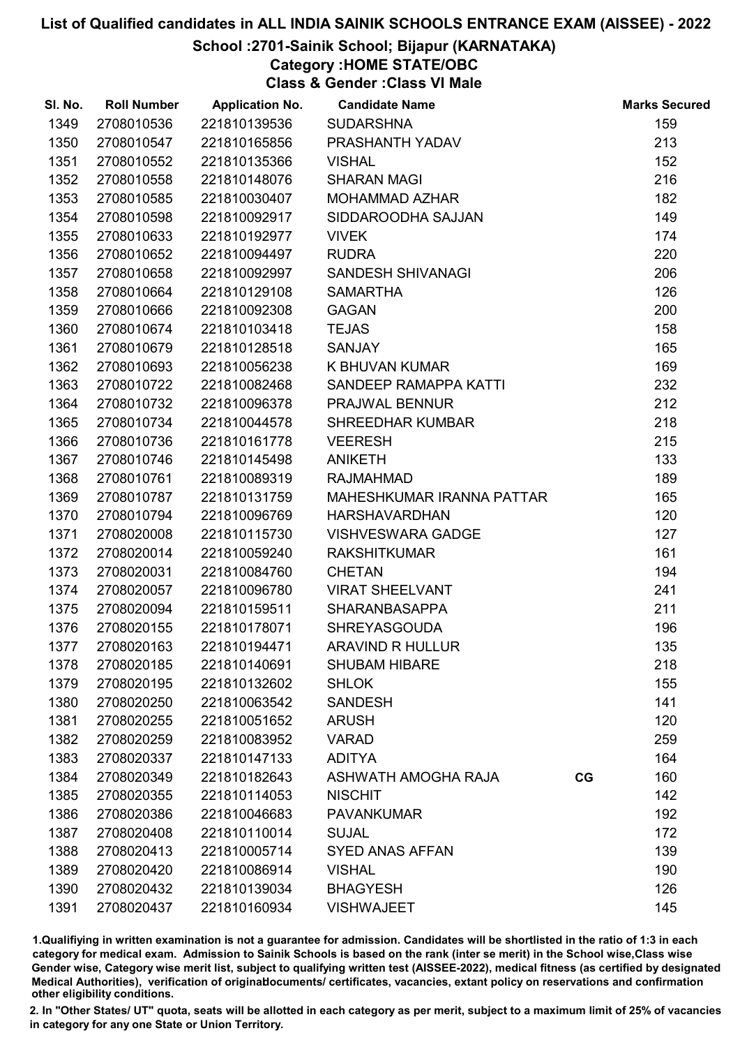# List of Qualified candidates in ALL INDIA SAINIK SCHOOLS ENTRANCE EXAM (AISSEE) - 2022

## School :2701-Sainik School; Bijapur (KARNATAKA)

### Category :HOME STATE/OBC

### Class & Gender :Class VI Male

| Sl. No. | Roll Number | Application No. | Candidate Name | | Marks Secured |
|---|---|---|---|---|---|
| 1349 | 2708010536 | 221810139536 | SUDARSHNA | | 159 |
| 1350 | 2708010547 | 221810165856 | PRASHANTH YADAV | | 213 |
| 1351 | 2708010552 | 221810135366 | VISHAL | | 152 |
| 1352 | 2708010558 | 221810148076 | SHARAN MAGI | | 216 |
| 1353 | 2708010585 | 221810030407 | MOHAMMAD AZHAR | | 182 |
| 1354 | 2708010598 | 221810092917 | SIDDAROODHA SAJJAN | | 149 |
| 1355 | 2708010633 | 221810192977 | VIVEK | | 174 |
| 1356 | 2708010652 | 221810094497 | RUDRA | | 220 |
| 1357 | 2708010658 | 221810092997 | SANDESH SHIVANAGI | | 206 |
| 1358 | 2708010664 | 221810129108 | SAMARTHA | | 126 |
| 1359 | 2708010666 | 221810092308 | GAGAN | | 200 |
| 1360 | 2708010674 | 221810103418 | TEJAS | | 158 |
| 1361 | 2708010679 | 221810128518 | SANJAY | | 165 |
| 1362 | 2708010693 | 221810056238 | K BHUVAN KUMAR | | 169 |
| 1363 | 2708010722 | 221810082468 | SANDEEP RAMAPPA KATTI | | 232 |
| 1364 | 2708010732 | 221810096378 | PRAJWAL BENNUR | | 212 |
| 1365 | 2708010734 | 221810044578 | SHREEDHAR KUMBAR | | 218 |
| 1366 | 2708010736 | 221810161778 | VEERESH | | 215 |
| 1367 | 2708010746 | 221810145498 | ANIKETH | | 133 |
| 1368 | 2708010761 | 221810089319 | RAJMAHMAD | | 189 |
| 1369 | 2708010787 | 221810131759 | MAHESHKUMAR IRANNA PATTAR | | 165 |
| 1370 | 2708010794 | 221810096769 | HARSHAVARDHAN | | 120 |
| 1371 | 2708020008 | 221810115730 | VISHVESWARA GADGE | | 127 |
| 1372 | 2708020014 | 221810059240 | RAKSHITKUMAR | | 161 |
| 1373 | 2708020031 | 221810084760 | CHETAN | | 194 |
| 1374 | 2708020057 | 221810096780 | VIRAT SHEELVANT | | 241 |
| 1375 | 2708020094 | 221810159511 | SHARANBASAPPA | | 211 |
| 1376 | 2708020155 | 221810178071 | SHREYASGOUDA | | 196 |
| 1377 | 2708020163 | 221810194471 | ARAVIND R HULLUR | | 135 |
| 1378 | 2708020185 | 221810140691 | SHUBAM HIBARE | | 218 |
| 1379 | 2708020195 | 221810132602 | SHLOK | | 155 |
| 1380 | 2708020250 | 221810063542 | SANDESH | | 141 |
| 1381 | 2708020255 | 221810051652 | ARUSH | | 120 |
| 1382 | 2708020259 | 221810083952 | VARAD | | 259 |
| 1383 | 2708020337 | 221810147133 | ADITYA | | 164 |
| 1384 | 2708020349 | 221810182643 | ASHWATH AMOGHA RAJA | CG | 160 |
| 1385 | 2708020355 | 221810114053 | NISCHIT | | 142 |
| 1386 | 2708020386 | 221810046683 | PAVANKUMAR | | 192 |
| 1387 | 2708020408 | 221810110014 | SUJAL | | 172 |
| 1388 | 2708020413 | 221810005714 | SYED ANAS AFFAN | | 139 |
| 1389 | 2708020420 | 221810086914 | VISHAL | | 190 |
| 1390 | 2708020432 | 221810139034 | BHAGYESH | | 126 |
| 1391 | 2708020437 | 221810160934 | VISHWAJEET | | 145 |

1.Qualifiying in written examination is not a guarantee for admission. Candidates will be shortlisted in the ratio of 1:3 in each category for medical exam. Admission to Sainik Schools is based on the rank (inter se merit) in the School wise,Class wise Gender wise, Category wise merit list, subject to qualifying written test (AISSEE-2022), medical fitness (as certified by designated Medical Authorities), verification of originaldocuments/ certificates, vacancies, extant policy on reservations and confirmation other eligibility conditions.

2. In "Other States/ UT" quota, seats will be allotted in each category as per merit, subject to a maximum limit of 25% of vacancies in category for any one State or Union Territory.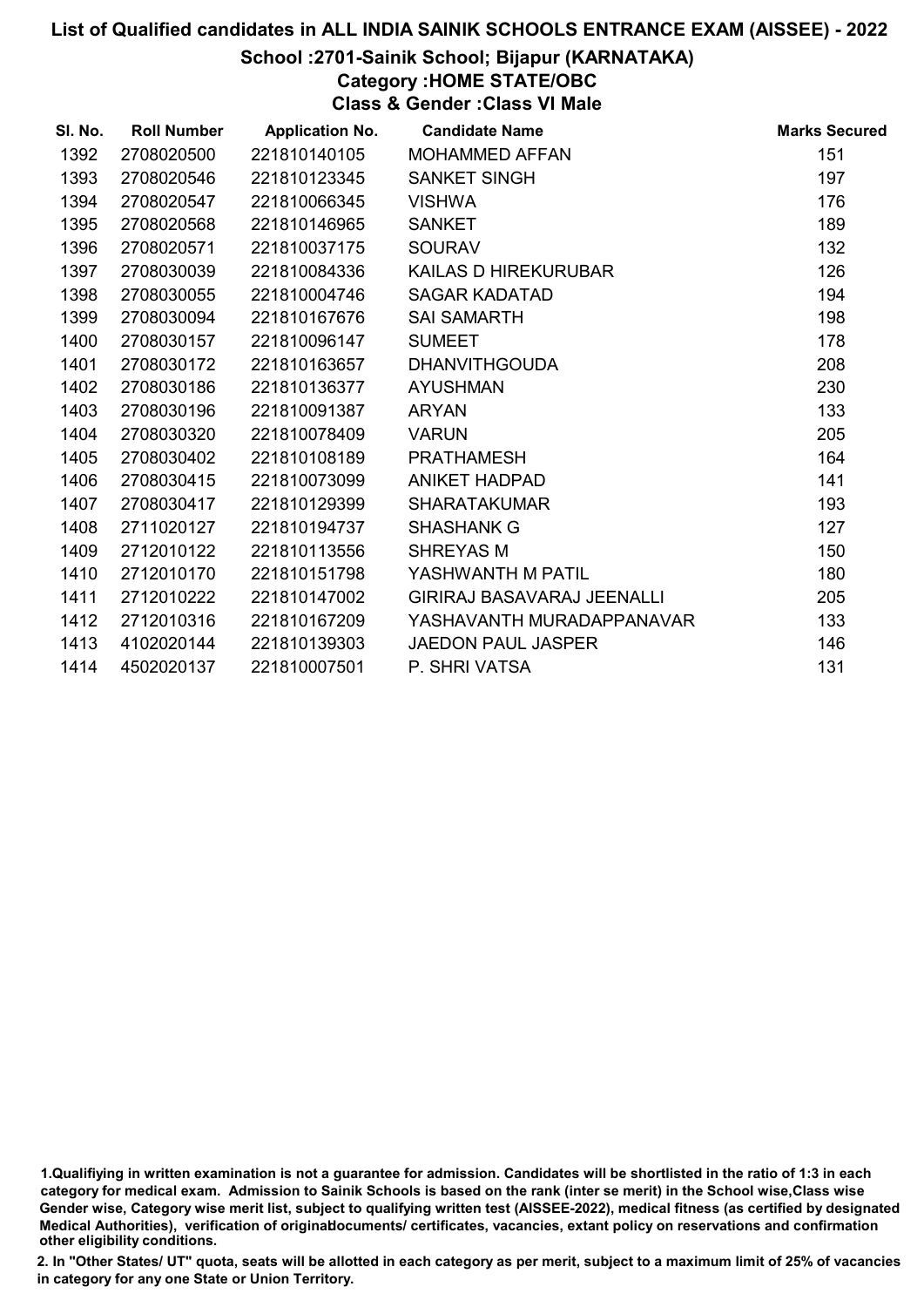# List of Qualified candidates in ALL INDIA SAINIK SCHOOLS ENTRANCE EXAM (AISSEE) - 2022

## School :2701-Sainik School; Bijapur (KARNATAKA)

### Category :HOME STATE/OBC

### Class & Gender :Class VI Male

| Sl. No. | Roll Number | Application No. | Candidate Name | Marks Secured |
|---|---|---|---|---|
| 1392 | 2708020500 | 221810140105 | MOHAMMED AFFAN | 151 |
| 1393 | 2708020546 | 221810123345 | SANKET SINGH | 197 |
| 1394 | 2708020547 | 221810066345 | VISHWA | 176 |
| 1395 | 2708020568 | 221810146965 | SANKET | 189 |
| 1396 | 2708020571 | 221810037175 | SOURAV | 132 |
| 1397 | 2708030039 | 221810084336 | KAILAS D HIREKURUBAR | 126 |
| 1398 | 2708030055 | 221810004746 | SAGAR KADATAD | 194 |
| 1399 | 2708030094 | 221810167676 | SAI SAMARTH | 198 |
| 1400 | 2708030157 | 221810096147 | SUMEET | 178 |
| 1401 | 2708030172 | 221810163657 | DHANVITHGOUDA | 208 |
| 1402 | 2708030186 | 221810136377 | AYUSHMAN | 230 |
| 1403 | 2708030196 | 221810091387 | ARYAN | 133 |
| 1404 | 2708030320 | 221810078409 | VARUN | 205 |
| 1405 | 2708030402 | 221810108189 | PRATHAMESH | 164 |
| 1406 | 2708030415 | 221810073099 | ANIKET HADPAD | 141 |
| 1407 | 2708030417 | 221810129399 | SHARATAKUMAR | 193 |
| 1408 | 2711020127 | 221810194737 | SHASHANK G | 127 |
| 1409 | 2712010122 | 221810113556 | SHREYAS M | 150 |
| 1410 | 2712010170 | 221810151798 | YASHWANTH M PATIL | 180 |
| 1411 | 2712010222 | 221810147002 | GIRIRAJ BASAVARAJ JEENALLI | 205 |
| 1412 | 2712010316 | 221810167209 | YASHAVANTH MURADAPPANAVAR | 133 |
| 1413 | 4102020144 | 221810139303 | JAEDON PAUL JASPER | 146 |
| 1414 | 4502020137 | 221810007501 | P. SHRI VATSA | 131 |

1.Qualifiying in written examination is not a guarantee for admission. Candidates will be shortlisted in the ratio of 1:3 in each category for medical exam. Admission to Sainik Schools is based on the rank (inter se merit) in the School wise,Class wise Gender wise, Category wise merit list, subject to qualifying written test (AISSEE-2022), medical fitness (as certified by designated Medical Authorities), verification of originaldocuments/ certificates, vacancies, extant policy on reservations and confirmation other eligibility conditions.

2. In "Other States/ UT" quota, seats will be allotted in each category as per merit, subject to a maximum limit of 25% of vacancies in category for any one State or Union Territory.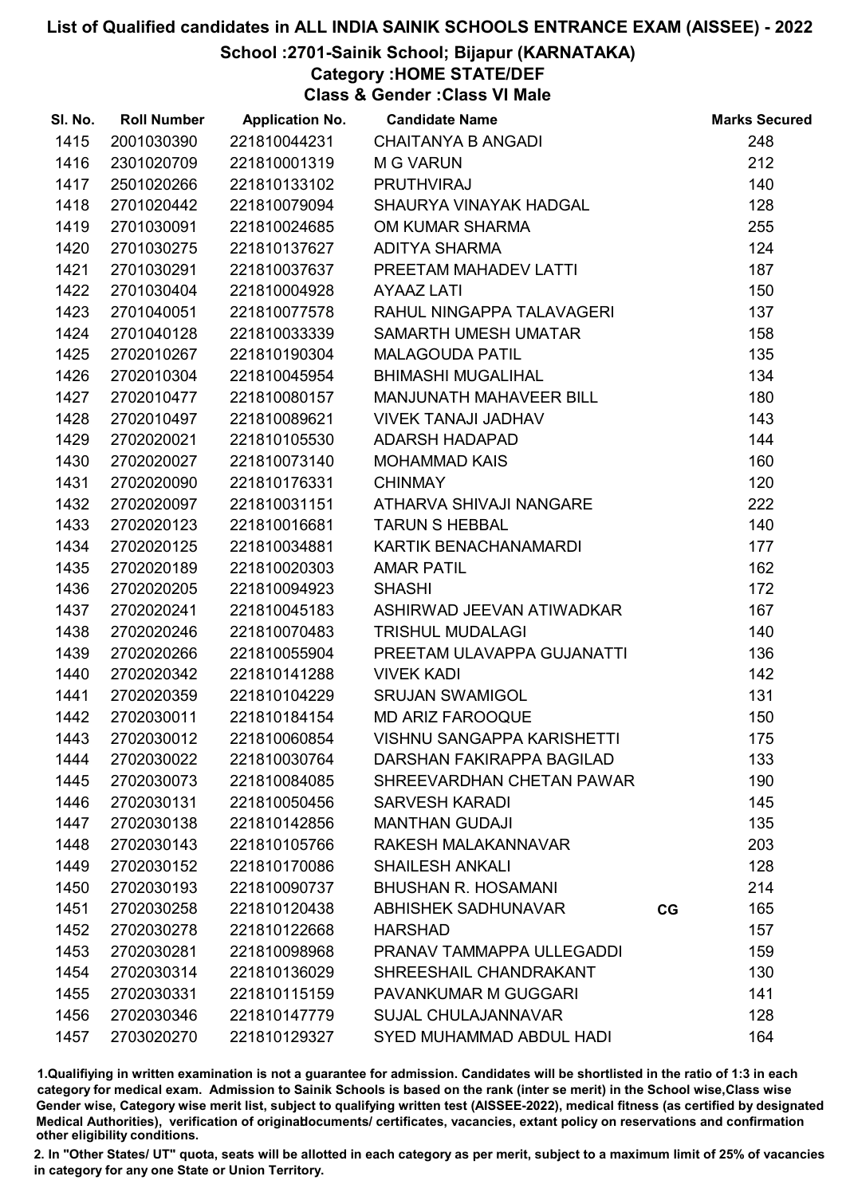# List of Qualified candidates in ALL INDIA SAINIK SCHOOLS ENTRANCE EXAM (AISSEE) - 2022

## School :2701-Sainik School; Bijapur (KARNATAKA)

### Category :HOME STATE/DEF

### Class & Gender :Class VI Male

| Sl. No. | Roll Number | Application No. | Candidate Name | | Marks Secured |
|---|---|---|---|---|---|
| 1415 | 2001030390 | 221810044231 | CHAITANYA B ANGADI | | 248 |
| 1416 | 2301020709 | 221810001319 | M G VARUN | | 212 |
| 1417 | 2501020266 | 221810133102 | PRUTHVIRAJ | | 140 |
| 1418 | 2701020442 | 221810079094 | SHAURYA VINAYAK HADGAL | | 128 |
| 1419 | 2701030091 | 221810024685 | OM KUMAR SHARMA | | 255 |
| 1420 | 2701030275 | 221810137627 | ADITYA SHARMA | | 124 |
| 1421 | 2701030291 | 221810037637 | PREETAM MAHADEV LATTI | | 187 |
| 1422 | 2701030404 | 221810004928 | AYAAZ LATI | | 150 |
| 1423 | 2701040051 | 221810077578 | RAHUL NINGAPPA TALAVAGERI | | 137 |
| 1424 | 2701040128 | 221810033339 | SAMARTH UMESH UMATAR | | 158 |
| 1425 | 2702010267 | 221810190304 | MALAGOUDA PATIL | | 135 |
| 1426 | 2702010304 | 221810045954 | BHIMASHI MUGALIHAL | | 134 |
| 1427 | 2702010477 | 221810080157 | MANJUNATH MAHAVEER BILL | | 180 |
| 1428 | 2702010497 | 221810089621 | VIVEK TANAJI JADHAV | | 143 |
| 1429 | 2702020021 | 221810105530 | ADARSH HADAPAD | | 144 |
| 1430 | 2702020027 | 221810073140 | MOHAMMAD KAIS | | 160 |
| 1431 | 2702020090 | 221810176331 | CHINMAY | | 120 |
| 1432 | 2702020097 | 221810031151 | ATHARVA SHIVAJI NANGARE | | 222 |
| 1433 | 2702020123 | 221810016681 | TARUN S HEBBAL | | 140 |
| 1434 | 2702020125 | 221810034881 | KARTIK BENACHANAMARDI | | 177 |
| 1435 | 2702020189 | 221810020303 | AMAR PATIL | | 162 |
| 1436 | 2702020205 | 221810094923 | SHASHI | | 172 |
| 1437 | 2702020241 | 221810045183 | ASHIRWAD JEEVAN ATIWADKAR | | 167 |
| 1438 | 2702020246 | 221810070483 | TRISHUL MUDALAGI | | 140 |
| 1439 | 2702020266 | 221810055904 | PREETAM ULAVAPPA GUJANATTI | | 136 |
| 1440 | 2702020342 | 221810141288 | VIVEK KADI | | 142 |
| 1441 | 2702020359 | 221810104229 | SRUJAN SWAMIGOL | | 131 |
| 1442 | 2702030011 | 221810184154 | MD ARIZ FAROOQUE | | 150 |
| 1443 | 2702030012 | 221810060854 | VISHNU SANGAPPA KARISHETTI | | 175 |
| 1444 | 2702030022 | 221810030764 | DARSHAN FAKIRAPPA BAGILAD | | 133 |
| 1445 | 2702030073 | 221810084085 | SHREEVARDHAN CHETAN PAWAR | | 190 |
| 1446 | 2702030131 | 221810050456 | SARVESH KARADI | | 145 |
| 1447 | 2702030138 | 221810142856 | MANTHAN GUDAJI | | 135 |
| 1448 | 2702030143 | 221810105766 | RAKESH MALAKANNAVAR | | 203 |
| 1449 | 2702030152 | 221810170086 | SHAILESH ANKALI | | 128 |
| 1450 | 2702030193 | 221810090737 | BHUSHAN R. HOSAMANI | | 214 |
| 1451 | 2702030258 | 221810120438 | ABHISHEK SADHUNAVAR | CG | 165 |
| 1452 | 2702030278 | 221810122668 | HARSHAD | | 157 |
| 1453 | 2702030281 | 221810098968 | PRANAV TAMMAPPA ULLEGADDI | | 159 |
| 1454 | 2702030314 | 221810136029 | SHREESHAIL CHANDRAKANT | | 130 |
| 1455 | 2702030331 | 221810115159 | PAVANKUMAR M GUGGARI | | 141 |
| 1456 | 2702030346 | 221810147779 | SUJAL CHULAJANNAVAR | | 128 |
| 1457 | 2703020270 | 221810129327 | SYED MUHAMMAD ABDUL HADI | | 164 |

1.Qualifying in written examination is not a guarantee for admission. Candidates will be shortlisted in the ratio of 1:3 in each category for medical exam. Admission to Sainik Schools is based on the rank (inter se merit) in the School wise,Class wise Gender wise, Category wise merit list, subject to qualifying written test (AISSEE-2022), medical fitness (as certified by designated Medical Authorities), verification of originaldocuments/ certificates, vacancies, extant policy on reservations and confirmation other eligibility conditions.

2. In "Other States/ UT" quota, seats will be allotted in each category as per merit, subject to a maximum limit of 25% of vacancies in category for any one State or Union Territory.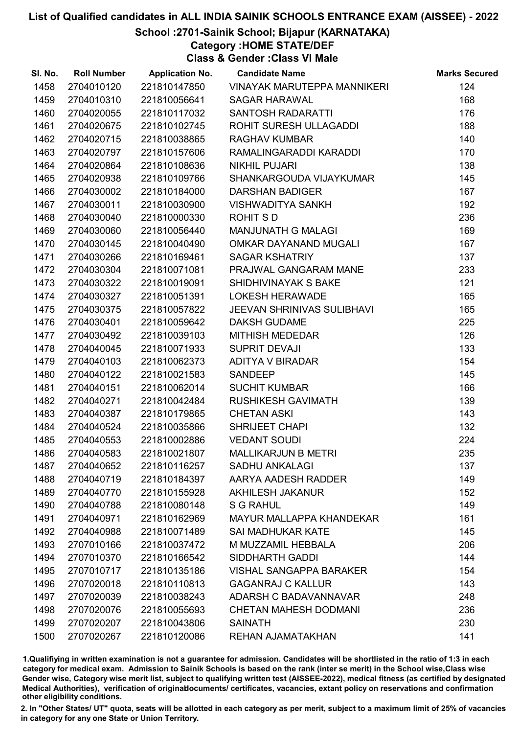# List of Qualified candidates in ALL INDIA SAINIK SCHOOLS ENTRANCE EXAM (AISSEE) - 2022

## School :2701-Sainik School; Bijapur (KARNATAKA)

### Category :HOME STATE/DEF

### Class & Gender :Class VI Male

| Sl. No. | Roll Number | Application No. | Candidate Name | Marks Secured |
|---|---|---|---|---|
| 1458 | 2704010120 | 221810147850 | VINAYAK MARUTEPPA MANNIKERI | 124 |
| 1459 | 2704010310 | 221810056641 | SAGAR HARAWAL | 168 |
| 1460 | 2704020055 | 221810117032 | SANTOSH RADARATTI | 176 |
| 1461 | 2704020675 | 221810102745 | ROHIT SURESH ULLAGADDI | 188 |
| 1462 | 2704020715 | 221810038865 | RAGHAV KUMBAR | 140 |
| 1463 | 2704020797 | 221810157606 | RAMALINGARADDI KARADDI | 170 |
| 1464 | 2704020864 | 221810108636 | NIKHIL PUJARI | 138 |
| 1465 | 2704020938 | 221810109766 | SHANKARGOUDA VIJAYKUMAR | 145 |
| 1466 | 2704030002 | 221810184000 | DARSHAN BADIGER | 167 |
| 1467 | 2704030011 | 221810030900 | VISHWADITYA SANKH | 192 |
| 1468 | 2704030040 | 221810000330 | ROHIT S D | 236 |
| 1469 | 2704030060 | 221810056440 | MANJUNATH G MALAGI | 169 |
| 1470 | 2704030145 | 221810040490 | OMKAR DAYANAND MUGALI | 167 |
| 1471 | 2704030266 | 221810169461 | SAGAR KSHATRIY | 137 |
| 1472 | 2704030304 | 221810071081 | PRAJWAL GANGARAM MANE | 233 |
| 1473 | 2704030322 | 221810019091 | SHIDHIVINAYAK S BAKE | 121 |
| 1474 | 2704030327 | 221810051391 | LOKESH HERAWADE | 165 |
| 1475 | 2704030375 | 221810057822 | JEEVAN SHRINIVAS SULIBHAVI | 165 |
| 1476 | 2704030401 | 221810059642 | DAKSH GUDAME | 225 |
| 1477 | 2704030492 | 221810039103 | MITHISH MEDEDAR | 126 |
| 1478 | 2704040045 | 221810071933 | SUPRIT DEVAJI | 133 |
| 1479 | 2704040103 | 221810062373 | ADITYA V BIRADAR | 154 |
| 1480 | 2704040122 | 221810021583 | SANDEEP | 145 |
| 1481 | 2704040151 | 221810062014 | SUCHIT KUMBAR | 166 |
| 1482 | 2704040271 | 221810042484 | RUSHIKESH GAVIMATH | 139 |
| 1483 | 2704040387 | 221810179865 | CHETAN ASKI | 143 |
| 1484 | 2704040524 | 221810035866 | SHRIJEET CHAPI | 132 |
| 1485 | 2704040553 | 221810002886 | VEDANT SOUDI | 224 |
| 1486 | 2704040583 | 221810021807 | MALLIKARJUN B METRI | 235 |
| 1487 | 2704040652 | 221810116257 | SADHU ANKALAGI | 137 |
| 1488 | 2704040719 | 221810184397 | AARYA AADESH RADDER | 149 |
| 1489 | 2704040770 | 221810155928 | AKHILESH JAKANUR | 152 |
| 1490 | 2704040788 | 221810080148 | S G RAHUL | 149 |
| 1491 | 2704040971 | 221810162969 | MAYUR MALLAPPA KHANDEKAR | 161 |
| 1492 | 2704040988 | 221810071489 | SAI MADHUKAR KATE | 145 |
| 1493 | 2707010166 | 221810037472 | M MUZZAMIL HEBBALA | 206 |
| 1494 | 2707010370 | 221810166542 | SIDDHARTH GADDI | 144 |
| 1495 | 2707010717 | 221810135186 | VISHAL SANGAPPA BARAKER | 154 |
| 1496 | 2707020018 | 221810110813 | GAGANRAJ C KALLUR | 143 |
| 1497 | 2707020039 | 221810038243 | ADARSH C BADAVANNAVAR | 248 |
| 1498 | 2707020076 | 221810055693 | CHETAN MAHESH DODMANI | 236 |
| 1499 | 2707020207 | 221810043806 | SAINATH | 230 |
| 1500 | 2707020267 | 221810120086 | REHAN AJAMATAKHAN | 141 |

1.Qualifiying in written examination is not a guarantee for admission. Candidates will be shortlisted in the ratio of 1:3 in each category for medical exam. Admission to Sainik Schools is based on the rank (inter se merit) in the School wise,Class wise Gender wise, Category wise merit list, subject to qualifying written test (AISSEE-2022), medical fitness (as certified by designated Medical Authorities), verification of originaldocuments/ certificates, vacancies, extant policy on reservations and confirmation other eligibility conditions.

2. In "Other States/ UT" quota, seats will be allotted in each category as per merit, subject to a maximum limit of 25% of vacancies in category for any one State or Union Territory.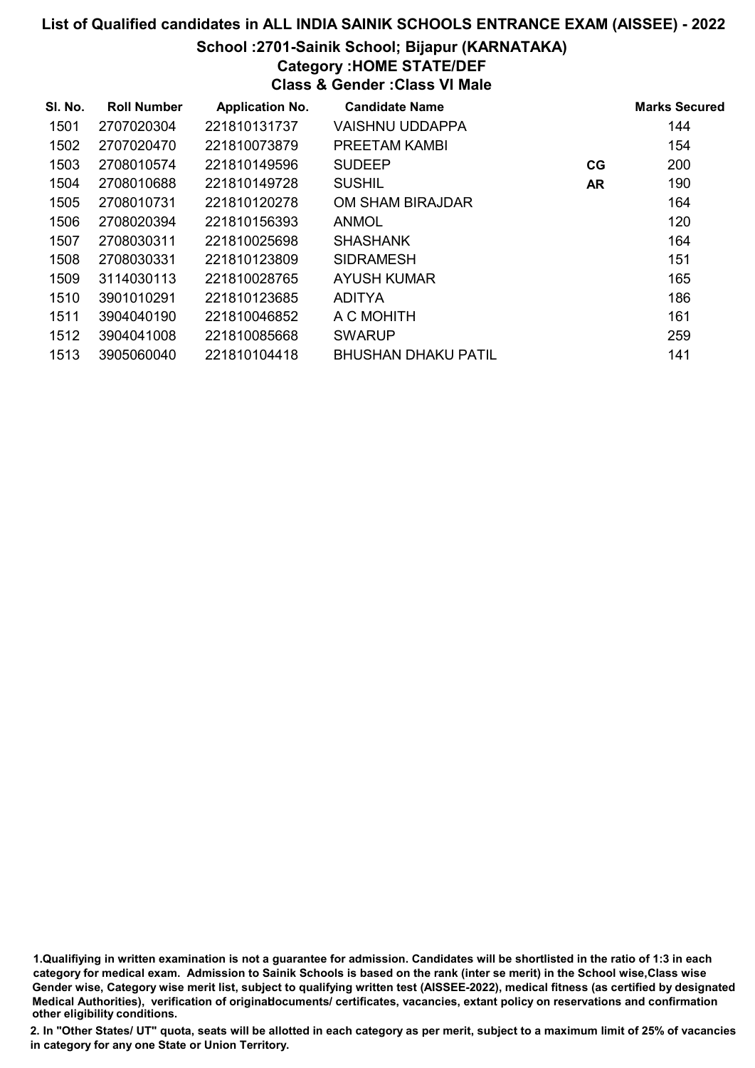# List of Qualified candidates in ALL INDIA SAINIK SCHOOLS ENTRANCE EXAM (AISSEE) - 2022

## School :2701-Sainik School; Bijapur (KARNATAKA)

### Category :HOME STATE/DEF

### Class & Gender :Class VI Male

| Sl. No. | Roll Number | Application No. | Candidate Name | | Marks Secured |
|---|---|---|---|---|---|
| 1501 | 2707020304 | 221810131737 | VAISHNU UDDAPPA | | 144 |
| 1502 | 2707020470 | 221810073879 | PREETAM KAMBI | | 154 |
| 1503 | 2708010574 | 221810149596 | SUDEEP | CG | 200 |
| 1504 | 2708010688 | 221810149728 | SUSHIL | AR | 190 |
| 1505 | 2708010731 | 221810120278 | OM SHAM BIRAJDAR | | 164 |
| 1506 | 2708020394 | 221810156393 | ANMOL | | 120 |
| 1507 | 2708030311 | 221810025698 | SHASHANK | | 164 |
| 1508 | 2708030331 | 221810123809 | SIDRAMESH | | 151 |
| 1509 | 3114030113 | 221810028765 | AYUSH KUMAR | | 165 |
| 1510 | 3901010291 | 221810123685 | ADITYA | | 186 |
| 1511 | 3904040190 | 221810046852 | A C MOHITH | | 161 |
| 1512 | 3904041008 | 221810085668 | SWARUP | | 259 |
| 1513 | 3905060040 | 221810104418 | BHUSHAN DHAKU PATIL | | 141 |

1.Qualifiying in written examination is not a guarantee for admission. Candidates will be shortlisted in the ratio of 1:3 in each category for medical exam. Admission to Sainik Schools is based on the rank (inter se merit) in the School wise,Class wise Gender wise, Category wise merit list, subject to qualifying written test (AISSEE-2022), medical fitness (as certified by designated Medical Authorities), verification of originaldocuments/ certificates, vacancies, extant policy on reservations and confirmation other eligibility conditions.

2. In "Other States/ UT" quota, seats will be allotted in each category as per merit, subject to a maximum limit of 25% of vacancies in category for any one State or Union Territory.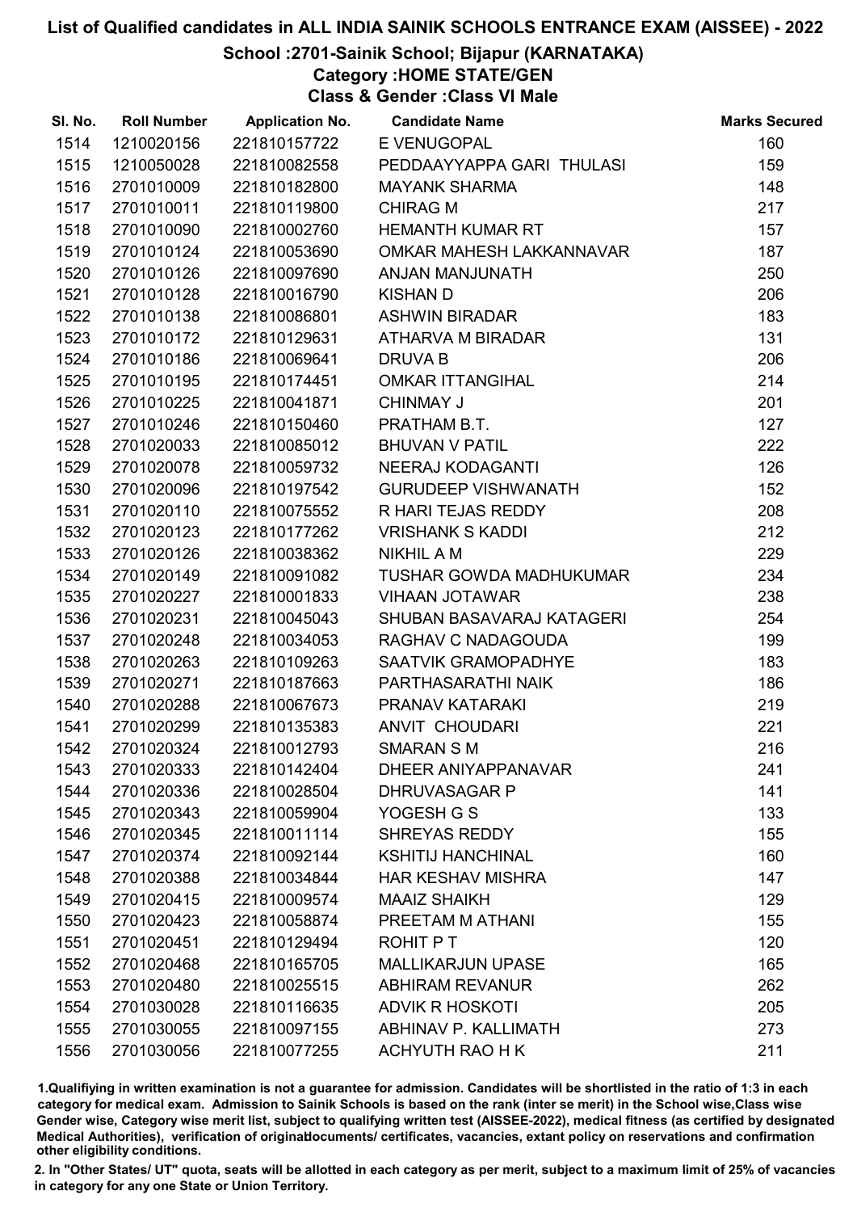# List of Qualified candidates in ALL INDIA SAINIK SCHOOLS ENTRANCE EXAM (AISSEE) - 2022

## School :2701-Sainik School; Bijapur (KARNATAKA)

### Category :HOME STATE/GEN

### Class & Gender :Class VI Male

| Sl. No. | Roll Number | Application No. | Candidate Name | Marks Secured |
|---|---|---|---|---|
| 1514 | 1210020156 | 221810157722 | E VENUGOPAL | 160 |
| 1515 | 1210050028 | 221810082558 | PEDDAAYYAPPA GARI THULASI | 159 |
| 1516 | 2701010009 | 221810182800 | MAYANK SHARMA | 148 |
| 1517 | 2701010011 | 221810119800 | CHIRAG M | 217 |
| 1518 | 2701010090 | 221810002760 | HEMANTH KUMAR RT | 157 |
| 1519 | 2701010124 | 221810053690 | OMKAR MAHESH LAKKANNAVAR | 187 |
| 1520 | 2701010126 | 221810097690 | ANJAN MANJUNATH | 250 |
| 1521 | 2701010128 | 221810016790 | KISHAN D | 206 |
| 1522 | 2701010138 | 221810086801 | ASHWIN BIRADAR | 183 |
| 1523 | 2701010172 | 221810129631 | ATHARVA M BIRADAR | 131 |
| 1524 | 2701010186 | 221810069641 | DRUVA B | 206 |
| 1525 | 2701010195 | 221810174451 | OMKAR ITTANGIHAL | 214 |
| 1526 | 2701010225 | 221810041871 | CHINMAY J | 201 |
| 1527 | 2701010246 | 221810150460 | PRATHAM B.T. | 127 |
| 1528 | 2701020033 | 221810085012 | BHUVAN V PATIL | 222 |
| 1529 | 2701020078 | 221810059732 | NEERAJ KODAGANTI | 126 |
| 1530 | 2701020096 | 221810197542 | GURUDEEP VISHWANATH | 152 |
| 1531 | 2701020110 | 221810075552 | R HARI TEJAS REDDY | 208 |
| 1532 | 2701020123 | 221810177262 | VRISHANK S KADDI | 212 |
| 1533 | 2701020126 | 221810038362 | NIKHIL A M | 229 |
| 1534 | 2701020149 | 221810091082 | TUSHAR GOWDA MADHUKUMAR | 234 |
| 1535 | 2701020227 | 221810001833 | VIHAAN JOTAWAR | 238 |
| 1536 | 2701020231 | 221810045043 | SHUBAN BASAVARAJ KATAGERI | 254 |
| 1537 | 2701020248 | 221810034053 | RAGHAV C NADAGOUDA | 199 |
| 1538 | 2701020263 | 221810109263 | SAATVIK GRAMOPADHYE | 183 |
| 1539 | 2701020271 | 221810187663 | PARTHASARATHI NAIK | 186 |
| 1540 | 2701020288 | 221810067673 | PRANAV KATARAKI | 219 |
| 1541 | 2701020299 | 221810135383 | ANVIT CHOUDARI | 221 |
| 1542 | 2701020324 | 221810012793 | SMARAN S M | 216 |
| 1543 | 2701020333 | 221810142404 | DHEER ANIYAPPANAVAR | 241 |
| 1544 | 2701020336 | 221810028504 | DHRUVASAGAR P | 141 |
| 1545 | 2701020343 | 221810059904 | YOGESH G S | 133 |
| 1546 | 2701020345 | 221810011114 | SHREYAS REDDY | 155 |
| 1547 | 2701020374 | 221810092144 | KSHITIJ HANCHINAL | 160 |
| 1548 | 2701020388 | 221810034844 | HAR KESHAV MISHRA | 147 |
| 1549 | 2701020415 | 221810009574 | MAAIZ SHAIKH | 129 |
| 1550 | 2701020423 | 221810058874 | PREETAM M ATHANI | 155 |
| 1551 | 2701020451 | 221810129494 | ROHIT P T | 120 |
| 1552 | 2701020468 | 221810165705 | MALLIKARJUN UPASE | 165 |
| 1553 | 2701020480 | 221810025515 | ABHIRAM REVANUR | 262 |
| 1554 | 2701030028 | 221810116635 | ADVIK R HOSKOTI | 205 |
| 1555 | 2701030055 | 221810097155 | ABHINAV P. KALLIMATH | 273 |
| 1556 | 2701030056 | 221810077255 | ACHYUTH RAO H K | 211 |

1.Qualifiying in written examination is not a guarantee for admission. Candidates will be shortlisted in the ratio of 1:3 in each category for medical exam. Admission to Sainik Schools is based on the rank (inter se merit) in the School wise,Class wise Gender wise, Category wise merit list, subject to qualifying written test (AISSEE-2022), medical fitness (as certified by designated Medical Authorities), verification of originaldocuments/ certificates, vacancies, extant policy on reservations and confirmation other eligibility conditions.

2. In "Other States/ UT" quota, seats will be allotted in each category as per merit, subject to a maximum limit of 25% of vacancies in category for any one State or Union Territory.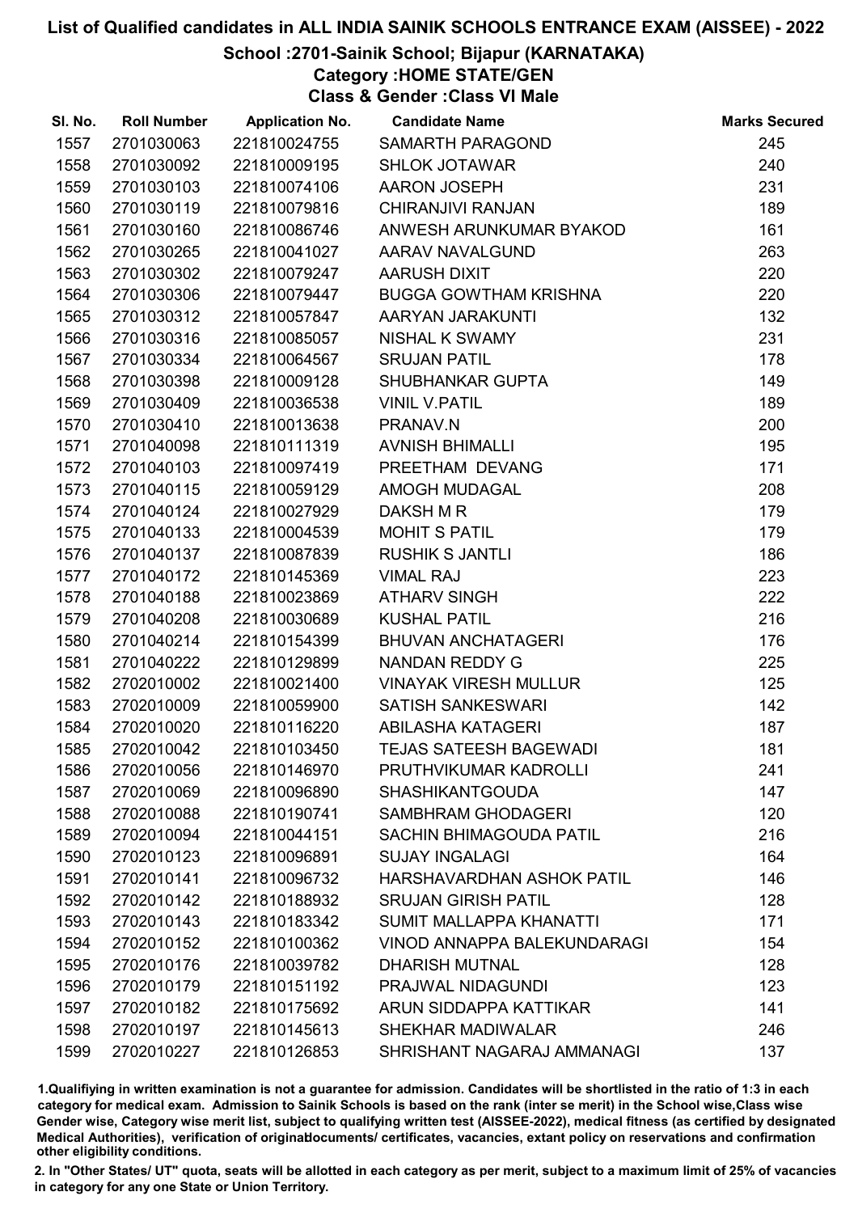# List of Qualified candidates in ALL INDIA SAINIK SCHOOLS ENTRANCE EXAM (AISSEE) - 2022

## School :2701-Sainik School; Bijapur (KARNATAKA)

### Category :HOME STATE/GEN

### Class & Gender :Class VI Male

| Sl. No. | Roll Number | Application No. | Candidate Name | Marks Secured |
|---|---|---|---|---|
| 1557 | 2701030063 | 221810024755 | SAMARTH PARAGOND | 245 |
| 1558 | 2701030092 | 221810009195 | SHLOK JOTAWAR | 240 |
| 1559 | 2701030103 | 221810074106 | AARON JOSEPH | 231 |
| 1560 | 2701030119 | 221810079816 | CHIRANJIVI RANJAN | 189 |
| 1561 | 2701030160 | 221810086746 | ANWESH ARUNKUMAR BYAKOD | 161 |
| 1562 | 2701030265 | 221810041027 | AARAV NAVALGUND | 263 |
| 1563 | 2701030302 | 221810079247 | AARUSH DIXIT | 220 |
| 1564 | 2701030306 | 221810079447 | BUGGA GOWTHAM KRISHNA | 220 |
| 1565 | 2701030312 | 221810057847 | AARYAN JARAKUNTI | 132 |
| 1566 | 2701030316 | 221810085057 | NISHAL K SWAMY | 231 |
| 1567 | 2701030334 | 221810064567 | SRUJAN PATIL | 178 |
| 1568 | 2701030398 | 221810009128 | SHUBHANKAR GUPTA | 149 |
| 1569 | 2701030409 | 221810036538 | VINIL V.PATIL | 189 |
| 1570 | 2701030410 | 221810013638 | PRANAV.N | 200 |
| 1571 | 2701040098 | 221810111319 | AVNISH BHIMALLI | 195 |
| 1572 | 2701040103 | 221810097419 | PREETHAM DEVANG | 171 |
| 1573 | 2701040115 | 221810059129 | AMOGH MUDAGAL | 208 |
| 1574 | 2701040124 | 221810027929 | DAKSH M R | 179 |
| 1575 | 2701040133 | 221810004539 | MOHIT S PATIL | 179 |
| 1576 | 2701040137 | 221810087839 | RUSHIK S JANTLI | 186 |
| 1577 | 2701040172 | 221810145369 | VIMAL RAJ | 223 |
| 1578 | 2701040188 | 221810023869 | ATHARV SINGH | 222 |
| 1579 | 2701040208 | 221810030689 | KUSHAL PATIL | 216 |
| 1580 | 2701040214 | 221810154399 | BHUVAN ANCHATAGERI | 176 |
| 1581 | 2701040222 | 221810129899 | NANDAN REDDY G | 225 |
| 1582 | 2702010002 | 221810021400 | VINAYAK VIRESH MULLUR | 125 |
| 1583 | 2702010009 | 221810059900 | SATISH SANKESWARI | 142 |
| 1584 | 2702010020 | 221810116220 | ABILASHA KATAGERI | 187 |
| 1585 | 2702010042 | 221810103450 | TEJAS SATEESH BAGEWADI | 181 |
| 1586 | 2702010056 | 221810146970 | PRUTHVIKUMAR KADROLLI | 241 |
| 1587 | 2702010069 | 221810096890 | SHASHIKANTGOUDA | 147 |
| 1588 | 2702010088 | 221810190741 | SAMBHRAM GHODAGERI | 120 |
| 1589 | 2702010094 | 221810044151 | SACHIN BHIMAGOUDA PATIL | 216 |
| 1590 | 2702010123 | 221810096891 | SUJAY INGALAGI | 164 |
| 1591 | 2702010141 | 221810096732 | HARSHAVARDHAN ASHOK PATIL | 146 |
| 1592 | 2702010142 | 221810188932 | SRUJAN GIRISH PATIL | 128 |
| 1593 | 2702010143 | 221810183342 | SUMIT MALLAPPA KHANATTI | 171 |
| 1594 | 2702010152 | 221810100362 | VINOD ANNAPPA BALEKUNDARAGI | 154 |
| 1595 | 2702010176 | 221810039782 | DHARISH MUTNAL | 128 |
| 1596 | 2702010179 | 221810151192 | PRAJWAL NIDAGUNDI | 123 |
| 1597 | 2702010182 | 221810175692 | ARUN SIDDAPPA KATTIKAR | 141 |
| 1598 | 2702010197 | 221810145613 | SHEKHAR MADIWALAR | 246 |
| 1599 | 2702010227 | 221810126853 | SHRISHANT NAGARAJ AMMANAGI | 137 |

1.Qualifying in written examination is not a guarantee for admission. Candidates will be shortlisted in the ratio of 1:3 in each category for medical exam. Admission to Sainik Schools is based on the rank (inter se merit) in the School wise,Class wise Gender wise, Category wise merit list, subject to qualifying written test (AISSEE-2022), medical fitness (as certified by designated Medical Authorities), verification of originaldocuments/ certificates, vacancies, extant policy on reservations and confirmation other eligibility conditions.

2. In "Other States/ UT" quota, seats will be allotted in each category as per merit, subject to a maximum limit of 25% of vacancies in category for any one State or Union Territory.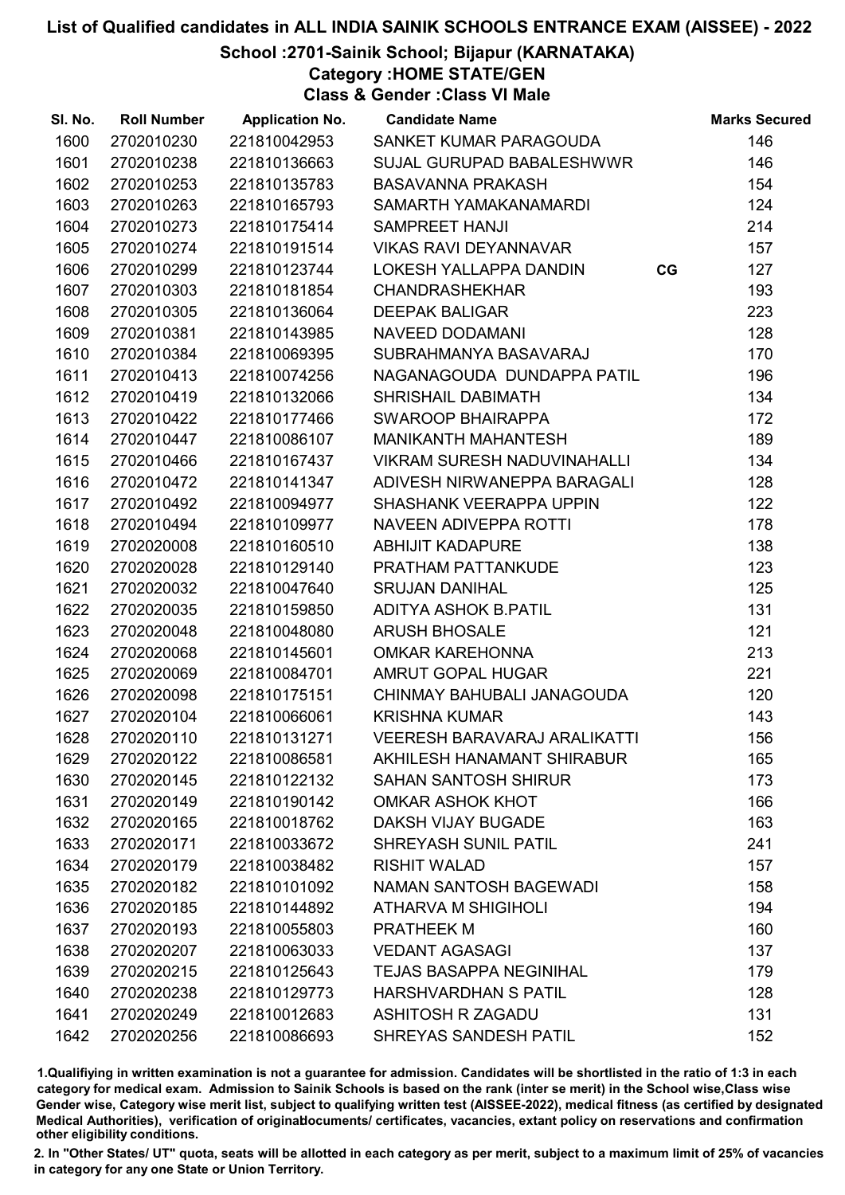# List of Qualified candidates in ALL INDIA SAINIK SCHOOLS ENTRANCE EXAM (AISSEE) - 2022

## School :2701-Sainik School; Bijapur (KARNATAKA)

### Category :HOME STATE/GEN

### Class & Gender :Class VI Male

| Sl. No. | Roll Number | Application No. | Candidate Name | | Marks Secured |
|---|---|---|---|---|---|
| 1600 | 2702010230 | 221810042953 | SANKET KUMAR PARAGOUDA | | 146 |
| 1601 | 2702010238 | 221810136663 | SUJAL GURUPAD BABALESHWWR | | 146 |
| 1602 | 2702010253 | 221810135783 | BASAVANNA PRAKASH | | 154 |
| 1603 | 2702010263 | 221810165793 | SAMARTH YAMAKANAMARDI | | 124 |
| 1604 | 2702010273 | 221810175414 | SAMPREET HANJI | | 214 |
| 1605 | 2702010274 | 221810191514 | VIKAS RAVI DEYANNAVAR | | 157 |
| 1606 | 2702010299 | 221810123744 | LOKESH YALLAPPA DANDIN | CG | 127 |
| 1607 | 2702010303 | 221810181854 | CHANDRASHEKHAR | | 193 |
| 1608 | 2702010305 | 221810136064 | DEEPAK BALIGAR | | 223 |
| 1609 | 2702010381 | 221810143985 | NAVEED DODAMANI | | 128 |
| 1610 | 2702010384 | 221810069395 | SUBRAHMANYA BASAVARAJ | | 170 |
| 1611 | 2702010413 | 221810074256 | NAGANAGOUDA DUNDAPPA PATIL | | 196 |
| 1612 | 2702010419 | 221810132066 | SHRISHAIL DABIMATH | | 134 |
| 1613 | 2702010422 | 221810177466 | SWAROOP BHAIRAPPA | | 172 |
| 1614 | 2702010447 | 221810086107 | MANIKANTH MAHANTESH | | 189 |
| 1615 | 2702010466 | 221810167437 | VIKRAM SURESH NADUVINAHALLI | | 134 |
| 1616 | 2702010472 | 221810141347 | ADIVESH NIRWANEPPA BARAGALI | | 128 |
| 1617 | 2702010492 | 221810094977 | SHASHANK VEERAPPA UPPIN | | 122 |
| 1618 | 2702010494 | 221810109977 | NAVEEN ADIVEPPA ROTTI | | 178 |
| 1619 | 2702020008 | 221810160510 | ABHIJIT KADAPURE | | 138 |
| 1620 | 2702020028 | 221810129140 | PRATHAM PATTANKUDE | | 123 |
| 1621 | 2702020032 | 221810047640 | SRUJAN DANIHAL | | 125 |
| 1622 | 2702020035 | 221810159850 | ADITYA ASHOK B.PATIL | | 131 |
| 1623 | 2702020048 | 221810048080 | ARUSH BHOSALE | | 121 |
| 1624 | 2702020068 | 221810145601 | OMKAR KAREHONNA | | 213 |
| 1625 | 2702020069 | 221810084701 | AMRUT GOPAL HUGAR | | 221 |
| 1626 | 2702020098 | 221810175151 | CHINMAY BAHUBALI JANAGOUDA | | 120 |
| 1627 | 2702020104 | 221810066061 | KRISHNA KUMAR | | 143 |
| 1628 | 2702020110 | 221810131271 | VEERESH BARAVARAJ ARALIKATTI | | 156 |
| 1629 | 2702020122 | 221810086581 | AKHILESH HANAMANT SHIRABUR | | 165 |
| 1630 | 2702020145 | 221810122132 | SAHAN SANTOSH SHIRUR | | 173 |
| 1631 | 2702020149 | 221810190142 | OMKAR ASHOK KHOT | | 166 |
| 1632 | 2702020165 | 221810018762 | DAKSH VIJAY BUGADE | | 163 |
| 1633 | 2702020171 | 221810033672 | SHREYASH SUNIL PATIL | | 241 |
| 1634 | 2702020179 | 221810038482 | RISHIT WALAD | | 157 |
| 1635 | 2702020182 | 221810101092 | NAMAN SANTOSH BAGEWADI | | 158 |
| 1636 | 2702020185 | 221810144892 | ATHARVA M SHIGIHOLI | | 194 |
| 1637 | 2702020193 | 221810055803 | PRATHEEK M | | 160 |
| 1638 | 2702020207 | 221810063033 | VEDANT AGASAGI | | 137 |
| 1639 | 2702020215 | 221810125643 | TEJAS BASAPPA NEGINIHAL | | 179 |
| 1640 | 2702020238 | 221810129773 | HARSHVARDHAN S PATIL | | 128 |
| 1641 | 2702020249 | 221810012683 | ASHITOSH R ZAGADU | | 131 |
| 1642 | 2702020256 | 221810086693 | SHREYAS SANDESH PATIL | | 152 |

1.Qualifiying in written examination is not a guarantee for admission. Candidates will be shortlisted in the ratio of 1:3 in each category for medical exam. Admission to Sainik Schools is based on the rank (inter se merit) in the School wise,Class wise Gender wise, Category wise merit list, subject to qualifying written test (AISSEE-2022), medical fitness (as certified by designated Medical Authorities), verification of originaldocuments/ certificates, vacancies, extant policy on reservations and confirmation other eligibility conditions.

2. In "Other States/ UT" quota, seats will be allotted in each category as per merit, subject to a maximum limit of 25% of vacancies in category for any one State or Union Territory.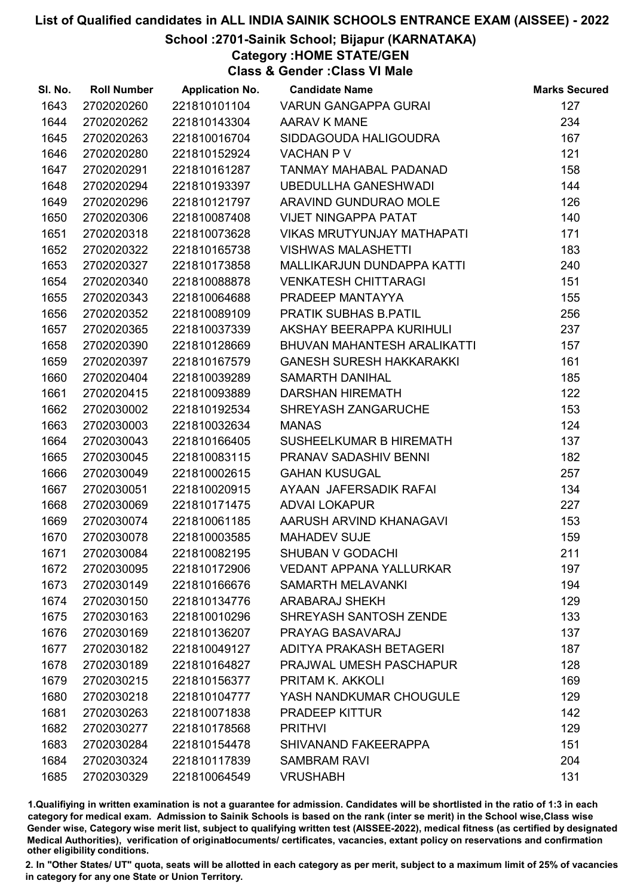# List of Qualified candidates in ALL INDIA SAINIK SCHOOLS ENTRANCE EXAM (AISSEE) - 2022

## School :2701-Sainik School; Bijapur (KARNATAKA)

### Category :HOME STATE/GEN

### Class & Gender :Class VI Male

| Sl. No. | Roll Number | Application No. | Candidate Name | Marks Secured |
|---|---|---|---|---|
| 1643 | 2702020260 | 221810101104 | VARUN GANGAPPA GURAI | 127 |
| 1644 | 2702020262 | 221810143304 | AARAV K MANE | 234 |
| 1645 | 2702020263 | 221810016704 | SIDDAGOUDA HALIGOUDRA | 167 |
| 1646 | 2702020280 | 221810152924 | VACHAN P V | 121 |
| 1647 | 2702020291 | 221810161287 | TANMAY MAHABAL PADANAD | 158 |
| 1648 | 2702020294 | 221810193397 | UBEDULLHA GANESHWADI | 144 |
| 1649 | 2702020296 | 221810121797 | ARAVIND GUNDURAO MOLE | 126 |
| 1650 | 2702020306 | 221810087408 | VIJET NINGAPPA PATAT | 140 |
| 1651 | 2702020318 | 221810073628 | VIKAS MRUTYUNJAY MATHAPATI | 171 |
| 1652 | 2702020322 | 221810165738 | VISHWAS MALASHETTI | 183 |
| 1653 | 2702020327 | 221810173858 | MALLIKARJUN DUNDAPPA KATTI | 240 |
| 1654 | 2702020340 | 221810088878 | VENKATESH CHITTARAGI | 151 |
| 1655 | 2702020343 | 221810064688 | PRADEEP MANTAYYA | 155 |
| 1656 | 2702020352 | 221810089109 | PRATIK SUBHAS B.PATIL | 256 |
| 1657 | 2702020365 | 221810037339 | AKSHAY BEERAPPA KURIHULI | 237 |
| 1658 | 2702020390 | 221810128669 | BHUVAN MAHANTESH ARALIKATTI | 157 |
| 1659 | 2702020397 | 221810167579 | GANESH SURESH HAKKARAKKI | 161 |
| 1660 | 2702020404 | 221810039289 | SAMARTH DANIHAL | 185 |
| 1661 | 2702020415 | 221810093889 | DARSHAN HIREMATH | 122 |
| 1662 | 2702030002 | 221810192534 | SHREYASH ZANGARUCHE | 153 |
| 1663 | 2702030003 | 221810032634 | MANAS | 124 |
| 1664 | 2702030043 | 221810166405 | SUSHEELKUMAR B HIREMATH | 137 |
| 1665 | 2702030045 | 221810083115 | PRANAV SADASHIV BENNI | 182 |
| 1666 | 2702030049 | 221810002615 | GAHAN KUSUGAL | 257 |
| 1667 | 2702030051 | 221810020915 | AYAAN JAFERSADIK RAFAI | 134 |
| 1668 | 2702030069 | 221810171475 | ADVAI LOKAPUR | 227 |
| 1669 | 2702030074 | 221810061185 | AARUSH ARVIND KHANAGAVI | 153 |
| 1670 | 2702030078 | 221810003585 | MAHADEV SUJE | 159 |
| 1671 | 2702030084 | 221810082195 | SHUBAN V GODACHI | 211 |
| 1672 | 2702030095 | 221810172906 | VEDANT APPANA YALLURKAR | 197 |
| 1673 | 2702030149 | 221810166676 | SAMARTH MELAVANKI | 194 |
| 1674 | 2702030150 | 221810134776 | ARABARAJ SHEKH | 129 |
| 1675 | 2702030163 | 221810010296 | SHREYASH SANTOSH ZENDE | 133 |
| 1676 | 2702030169 | 221810136207 | PRAYAG BASAVARAJ | 137 |
| 1677 | 2702030182 | 221810049127 | ADITYA PRAKASH BETAGERI | 187 |
| 1678 | 2702030189 | 221810164827 | PRAJWAL UMESH PASCHAPUR | 128 |
| 1679 | 2702030215 | 221810156377 | PRITAM K. AKKOLI | 169 |
| 1680 | 2702030218 | 221810104777 | YASH NANDKUMAR CHOUGULE | 129 |
| 1681 | 2702030263 | 221810071838 | PRADEEP KITTUR | 142 |
| 1682 | 2702030277 | 221810178568 | PRITHVI | 129 |
| 1683 | 2702030284 | 221810154478 | SHIVANAND FAKEERAPPA | 151 |
| 1684 | 2702030324 | 221810117839 | SAMBRAM RAVI | 204 |
| 1685 | 2702030329 | 221810064549 | VRUSHABH | 131 |

1.Qualifiying in written examination is not a guarantee for admission. Candidates will be shortlisted in the ratio of 1:3 in each category for medical exam. Admission to Sainik Schools is based on the rank (inter se merit) in the School wise,Class wise Gender wise, Category wise merit list, subject to qualifying written test (AISSEE-2022), medical fitness (as certified by designated Medical Authorities), verification of originaldocuments/ certificates, vacancies, extant policy on reservations and confirmation other eligibility conditions.

2. In "Other States/ UT" quota, seats will be allotted in each category as per merit, subject to a maximum limit of 25% of vacancies in category for any one State or Union Territory.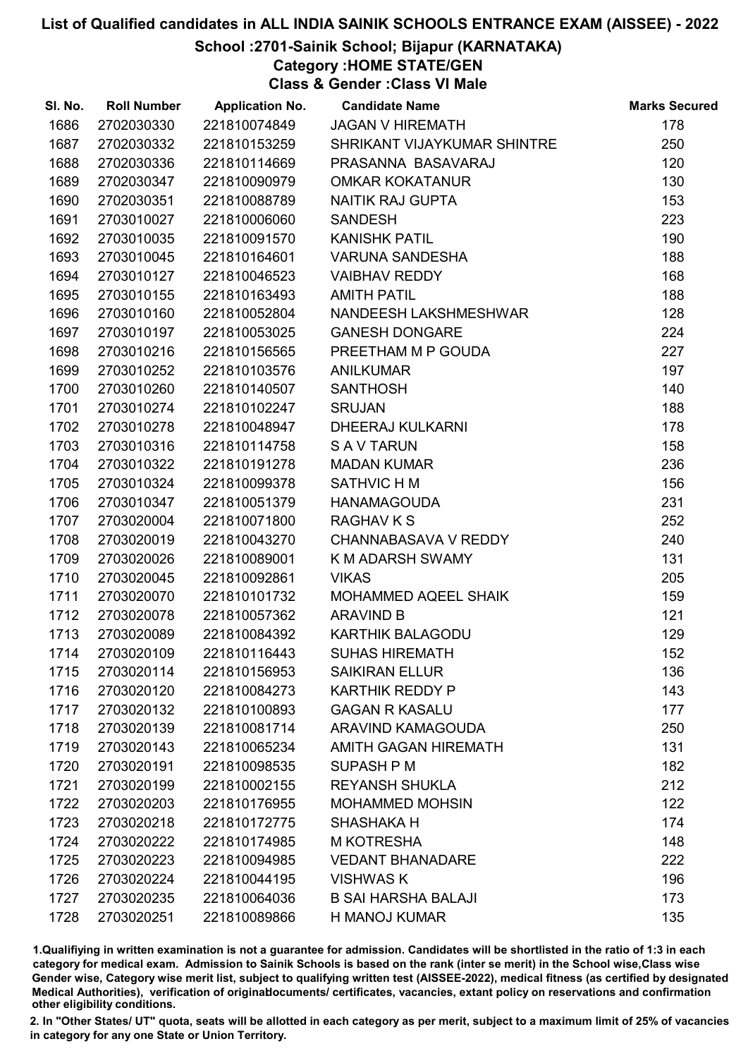# List of Qualified candidates in ALL INDIA SAINIK SCHOOLS ENTRANCE EXAM (AISSEE) - 2022

## School :2701-Sainik School; Bijapur (KARNATAKA)

### Category :HOME STATE/GEN

### Class & Gender :Class VI Male

| Sl. No. | Roll Number | Application No. | Candidate Name | Marks Secured |
|---|---|---|---|---|
| 1686 | 2702030330 | 221810074849 | JAGAN V HIREMATH | 178 |
| 1687 | 2702030332 | 221810153259 | SHRIKANT VIJAYKUMAR SHINTRE | 250 |
| 1688 | 2702030336 | 221810114669 | PRASANNA BASAVARAJ | 120 |
| 1689 | 2702030347 | 221810090979 | OMKAR KOKATANUR | 130 |
| 1690 | 2702030351 | 221810088789 | NAITIK RAJ GUPTA | 153 |
| 1691 | 2703010027 | 221810006060 | SANDESH | 223 |
| 1692 | 2703010035 | 221810091570 | KANISHK PATIL | 190 |
| 1693 | 2703010045 | 221810164601 | VARUNA SANDESHA | 188 |
| 1694 | 2703010127 | 221810046523 | VAIBHAV REDDY | 168 |
| 1695 | 2703010155 | 221810163493 | AMITH PATIL | 188 |
| 1696 | 2703010160 | 221810052804 | NANDEESH LAKSHMESHWAR | 128 |
| 1697 | 2703010197 | 221810053025 | GANESH DONGARE | 224 |
| 1698 | 2703010216 | 221810156565 | PREETHAM M P GOUDA | 227 |
| 1699 | 2703010252 | 221810103576 | ANILKUMAR | 197 |
| 1700 | 2703010260 | 221810140507 | SANTHOSH | 140 |
| 1701 | 2703010274 | 221810102247 | SRUJAN | 188 |
| 1702 | 2703010278 | 221810048947 | DHEERAJ KULKARNI | 178 |
| 1703 | 2703010316 | 221810114758 | S A V TARUN | 158 |
| 1704 | 2703010322 | 221810191278 | MADAN KUMAR | 236 |
| 1705 | 2703010324 | 221810099378 | SATHVIC H M | 156 |
| 1706 | 2703010347 | 221810051379 | HANAMAGOUDA | 231 |
| 1707 | 2703020004 | 221810071800 | RAGHAV K S | 252 |
| 1708 | 2703020019 | 221810043270 | CHANNABASAVA V REDDY | 240 |
| 1709 | 2703020026 | 221810089001 | K M ADARSH SWAMY | 131 |
| 1710 | 2703020045 | 221810092861 | VIKAS | 205 |
| 1711 | 2703020070 | 221810101732 | MOHAMMED AQEEL SHAIK | 159 |
| 1712 | 2703020078 | 221810057362 | ARAVIND B | 121 |
| 1713 | 2703020089 | 221810084392 | KARTHIK BALAGODU | 129 |
| 1714 | 2703020109 | 221810116443 | SUHAS HIREMATH | 152 |
| 1715 | 2703020114 | 221810156953 | SAIKIRAN ELLUR | 136 |
| 1716 | 2703020120 | 221810084273 | KARTHIK REDDY P | 143 |
| 1717 | 2703020132 | 221810100893 | GAGAN R KASALU | 177 |
| 1718 | 2703020139 | 221810081714 | ARAVIND KAMAGOUDA | 250 |
| 1719 | 2703020143 | 221810065234 | AMITH GAGAN HIREMATH | 131 |
| 1720 | 2703020191 | 221810098535 | SUPASH P M | 182 |
| 1721 | 2703020199 | 221810002155 | REYANSH SHUKLA | 212 |
| 1722 | 2703020203 | 221810176955 | MOHAMMED MOHSIN | 122 |
| 1723 | 2703020218 | 221810172775 | SHASHAKA H | 174 |
| 1724 | 2703020222 | 221810174985 | M KOTRESHA | 148 |
| 1725 | 2703020223 | 221810094985 | VEDANT BHANADARE | 222 |
| 1726 | 2703020224 | 221810044195 | VISHWAS K | 196 |
| 1727 | 2703020235 | 221810064036 | B SAI HARSHA BALAJI | 173 |
| 1728 | 2703020251 | 221810089866 | H MANOJ KUMAR | 135 |

1.Qualifiying in written examination is not a guarantee for admission. Candidates will be shortlisted in the ratio of 1:3 in each category for medical exam. Admission to Sainik Schools is based on the rank (inter se merit) in the School wise,Class wise Gender wise, Category wise merit list, subject to qualifying written test (AISSEE-2022), medical fitness (as certified by designated Medical Authorities), verification of originaldocuments/ certificates, vacancies, extant policy on reservations and confirmation other eligibility conditions.

2. In "Other States/ UT" quota, seats will be allotted in each category as per merit, subject to a maximum limit of 25% of vacancies in category for any one State or Union Territory.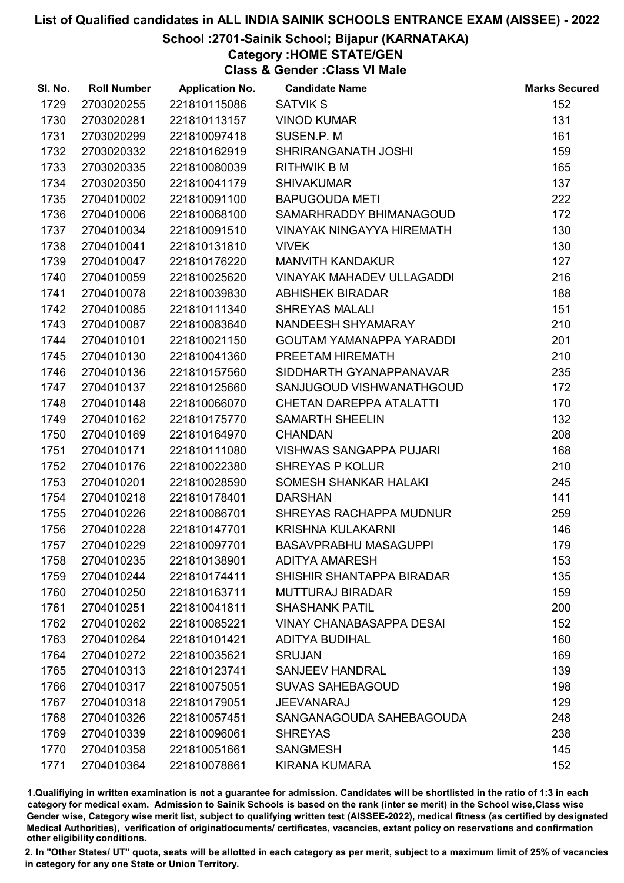# List of Qualified candidates in ALL INDIA SAINIK SCHOOLS ENTRANCE EXAM (AISSEE) - 2022

## School :2701-Sainik School; Bijapur (KARNATAKA)

### Category :HOME STATE/GEN

### Class & Gender :Class VI Male

| Sl. No. | Roll Number | Application No. | Candidate Name | Marks Secured |
|---|---|---|---|---|
| 1729 | 2703020255 | 221810115086 | SATVIK S | 152 |
| 1730 | 2703020281 | 221810113157 | VINOD KUMAR | 131 |
| 1731 | 2703020299 | 221810097418 | SUSEN.P. M | 161 |
| 1732 | 2703020332 | 221810162919 | SHRIRANGANATH JOSHI | 159 |
| 1733 | 2703020335 | 221810080039 | RITHWIK B M | 165 |
| 1734 | 2703020350 | 221810041179 | SHIVAKUMAR | 137 |
| 1735 | 2704010002 | 221810091100 | BAPUGOUDA METI | 222 |
| 1736 | 2704010006 | 221810068100 | SAMARHRADDY BHIMANAGOUD | 172 |
| 1737 | 2704010034 | 221810091510 | VINAYAK NINGAYYA HIREMATH | 130 |
| 1738 | 2704010041 | 221810131810 | VIVEK | 130 |
| 1739 | 2704010047 | 221810176220 | MANVITH KANDAKUR | 127 |
| 1740 | 2704010059 | 221810025620 | VINAYAK MAHADEV ULLAGADDI | 216 |
| 1741 | 2704010078 | 221810039830 | ABHISHEK BIRADAR | 188 |
| 1742 | 2704010085 | 221810111340 | SHREYAS MALALI | 151 |
| 1743 | 2704010087 | 221810083640 | NANDEESH SHYAMARAY | 210 |
| 1744 | 2704010101 | 221810021150 | GOUTAM YAMANAPPA YARADDI | 201 |
| 1745 | 2704010130 | 221810041360 | PREETAM HIREMATH | 210 |
| 1746 | 2704010136 | 221810157560 | SIDDHARTH GYANAPPANAVAR | 235 |
| 1747 | 2704010137 | 221810125660 | SANJUGOUD VISHWANATHGOUD | 172 |
| 1748 | 2704010148 | 221810066070 | CHETAN DAREPPA ATALATTI | 170 |
| 1749 | 2704010162 | 221810175770 | SAMARTH SHEELIN | 132 |
| 1750 | 2704010169 | 221810164970 | CHANDAN | 208 |
| 1751 | 2704010171 | 221810111080 | VISHWAS SANGAPPA PUJARI | 168 |
| 1752 | 2704010176 | 221810022380 | SHREYAS P KOLUR | 210 |
| 1753 | 2704010201 | 221810028590 | SOMESH SHANKAR HALAKI | 245 |
| 1754 | 2704010218 | 221810178401 | DARSHAN | 141 |
| 1755 | 2704010226 | 221810086701 | SHREYAS RACHAPPA MUDNUR | 259 |
| 1756 | 2704010228 | 221810147701 | KRISHNA KULAKARNI | 146 |
| 1757 | 2704010229 | 221810097701 | BASAVPRABHU MASAGUPPI | 179 |
| 1758 | 2704010235 | 221810138901 | ADITYA AMARESH | 153 |
| 1759 | 2704010244 | 221810174411 | SHISHIR SHANTAPPA BIRADAR | 135 |
| 1760 | 2704010250 | 221810163711 | MUTTURAJ BIRADAR | 159 |
| 1761 | 2704010251 | 221810041811 | SHASHANK PATIL | 200 |
| 1762 | 2704010262 | 221810085221 | VINAY CHANABASAPPA DESAI | 152 |
| 1763 | 2704010264 | 221810101421 | ADITYA BUDIHAL | 160 |
| 1764 | 2704010272 | 221810035621 | SRUJAN | 169 |
| 1765 | 2704010313 | 221810123741 | SANJEEV HANDRAL | 139 |
| 1766 | 2704010317 | 221810075051 | SUVAS SAHEBAGOUD | 198 |
| 1767 | 2704010318 | 221810179051 | JEEVANARAJ | 129 |
| 1768 | 2704010326 | 221810057451 | SANGANAGOUDA SAHEBAGOUDA | 248 |
| 1769 | 2704010339 | 221810096061 | SHREYAS | 238 |
| 1770 | 2704010358 | 221810051661 | SANGMESH | 145 |
| 1771 | 2704010364 | 221810078861 | KIRANA KUMARA | 152 |

1.Qualifiying in written examination is not a guarantee for admission. Candidates will be shortlisted in the ratio of 1:3 in each category for medical exam. Admission to Sainik Schools is based on the rank (inter se merit) in the School wise,Class wise Gender wise, Category wise merit list, subject to qualifying written test (AISSEE-2022), medical fitness (as certified by designated Medical Authorities), verification of originablocuments/ certificates, vacancies, extant policy on reservations and confirmation other eligibility conditions.

2. In "Other States/ UT" quota, seats will be allotted in each category as per merit, subject to a maximum limit of 25% of vacancies in category for any one State or Union Territory.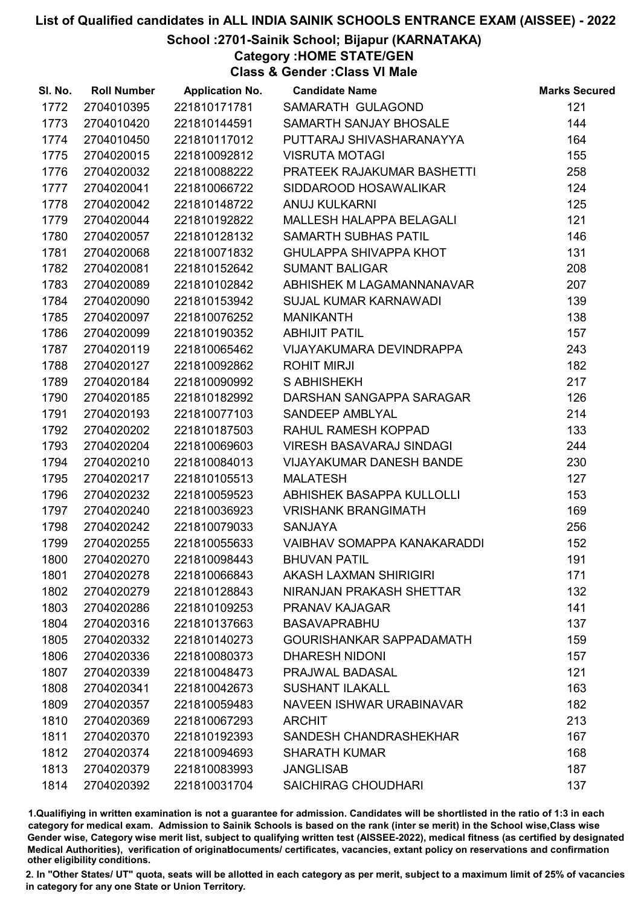# List of Qualified candidates in ALL INDIA SAINIK SCHOOLS ENTRANCE EXAM (AISSEE) - 2022

## School :2701-Sainik School; Bijapur (KARNATAKA)

### Category :HOME STATE/GEN

### Class & Gender :Class VI Male

| Sl. No. | Roll Number | Application No. | Candidate Name | Marks Secured |
|---|---|---|---|---|
| 1772 | 2704010395 | 221810171781 | SAMARATH GULAGOND | 121 |
| 1773 | 2704010420 | 221810144591 | SAMARTH SANJAY BHOSALE | 144 |
| 1774 | 2704010450 | 221810117012 | PUTTARAJ SHIVASHARANAYYA | 164 |
| 1775 | 2704020015 | 221810092812 | VISRUTA MOTAGI | 155 |
| 1776 | 2704020032 | 221810088222 | PRATEEK RAJAKUMAR BASHETTI | 258 |
| 1777 | 2704020041 | 221810066722 | SIDDAROOD HOSAWALIKAR | 124 |
| 1778 | 2704020042 | 221810148722 | ANUJ KULKARNI | 125 |
| 1779 | 2704020044 | 221810192822 | MALLESH HALAPPA BELAGALI | 121 |
| 1780 | 2704020057 | 221810128132 | SAMARTH SUBHAS PATIL | 146 |
| 1781 | 2704020068 | 221810071832 | GHULAPPA SHIVAPPA KHOT | 131 |
| 1782 | 2704020081 | 221810152642 | SUMANT BALIGAR | 208 |
| 1783 | 2704020089 | 221810102842 | ABHISHEK M LAGAMANNANAVAR | 207 |
| 1784 | 2704020090 | 221810153942 | SUJAL KUMAR KARNAWADI | 139 |
| 1785 | 2704020097 | 221810076252 | MANIKANTH | 138 |
| 1786 | 2704020099 | 221810190352 | ABHIJIT PATIL | 157 |
| 1787 | 2704020119 | 221810065462 | VIJAYAKUMARA DEVINDRAPPA | 243 |
| 1788 | 2704020127 | 221810092862 | ROHIT MIRJI | 182 |
| 1789 | 2704020184 | 221810090992 | S ABHISHEKH | 217 |
| 1790 | 2704020185 | 221810182992 | DARSHAN SANGAPPA SARAGAR | 126 |
| 1791 | 2704020193 | 221810077103 | SANDEEP AMBLYAL | 214 |
| 1792 | 2704020202 | 221810187503 | RAHUL RAMESH KOPPAD | 133 |
| 1793 | 2704020204 | 221810069603 | VIRESH BASAVARAJ SINDAGI | 244 |
| 1794 | 2704020210 | 221810084013 | VIJAYAKUMAR DANESH BANDE | 230 |
| 1795 | 2704020217 | 221810105513 | MALATESH | 127 |
| 1796 | 2704020232 | 221810059523 | ABHISHEK BASAPPA KULLOLLI | 153 |
| 1797 | 2704020240 | 221810036923 | VRISHANK BRANGIMATH | 169 |
| 1798 | 2704020242 | 221810079033 | SANJAYA | 256 |
| 1799 | 2704020255 | 221810055633 | VAIBHAV SOMAPPA KANAKARADDI | 152 |
| 1800 | 2704020270 | 221810098443 | BHUVAN PATIL | 191 |
| 1801 | 2704020278 | 221810066843 | AKASH LAXMAN SHIRIGIRI | 171 |
| 1802 | 2704020279 | 221810128843 | NIRANJAN PRAKASH SHETTAR | 132 |
| 1803 | 2704020286 | 221810109253 | PRANAV KAJAGAR | 141 |
| 1804 | 2704020316 | 221810137663 | BASAVAPRABHU | 137 |
| 1805 | 2704020332 | 221810140273 | GOURISHANKAR SAPPADAMATH | 159 |
| 1806 | 2704020336 | 221810080373 | DHARESH NIDONI | 157 |
| 1807 | 2704020339 | 221810048473 | PRAJWAL BADASAL | 121 |
| 1808 | 2704020341 | 221810042673 | SUSHANT ILAKALL | 163 |
| 1809 | 2704020357 | 221810059483 | NAVEEN ISHWAR URABINAVAR | 182 |
| 1810 | 2704020369 | 221810067293 | ARCHIT | 213 |
| 1811 | 2704020370 | 221810192393 | SANDESH CHANDRASHEKHAR | 167 |
| 1812 | 2704020374 | 221810094693 | SHARATH KUMAR | 168 |
| 1813 | 2704020379 | 221810083993 | JANGLISAB | 187 |
| 1814 | 2704020392 | 221810031704 | SAICHIRAG CHOUDHARI | 137 |

1.Qualifiying in written examination is not a guarantee for admission. Candidates will be shortlisted in the ratio of 1:3 in each category for medical exam. Admission to Sainik Schools is based on the rank (inter se merit) in the School wise,Class wise Gender wise, Category wise merit list, subject to qualifying written test (AISSEE-2022), medical fitness (as certified by designated Medical Authorities), verification of originaldocuments/ certificates, vacancies, extant policy on reservations and confirmation other eligibility conditions.

2. In "Other States/ UT" quota, seats will be allotted in each category as per merit, subject to a maximum limit of 25% of vacancies in category for any one State or Union Territory.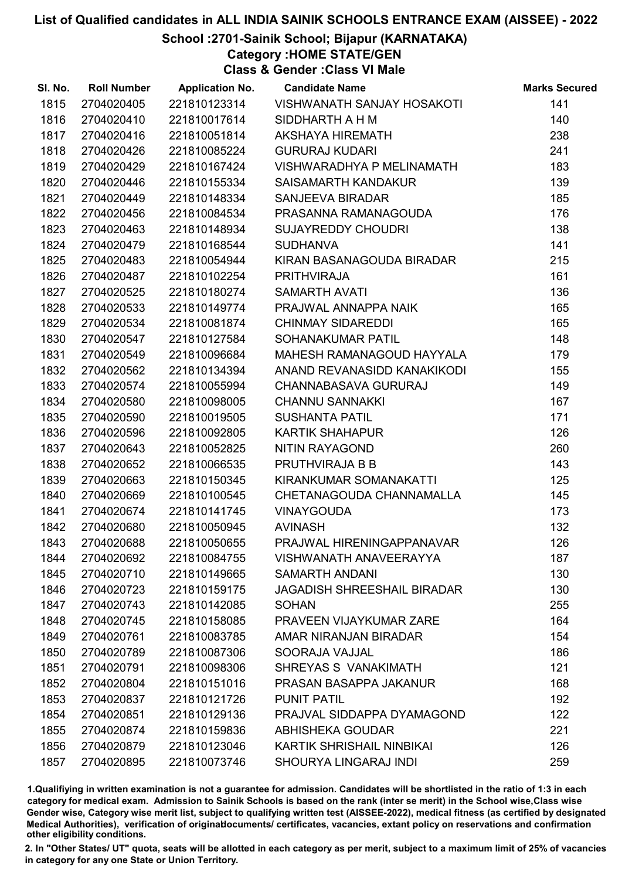# List of Qualified candidates in ALL INDIA SAINIK SCHOOLS ENTRANCE EXAM (AISSEE) - 2022

## School :2701-Sainik School; Bijapur (KARNATAKA)

### Category :HOME STATE/GEN

### Class & Gender :Class VI Male

| Sl. No. | Roll Number | Application No. | Candidate Name | Marks Secured |
|---|---|---|---|---|
| 1815 | 2704020405 | 221810123314 | VISHWANATH SANJAY HOSAKOTI | 141 |
| 1816 | 2704020410 | 221810017614 | SIDDHARTH A H M | 140 |
| 1817 | 2704020416 | 221810051814 | AKSHAYA HIREMATH | 238 |
| 1818 | 2704020426 | 221810085224 | GURURAJ KUDARI | 241 |
| 1819 | 2704020429 | 221810167424 | VISHWARADHYA P MELINAMATH | 183 |
| 1820 | 2704020446 | 221810155334 | SAISAMARTH KANDAKUR | 139 |
| 1821 | 2704020449 | 221810148334 | SANJEEVA BIRADAR | 185 |
| 1822 | 2704020456 | 221810084534 | PRASANNA RAMANAGOUDA | 176 |
| 1823 | 2704020463 | 221810148934 | SUJAYREDDY CHOUDRI | 138 |
| 1824 | 2704020479 | 221810168544 | SUDHANVA | 141 |
| 1825 | 2704020483 | 221810054944 | KIRAN BASANAGOUDA BIRADAR | 215 |
| 1826 | 2704020487 | 221810102254 | PRITHVIRAJA | 161 |
| 1827 | 2704020525 | 221810180274 | SAMARTH AVATI | 136 |
| 1828 | 2704020533 | 221810149774 | PRAJWAL ANNAPPA NAIK | 165 |
| 1829 | 2704020534 | 221810081874 | CHINMAY SIDAREDDI | 165 |
| 1830 | 2704020547 | 221810127584 | SOHANAKUMAR PATIL | 148 |
| 1831 | 2704020549 | 221810096684 | MAHESH RAMANAGOUD HAYYALA | 179 |
| 1832 | 2704020562 | 221810134394 | ANAND REVANASIDD KANAKIKODI | 155 |
| 1833 | 2704020574 | 221810055994 | CHANNABASAVA GURURAJ | 149 |
| 1834 | 2704020580 | 221810098005 | CHANNU SANNAKKI | 167 |
| 1835 | 2704020590 | 221810019505 | SUSHANTA PATIL | 171 |
| 1836 | 2704020596 | 221810092805 | KARTIK SHAHAPUR | 126 |
| 1837 | 2704020643 | 221810052825 | NITIN RAYAGOND | 260 |
| 1838 | 2704020652 | 221810066535 | PRUTHVIRAJA B B | 143 |
| 1839 | 2704020663 | 221810150345 | KIRANKUMAR SOMANAKATTI | 125 |
| 1840 | 2704020669 | 221810100545 | CHETANAGOUDA CHANNAMALLA | 145 |
| 1841 | 2704020674 | 221810141745 | VINAYGOUDA | 173 |
| 1842 | 2704020680 | 221810050945 | AVINASH | 132 |
| 1843 | 2704020688 | 221810050655 | PRAJWAL HIRENINGAPPANAVAR | 126 |
| 1844 | 2704020692 | 221810084755 | VISHWANATH ANAVEERAYYA | 187 |
| 1845 | 2704020710 | 221810149665 | SAMARTH ANDANI | 130 |
| 1846 | 2704020723 | 221810159175 | JAGADISH SHREESHAIL BIRADAR | 130 |
| 1847 | 2704020743 | 221810142085 | SOHAN | 255 |
| 1848 | 2704020745 | 221810158085 | PRAVEEN VIJAYKUMAR ZARE | 164 |
| 1849 | 2704020761 | 221810083785 | AMAR NIRANJAN BIRADAR | 154 |
| 1850 | 2704020789 | 221810087306 | SOORAJA VAJJAL | 186 |
| 1851 | 2704020791 | 221810098306 | SHREYAS S VANAKIMATH | 121 |
| 1852 | 2704020804 | 221810151016 | PRASAN BASAPPA JAKANUR | 168 |
| 1853 | 2704020837 | 221810121726 | PUNIT PATIL | 192 |
| 1854 | 2704020851 | 221810129136 | PRAJVAL SIDDAPPA DYAMAGOND | 122 |
| 1855 | 2704020874 | 221810159836 | ABHISHEKA GOUDAR | 221 |
| 1856 | 2704020879 | 221810123046 | KARTIK SHRISHAIL NINBIKAI | 126 |
| 1857 | 2704020895 | 221810073746 | SHOURYA LINGARAJ INDI | 259 |

1.Qualifying in written examination is not a guarantee for admission. Candidates will be shortlisted in the ratio of 1:3 in each category for medical exam. Admission to Sainik Schools is based on the rank (inter se merit) in the School wise,Class wise Gender wise, Category wise merit list, subject to qualifying written test (AISSEE-2022), medical fitness (as certified by designated Medical Authorities), verification of originaldocuments/ certificates, vacancies, extant policy on reservations and confirmation other eligibility conditions.

2. In "Other States/ UT" quota, seats will be allotted in each category as per merit, subject to a maximum limit of 25% of vacancies in category for any one State or Union Territory.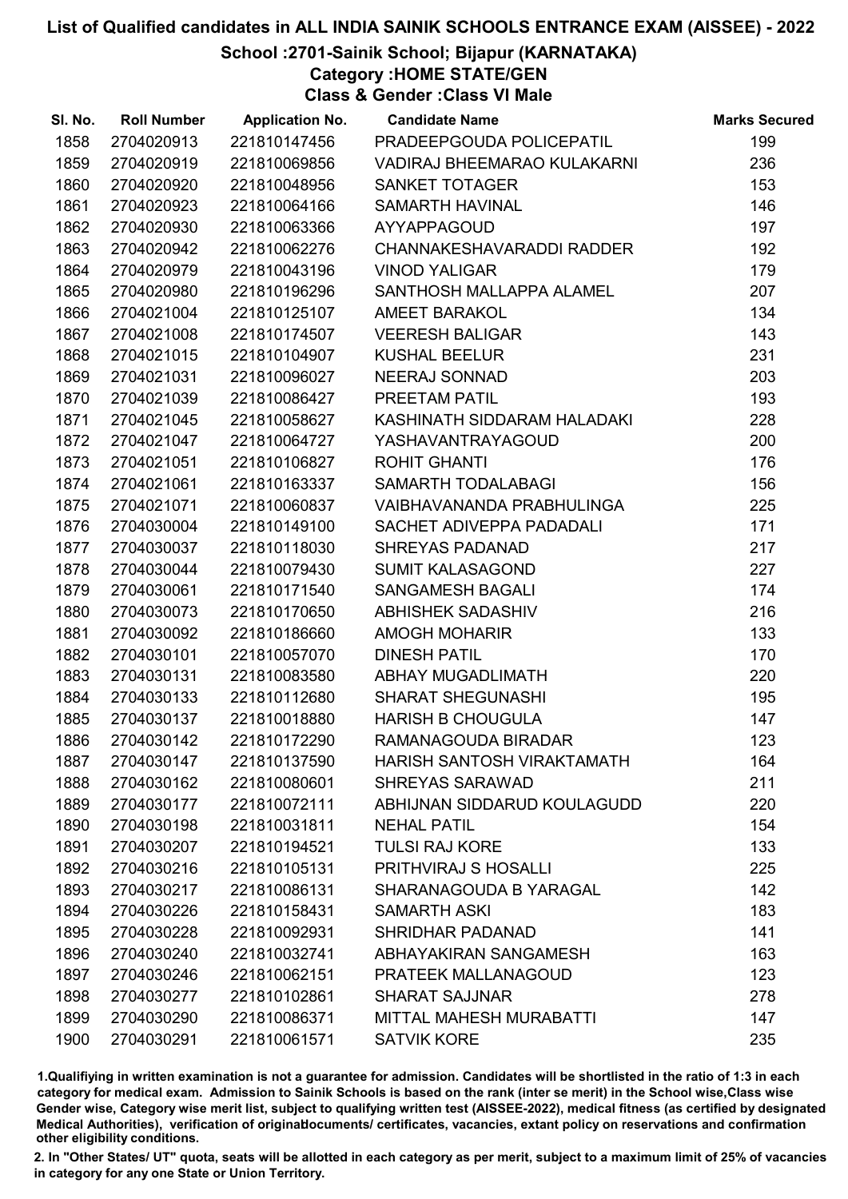# List of Qualified candidates in ALL INDIA SAINIK SCHOOLS ENTRANCE EXAM (AISSEE) - 2022

## School :2701-Sainik School; Bijapur (KARNATAKA)

### Category :HOME STATE/GEN

### Class & Gender :Class VI Male

| Sl. No. | Roll Number | Application No. | Candidate Name | Marks Secured |
|---|---|---|---|---|
| 1858 | 2704020913 | 221810147456 | PRADEEPGOUDA POLICEPATIL | 199 |
| 1859 | 2704020919 | 221810069856 | VADIRAJ BHEEMARAO KULAKARNI | 236 |
| 1860 | 2704020920 | 221810048956 | SANKET TOTAGER | 153 |
| 1861 | 2704020923 | 221810064166 | SAMARTH HAVINAL | 146 |
| 1862 | 2704020930 | 221810063366 | AYYAPPAGOUD | 197 |
| 1863 | 2704020942 | 221810062276 | CHANNAKESHAVARADDI RADDER | 192 |
| 1864 | 2704020979 | 221810043196 | VINOD YALIGAR | 179 |
| 1865 | 2704020980 | 221810196296 | SANTHOSH MALLAPPA ALAMEL | 207 |
| 1866 | 2704021004 | 221810125107 | AMEET BARAKOL | 134 |
| 1867 | 2704021008 | 221810174507 | VEERESH BALIGAR | 143 |
| 1868 | 2704021015 | 221810104907 | KUSHAL BEELUR | 231 |
| 1869 | 2704021031 | 221810096027 | NEERAJ SONNAD | 203 |
| 1870 | 2704021039 | 221810086427 | PREETAM PATIL | 193 |
| 1871 | 2704021045 | 221810058627 | KASHINATH SIDDARAM HALADAKI | 228 |
| 1872 | 2704021047 | 221810064727 | YASHAVANTRAYAGOUD | 200 |
| 1873 | 2704021051 | 221810106827 | ROHIT GHANTI | 176 |
| 1874 | 2704021061 | 221810163337 | SAMARTH TODALABAGI | 156 |
| 1875 | 2704021071 | 221810060837 | VAIBHAVANANDA PRABHULINGA | 225 |
| 1876 | 2704030004 | 221810149100 | SACHET ADIVEPPA PADADALI | 171 |
| 1877 | 2704030037 | 221810118030 | SHREYAS PADANAD | 217 |
| 1878 | 2704030044 | 221810079430 | SUMIT KALASAGOND | 227 |
| 1879 | 2704030061 | 221810171540 | SANGAMESH BAGALI | 174 |
| 1880 | 2704030073 | 221810170650 | ABHISHEK SADASHIV | 216 |
| 1881 | 2704030092 | 221810186660 | AMOGH MOHARIR | 133 |
| 1882 | 2704030101 | 221810057070 | DINESH PATIL | 170 |
| 1883 | 2704030131 | 221810083580 | ABHAY MUGADLIMATH | 220 |
| 1884 | 2704030133 | 221810112680 | SHARAT SHEGUNASHI | 195 |
| 1885 | 2704030137 | 221810018880 | HARISH B CHOUGULA | 147 |
| 1886 | 2704030142 | 221810172290 | RAMANAGOUDA BIRADAR | 123 |
| 1887 | 2704030147 | 221810137590 | HARISH SANTOSH VIRAKTAMATH | 164 |
| 1888 | 2704030162 | 221810080601 | SHREYAS SARAWAD | 211 |
| 1889 | 2704030177 | 221810072111 | ABHIJNAN SIDDARUD KOULAGUDD | 220 |
| 1890 | 2704030198 | 221810031811 | NEHAL PATIL | 154 |
| 1891 | 2704030207 | 221810194521 | TULSI RAJ KORE | 133 |
| 1892 | 2704030216 | 221810105131 | PRITHVIRAJ S HOSALLI | 225 |
| 1893 | 2704030217 | 221810086131 | SHARANAGOUDA B YARAGAL | 142 |
| 1894 | 2704030226 | 221810158431 | SAMARTH ASKI | 183 |
| 1895 | 2704030228 | 221810092931 | SHRIDHAR PADANAD | 141 |
| 1896 | 2704030240 | 221810032741 | ABHAYAKIRAN SANGAMESH | 163 |
| 1897 | 2704030246 | 221810062151 | PRATEEK MALLANAGOUD | 123 |
| 1898 | 2704030277 | 221810102861 | SHARAT SAJJNAR | 278 |
| 1899 | 2704030290 | 221810086371 | MITTAL MAHESH MURABATTI | 147 |
| 1900 | 2704030291 | 221810061571 | SATVIK KORE | 235 |

1.Qualifying in written examination is not a guarantee for admission. Candidates will be shortlisted in the ratio of 1:3 in each category for medical exam. Admission to Sainik Schools is based on the rank (inter se merit) in the School wise,Class wise Gender wise, Category wise merit list, subject to qualifying written test (AISSEE-2022), medical fitness (as certified by designated Medical Authorities), verification of originaldocuments/ certificates, vacancies, extant policy on reservations and confirmation other eligibility conditions.

2. In "Other States/ UT" quota, seats will be allotted in each category as per merit, subject to a maximum limit of 25% of vacancies in category for any one State or Union Territory.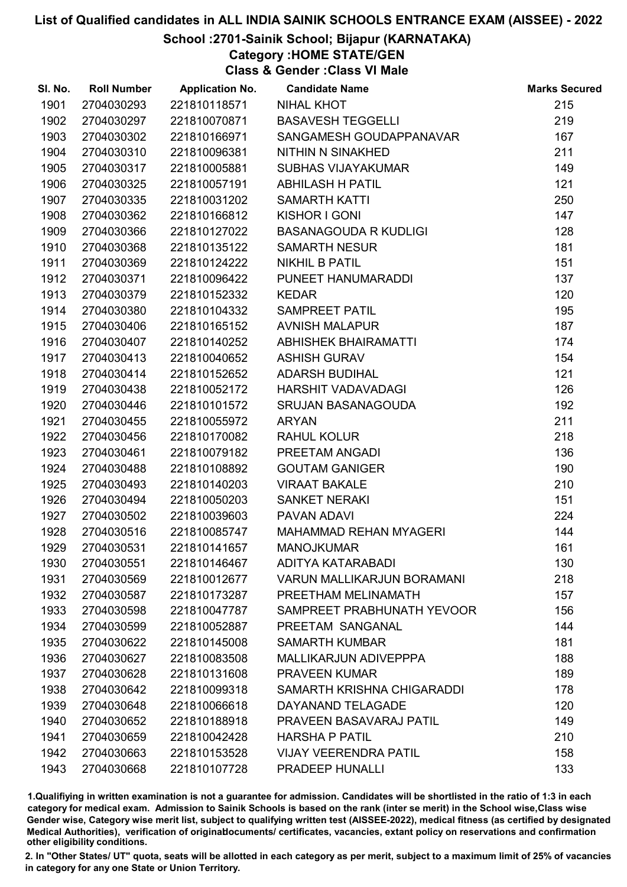# List of Qualified candidates in ALL INDIA SAINIK SCHOOLS ENTRANCE EXAM (AISSEE) - 2022

## School :2701-Sainik School; Bijapur (KARNATAKA)

### Category :HOME STATE/GEN

### Class & Gender :Class VI Male

| Sl. No. | Roll Number | Application No. | Candidate Name | Marks Secured |
|---|---|---|---|---|
| 1901 | 2704030293 | 221810118571 | NIHAL KHOT | 215 |
| 1902 | 2704030297 | 221810070871 | BASAVESH TEGGELLI | 219 |
| 1903 | 2704030302 | 221810166971 | SANGAMESH GOUDAPPANAVAR | 167 |
| 1904 | 2704030310 | 221810096381 | NITHIN N SINAKHED | 211 |
| 1905 | 2704030317 | 221810005881 | SUBHAS VIJAYAKUMAR | 149 |
| 1906 | 2704030325 | 221810057191 | ABHILASH H PATIL | 121 |
| 1907 | 2704030335 | 221810031202 | SAMARTH KATTI | 250 |
| 1908 | 2704030362 | 221810166812 | KISHOR I GONI | 147 |
| 1909 | 2704030366 | 221810127022 | BASANAGOUDA R KUDLIGI | 128 |
| 1910 | 2704030368 | 221810135122 | SAMARTH NESUR | 181 |
| 1911 | 2704030369 | 221810124222 | NIKHIL B PATIL | 151 |
| 1912 | 2704030371 | 221810096422 | PUNEET HANUMARADDI | 137 |
| 1913 | 2704030379 | 221810152332 | KEDAR | 120 |
| 1914 | 2704030380 | 221810104332 | SAMPREET PATIL | 195 |
| 1915 | 2704030406 | 221810165152 | AVNISH MALAPUR | 187 |
| 1916 | 2704030407 | 221810140252 | ABHISHEK BHAIRAMATTI | 174 |
| 1917 | 2704030413 | 221810040652 | ASHISH GURAV | 154 |
| 1918 | 2704030414 | 221810152652 | ADARSH BUDIHAL | 121 |
| 1919 | 2704030438 | 221810052172 | HARSHIT VADAVADAGI | 126 |
| 1920 | 2704030446 | 221810101572 | SRUJAN BASANAGOUDA | 192 |
| 1921 | 2704030455 | 221810055972 | ARYAN | 211 |
| 1922 | 2704030456 | 221810170082 | RAHUL KOLUR | 218 |
| 1923 | 2704030461 | 221810079182 | PREETAM ANGADI | 136 |
| 1924 | 2704030488 | 221810108892 | GOUTAM GANIGER | 190 |
| 1925 | 2704030493 | 221810140203 | VIRAAT BAKALE | 210 |
| 1926 | 2704030494 | 221810050203 | SANKET NERAKI | 151 |
| 1927 | 2704030502 | 221810039603 | PAVAN ADAVI | 224 |
| 1928 | 2704030516 | 221810085747 | MAHAMMAD REHAN MYAGERI | 144 |
| 1929 | 2704030531 | 221810141657 | MANOJKUMAR | 161 |
| 1930 | 2704030551 | 221810146467 | ADITYA KATARABADI | 130 |
| 1931 | 2704030569 | 221810012677 | VARUN MALLIKARJUN BORAMANI | 218 |
| 1932 | 2704030587 | 221810173287 | PREETHAM MELINAMATH | 157 |
| 1933 | 2704030598 | 221810047787 | SAMPREET PRABHUNATH YEVOOR | 156 |
| 1934 | 2704030599 | 221810052887 | PREETAM SANGANAL | 144 |
| 1935 | 2704030622 | 221810145008 | SAMARTH KUMBAR | 181 |
| 1936 | 2704030627 | 221810083508 | MALLIKARJUN ADIVEPPPA | 188 |
| 1937 | 2704030628 | 221810131608 | PRAVEEN KUMAR | 189 |
| 1938 | 2704030642 | 221810099318 | SAMARTH KRISHNA CHIGARADDI | 178 |
| 1939 | 2704030648 | 221810066618 | DAYANAND TELAGADE | 120 |
| 1940 | 2704030652 | 221810188918 | PRAVEEN BASAVARAJ PATIL | 149 |
| 1941 | 2704030659 | 221810042428 | HARSHA P PATIL | 210 |
| 1942 | 2704030663 | 221810153528 | VIJAY VEERENDRA PATIL | 158 |
| 1943 | 2704030668 | 221810107728 | PRADEEP HUNALLI | 133 |

1.Qualifiying in written examination is not a guarantee for admission. Candidates will be shortlisted in the ratio of 1:3 in each category for medical exam. Admission to Sainik Schools is based on the rank (inter se merit) in the School wise,Class wise Gender wise, Category wise merit list, subject to qualifying written test (AISSEE-2022), medical fitness (as certified by designated Medical Authorities), verification of originaldocuments/ certificates, vacancies, extant policy on reservations and confirmation other eligibility conditions.

2. In "Other States/ UT" quota, seats will be allotted in each category as per merit, subject to a maximum limit of 25% of vacancies in category for any one State or Union Territory.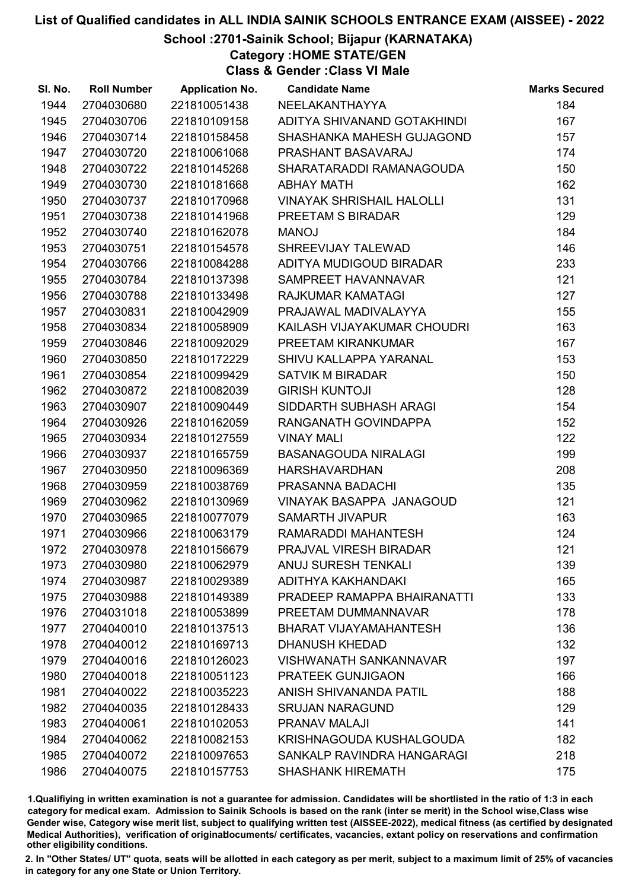# List of Qualified candidates in ALL INDIA SAINIK SCHOOLS ENTRANCE EXAM (AISSEE) - 2022

## School :2701-Sainik School; Bijapur (KARNATAKA)

### Category :HOME STATE/GEN

### Class & Gender :Class VI Male

| Sl. No. | Roll Number | Application No. | Candidate Name | Marks Secured |
|---|---|---|---|---|
| 1944 | 2704030680 | 221810051438 | NEELAKANTHAYYA | 184 |
| 1945 | 2704030706 | 221810109158 | ADITYA SHIVANAND GOTAKHINDI | 167 |
| 1946 | 2704030714 | 221810158458 | SHASHANKA MAHESH GUJAGOND | 157 |
| 1947 | 2704030720 | 221810061068 | PRASHANT BASAVARAJ | 174 |
| 1948 | 2704030722 | 221810145268 | SHARATARADDI RAMANAGOUDA | 150 |
| 1949 | 2704030730 | 221810181668 | ABHAY MATH | 162 |
| 1950 | 2704030737 | 221810170968 | VINAYAK SHRISHAIL HALOLLI | 131 |
| 1951 | 2704030738 | 221810141968 | PREETAM S BIRADAR | 129 |
| 1952 | 2704030740 | 221810162078 | MANOJ | 184 |
| 1953 | 2704030751 | 221810154578 | SHREEVIJAY TALEWAD | 146 |
| 1954 | 2704030766 | 221810084288 | ADITYA MUDIGOUD BIRADAR | 233 |
| 1955 | 2704030784 | 221810137398 | SAMPREET HAVANNAVAR | 121 |
| 1956 | 2704030788 | 221810133498 | RAJKUMAR KAMATAGI | 127 |
| 1957 | 2704030831 | 221810042909 | PRAJAWAL MADIVALAYYA | 155 |
| 1958 | 2704030834 | 221810058909 | KAILASH VIJAYAKUMAR CHOUDRI | 163 |
| 1959 | 2704030846 | 221810092029 | PREETAM KIRANKUMAR | 167 |
| 1960 | 2704030850 | 221810172229 | SHIVU KALLAPPA YARANAL | 153 |
| 1961 | 2704030854 | 221810099429 | SATVIK M BIRADAR | 150 |
| 1962 | 2704030872 | 221810082039 | GIRISH KUNTOJI | 128 |
| 1963 | 2704030907 | 221810090449 | SIDDARTH SUBHASH ARAGI | 154 |
| 1964 | 2704030926 | 221810162059 | RANGANATH GOVINDAPPA | 152 |
| 1965 | 2704030934 | 221810127559 | VINAY MALI | 122 |
| 1966 | 2704030937 | 221810165759 | BASANAGOUDA NIRALAGI | 199 |
| 1967 | 2704030950 | 221810096369 | HARSHAVARDHAN | 208 |
| 1968 | 2704030959 | 221810038769 | PRASANNA BADACHI | 135 |
| 1969 | 2704030962 | 221810130969 | VINAYAK BASAPPA JANAGOUD | 121 |
| 1970 | 2704030965 | 221810077079 | SAMARTH JIVAPUR | 163 |
| 1971 | 2704030966 | 221810063179 | RAMARADDI MAHANTESH | 124 |
| 1972 | 2704030978 | 221810156679 | PRAJVAL VIRESH BIRADAR | 121 |
| 1973 | 2704030980 | 221810062979 | ANUJ SURESH TENKALI | 139 |
| 1974 | 2704030987 | 221810029389 | ADITHYA KAKHANDAKI | 165 |
| 1975 | 2704030988 | 221810149389 | PRADEEP RAMAPPA BHAIRANATTI | 133 |
| 1976 | 2704031018 | 221810053899 | PREETAM DUMMANNAVAR | 178 |
| 1977 | 2704040010 | 221810137513 | BHARAT VIJAYAMAHANTESH | 136 |
| 1978 | 2704040012 | 221810169713 | DHANUSH KHEDAD | 132 |
| 1979 | 2704040016 | 221810126023 | VISHWANATH SANKANNAVAR | 197 |
| 1980 | 2704040018 | 221810051123 | PRATEEK GUNJIGAON | 166 |
| 1981 | 2704040022 | 221810035223 | ANISH SHIVANANDA PATIL | 188 |
| 1982 | 2704040035 | 221810128433 | SRUJAN NARAGUND | 129 |
| 1983 | 2704040061 | 221810102053 | PRANAV MALAJI | 141 |
| 1984 | 2704040062 | 221810082153 | KRISHNAGOUDA KUSHALGOUDA | 182 |
| 1985 | 2704040072 | 221810097653 | SANKALP RAVINDRA HANGARAGI | 218 |
| 1986 | 2704040075 | 221810157753 | SHASHANK HIREMATH | 175 |

1.Qualifiying in written examination is not a guarantee for admission. Candidates will be shortlisted in the ratio of 1:3 in each category for medical exam. Admission to Sainik Schools is based on the rank (inter se merit) in the School wise,Class wise Gender wise, Category wise merit list, subject to qualifying written test (AISSEE-2022), medical fitness (as certified by designated Medical Authorities), verification of originaldocuments/ certificates, vacancies, extant policy on reservations and confirmation other eligibility conditions.

2. In "Other States/ UT" quota, seats will be allotted in each category as per merit, subject to a maximum limit of 25% of vacancies in category for any one State or Union Territory.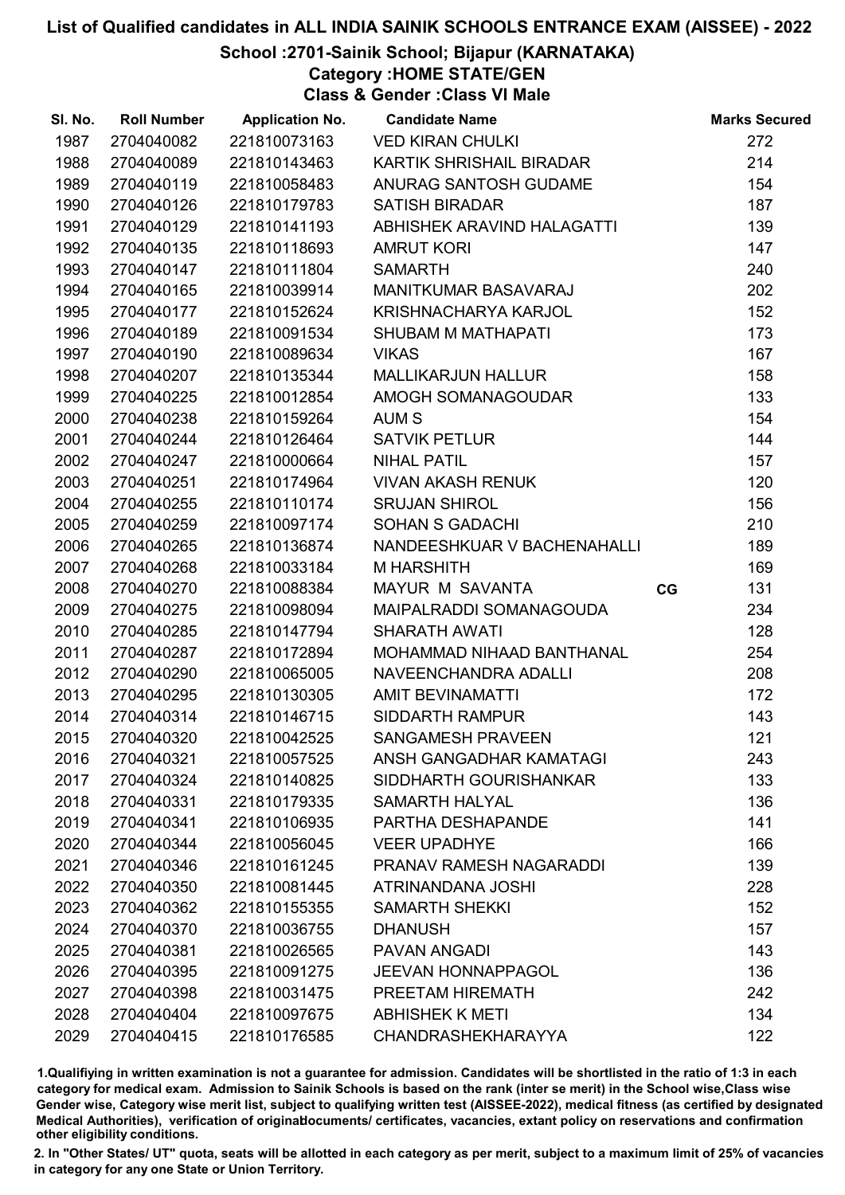# List of Qualified candidates in ALL INDIA SAINIK SCHOOLS ENTRANCE EXAM (AISSEE) - 2022

## School :2701-Sainik School; Bijapur (KARNATAKA)

### Category :HOME STATE/GEN

### Class & Gender :Class VI Male

| Sl. No. | Roll Number | Application No. | Candidate Name | | Marks Secured |
|---|---|---|---|---|---|
| 1987 | 2704040082 | 221810073163 | VED KIRAN CHULKI | | 272 |
| 1988 | 2704040089 | 221810143463 | KARTIK SHRISHAIL BIRADAR | | 214 |
| 1989 | 2704040119 | 221810058483 | ANURAG SANTOSH GUDAME | | 154 |
| 1990 | 2704040126 | 221810179783 | SATISH BIRADAR | | 187 |
| 1991 | 2704040129 | 221810141193 | ABHISHEK ARAVIND HALAGATTI | | 139 |
| 1992 | 2704040135 | 221810118693 | AMRUT KORI | | 147 |
| 1993 | 2704040147 | 221810111804 | SAMARTH | | 240 |
| 1994 | 2704040165 | 221810039914 | MANITKUMAR BASAVARAJ | | 202 |
| 1995 | 2704040177 | 221810152624 | KRISHNACHARYA KARJOL | | 152 |
| 1996 | 2704040189 | 221810091534 | SHUBAM M MATHAPATI | | 173 |
| 1997 | 2704040190 | 221810089634 | VIKAS | | 167 |
| 1998 | 2704040207 | 221810135344 | MALLIKARJUN HALLUR | | 158 |
| 1999 | 2704040225 | 221810012854 | AMOGH SOMANAGOUDAR | | 133 |
| 2000 | 2704040238 | 221810159264 | AUM S | | 154 |
| 2001 | 2704040244 | 221810126464 | SATVIK PETLUR | | 144 |
| 2002 | 2704040247 | 221810000664 | NIHAL PATIL | | 157 |
| 2003 | 2704040251 | 221810174964 | VIVAN AKASH RENUK | | 120 |
| 2004 | 2704040255 | 221810110174 | SRUJAN SHIROL | | 156 |
| 2005 | 2704040259 | 221810097174 | SOHAN S GADACHI | | 210 |
| 2006 | 2704040265 | 221810136874 | NANDEESHKUAR V BACHENAHALLI | | 189 |
| 2007 | 2704040268 | 221810033184 | M HARSHITH | | 169 |
| 2008 | 2704040270 | 221810088384 | MAYUR M SAVANTA | CG | 131 |
| 2009 | 2704040275 | 221810098094 | MAIPALRADDI SOMANAGOUDA | | 234 |
| 2010 | 2704040285 | 221810147794 | SHARATH AWATI | | 128 |
| 2011 | 2704040287 | 221810172894 | MOHAMMAD NIHAAD BANTHANAL | | 254 |
| 2012 | 2704040290 | 221810065005 | NAVEENCHANDRA ADALLI | | 208 |
| 2013 | 2704040295 | 221810130305 | AMIT BEVINAMATTI | | 172 |
| 2014 | 2704040314 | 221810146715 | SIDDARTH RAMPUR | | 143 |
| 2015 | 2704040320 | 221810042525 | SANGAMESH PRAVEEN | | 121 |
| 2016 | 2704040321 | 221810057525 | ANSH GANGADHAR KAMATAGI | | 243 |
| 2017 | 2704040324 | 221810140825 | SIDDHARTH GOURISHANKAR | | 133 |
| 2018 | 2704040331 | 221810179335 | SAMARTH HALYAL | | 136 |
| 2019 | 2704040341 | 221810106935 | PARTHA DESHAPANDE | | 141 |
| 2020 | 2704040344 | 221810056045 | VEER UPADHYE | | 166 |
| 2021 | 2704040346 | 221810161245 | PRANAV RAMESH NAGARADDI | | 139 |
| 2022 | 2704040350 | 221810081445 | ATRINANDANA JOSHI | | 228 |
| 2023 | 2704040362 | 221810155355 | SAMARTH SHEKKI | | 152 |
| 2024 | 2704040370 | 221810036755 | DHANUSH | | 157 |
| 2025 | 2704040381 | 221810026565 | PAVAN ANGADI | | 143 |
| 2026 | 2704040395 | 221810091275 | JEEVAN HONNAPPAGOL | | 136 |
| 2027 | 2704040398 | 221810031475 | PREETAM HIREMATH | | 242 |
| 2028 | 2704040404 | 221810097675 | ABHISHEK K METI | | 134 |
| 2029 | 2704040415 | 221810176585 | CHANDRASHEKHARAYYA | | 122 |

1.Qualifiying in written examination is not a guarantee for admission. Candidates will be shortlisted in the ratio of 1:3 in each category for medical exam. Admission to Sainik Schools is based on the rank (inter se merit) in the School wise,Class wise Gender wise, Category wise merit list, subject to qualifying written test (AISSEE-2022), medical fitness (as certified by designated Medical Authorities), verification of originaldocuments/ certificates, vacancies, extant policy on reservations and confirmation other eligibility conditions.

2. In "Other States/ UT" quota, seats will be allotted in each category as per merit, subject to a maximum limit of 25% of vacancies in category for any one State or Union Territory.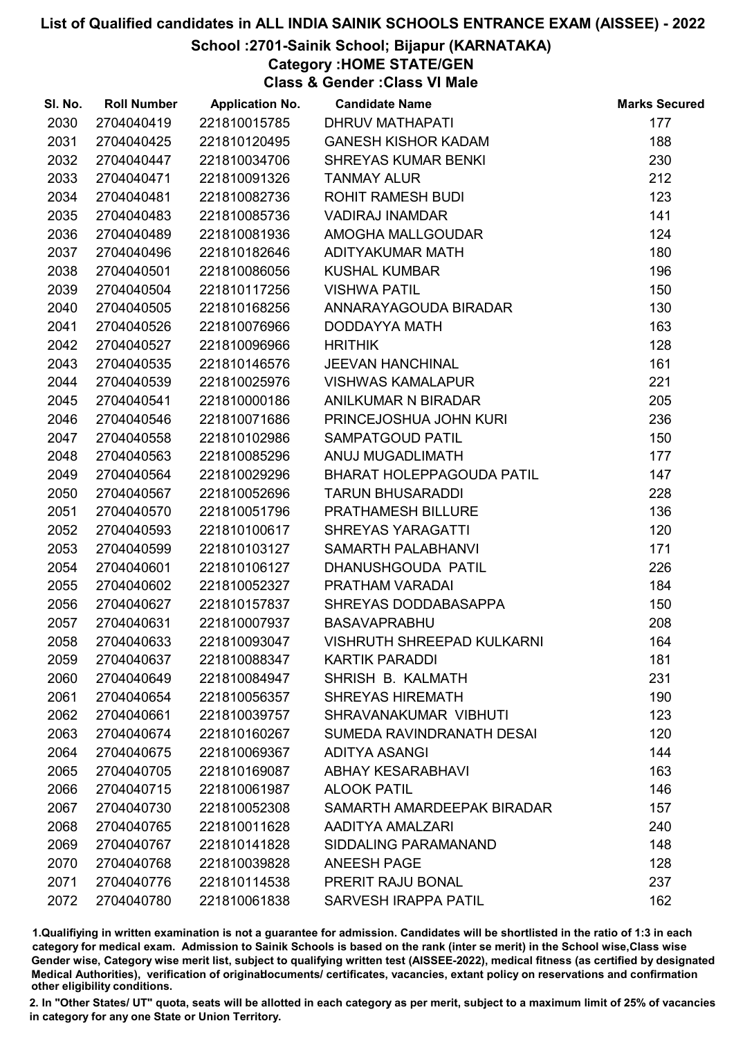# List of Qualified candidates in ALL INDIA SAINIK SCHOOLS ENTRANCE EXAM (AISSEE) - 2022

## School :2701-Sainik School; Bijapur (KARNATAKA)

### Category :HOME STATE/GEN

### Class & Gender :Class VI Male

| Sl. No. | Roll Number | Application No. | Candidate Name | Marks Secured |
|---|---|---|---|---|
| 2030 | 2704040419 | 221810015785 | DHRUV MATHAPATI | 177 |
| 2031 | 2704040425 | 221810120495 | GANESH KISHOR KADAM | 188 |
| 2032 | 2704040447 | 221810034706 | SHREYAS KUMAR BENKI | 230 |
| 2033 | 2704040471 | 221810091326 | TANMAY ALUR | 212 |
| 2034 | 2704040481 | 221810082736 | ROHIT RAMESH BUDI | 123 |
| 2035 | 2704040483 | 221810085736 | VADIRAJ INAMDAR | 141 |
| 2036 | 2704040489 | 221810081936 | AMOGHA MALLGOUDAR | 124 |
| 2037 | 2704040496 | 221810182646 | ADITYAKUMAR MATH | 180 |
| 2038 | 2704040501 | 221810086056 | KUSHAL KUMBAR | 196 |
| 2039 | 2704040504 | 221810117256 | VISHWA PATIL | 150 |
| 2040 | 2704040505 | 221810168256 | ANNARAYAGOUDA BIRADAR | 130 |
| 2041 | 2704040526 | 221810076966 | DODDAYYA MATH | 163 |
| 2042 | 2704040527 | 221810096966 | HRITHIK | 128 |
| 2043 | 2704040535 | 221810146576 | JEEVAN HANCHINAL | 161 |
| 2044 | 2704040539 | 221810025976 | VISHWAS KAMALAPUR | 221 |
| 2045 | 2704040541 | 221810000186 | ANILKUMAR N BIRADAR | 205 |
| 2046 | 2704040546 | 221810071686 | PRINCEJOSHUA JOHN KURI | 236 |
| 2047 | 2704040558 | 221810102986 | SAMPATGOUD PATIL | 150 |
| 2048 | 2704040563 | 221810085296 | ANUJ MUGADLIMATH | 177 |
| 2049 | 2704040564 | 221810029296 | BHARAT HOLEPPAGOUDA PATIL | 147 |
| 2050 | 2704040567 | 221810052696 | TARUN BHUSARADDI | 228 |
| 2051 | 2704040570 | 221810051796 | PRATHAMESH BILLURE | 136 |
| 2052 | 2704040593 | 221810100617 | SHREYAS YARAGATTI | 120 |
| 2053 | 2704040599 | 221810103127 | SAMARTH PALABHANVI | 171 |
| 2054 | 2704040601 | 221810106127 | DHANUSHGOUDA PATIL | 226 |
| 2055 | 2704040602 | 221810052327 | PRATHAM VARADAI | 184 |
| 2056 | 2704040627 | 221810157837 | SHREYAS DODDABASAPPA | 150 |
| 2057 | 2704040631 | 221810007937 | BASAVAPRABHU | 208 |
| 2058 | 2704040633 | 221810093047 | VISHRUTH SHREEPAD KULKARNI | 164 |
| 2059 | 2704040637 | 221810088347 | KARTIK PARADDI | 181 |
| 2060 | 2704040649 | 221810084947 | SHRISH B. KALMATH | 231 |
| 2061 | 2704040654 | 221810056357 | SHREYAS HIREMATH | 190 |
| 2062 | 2704040661 | 221810039757 | SHRAVANAKUMAR VIBHUTI | 123 |
| 2063 | 2704040674 | 221810160267 | SUMEDA RAVINDRANATH DESAI | 120 |
| 2064 | 2704040675 | 221810069367 | ADITYA ASANGI | 144 |
| 2065 | 2704040705 | 221810169087 | ABHAY KESARABHAVI | 163 |
| 2066 | 2704040715 | 221810061987 | ALOOK PATIL | 146 |
| 2067 | 2704040730 | 221810052308 | SAMARTH AMARDEEPAK BIRADAR | 157 |
| 2068 | 2704040765 | 221810011628 | AADITYA AMALZARI | 240 |
| 2069 | 2704040767 | 221810141828 | SIDDALING PARAMANAND | 148 |
| 2070 | 2704040768 | 221810039828 | ANEESH PAGE | 128 |
| 2071 | 2704040776 | 221810114538 | PRERIT RAJU BONAL | 237 |
| 2072 | 2704040780 | 221810061838 | SARVESH IRAPPA PATIL | 162 |

1.Qualifiying in written examination is not a guarantee for admission. Candidates will be shortlisted in the ratio of 1:3 in each category for medical exam. Admission to Sainik Schools is based on the rank (inter se merit) in the School wise,Class wise Gender wise, Category wise merit list, subject to qualifying written test (AISSEE-2022), medical fitness (as certified by designated Medical Authorities), verification of originaldocuments/ certificates, vacancies, extant policy on reservations and confirmation other eligibility conditions.

2. In "Other States/ UT" quota, seats will be allotted in each category as per merit, subject to a maximum limit of 25% of vacancies in category for any one State or Union Territory.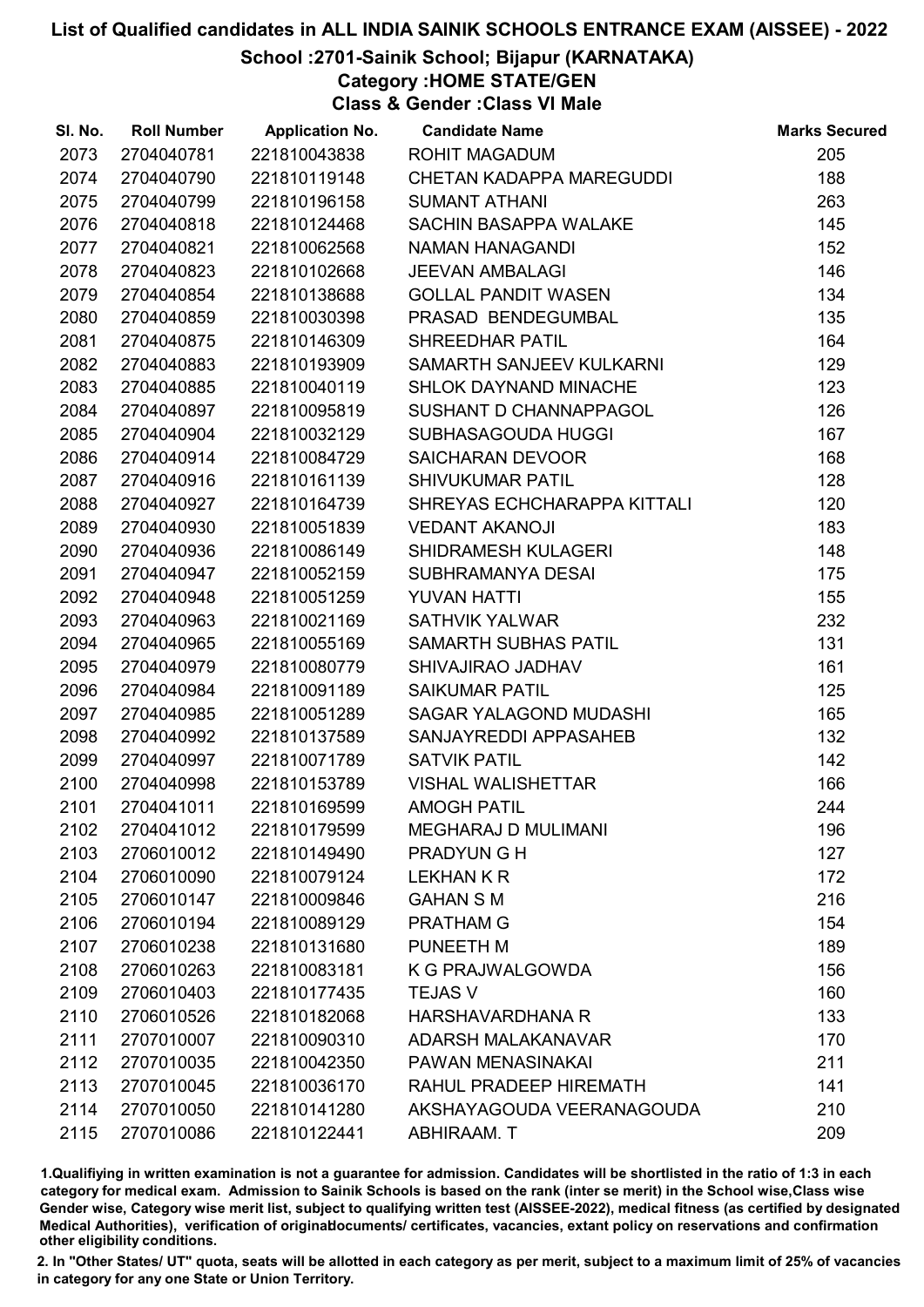# List of Qualified candidates in ALL INDIA SAINIK SCHOOLS ENTRANCE EXAM (AISSEE) - 2022

## School :2701-Sainik School; Bijapur (KARNATAKA)

### Category :HOME STATE/GEN

### Class & Gender :Class VI Male

| Sl. No. | Roll Number | Application No. | Candidate Name | Marks Secured |
|---|---|---|---|---|
| 2073 | 2704040781 | 221810043838 | ROHIT MAGADUM | 205 |
| 2074 | 2704040790 | 221810119148 | CHETAN KADAPPA MAREGUDDI | 188 |
| 2075 | 2704040799 | 221810196158 | SUMANT ATHANI | 263 |
| 2076 | 2704040818 | 221810124468 | SACHIN BASAPPA WALAKE | 145 |
| 2077 | 2704040821 | 221810062568 | NAMAN HANAGANDI | 152 |
| 2078 | 2704040823 | 221810102668 | JEEVAN AMBALAGI | 146 |
| 2079 | 2704040854 | 221810138688 | GOLLAL PANDIT WASEN | 134 |
| 2080 | 2704040859 | 221810030398 | PRASAD BENDEGUMBAL | 135 |
| 2081 | 2704040875 | 221810146309 | SHREEDHAR PATIL | 164 |
| 2082 | 2704040883 | 221810193909 | SAMARTH SANJEEV KULKARNI | 129 |
| 2083 | 2704040885 | 221810040119 | SHLOK DAYNAND MINACHE | 123 |
| 2084 | 2704040897 | 221810095819 | SUSHANT D CHANNAPPAGOL | 126 |
| 2085 | 2704040904 | 221810032129 | SUBHASAGOUDA HUGGI | 167 |
| 2086 | 2704040914 | 221810084729 | SAICHARAN DEVOOR | 168 |
| 2087 | 2704040916 | 221810161139 | SHIVUKUMAR PATIL | 128 |
| 2088 | 2704040927 | 221810164739 | SHREYAS ECHCHARAPPA KITTALI | 120 |
| 2089 | 2704040930 | 221810051839 | VEDANT AKANOJI | 183 |
| 2090 | 2704040936 | 221810086149 | SHIDRAMESH KULAGERI | 148 |
| 2091 | 2704040947 | 221810052159 | SUBHRAMANYA DESAI | 175 |
| 2092 | 2704040948 | 221810051259 | YUVAN HATTI | 155 |
| 2093 | 2704040963 | 221810021169 | SATHVIK YALWAR | 232 |
| 2094 | 2704040965 | 221810055169 | SAMARTH SUBHAS PATIL | 131 |
| 2095 | 2704040979 | 221810080779 | SHIVAJIRAO JADHAV | 161 |
| 2096 | 2704040984 | 221810091189 | SAIKUMAR PATIL | 125 |
| 2097 | 2704040985 | 221810051289 | SAGAR YALAGOND MUDASHI | 165 |
| 2098 | 2704040992 | 221810137589 | SANJAYREDDI APPASAHEB | 132 |
| 2099 | 2704040997 | 221810071789 | SATVIK PATIL | 142 |
| 2100 | 2704040998 | 221810153789 | VISHAL WALISHETTAR | 166 |
| 2101 | 2704041011 | 221810169599 | AMOGH PATIL | 244 |
| 2102 | 2704041012 | 221810179599 | MEGHARAJ D MULIMANI | 196 |
| 2103 | 2706010012 | 221810149490 | PRADYUN G H | 127 |
| 2104 | 2706010090 | 221810079124 | LEKHAN K R | 172 |
| 2105 | 2706010147 | 221810009846 | GAHAN S M | 216 |
| 2106 | 2706010194 | 221810089129 | PRATHAM G | 154 |
| 2107 | 2706010238 | 221810131680 | PUNEETH M | 189 |
| 2108 | 2706010263 | 221810083181 | K G PRAJWALGOWDA | 156 |
| 2109 | 2706010403 | 221810177435 | TEJAS V | 160 |
| 2110 | 2706010526 | 221810182068 | HARSHAVARDHANA R | 133 |
| 2111 | 2707010007 | 221810090310 | ADARSH MALAKANAVAR | 170 |
| 2112 | 2707010035 | 221810042350 | PAWAN MENASINAKAI | 211 |
| 2113 | 2707010045 | 221810036170 | RAHUL PRADEEP HIREMATH | 141 |
| 2114 | 2707010050 | 221810141280 | AKSHAYAGOUDA VEERANAGOUDA | 210 |
| 2115 | 2707010086 | 221810122441 | ABHIRAAM. T | 209 |

1.Qualifiying in written examination is not a guarantee for admission. Candidates will be shortlisted in the ratio of 1:3 in each category for medical exam. Admission to Sainik Schools is based on the rank (inter se merit) in the School wise,Class wise Gender wise, Category wise merit list, subject to qualifying written test (AISSEE-2022), medical fitness (as certified by designated Medical Authorities), verification of originaldocuments/ certificates, vacancies, extant policy on reservations and confirmation other eligibility conditions.

2. In "Other States/ UT" quota, seats will be allotted in each category as per merit, subject to a maximum limit of 25% of vacancies in category for any one State or Union Territory.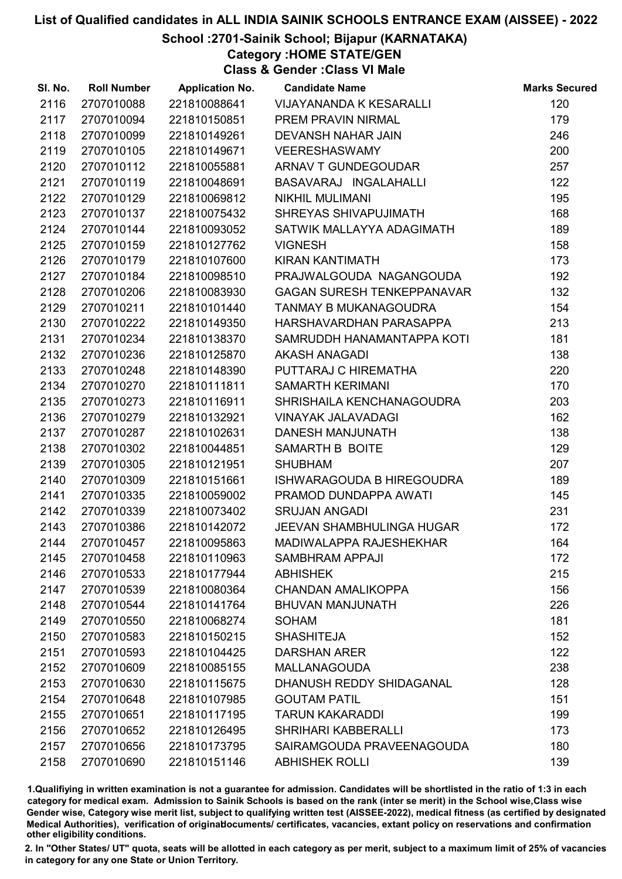# List of Qualified candidates in ALL INDIA SAINIK SCHOOLS ENTRANCE EXAM (AISSEE) - 2022

## School :2701-Sainik School; Bijapur (KARNATAKA)

### Category :HOME STATE/GEN

### Class & Gender :Class VI Male

| Sl. No. | Roll Number | Application No. | Candidate Name | Marks Secured |
|---|---|---|---|---|
| 2116 | 2707010088 | 221810088641 | VIJAYANANDA K KESARALLI | 120 |
| 2117 | 2707010094 | 221810150851 | PREM PRAVIN NIRMAL | 179 |
| 2118 | 2707010099 | 221810149261 | DEVANSH NAHAR JAIN | 246 |
| 2119 | 2707010105 | 221810149671 | VEERESHASWAMY | 200 |
| 2120 | 2707010112 | 221810055881 | ARNAV T GUNDEGOUDAR | 257 |
| 2121 | 2707010119 | 221810048691 | BASAVARAJ INGALAHALLI | 122 |
| 2122 | 2707010129 | 221810069812 | NIKHIL MULIMANI | 195 |
| 2123 | 2707010137 | 221810075432 | SHREYAS SHIVAPUJIMATH | 168 |
| 2124 | 2707010144 | 221810093052 | SATWIK MALLAYYA ADAGIMATH | 189 |
| 2125 | 2707010159 | 221810127762 | VIGNESH | 158 |
| 2126 | 2707010179 | 221810107600 | KIRAN KANTIMATH | 173 |
| 2127 | 2707010184 | 221810098510 | PRAJWALGOUDA NAGANGOUDA | 192 |
| 2128 | 2707010206 | 221810083930 | GAGAN SURESH TENKEPPANAVAR | 132 |
| 2129 | 2707010211 | 221810101440 | TANMAY B MUKANAGOUDRA | 154 |
| 2130 | 2707010222 | 221810149350 | HARSHAVARDHAN PARASAPPA | 213 |
| 2131 | 2707010234 | 221810138370 | SAMRUDDH HANAMANTAPPA KOTI | 181 |
| 2132 | 2707010236 | 221810125870 | AKASH ANAGADI | 138 |
| 2133 | 2707010248 | 221810148390 | PUTTARAJ C HIREMATHA | 220 |
| 2134 | 2707010270 | 221810111811 | SAMARTH KERIMANI | 170 |
| 2135 | 2707010273 | 221810116911 | SHRISHAILA KENCHANAGOUDRA | 203 |
| 2136 | 2707010279 | 221810132921 | VINAYAK JALAVADAGI | 162 |
| 2137 | 2707010287 | 221810102631 | DANESH MANJUNATH | 138 |
| 2138 | 2707010302 | 221810044851 | SAMARTH B BOITE | 129 |
| 2139 | 2707010305 | 221810121951 | SHUBHAM | 207 |
| 2140 | 2707010309 | 221810151661 | ISHWARAGOUDA B HIREGOUDRA | 189 |
| 2141 | 2707010335 | 221810059002 | PRAMOD DUNDAPPA AWATI | 145 |
| 2142 | 2707010339 | 221810073402 | SRUJAN ANGADI | 231 |
| 2143 | 2707010386 | 221810142072 | JEEVAN SHAMBHULINGA HUGAR | 172 |
| 2144 | 2707010457 | 221810095863 | MADIWALAPPA RAJESHEKHAR | 164 |
| 2145 | 2707010458 | 221810110963 | SAMBHRAM APPAJI | 172 |
| 2146 | 2707010533 | 221810177944 | ABHISHEK | 215 |
| 2147 | 2707010539 | 221810080364 | CHANDAN AMALIKOPPA | 156 |
| 2148 | 2707010544 | 221810141764 | BHUVAN MANJUNATH | 226 |
| 2149 | 2707010550 | 221810068274 | SOHAM | 181 |
| 2150 | 2707010583 | 221810150215 | SHASHITEJA | 152 |
| 2151 | 2707010593 | 221810104425 | DARSHAN ARER | 122 |
| 2152 | 2707010609 | 221810085155 | MALLANAGOUDA | 238 |
| 2153 | 2707010630 | 221810115675 | DHANUSH REDDY SHIDAGANAL | 128 |
| 2154 | 2707010648 | 221810107985 | GOUTAM PATIL | 151 |
| 2155 | 2707010651 | 221810117195 | TARUN KAKARADDI | 199 |
| 2156 | 2707010652 | 221810126495 | SHRIHARI KABBERALLI | 173 |
| 2157 | 2707010656 | 221810173795 | SAIRAMGOUDA PRAVEENAGOUDA | 180 |
| 2158 | 2707010690 | 221810151146 | ABHISHEK ROLLI | 139 |

1.Qualifying in written examination is not a guarantee for admission. Candidates will be shortlisted in the ratio of 1:3 in each category for medical exam. Admission to Sainik Schools is based on the rank (inter se merit) in the School wise,Class wise Gender wise, Category wise merit list, subject to qualifying written test (AISSEE-2022), medical fitness (as certified by designated Medical Authorities), verification of originaldocuments/ certificates, vacancies, extant policy on reservations and confirmation other eligibility conditions.

2. In "Other States/ UT" quota, seats will be allotted in each category as per merit, subject to a maximum limit of 25% of vacancies in category for any one State or Union Territory.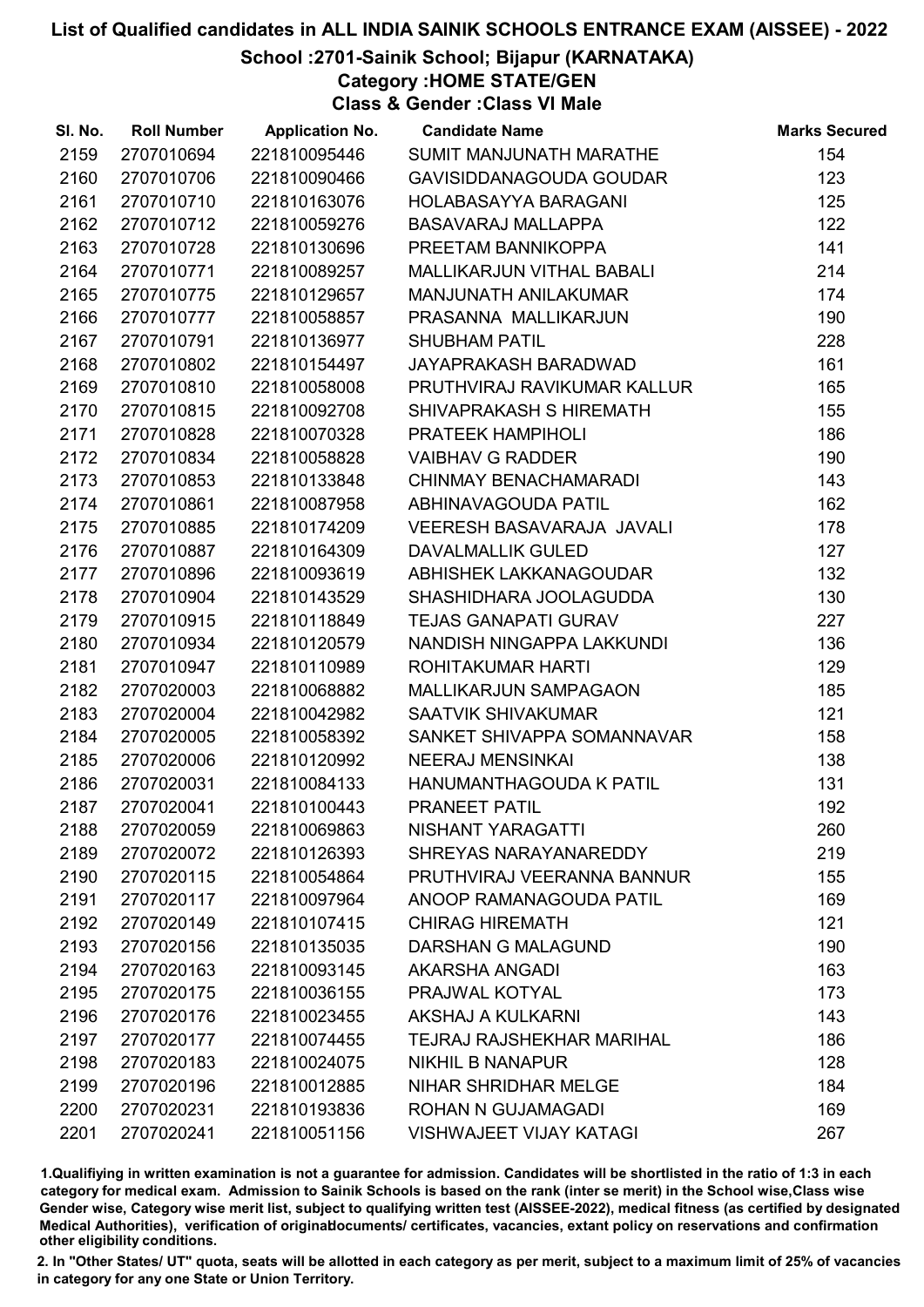# List of Qualified candidates in ALL INDIA SAINIK SCHOOLS ENTRANCE EXAM (AISSEE) - 2022

## School :2701-Sainik School; Bijapur (KARNATAKA)

### Category :HOME STATE/GEN

### Class & Gender :Class VI Male

| Sl. No. | Roll Number | Application No. | Candidate Name | Marks Secured |
|---|---|---|---|---|
| 2159 | 2707010694 | 221810095446 | SUMIT MANJUNATH MARATHE | 154 |
| 2160 | 2707010706 | 221810090466 | GAVISIDDANAGOUDA GOUDAR | 123 |
| 2161 | 2707010710 | 221810163076 | HOLABASAYYA BARAGANI | 125 |
| 2162 | 2707010712 | 221810059276 | BASAVARAJ MALLAPPA | 122 |
| 2163 | 2707010728 | 221810130696 | PREETAM BANNIKOPPA | 141 |
| 2164 | 2707010771 | 221810089257 | MALLIKARJUN VITHAL BABALI | 214 |
| 2165 | 2707010775 | 221810129657 | MANJUNATH ANILAKUMAR | 174 |
| 2166 | 2707010777 | 221810058857 | PRASANNA MALLIKARJUN | 190 |
| 2167 | 2707010791 | 221810136977 | SHUBHAM PATIL | 228 |
| 2168 | 2707010802 | 221810154497 | JAYAPRAKASH BARADWAD | 161 |
| 2169 | 2707010810 | 221810058008 | PRUTHVIRAJ RAVIKUMAR KALLUR | 165 |
| 2170 | 2707010815 | 221810092708 | SHIVAPRAKASH S HIREMATH | 155 |
| 2171 | 2707010828 | 221810070328 | PRATEEK HAMPIHOLI | 186 |
| 2172 | 2707010834 | 221810058828 | VAIBHAV G RADDER | 190 |
| 2173 | 2707010853 | 221810133848 | CHINMAY BENACHAMARADI | 143 |
| 2174 | 2707010861 | 221810087958 | ABHINAVAGOUDA PATIL | 162 |
| 2175 | 2707010885 | 221810174209 | VEERESH BASAVARAJA JAVALI | 178 |
| 2176 | 2707010887 | 221810164309 | DAVALMALLIK GULED | 127 |
| 2177 | 2707010896 | 221810093619 | ABHISHEK LAKKANAGOUDAR | 132 |
| 2178 | 2707010904 | 221810143529 | SHASHIDHARA JOOLAGUDDA | 130 |
| 2179 | 2707010915 | 221810118849 | TEJAS GANAPATI GURAV | 227 |
| 2180 | 2707010934 | 221810120579 | NANDISH NINGAPPA LAKKUNDI | 136 |
| 2181 | 2707010947 | 221810110989 | ROHITAKUMAR HARTI | 129 |
| 2182 | 2707020003 | 221810068882 | MALLIKARJUN SAMPAGAON | 185 |
| 2183 | 2707020004 | 221810042982 | SAATVIK SHIVAKUMAR | 121 |
| 2184 | 2707020005 | 221810058392 | SANKET SHIVAPPA SOMANNAVAR | 158 |
| 2185 | 2707020006 | 221810120992 | NEERAJ MENSINKAI | 138 |
| 2186 | 2707020031 | 221810084133 | HANUMANTHAGOUDA K PATIL | 131 |
| 2187 | 2707020041 | 221810100443 | PRANEET PATIL | 192 |
| 2188 | 2707020059 | 221810069863 | NISHANT YARAGATTI | 260 |
| 2189 | 2707020072 | 221810126393 | SHREYAS NARAYANAREDDY | 219 |
| 2190 | 2707020115 | 221810054864 | PRUTHVIRAJ VEERANNA BANNUR | 155 |
| 2191 | 2707020117 | 221810097964 | ANOOP RAMANAGOUDA PATIL | 169 |
| 2192 | 2707020149 | 221810107415 | CHIRAG HIREMATH | 121 |
| 2193 | 2707020156 | 221810135035 | DARSHAN G MALAGUND | 190 |
| 2194 | 2707020163 | 221810093145 | AKARSHA ANGADI | 163 |
| 2195 | 2707020175 | 221810036155 | PRAJWAL KOTYAL | 173 |
| 2196 | 2707020176 | 221810023455 | AKSHAJ A KULKARNI | 143 |
| 2197 | 2707020177 | 221810074455 | TEJRAJ RAJSHEKHAR MARIHAL | 186 |
| 2198 | 2707020183 | 221810024075 | NIKHIL B NANAPUR | 128 |
| 2199 | 2707020196 | 221810012885 | NIHAR SHRIDHAR MELGE | 184 |
| 2200 | 2707020231 | 221810193836 | ROHAN N GUJAMAGADI | 169 |
| 2201 | 2707020241 | 221810051156 | VISHWAJEET VIJAY KATAGI | 267 |

1.Qualifiying in written examination is not a guarantee for admission. Candidates will be shortlisted in the ratio of 1:3 in each category for medical exam. Admission to Sainik Schools is based on the rank (inter se merit) in the School wise,Class wise Gender wise, Category wise merit list, subject to qualifying written test (AISSEE-2022), medical fitness (as certified by designated Medical Authorities), verification of originaldocuments/ certificates, vacancies, extant policy on reservations and confirmation other eligibility conditions.

2. In "Other States/ UT" quota, seats will be allotted in each category as per merit, subject to a maximum limit of 25% of vacancies in category for any one State or Union Territory.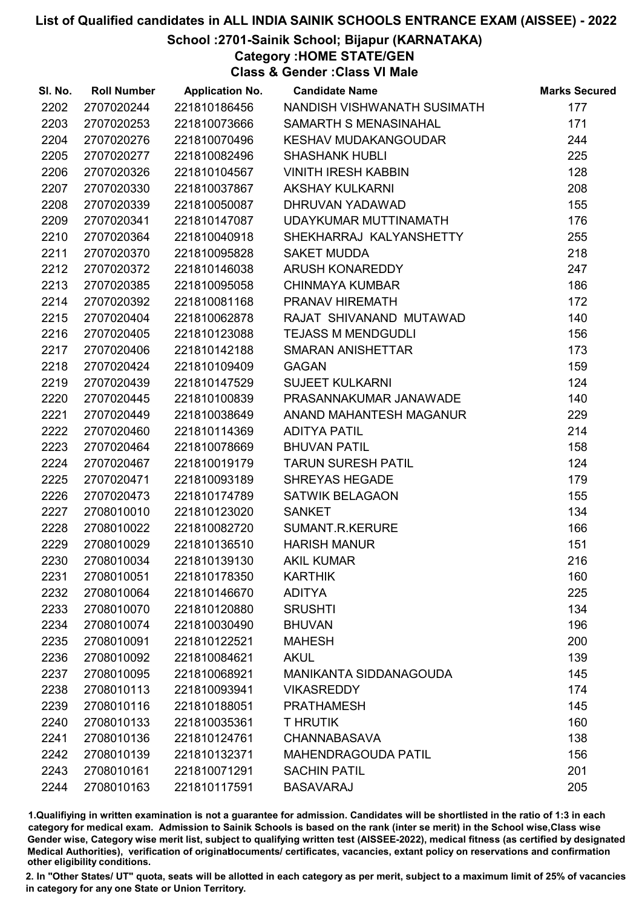# List of Qualified candidates in ALL INDIA SAINIK SCHOOLS ENTRANCE EXAM (AISSEE) - 2022

## School :2701-Sainik School; Bijapur (KARNATAKA)

### Category :HOME STATE/GEN

### Class & Gender :Class VI Male

| Sl. No. | Roll Number | Application No. | Candidate Name | Marks Secured |
|---|---|---|---|---|
| 2202 | 2707020244 | 221810186456 | NANDISH VISHWANATH SUSIMATH | 177 |
| 2203 | 2707020253 | 221810073666 | SAMARTH S MENASINAHAL | 171 |
| 2204 | 2707020276 | 221810070496 | KESHAV MUDAKANGOUDAR | 244 |
| 2205 | 2707020277 | 221810082496 | SHASHANK HUBLI | 225 |
| 2206 | 2707020326 | 221810104567 | VINITH IRESH KABBIN | 128 |
| 2207 | 2707020330 | 221810037867 | AKSHAY KULKARNI | 208 |
| 2208 | 2707020339 | 221810050087 | DHRUVAN YADAWAD | 155 |
| 2209 | 2707020341 | 221810147087 | UDAYKUMAR MUTTINAMATH | 176 |
| 2210 | 2707020364 | 221810040918 | SHEKHARRAJ KALYANSHETTY | 255 |
| 2211 | 2707020370 | 221810095828 | SAKET MUDDA | 218 |
| 2212 | 2707020372 | 221810146038 | ARUSH KONAREDDY | 247 |
| 2213 | 2707020385 | 221810095058 | CHINMAYA KUMBAR | 186 |
| 2214 | 2707020392 | 221810081168 | PRANAV HIREMATH | 172 |
| 2215 | 2707020404 | 221810062878 | RAJAT SHIVANAND MUTAWAD | 140 |
| 2216 | 2707020405 | 221810123088 | TEJASS M MENDGUDLI | 156 |
| 2217 | 2707020406 | 221810142188 | SMARAN ANISHETTAR | 173 |
| 2218 | 2707020424 | 221810109409 | GAGAN | 159 |
| 2219 | 2707020439 | 221810147529 | SUJEET KULKARNI | 124 |
| 2220 | 2707020445 | 221810100839 | PRASANNAKUMAR JANAWADE | 140 |
| 2221 | 2707020449 | 221810038649 | ANAND MAHANTESH MAGANUR | 229 |
| 2222 | 2707020460 | 221810114369 | ADITYA PATIL | 214 |
| 2223 | 2707020464 | 221810078669 | BHUVAN PATIL | 158 |
| 2224 | 2707020467 | 221810019179 | TARUN SURESH PATIL | 124 |
| 2225 | 2707020471 | 221810093189 | SHREYAS HEGADE | 179 |
| 2226 | 2707020473 | 221810174789 | SATWIK BELAGAON | 155 |
| 2227 | 2708010010 | 221810123020 | SANKET | 134 |
| 2228 | 2708010022 | 221810082720 | SUMANT.R.KERURE | 166 |
| 2229 | 2708010029 | 221810136510 | HARISH MANUR | 151 |
| 2230 | 2708010034 | 221810139130 | AKIL KUMAR | 216 |
| 2231 | 2708010051 | 221810178350 | KARTHIK | 160 |
| 2232 | 2708010064 | 221810146670 | ADITYA | 225 |
| 2233 | 2708010070 | 221810120880 | SRUSHTI | 134 |
| 2234 | 2708010074 | 221810030490 | BHUVAN | 196 |
| 2235 | 2708010091 | 221810122521 | MAHESH | 200 |
| 2236 | 2708010092 | 221810084621 | AKUL | 139 |
| 2237 | 2708010095 | 221810068921 | MANIKANTA SIDDANAGOUDA | 145 |
| 2238 | 2708010113 | 221810093941 | VIKASREDDY | 174 |
| 2239 | 2708010116 | 221810188051 | PRATHAMESH | 145 |
| 2240 | 2708010133 | 221810035361 | T HRUTIK | 160 |
| 2241 | 2708010136 | 221810124761 | CHANNABASAVA | 138 |
| 2242 | 2708010139 | 221810132371 | MAHENDRAGOUDA PATIL | 156 |
| 2243 | 2708010161 | 221810071291 | SACHIN PATIL | 201 |
| 2244 | 2708010163 | 221810117591 | BASAVARAJ | 205 |

1.Qualifiying in written examination is not a guarantee for admission. Candidates will be shortlisted in the ratio of 1:3 in each category for medical exam. Admission to Sainik Schools is based on the rank (inter se merit) in the School wise,Class wise Gender wise, Category wise merit list, subject to qualifying written test (AISSEE-2022), medical fitness (as certified by designated Medical Authorities), verification of originaldocuments/ certificates, vacancies, extant policy on reservations and confirmation other eligibility conditions.

2. In "Other States/ UT" quota, seats will be allotted in each category as per merit, subject to a maximum limit of 25% of vacancies in category for any one State or Union Territory.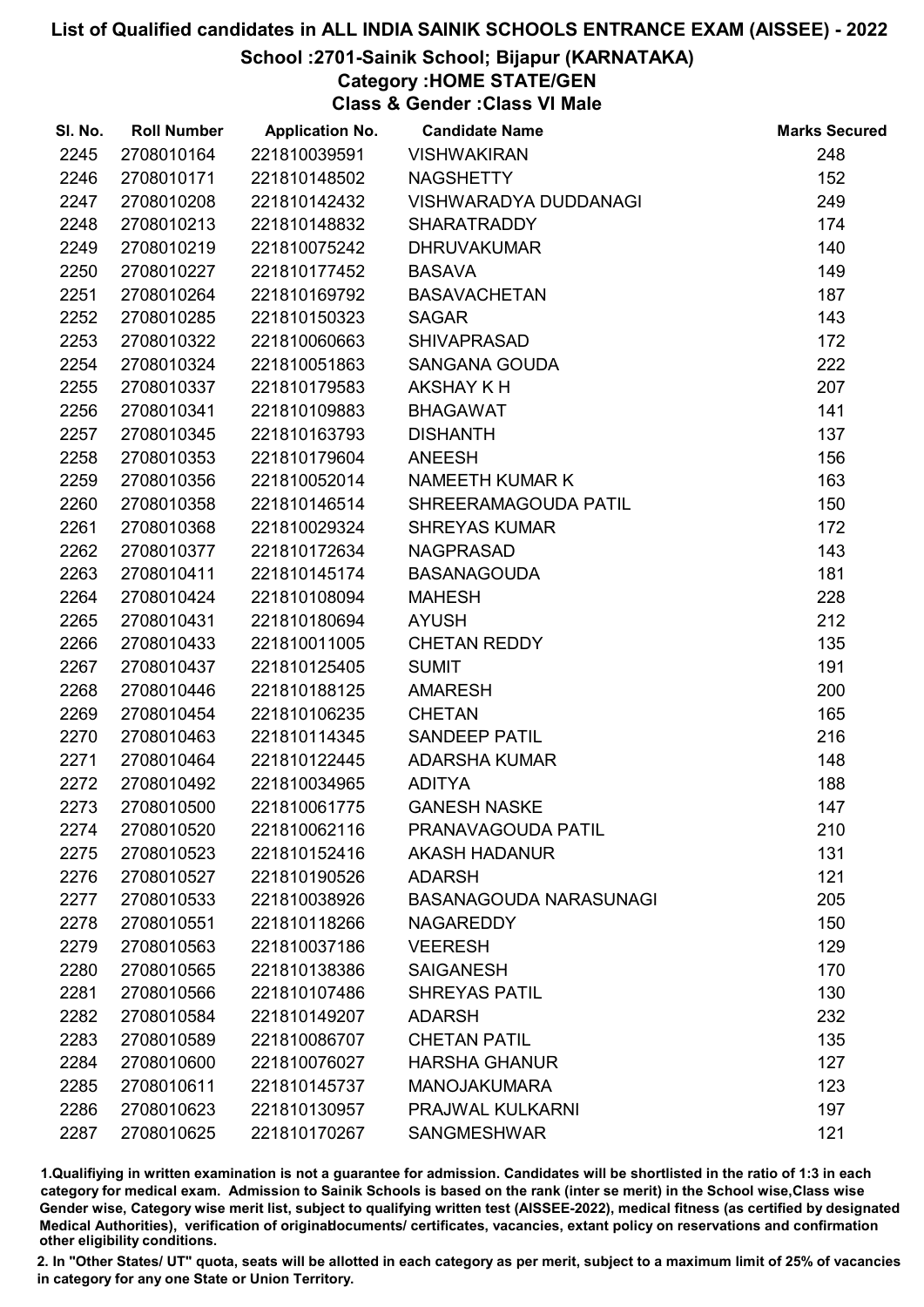# List of Qualified candidates in ALL INDIA SAINIK SCHOOLS ENTRANCE EXAM (AISSEE) - 2022

## School :2701-Sainik School; Bijapur (KARNATAKA)

### Category :HOME STATE/GEN

### Class & Gender :Class VI Male

| Sl. No. | Roll Number | Application No. | Candidate Name | Marks Secured |
|---|---|---|---|---|
| 2245 | 2708010164 | 221810039591 | VISHWAKIRAN | 248 |
| 2246 | 2708010171 | 221810148502 | NAGSHETTY | 152 |
| 2247 | 2708010208 | 221810142432 | VISHWARADYA DUDDANAGI | 249 |
| 2248 | 2708010213 | 221810148832 | SHARATRADDY | 174 |
| 2249 | 2708010219 | 221810075242 | DHRUVAKUMAR | 140 |
| 2250 | 2708010227 | 221810177452 | BASAVA | 149 |
| 2251 | 2708010264 | 221810169792 | BASAVACHETAN | 187 |
| 2252 | 2708010285 | 221810150323 | SAGAR | 143 |
| 2253 | 2708010322 | 221810060663 | SHIVAPRASAD | 172 |
| 2254 | 2708010324 | 221810051863 | SANGANA GOUDA | 222 |
| 2255 | 2708010337 | 221810179583 | AKSHAY K H | 207 |
| 2256 | 2708010341 | 221810109883 | BHAGAWAT | 141 |
| 2257 | 2708010345 | 221810163793 | DISHANTH | 137 |
| 2258 | 2708010353 | 221810179604 | ANEESH | 156 |
| 2259 | 2708010356 | 221810052014 | NAMEETH KUMAR K | 163 |
| 2260 | 2708010358 | 221810146514 | SHREERAMAGOUDA PATIL | 150 |
| 2261 | 2708010368 | 221810029324 | SHREYAS KUMAR | 172 |
| 2262 | 2708010377 | 221810172634 | NAGPRASAD | 143 |
| 2263 | 2708010411 | 221810145174 | BASANAGOUDA | 181 |
| 2264 | 2708010424 | 221810108094 | MAHESH | 228 |
| 2265 | 2708010431 | 221810180694 | AYUSH | 212 |
| 2266 | 2708010433 | 221810011005 | CHETAN REDDY | 135 |
| 2267 | 2708010437 | 221810125405 | SUMIT | 191 |
| 2268 | 2708010446 | 221810188125 | AMARESH | 200 |
| 2269 | 2708010454 | 221810106235 | CHETAN | 165 |
| 2270 | 2708010463 | 221810114345 | SANDEEP PATIL | 216 |
| 2271 | 2708010464 | 221810122445 | ADARSHA KUMAR | 148 |
| 2272 | 2708010492 | 221810034965 | ADITYA | 188 |
| 2273 | 2708010500 | 221810061775 | GANESH NASKE | 147 |
| 2274 | 2708010520 | 221810062116 | PRANAVAGOUDA PATIL | 210 |
| 2275 | 2708010523 | 221810152416 | AKASH HADANUR | 131 |
| 2276 | 2708010527 | 221810190526 | ADARSH | 121 |
| 2277 | 2708010533 | 221810038926 | BASANAGOUDA NARASUNAGI | 205 |
| 2278 | 2708010551 | 221810118266 | NAGAREDDY | 150 |
| 2279 | 2708010563 | 221810037186 | VEERESH | 129 |
| 2280 | 2708010565 | 221810138386 | SAIGANESH | 170 |
| 2281 | 2708010566 | 221810107486 | SHREYAS PATIL | 130 |
| 2282 | 2708010584 | 221810149207 | ADARSH | 232 |
| 2283 | 2708010589 | 221810086707 | CHETAN PATIL | 135 |
| 2284 | 2708010600 | 221810076027 | HARSHA GHANUR | 127 |
| 2285 | 2708010611 | 221810145737 | MANOJAKUMARA | 123 |
| 2286 | 2708010623 | 221810130957 | PRAJWAL KULKARNI | 197 |
| 2287 | 2708010625 | 221810170267 | SANGMESHWAR | 121 |

1.Qualifiying in written examination is not a guarantee for admission. Candidates will be shortlisted in the ratio of 1:3 in each category for medical exam. Admission to Sainik Schools is based on the rank (inter se merit) in the School wise,Class wise Gender wise, Category wise merit list, subject to qualifying written test (AISSEE-2022), medical fitness (as certified by designated Medical Authorities), verification of originaldocuments/ certificates, vacancies, extant policy on reservations and confirmation other eligibility conditions.

2. In "Other States/ UT" quota, seats will be allotted in each category as per merit, subject to a maximum limit of 25% of vacancies in category for any one State or Union Territory.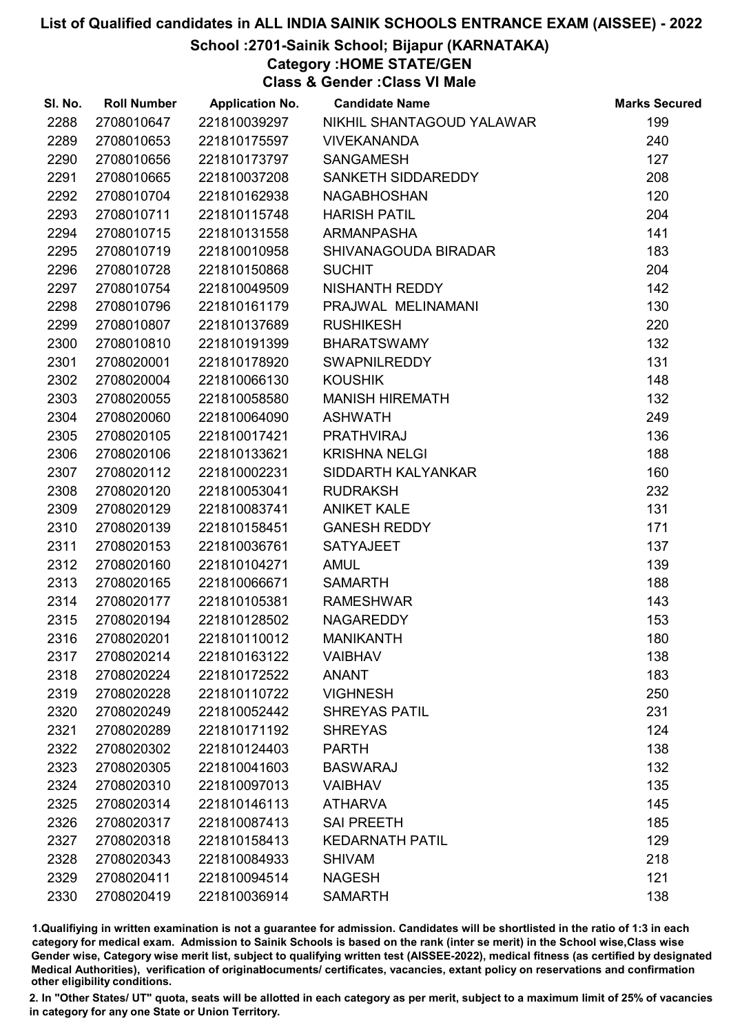# List of Qualified candidates in ALL INDIA SAINIK SCHOOLS ENTRANCE EXAM (AISSEE) - 2022

## School :2701-Sainik School; Bijapur (KARNATAKA)

### Category :HOME STATE/GEN

### Class & Gender :Class VI Male

| Sl. No. | Roll Number | Application No. | Candidate Name | Marks Secured |
|---|---|---|---|---|
| 2288 | 2708010647 | 221810039297 | NIKHIL SHANTAGOUD YALAWAR | 199 |
| 2289 | 2708010653 | 221810175597 | VIVEKANANDA | 240 |
| 2290 | 2708010656 | 221810173797 | SANGAMESH | 127 |
| 2291 | 2708010665 | 221810037208 | SANKETH SIDDAREDDY | 208 |
| 2292 | 2708010704 | 221810162938 | NAGABHOSHAN | 120 |
| 2293 | 2708010711 | 221810115748 | HARISH PATIL | 204 |
| 2294 | 2708010715 | 221810131558 | ARMANPASHA | 141 |
| 2295 | 2708010719 | 221810010958 | SHIVANAGOUDA BIRADAR | 183 |
| 2296 | 2708010728 | 221810150868 | SUCHIT | 204 |
| 2297 | 2708010754 | 221810049509 | NISHANTH REDDY | 142 |
| 2298 | 2708010796 | 221810161179 | PRAJWAL MELINAMANI | 130 |
| 2299 | 2708010807 | 221810137689 | RUSHIKESH | 220 |
| 2300 | 2708010810 | 221810191399 | BHARATSWAMY | 132 |
| 2301 | 2708020001 | 221810178920 | SWAPNILREDDY | 131 |
| 2302 | 2708020004 | 221810066130 | KOUSHIK | 148 |
| 2303 | 2708020055 | 221810058580 | MANISH HIREMATH | 132 |
| 2304 | 2708020060 | 221810064090 | ASHWATH | 249 |
| 2305 | 2708020105 | 221810017421 | PRATHVIRAJ | 136 |
| 2306 | 2708020106 | 221810133621 | KRISHNA NELGI | 188 |
| 2307 | 2708020112 | 221810002231 | SIDDARTH KALYANKAR | 160 |
| 2308 | 2708020120 | 221810053041 | RUDRAKSH | 232 |
| 2309 | 2708020129 | 221810083741 | ANIKET KALE | 131 |
| 2310 | 2708020139 | 221810158451 | GANESH REDDY | 171 |
| 2311 | 2708020153 | 221810036761 | SATYAJEET | 137 |
| 2312 | 2708020160 | 221810104271 | AMUL | 139 |
| 2313 | 2708020165 | 221810066671 | SAMARTH | 188 |
| 2314 | 2708020177 | 221810105381 | RAMESHWAR | 143 |
| 2315 | 2708020194 | 221810128502 | NAGAREDDY | 153 |
| 2316 | 2708020201 | 221810110012 | MANIKANTH | 180 |
| 2317 | 2708020214 | 221810163122 | VAIBHAV | 138 |
| 2318 | 2708020224 | 221810172522 | ANANT | 183 |
| 2319 | 2708020228 | 221810110722 | VIGHNESH | 250 |
| 2320 | 2708020249 | 221810052442 | SHREYAS PATIL | 231 |
| 2321 | 2708020289 | 221810171192 | SHREYAS | 124 |
| 2322 | 2708020302 | 221810124403 | PARTH | 138 |
| 2323 | 2708020305 | 221810041603 | BASWARAJ | 132 |
| 2324 | 2708020310 | 221810097013 | VAIBHAV | 135 |
| 2325 | 2708020314 | 221810146113 | ATHARVA | 145 |
| 2326 | 2708020317 | 221810087413 | SAI PREETH | 185 |
| 2327 | 2708020318 | 221810158413 | KEDARNATH PATIL | 129 |
| 2328 | 2708020343 | 221810084933 | SHIVAM | 218 |
| 2329 | 2708020411 | 221810094514 | NAGESH | 121 |
| 2330 | 2708020419 | 221810036914 | SAMARTH | 138 |

1.Qualifiying in written examination is not a guarantee for admission. Candidates will be shortlisted in the ratio of 1:3 in each category for medical exam. Admission to Sainik Schools is based on the rank (inter se merit) in the School wise,Class wise Gender wise, Category wise merit list, subject to qualifying written test (AISSEE-2022), medical fitness (as certified by designated Medical Authorities), verification of originaldocuments/ certificates, vacancies, extant policy on reservations and confirmation other eligibility conditions.

2. In "Other States/ UT" quota, seats will be allotted in each category as per merit, subject to a maximum limit of 25% of vacancies in category for any one State or Union Territory.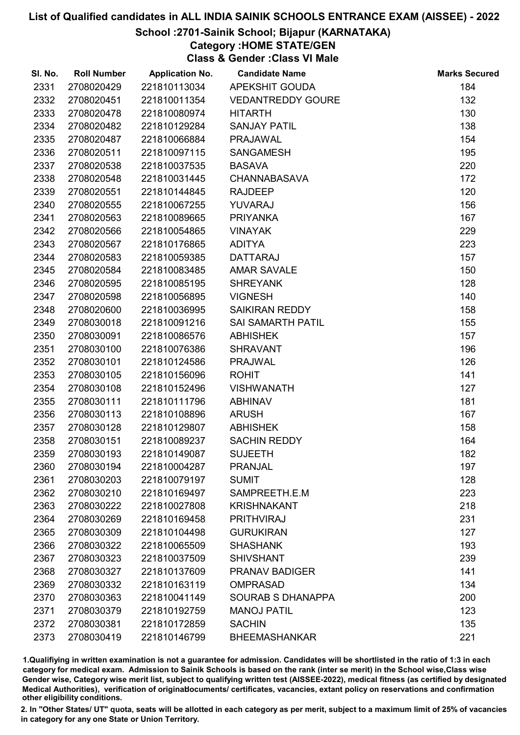# List of Qualified candidates in ALL INDIA SAINIK SCHOOLS ENTRANCE EXAM (AISSEE) - 2022

## School :2701-Sainik School; Bijapur (KARNATAKA)

### Category :HOME STATE/GEN

### Class & Gender :Class VI Male

| Sl. No. | Roll Number | Application No. | Candidate Name | Marks Secured |
|---|---|---|---|---|
| 2331 | 2708020429 | 221810113034 | APEKSHIT GOUDA | 184 |
| 2332 | 2708020451 | 221810011354 | VEDANTREDDY GOURE | 132 |
| 2333 | 2708020478 | 221810080974 | HITARTH | 130 |
| 2334 | 2708020482 | 221810129284 | SANJAY PATIL | 138 |
| 2335 | 2708020487 | 221810066884 | PRAJAWAL | 154 |
| 2336 | 2708020511 | 221810097115 | SANGAMESH | 195 |
| 2337 | 2708020538 | 221810037535 | BASAVA | 220 |
| 2338 | 2708020548 | 221810031445 | CHANNABASAVA | 172 |
| 2339 | 2708020551 | 221810144845 | RAJDEEP | 120 |
| 2340 | 2708020555 | 221810067255 | YUVARAJ | 156 |
| 2341 | 2708020563 | 221810089665 | PRIYANKA | 167 |
| 2342 | 2708020566 | 221810054865 | VINAYAK | 229 |
| 2343 | 2708020567 | 221810176865 | ADITYA | 223 |
| 2344 | 2708020583 | 221810059385 | DATTARAJ | 157 |
| 2345 | 2708020584 | 221810083485 | AMAR SAVALE | 150 |
| 2346 | 2708020595 | 221810085195 | SHREYANK | 128 |
| 2347 | 2708020598 | 221810056895 | VIGNESH | 140 |
| 2348 | 2708020600 | 221810036995 | SAIKIRAN REDDY | 158 |
| 2349 | 2708030018 | 221810091216 | SAI SAMARTH PATIL | 155 |
| 2350 | 2708030091 | 221810086576 | ABHISHEK | 157 |
| 2351 | 2708030100 | 221810076386 | SHRAVANT | 196 |
| 2352 | 2708030101 | 221810124586 | PRAJWAL | 126 |
| 2353 | 2708030105 | 221810156096 | ROHIT | 141 |
| 2354 | 2708030108 | 221810152496 | VISHWANATH | 127 |
| 2355 | 2708030111 | 221810111796 | ABHINAV | 181 |
| 2356 | 2708030113 | 221810108896 | ARUSH | 167 |
| 2357 | 2708030128 | 221810129807 | ABHISHEK | 158 |
| 2358 | 2708030151 | 221810089237 | SACHIN REDDY | 164 |
| 2359 | 2708030193 | 221810149087 | SUJEETH | 182 |
| 2360 | 2708030194 | 221810004287 | PRANJAL | 197 |
| 2361 | 2708030203 | 221810079197 | SUMIT | 128 |
| 2362 | 2708030210 | 221810169497 | SAMPREETH.E.M | 223 |
| 2363 | 2708030222 | 221810027808 | KRISHNAKANT | 218 |
| 2364 | 2708030269 | 221810169458 | PRITHVIRAJ | 231 |
| 2365 | 2708030309 | 221810104498 | GURUKIRAN | 127 |
| 2366 | 2708030322 | 221810065509 | SHASHANK | 193 |
| 2367 | 2708030323 | 221810037509 | SHIVSHANT | 239 |
| 2368 | 2708030327 | 221810137609 | PRANAV BADIGER | 141 |
| 2369 | 2708030332 | 221810163119 | OMPRASAD | 134 |
| 2370 | 2708030363 | 221810041149 | SOURAB S DHANAPPA | 200 |
| 2371 | 2708030379 | 221810192759 | MANOJ PATIL | 123 |
| 2372 | 2708030381 | 221810172859 | SACHIN | 135 |
| 2373 | 2708030419 | 221810146799 | BHEEMASHANKAR | 221 |

1.Qualifiying in written examination is not a guarantee for admission. Candidates will be shortlisted in the ratio of 1:3 in each category for medical exam. Admission to Sainik Schools is based on the rank (inter se merit) in the School wise,Class wise Gender wise, Category wise merit list, subject to qualifying written test (AISSEE-2022), medical fitness (as certified by designated Medical Authorities), verification of originaldocuments/ certificates, vacancies, extant policy on reservations and confirmation other eligibility conditions.

2. In "Other States/ UT" quota, seats will be allotted in each category as per merit, subject to a maximum limit of 25% of vacancies in category for any one State or Union Territory.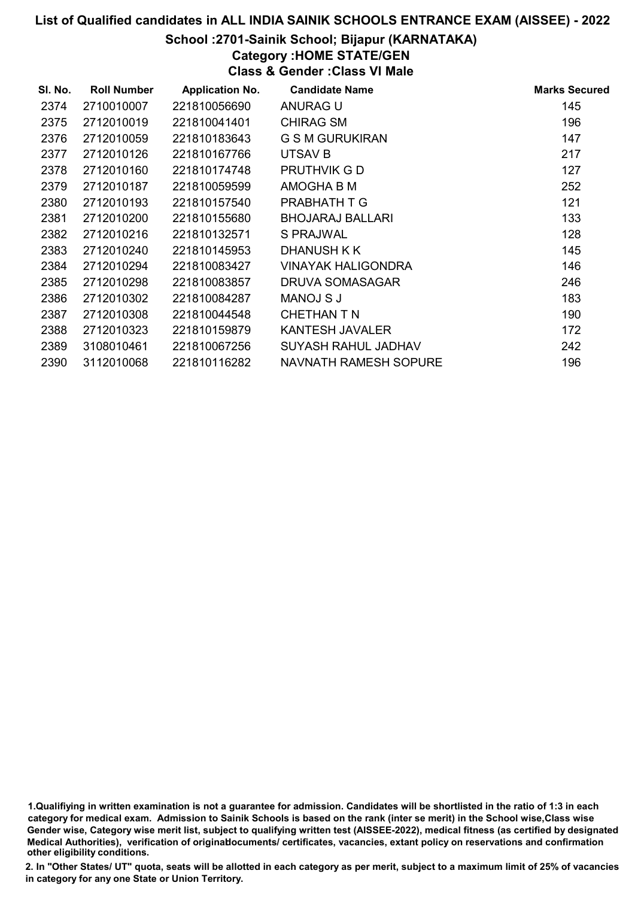# List of Qualified candidates in ALL INDIA SAINIK SCHOOLS ENTRANCE EXAM (AISSEE) - 2022

## School :2701-Sainik School; Bijapur (KARNATAKA)

### Category :HOME STATE/GEN

### Class & Gender :Class VI Male

| Sl. No. | Roll Number | Application No. | Candidate Name | Marks Secured |
|---|---|---|---|---|
| 2374 | 2710010007 | 221810056690 | ANURAG U | 145 |
| 2375 | 2712010019 | 221810041401 | CHIRAG SM | 196 |
| 2376 | 2712010059 | 221810183643 | G S M GURUKIRAN | 147 |
| 2377 | 2712010126 | 221810167766 | UTSAV B | 217 |
| 2378 | 2712010160 | 221810174748 | PRUTHVIK G D | 127 |
| 2379 | 2712010187 | 221810059599 | AMOGHA B M | 252 |
| 2380 | 2712010193 | 221810157540 | PRABHATH T G | 121 |
| 2381 | 2712010200 | 221810155680 | BHOJARAJ BALLARI | 133 |
| 2382 | 2712010216 | 221810132571 | S PRAJWAL | 128 |
| 2383 | 2712010240 | 221810145953 | DHANUSH K K | 145 |
| 2384 | 2712010294 | 221810083427 | VINAYAK HALIGONDRA | 146 |
| 2385 | 2712010298 | 221810083857 | DRUVA SOMASAGAR | 246 |
| 2386 | 2712010302 | 221810084287 | MANOJ S J | 183 |
| 2387 | 2712010308 | 221810044548 | CHETHAN T N | 190 |
| 2388 | 2712010323 | 221810159879 | KANTESH JAVALER | 172 |
| 2389 | 3108010461 | 221810067256 | SUYASH RAHUL JADHAV | 242 |
| 2390 | 3112010068 | 221810116282 | NAVNATH RAMESH SOPURE | 196 |

1.Qualifiying in written examination is not a guarantee for admission. Candidates will be shortlisted in the ratio of 1:3 in each category for medical exam. Admission to Sainik Schools is based on the rank (inter se merit) in the School wise,Class wise Gender wise, Category wise merit list, subject to qualifying written test (AISSEE-2022), medical fitness (as certified by designated Medical Authorities), verification of originaldocuments/ certificates, vacancies, extant policy on reservations and confirmation other eligibility conditions.

2. In "Other States/ UT" quota, seats will be allotted in each category as per merit, subject to a maximum limit of 25% of vacancies in category for any one State or Union Territory.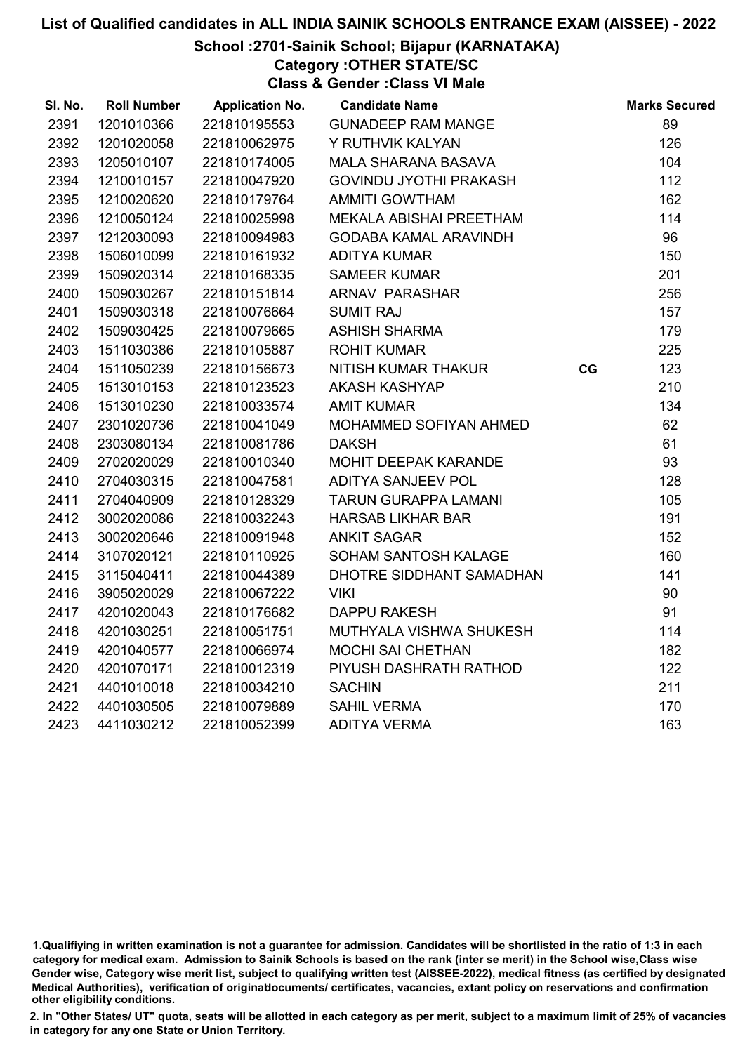# List of Qualified candidates in ALL INDIA SAINIK SCHOOLS ENTRANCE EXAM (AISSEE) - 2022

## School :2701-Sainik School; Bijapur (KARNATAKA)

### Category :OTHER STATE/SC

### Class & Gender :Class VI Male

| Sl. No. | Roll Number | Application No. | Candidate Name | | Marks Secured |
|---|---|---|---|---|---|
| 2391 | 1201010366 | 221810195553 | GUNADEEP RAM MANGE | | 89 |
| 2392 | 1201020058 | 221810062975 | Y RUTHVIK KALYAN | | 126 |
| 2393 | 1205010107 | 221810174005 | MALA SHARANA BASAVA | | 104 |
| 2394 | 1210010157 | 221810047920 | GOVINDU JYOTHI PRAKASH | | 112 |
| 2395 | 1210020620 | 221810179764 | AMMITI GOWTHAM | | 162 |
| 2396 | 1210050124 | 221810025998 | MEKALA ABISHAI PREETHAM | | 114 |
| 2397 | 1212030093 | 221810094983 | GODABA KAMAL ARAVINDH | | 96 |
| 2398 | 1506010099 | 221810161932 | ADITYA KUMAR | | 150 |
| 2399 | 1509020314 | 221810168335 | SAMEER KUMAR | | 201 |
| 2400 | 1509030267 | 221810151814 | ARNAV PARASHAR | | 256 |
| 2401 | 1509030318 | 221810076664 | SUMIT RAJ | | 157 |
| 2402 | 1509030425 | 221810079665 | ASHISH SHARMA | | 179 |
| 2403 | 1511030386 | 221810105887 | ROHIT KUMAR | | 225 |
| 2404 | 1511050239 | 221810156673 | NITISH KUMAR THAKUR | CG | 123 |
| 2405 | 1513010153 | 221810123523 | AKASH KASHYAP | | 210 |
| 2406 | 1513010230 | 221810033574 | AMIT KUMAR | | 134 |
| 2407 | 2301020736 | 221810041049 | MOHAMMED SOFIYAN AHMED | | 62 |
| 2408 | 2303080134 | 221810081786 | DAKSH | | 61 |
| 2409 | 2702020029 | 221810010340 | MOHIT DEEPAK KARANDE | | 93 |
| 2410 | 2704030315 | 221810047581 | ADITYA SANJEEV POL | | 128 |
| 2411 | 2704040909 | 221810128329 | TARUN GURAPPA LAMANI | | 105 |
| 2412 | 3002020086 | 221810032243 | HARSAB LIKHAR BAR | | 191 |
| 2413 | 3002020646 | 221810091948 | ANKIT SAGAR | | 152 |
| 2414 | 3107020121 | 221810110925 | SOHAM SANTOSH KALAGE | | 160 |
| 2415 | 3115040411 | 221810044389 | DHOTRE SIDDHANT SAMADHAN | | 141 |
| 2416 | 3905020029 | 221810067222 | VIKI | | 90 |
| 2417 | 4201020043 | 221810176682 | DAPPU RAKESH | | 91 |
| 2418 | 4201030251 | 221810051751 | MUTHYALA VISHWA SHUKESH | | 114 |
| 2419 | 4201040577 | 221810066974 | MOCHI SAI CHETHAN | | 182 |
| 2420 | 4201070171 | 221810012319 | PIYUSH DASHRATH RATHOD | | 122 |
| 2421 | 4401010018 | 221810034210 | SACHIN | | 211 |
| 2422 | 4401030505 | 221810079889 | SAHIL VERMA | | 170 |
| 2423 | 4411030212 | 221810052399 | ADITYA VERMA | | 163 |

1.Qualifiying in written examination is not a guarantee for admission. Candidates will be shortlisted in the ratio of 1:3 in each category for medical exam. Admission to Sainik Schools is based on the rank (inter se merit) in the School wise,Class wise Gender wise, Category wise merit list, subject to qualifying written test (AISSEE-2022), medical fitness (as certified by designated Medical Authorities), verification of originaldocuments/ certificates, vacancies, extant policy on reservations and confirmation other eligibility conditions.

2. In "Other States/ UT" quota, seats will be allotted in each category as per merit, subject to a maximum limit of 25% of vacancies in category for any one State or Union Territory.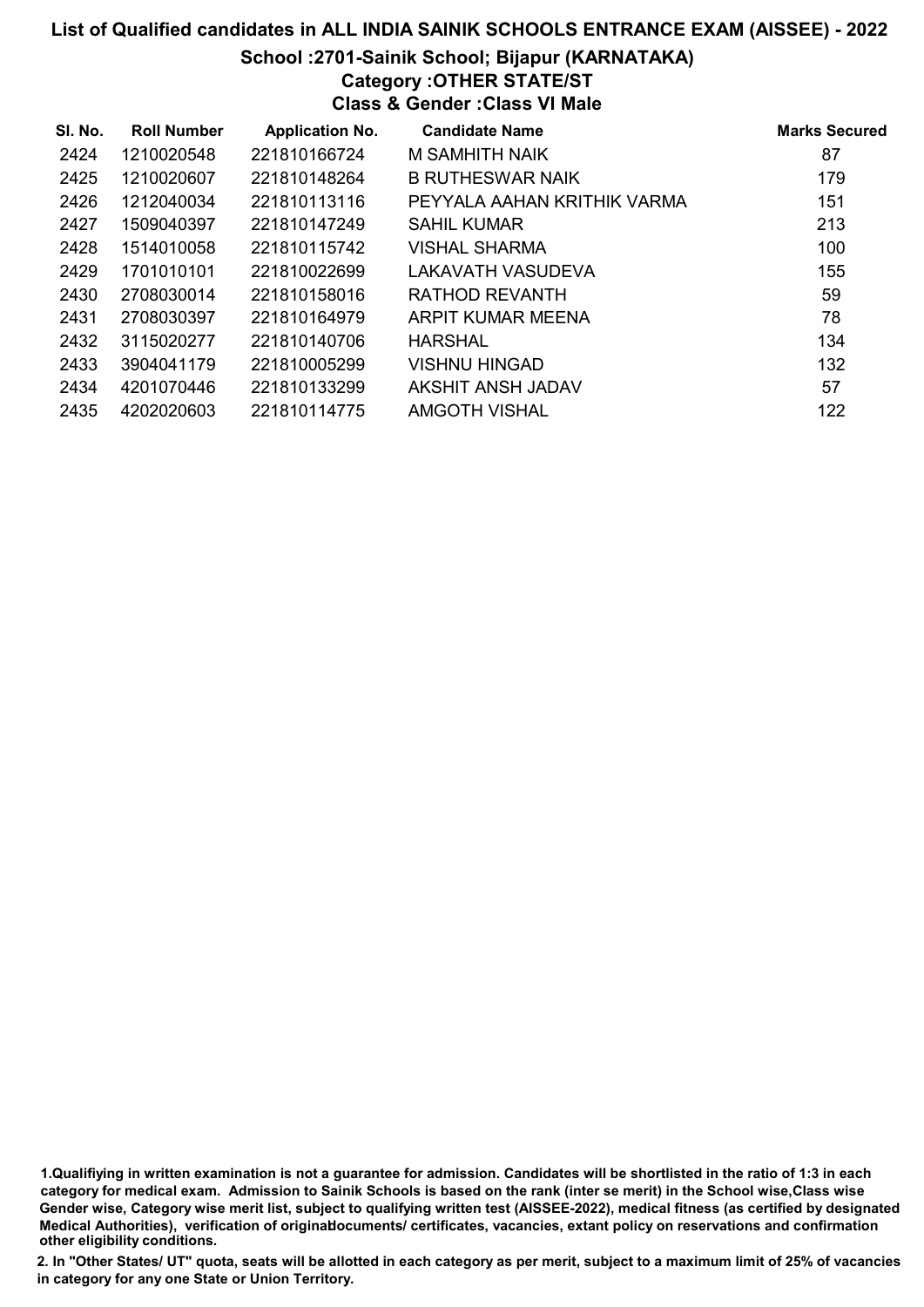# List of Qualified candidates in ALL INDIA SAINIK SCHOOLS ENTRANCE EXAM (AISSEE) - 2022

## School :2701-Sainik School; Bijapur (KARNATAKA)

### Category :OTHER STATE/ST

### Class & Gender :Class VI Male

| Sl. No. | Roll Number | Application No. | Candidate Name | Marks Secured |
|---|---|---|---|---|
| 2424 | 1210020548 | 221810166724 | M SAMHITH NAIK | 87 |
| 2425 | 1210020607 | 221810148264 | B RUTHESWAR NAIK | 179 |
| 2426 | 1212040034 | 221810113116 | PEYYALA AAHAN KRITHIK VARMA | 151 |
| 2427 | 1509040397 | 221810147249 | SAHIL KUMAR | 213 |
| 2428 | 1514010058 | 221810115742 | VISHAL SHARMA | 100 |
| 2429 | 1701010101 | 221810022699 | LAKAVATH VASUDEVA | 155 |
| 2430 | 2708030014 | 221810158016 | RATHOD REVANTH | 59 |
| 2431 | 2708030397 | 221810164979 | ARPIT KUMAR MEENA | 78 |
| 2432 | 3115020277 | 221810140706 | HARSHAL | 134 |
| 2433 | 3904041179 | 221810005299 | VISHNU HINGAD | 132 |
| 2434 | 4201070446 | 221810133299 | AKSHIT ANSH JADAV | 57 |
| 2435 | 4202020603 | 221810114775 | AMGOTH VISHAL | 122 |

1.Qualifiying in written examination is not a guarantee for admission. Candidates will be shortlisted in the ratio of 1:3 in each category for medical exam. Admission to Sainik Schools is based on the rank (inter se merit) in the School wise,Class wise Gender wise, Category wise merit list, subject to qualifying written test (AISSEE-2022), medical fitness (as certified by designated Medical Authorities), verification of originaldocuments/ certificates, vacancies, extant policy on reservations and confirmation other eligibility conditions.

2. In "Other States/ UT" quota, seats will be allotted in each category as per merit, subject to a maximum limit of 25% of vacancies in category for any one State or Union Territory.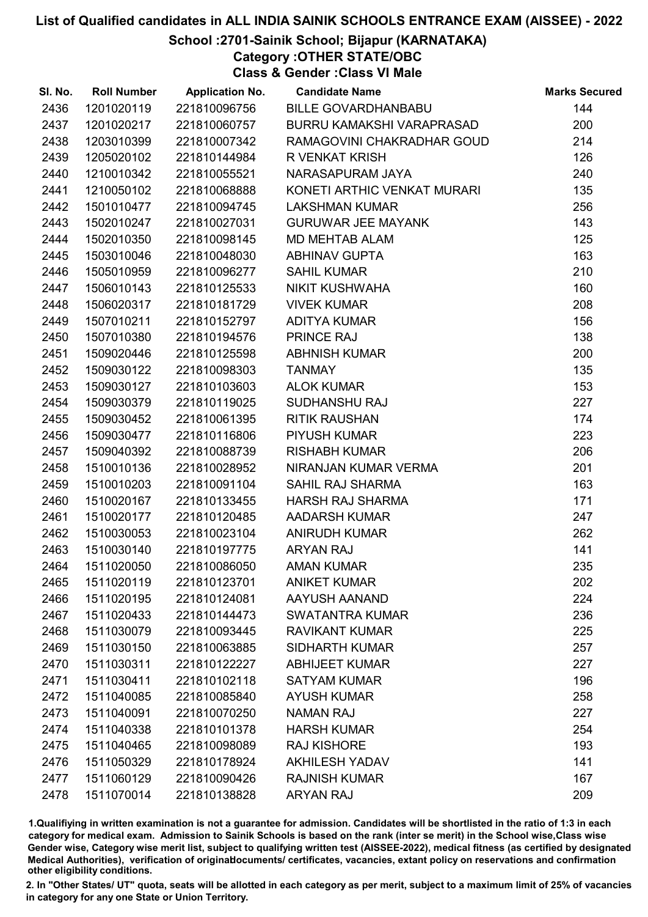# List of Qualified candidates in ALL INDIA SAINIK SCHOOLS ENTRANCE EXAM (AISSEE) - 2022

## School :2701-Sainik School; Bijapur (KARNATAKA)

### Category :OTHER STATE/OBC

### Class & Gender :Class VI Male

| Sl. No. | Roll Number | Application No. | Candidate Name | Marks Secured |
|---|---|---|---|---|
| 2436 | 1201020119 | 221810096756 | BILLE GOVARDHANBABU | 144 |
| 2437 | 1201020217 | 221810060757 | BURRU KAMAKSHI VARAPRASAD | 200 |
| 2438 | 1203010399 | 221810007342 | RAMAGOVINI CHAKRADHAR GOUD | 214 |
| 2439 | 1205020102 | 221810144984 | R VENKAT KRISH | 126 |
| 2440 | 1210010342 | 221810055521 | NARASAPURAM JAYA | 240 |
| 2441 | 1210050102 | 221810068888 | KONETI ARTHIC VENKAT MURARI | 135 |
| 2442 | 1501010477 | 221810094745 | LAKSHMAN KUMAR | 256 |
| 2443 | 1502010247 | 221810027031 | GURUWAR JEE MAYANK | 143 |
| 2444 | 1502010350 | 221810098145 | MD MEHTAB ALAM | 125 |
| 2445 | 1503010046 | 221810048030 | ABHINAV GUPTA | 163 |
| 2446 | 1505010959 | 221810096277 | SAHIL KUMAR | 210 |
| 2447 | 1506010143 | 221810125533 | NIKIT KUSHWAHA | 160 |
| 2448 | 1506020317 | 221810181729 | VIVEK KUMAR | 208 |
| 2449 | 1507010211 | 221810152797 | ADITYA KUMAR | 156 |
| 2450 | 1507010380 | 221810194576 | PRINCE RAJ | 138 |
| 2451 | 1509020446 | 221810125598 | ABHNISH KUMAR | 200 |
| 2452 | 1509030122 | 221810098303 | TANMAY | 135 |
| 2453 | 1509030127 | 221810103603 | ALOK KUMAR | 153 |
| 2454 | 1509030379 | 221810119025 | SUDHANSHU RAJ | 227 |
| 2455 | 1509030452 | 221810061395 | RITIK RAUSHAN | 174 |
| 2456 | 1509030477 | 221810116806 | PIYUSH KUMAR | 223 |
| 2457 | 1509040392 | 221810088739 | RISHABH KUMAR | 206 |
| 2458 | 1510010136 | 221810028952 | NIRANJAN KUMAR VERMA | 201 |
| 2459 | 1510010203 | 221810091104 | SAHIL RAJ SHARMA | 163 |
| 2460 | 1510020167 | 221810133455 | HARSH RAJ SHARMA | 171 |
| 2461 | 1510020177 | 221810120485 | AADARSH KUMAR | 247 |
| 2462 | 1510030053 | 221810023104 | ANIRUDH KUMAR | 262 |
| 2463 | 1510030140 | 221810197775 | ARYAN RAJ | 141 |
| 2464 | 1511020050 | 221810086050 | AMAN KUMAR | 235 |
| 2465 | 1511020119 | 221810123701 | ANIKET KUMAR | 202 |
| 2466 | 1511020195 | 221810124081 | AAYUSH AANAND | 224 |
| 2467 | 1511020433 | 221810144473 | SWATANTRA KUMAR | 236 |
| 2468 | 1511030079 | 221810093445 | RAVIKANT KUMAR | 225 |
| 2469 | 1511030150 | 221810063885 | SIDHARTH KUMAR | 257 |
| 2470 | 1511030311 | 221810122227 | ABHIJEET KUMAR | 227 |
| 2471 | 1511030411 | 221810102118 | SATYAM KUMAR | 196 |
| 2472 | 1511040085 | 221810085840 | AYUSH KUMAR | 258 |
| 2473 | 1511040091 | 221810070250 | NAMAN RAJ | 227 |
| 2474 | 1511040338 | 221810101378 | HARSH KUMAR | 254 |
| 2475 | 1511040465 | 221810098089 | RAJ KISHORE | 193 |
| 2476 | 1511050329 | 221810178924 | AKHILESH YADAV | 141 |
| 2477 | 1511060129 | 221810090426 | RAJNISH KUMAR | 167 |
| 2478 | 1511070014 | 221810138828 | ARYAN RAJ | 209 |

1.Qualifiying in written examination is not a guarantee for admission. Candidates will be shortlisted in the ratio of 1:3 in each category for medical exam. Admission to Sainik Schools is based on the rank (inter se merit) in the School wise,Class wise Gender wise, Category wise merit list, subject to qualifying written test (AISSEE-2022), medical fitness (as certified by designated Medical Authorities), verification of originaldocuments/ certificates, vacancies, extant policy on reservations and confirmation other eligibility conditions.

2. In "Other States/ UT" quota, seats will be allotted in each category as per merit, subject to a maximum limit of 25% of vacancies in category for any one State or Union Territory.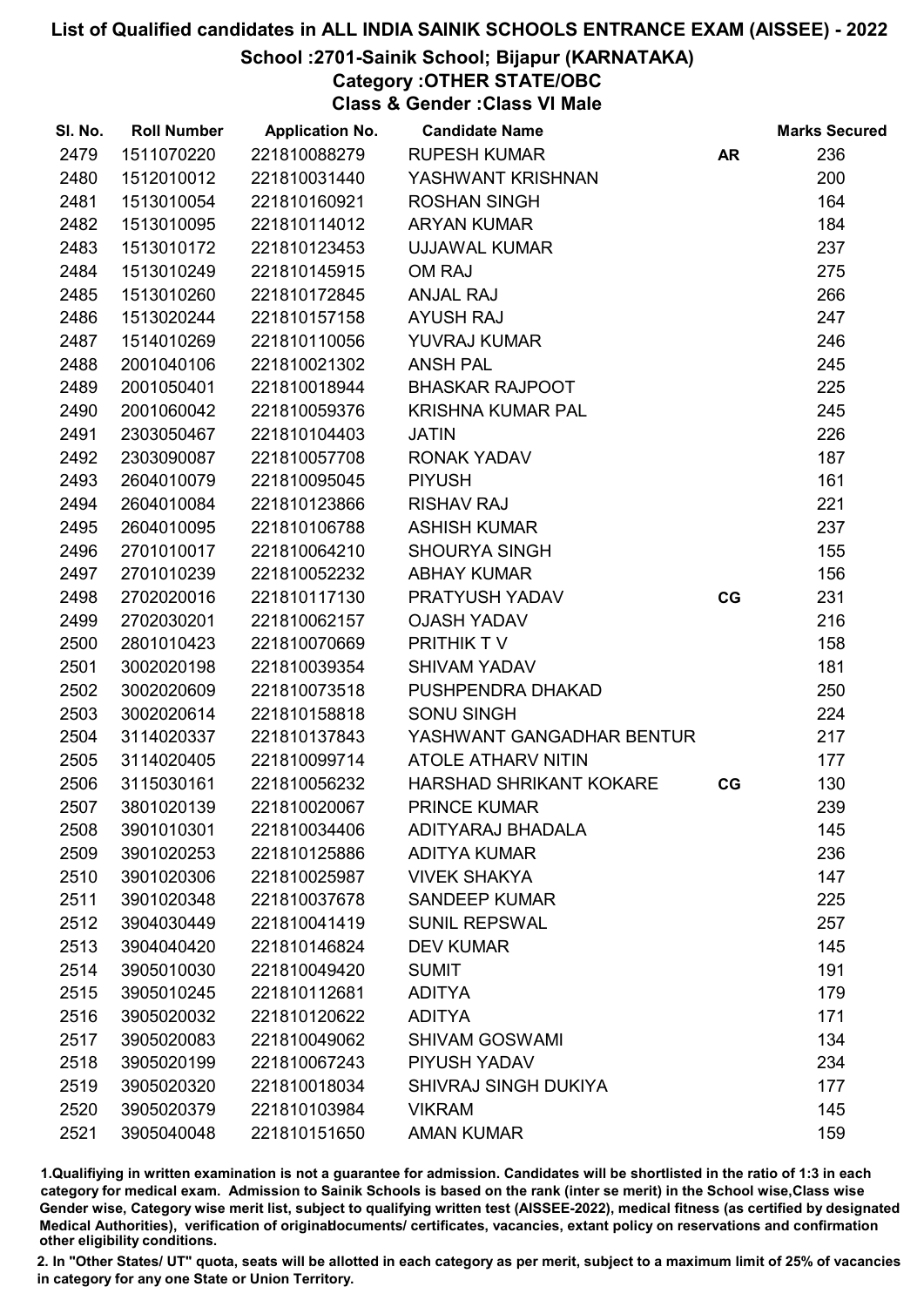# List of Qualified candidates in ALL INDIA SAINIK SCHOOLS ENTRANCE EXAM (AISSEE) - 2022

## School :2701-Sainik School; Bijapur (KARNATAKA)

### Category :OTHER STATE/OBC

### Class & Gender :Class VI Male

| Sl. No. | Roll Number | Application No. | Candidate Name | | Marks Secured |
|---|---|---|---|---|---|
| 2479 | 1511070220 | 221810088279 | RUPESH KUMAR | AR | 236 |
| 2480 | 1512010012 | 221810031440 | YASHWANT KRISHNAN | | 200 |
| 2481 | 1513010054 | 221810160921 | ROSHAN SINGH | | 164 |
| 2482 | 1513010095 | 221810114012 | ARYAN KUMAR | | 184 |
| 2483 | 1513010172 | 221810123453 | UJJAWAL KUMAR | | 237 |
| 2484 | 1513010249 | 221810145915 | OM RAJ | | 275 |
| 2485 | 1513010260 | 221810172845 | ANJAL RAJ | | 266 |
| 2486 | 1513020244 | 221810157158 | AYUSH RAJ | | 247 |
| 2487 | 1514010269 | 221810110056 | YUVRAJ KUMAR | | 246 |
| 2488 | 2001040106 | 221810021302 | ANSH PAL | | 245 |
| 2489 | 2001050401 | 221810018944 | BHASKAR RAJPOOT | | 225 |
| 2490 | 2001060042 | 221810059376 | KRISHNA KUMAR PAL | | 245 |
| 2491 | 2303050467 | 221810104403 | JATIN | | 226 |
| 2492 | 2303090087 | 221810057708 | RONAK YADAV | | 187 |
| 2493 | 2604010079 | 221810095045 | PIYUSH | | 161 |
| 2494 | 2604010084 | 221810123866 | RISHAV RAJ | | 221 |
| 2495 | 2604010095 | 221810106788 | ASHISH KUMAR | | 237 |
| 2496 | 2701010017 | 221810064210 | SHOURYA SINGH | | 155 |
| 2497 | 2701010239 | 221810052232 | ABHAY KUMAR | | 156 |
| 2498 | 2702020016 | 221810117130 | PRATYUSH YADAV | CG | 231 |
| 2499 | 2702030201 | 221810062157 | OJASH YADAV | | 216 |
| 2500 | 2801010423 | 221810070669 | PRITHIK T V | | 158 |
| 2501 | 3002020198 | 221810039354 | SHIVAM YADAV | | 181 |
| 2502 | 3002020609 | 221810073518 | PUSHPENDRA DHAKAD | | 250 |
| 2503 | 3002020614 | 221810158818 | SONU SINGH | | 224 |
| 2504 | 3114020337 | 221810137843 | YASHWANT GANGADHAR BENTUR | | 217 |
| 2505 | 3114020405 | 221810099714 | ATOLE ATHARV NITIN | | 177 |
| 2506 | 3115030161 | 221810056232 | HARSHAD SHRIKANT KOKARE | CG | 130 |
| 2507 | 3801020139 | 221810020067 | PRINCE KUMAR | | 239 |
| 2508 | 3901010301 | 221810034406 | ADITYARAJ BHADALA | | 145 |
| 2509 | 3901020253 | 221810125886 | ADITYA KUMAR | | 236 |
| 2510 | 3901020306 | 221810025987 | VIVEK SHAKYA | | 147 |
| 2511 | 3901020348 | 221810037678 | SANDEEP KUMAR | | 225 |
| 2512 | 3904030449 | 221810041419 | SUNIL REPSWAL | | 257 |
| 2513 | 3904040420 | 221810146824 | DEV KUMAR | | 145 |
| 2514 | 3905010030 | 221810049420 | SUMIT | | 191 |
| 2515 | 3905010245 | 221810112681 | ADITYA | | 179 |
| 2516 | 3905020032 | 221810120622 | ADITYA | | 171 |
| 2517 | 3905020083 | 221810049062 | SHIVAM GOSWAMI | | 134 |
| 2518 | 3905020199 | 221810067243 | PIYUSH YADAV | | 234 |
| 2519 | 3905020320 | 221810018034 | SHIVRAJ SINGH DUKIYA | | 177 |
| 2520 | 3905020379 | 221810103984 | VIKRAM | | 145 |
| 2521 | 3905040048 | 221810151650 | AMAN KUMAR | | 159 |

1.Qualifiying in written examination is not a guarantee for admission. Candidates will be shortlisted in the ratio of 1:3 in each category for medical exam. Admission to Sainik Schools is based on the rank (inter se merit) in the School wise,Class wise Gender wise, Category wise merit list, subject to qualifying written test (AISSEE-2022), medical fitness (as certified by designated Medical Authorities), verification of originaldocuments/ certificates, vacancies, extant policy on reservations and confirmation other eligibility conditions.

2. In "Other States/ UT" quota, seats will be allotted in each category as per merit, subject to a maximum limit of 25% of vacancies in category for any one State or Union Territory.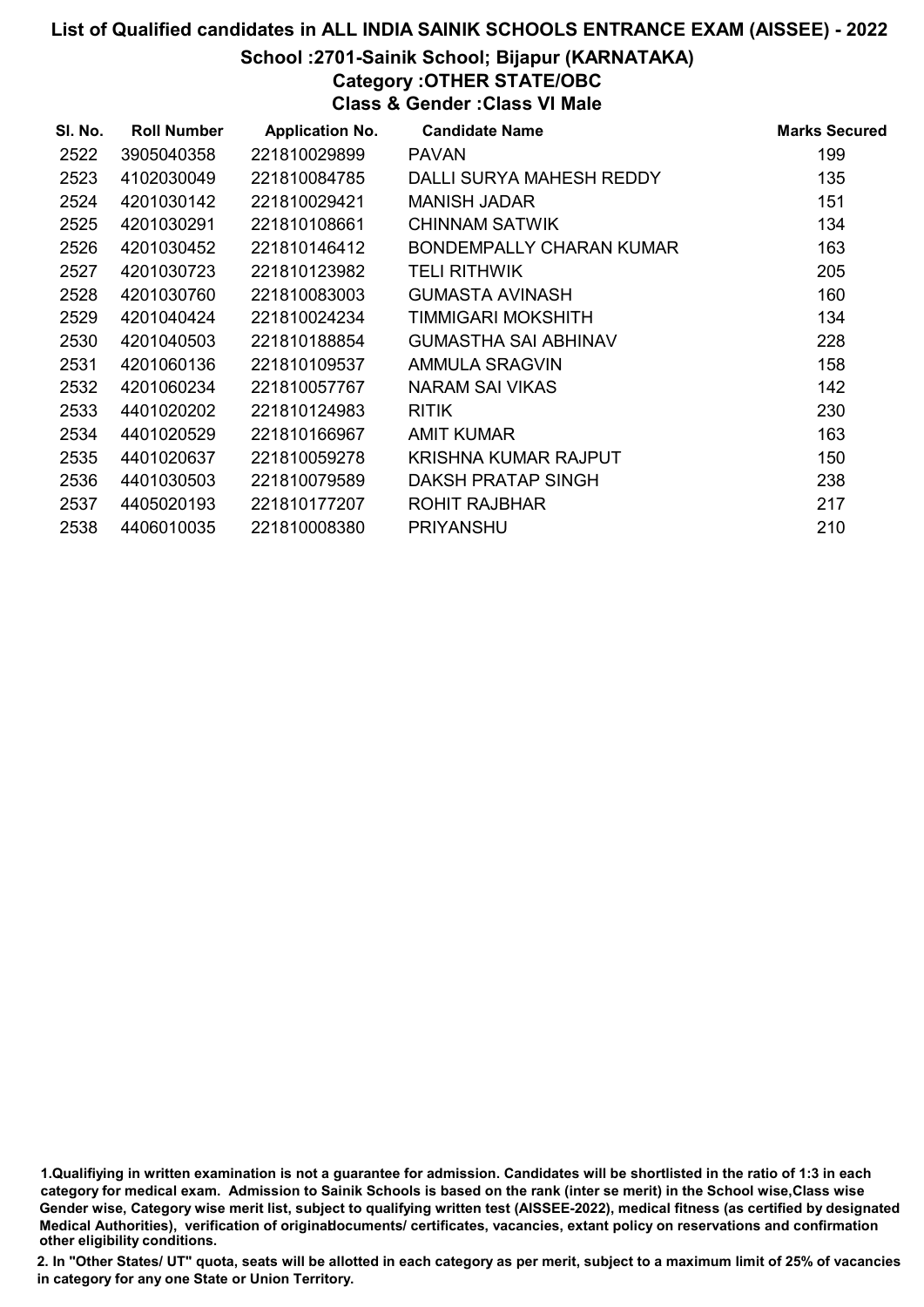# List of Qualified candidates in ALL INDIA SAINIK SCHOOLS ENTRANCE EXAM (AISSEE) - 2022

## School :2701-Sainik School; Bijapur (KARNATAKA)

### Category :OTHER STATE/OBC

### Class & Gender :Class VI Male

| Sl. No. | Roll Number | Application No. | Candidate Name | Marks Secured |
|---|---|---|---|---|
| 2522 | 3905040358 | 221810029899 | PAVAN | 199 |
| 2523 | 4102030049 | 221810084785 | DALLI SURYA MAHESH REDDY | 135 |
| 2524 | 4201030142 | 221810029421 | MANISH JADAR | 151 |
| 2525 | 4201030291 | 221810108661 | CHINNAM SATWIK | 134 |
| 2526 | 4201030452 | 221810146412 | BONDEMPALLY CHARAN KUMAR | 163 |
| 2527 | 4201030723 | 221810123982 | TELI RITHWIK | 205 |
| 2528 | 4201030760 | 221810083003 | GUMASTA AVINASH | 160 |
| 2529 | 4201040424 | 221810024234 | TIMMIGARI MOKSHITH | 134 |
| 2530 | 4201040503 | 221810188854 | GUMASTHA SAI ABHINAV | 228 |
| 2531 | 4201060136 | 221810109537 | AMMULA SRAGVIN | 158 |
| 2532 | 4201060234 | 221810057767 | NARAM SAI VIKAS | 142 |
| 2533 | 4401020202 | 221810124983 | RITIK | 230 |
| 2534 | 4401020529 | 221810166967 | AMIT KUMAR | 163 |
| 2535 | 4401020637 | 221810059278 | KRISHNA KUMAR RAJPUT | 150 |
| 2536 | 4401030503 | 221810079589 | DAKSH PRATAP SINGH | 238 |
| 2537 | 4405020193 | 221810177207 | ROHIT RAJBHAR | 217 |
| 2538 | 4406010035 | 221810008380 | PRIYANSHU | 210 |

1.Qualifiying in written examination is not a guarantee for admission. Candidates will be shortlisted in the ratio of 1:3 in each category for medical exam. Admission to Sainik Schools is based on the rank (inter se merit) in the School wise,Class wise Gender wise, Category wise merit list, subject to qualifying written test (AISSEE-2022), medical fitness (as certified by designated Medical Authorities), verification of originaldocuments/ certificates, vacancies, extant policy on reservations and confirmation other eligibility conditions.

2. In "Other States/ UT" quota, seats will be allotted in each category as per merit, subject to a maximum limit of 25% of vacancies in category for any one State or Union Territory.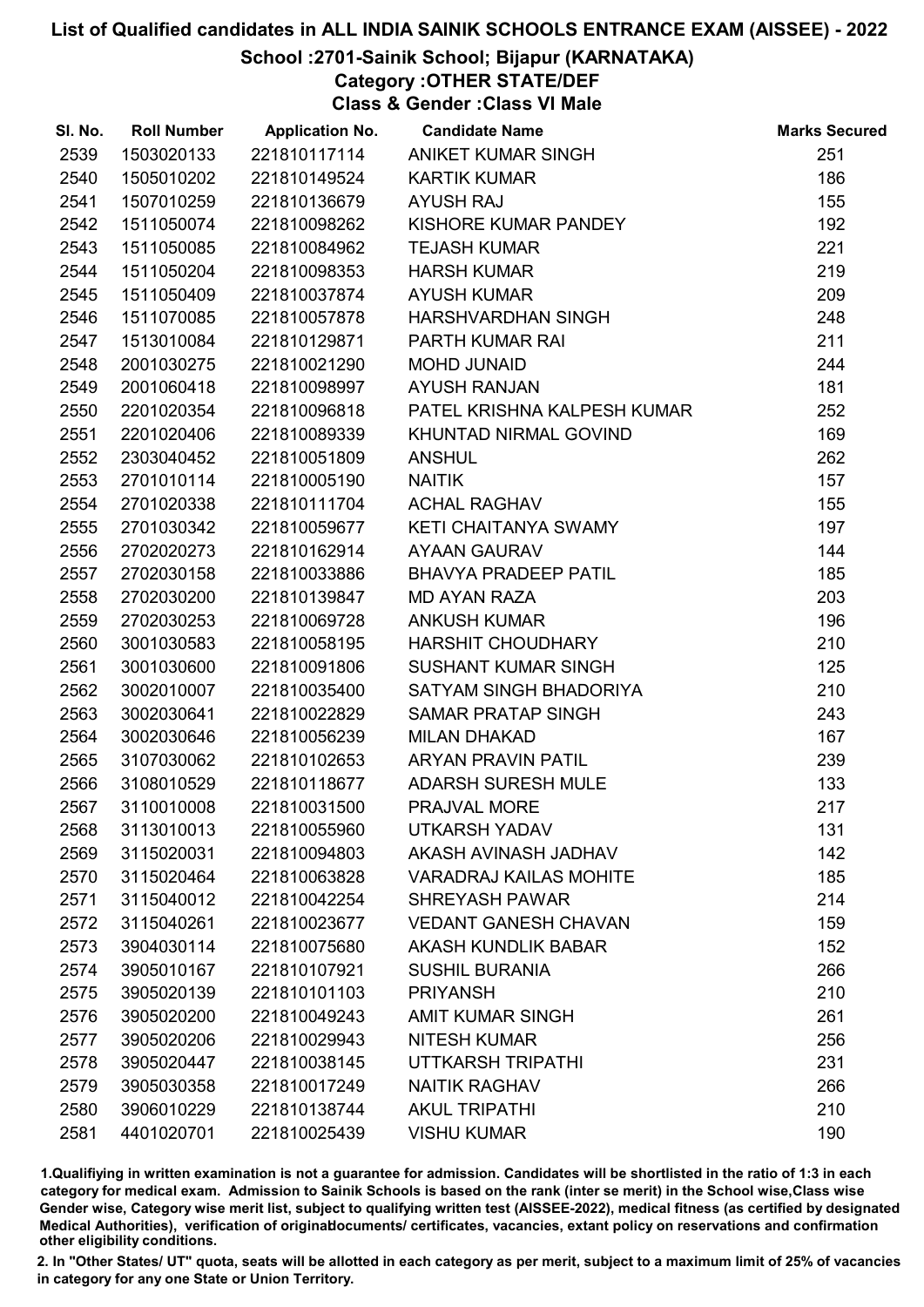# List of Qualified candidates in ALL INDIA SAINIK SCHOOLS ENTRANCE EXAM (AISSEE) - 2022

## School :2701-Sainik School; Bijapur (KARNATAKA)

## Category :OTHER STATE/DEF

## Class & Gender :Class VI Male

| Sl. No. | Roll Number | Application No. | Candidate Name | Marks Secured |
|---|---|---|---|---|
| 2539 | 1503020133 | 221810117114 | ANIKET KUMAR SINGH | 251 |
| 2540 | 1505010202 | 221810149524 | KARTIK KUMAR | 186 |
| 2541 | 1507010259 | 221810136679 | AYUSH RAJ | 155 |
| 2542 | 1511050074 | 221810098262 | KISHORE KUMAR PANDEY | 192 |
| 2543 | 1511050085 | 221810084962 | TEJASH KUMAR | 221 |
| 2544 | 1511050204 | 221810098353 | HARSH KUMAR | 219 |
| 2545 | 1511050409 | 221810037874 | AYUSH KUMAR | 209 |
| 2546 | 1511070085 | 221810057878 | HARSHVARDHAN SINGH | 248 |
| 2547 | 1513010084 | 221810129871 | PARTH KUMAR RAI | 211 |
| 2548 | 2001030275 | 221810021290 | MOHD JUNAID | 244 |
| 2549 | 2001060418 | 221810098997 | AYUSH RANJAN | 181 |
| 2550 | 2201020354 | 221810096818 | PATEL KRISHNA KALPESH KUMAR | 252 |
| 2551 | 2201020406 | 221810089339 | KHUNTAD NIRMAL GOVIND | 169 |
| 2552 | 2303040452 | 221810051809 | ANSHUL | 262 |
| 2553 | 2701010114 | 221810005190 | NAITIK | 157 |
| 2554 | 2701020338 | 221810111704 | ACHAL RAGHAV | 155 |
| 2555 | 2701030342 | 221810059677 | KETI CHAITANYA SWAMY | 197 |
| 2556 | 2702020273 | 221810162914 | AYAAN GAURAV | 144 |
| 2557 | 2702030158 | 221810033886 | BHAVYA PRADEEP PATIL | 185 |
| 2558 | 2702030200 | 221810139847 | MD AYAN RAZA | 203 |
| 2559 | 2702030253 | 221810069728 | ANKUSH KUMAR | 196 |
| 2560 | 3001030583 | 221810058195 | HARSHIT CHOUDHARY | 210 |
| 2561 | 3001030600 | 221810091806 | SUSHANT KUMAR SINGH | 125 |
| 2562 | 3002010007 | 221810035400 | SATYAM SINGH BHADORIYA | 210 |
| 2563 | 3002030641 | 221810022829 | SAMAR PRATAP SINGH | 243 |
| 2564 | 3002030646 | 221810056239 | MILAN DHAKAD | 167 |
| 2565 | 3107030062 | 221810102653 | ARYAN PRAVIN PATIL | 239 |
| 2566 | 3108010529 | 221810118677 | ADARSH SURESH MULE | 133 |
| 2567 | 3110010008 | 221810031500 | PRAJVAL MORE | 217 |
| 2568 | 3113010013 | 221810055960 | UTKARSH YADAV | 131 |
| 2569 | 3115020031 | 221810094803 | AKASH AVINASH JADHAV | 142 |
| 2570 | 3115020464 | 221810063828 | VARADRAJ KAILAS MOHITE | 185 |
| 2571 | 3115040012 | 221810042254 | SHREYASH PAWAR | 214 |
| 2572 | 3115040261 | 221810023677 | VEDANT GANESH CHAVAN | 159 |
| 2573 | 3904030114 | 221810075680 | AKASH KUNDLIK BABAR | 152 |
| 2574 | 3905010167 | 221810107921 | SUSHIL BURANIA | 266 |
| 2575 | 3905020139 | 221810101103 | PRIYANSH | 210 |
| 2576 | 3905020200 | 221810049243 | AMIT KUMAR SINGH | 261 |
| 2577 | 3905020206 | 221810029943 | NITESH KUMAR | 256 |
| 2578 | 3905020447 | 221810038145 | UTTKARSH TRIPATHI | 231 |
| 2579 | 3905030358 | 221810017249 | NAITIK RAGHAV | 266 |
| 2580 | 3906010229 | 221810138744 | AKUL TRIPATHI | 210 |
| 2581 | 4401020701 | 221810025439 | VISHU KUMAR | 190 |

1.Qualifiying in written examination is not a guarantee for admission. Candidates will be shortlisted in the ratio of 1:3 in each category for medical exam. Admission to Sainik Schools is based on the rank (inter se merit) in the School wise,Class wise Gender wise, Category wise merit list, subject to qualifying written test (AISSEE-2022), medical fitness (as certified by designated Medical Authorities), verification of originaldocuments/ certificates, vacancies, extant policy on reservations and confirmation other eligibility conditions.

2. In "Other States/ UT" quota, seats will be allotted in each category as per merit, subject to a maximum limit of 25% of vacancies in category for any one State or Union Territory.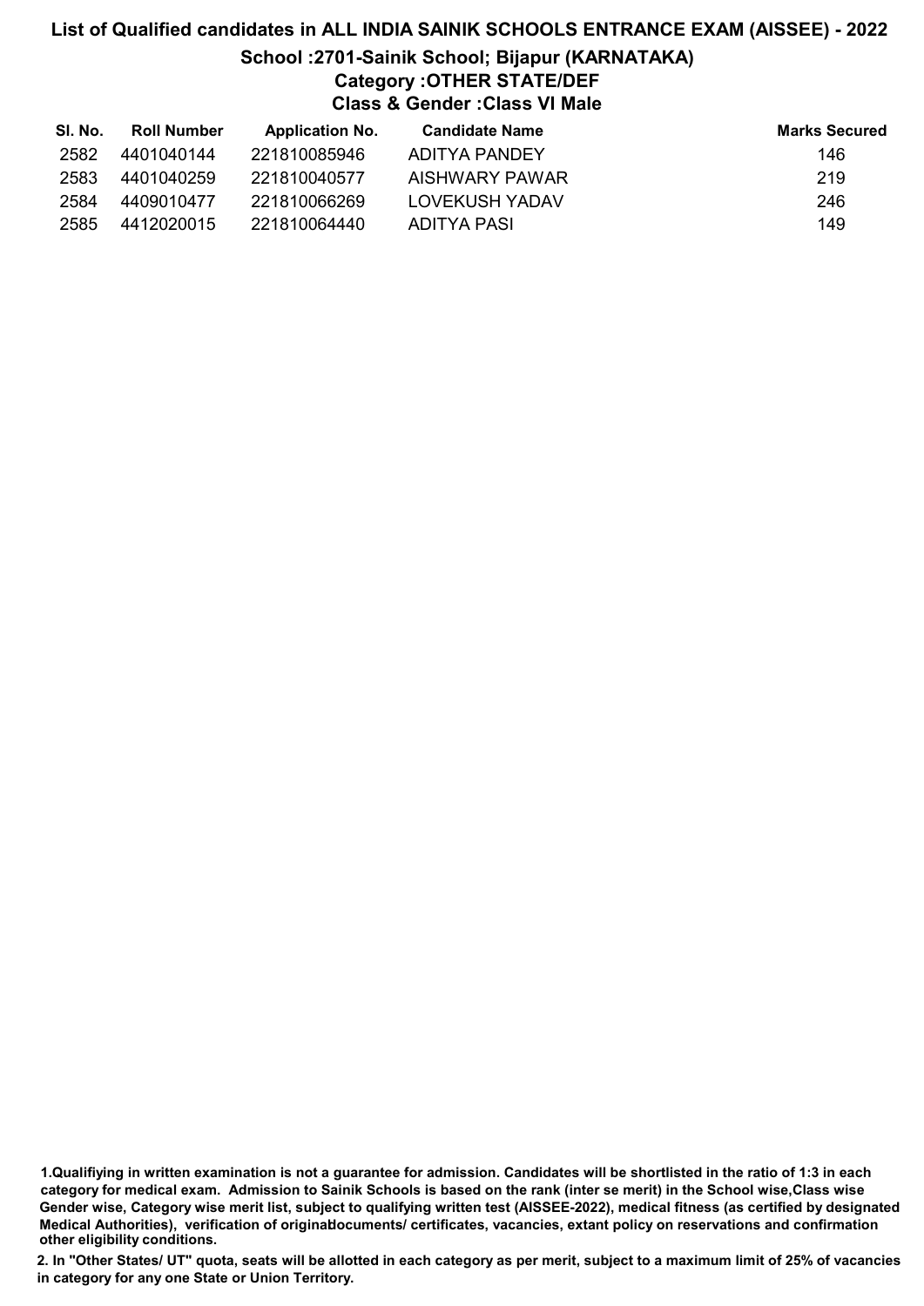# List of Qualified candidates in ALL INDIA SAINIK SCHOOLS ENTRANCE EXAM (AISSEE) - 2022

## School :2701-Sainik School; Bijapur (KARNATAKA)

### Category :OTHER STATE/DEF

### Class & Gender :Class VI Male

| Sl. No. | Roll Number | Application No. | Candidate Name | Marks Secured |
|---|---|---|---|---|
| 2582 | 4401040144 | 221810085946 | ADITYA PANDEY | 146 |
| 2583 | 4401040259 | 221810040577 | AISHWARY PAWAR | 219 |
| 2584 | 4409010477 | 221810066269 | LOVEKUSH YADAV | 246 |
| 2585 | 4412020015 | 221810064440 | ADITYA PASI | 149 |

1.Qualifiying in written examination is not a guarantee for admission. Candidates will be shortlisted in the ratio of 1:3 in each category for medical exam. Admission to Sainik Schools is based on the rank (inter se merit) in the School wise,Class wise Gender wise, Category wise merit list, subject to qualifying written test (AISSEE-2022), medical fitness (as certified by designated Medical Authorities), verification of originaldocuments/ certificates, vacancies, extant policy on reservations and confirmation other eligibility conditions.

2. In "Other States/ UT" quota, seats will be allotted in each category as per merit, subject to a maximum limit of 25% of vacancies in category for any one State or Union Territory.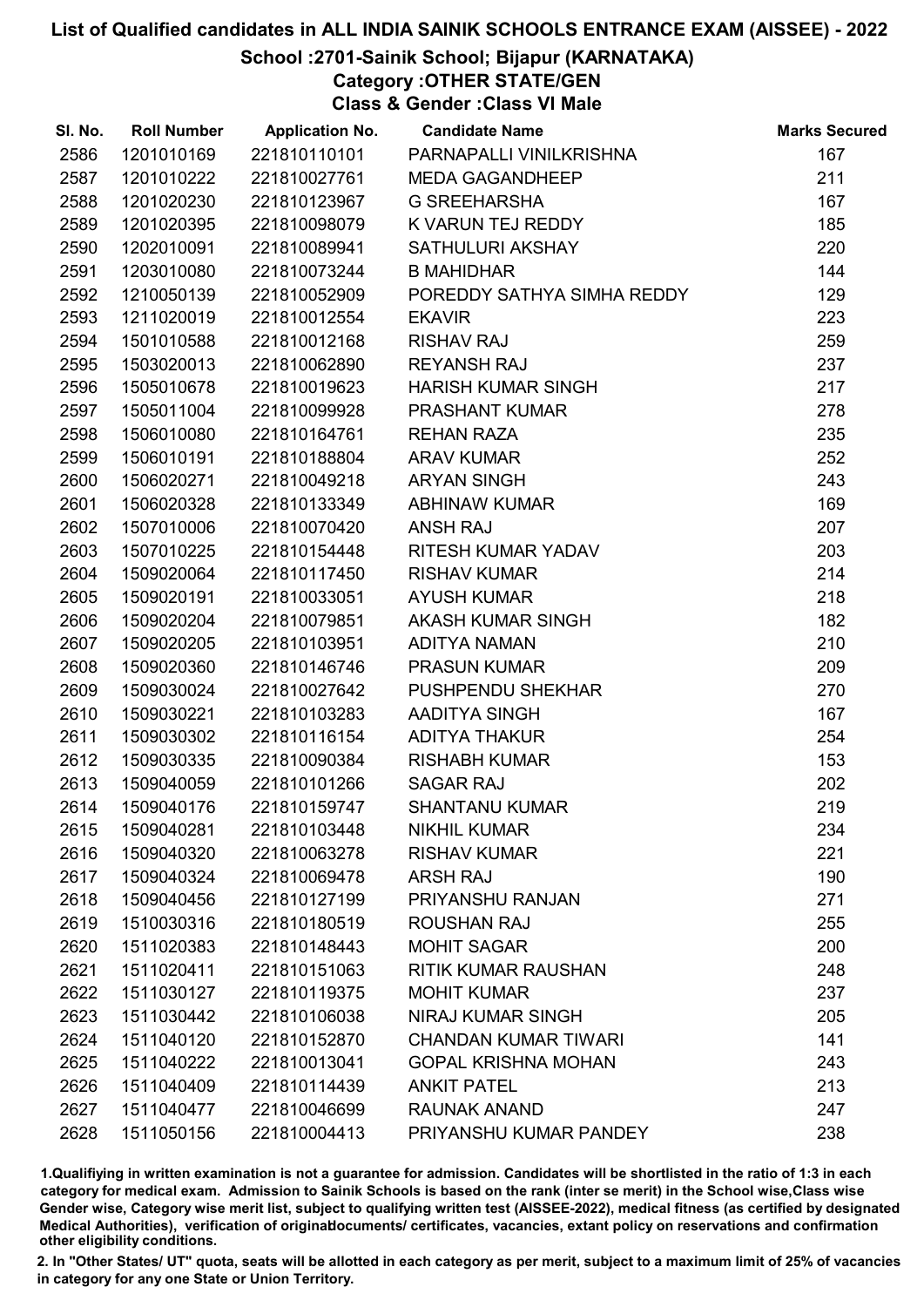# List of Qualified candidates in ALL INDIA SAINIK SCHOOLS ENTRANCE EXAM (AISSEE) - 2022

## School :2701-Sainik School; Bijapur (KARNATAKA)

### Category :OTHER STATE/GEN

### Class & Gender :Class VI Male

| Sl. No. | Roll Number | Application No. | Candidate Name | Marks Secured |
|---|---|---|---|---|
| 2586 | 1201010169 | 221810110101 | PARNAPALLI VINILKRISHNA | 167 |
| 2587 | 1201010222 | 221810027761 | MEDA GAGANDHEEP | 211 |
| 2588 | 1201020230 | 221810123967 | G SREEHARSHA | 167 |
| 2589 | 1201020395 | 221810098079 | K VARUN TEJ REDDY | 185 |
| 2590 | 1202010091 | 221810089941 | SATHULURI AKSHAY | 220 |
| 2591 | 1203010080 | 221810073244 | B MAHIDHAR | 144 |
| 2592 | 1210050139 | 221810052909 | POREDDY SATHYA SIMHA REDDY | 129 |
| 2593 | 1211020019 | 221810012554 | EKAVIR | 223 |
| 2594 | 1501010588 | 221810012168 | RISHAV RAJ | 259 |
| 2595 | 1503020013 | 221810062890 | REYANSH RAJ | 237 |
| 2596 | 1505010678 | 221810019623 | HARISH KUMAR SINGH | 217 |
| 2597 | 1505011004 | 221810099928 | PRASHANT KUMAR | 278 |
| 2598 | 1506010080 | 221810164761 | REHAN RAZA | 235 |
| 2599 | 1506010191 | 221810188804 | ARAV KUMAR | 252 |
| 2600 | 1506020271 | 221810049218 | ARYAN SINGH | 243 |
| 2601 | 1506020328 | 221810133349 | ABHINAW KUMAR | 169 |
| 2602 | 1507010006 | 221810070420 | ANSH RAJ | 207 |
| 2603 | 1507010225 | 221810154448 | RITESH KUMAR YADAV | 203 |
| 2604 | 1509020064 | 221810117450 | RISHAV KUMAR | 214 |
| 2605 | 1509020191 | 221810033051 | AYUSH KUMAR | 218 |
| 2606 | 1509020204 | 221810079851 | AKASH KUMAR SINGH | 182 |
| 2607 | 1509020205 | 221810103951 | ADITYA NAMAN | 210 |
| 2608 | 1509020360 | 221810146746 | PRASUN KUMAR | 209 |
| 2609 | 1509030024 | 221810027642 | PUSHPENDU SHEKHAR | 270 |
| 2610 | 1509030221 | 221810103283 | AADITYA SINGH | 167 |
| 2611 | 1509030302 | 221810116154 | ADITYA THAKUR | 254 |
| 2612 | 1509030335 | 221810090384 | RISHABH KUMAR | 153 |
| 2613 | 1509040059 | 221810101266 | SAGAR RAJ | 202 |
| 2614 | 1509040176 | 221810159747 | SHANTANU KUMAR | 219 |
| 2615 | 1509040281 | 221810103448 | NIKHIL KUMAR | 234 |
| 2616 | 1509040320 | 221810063278 | RISHAV KUMAR | 221 |
| 2617 | 1509040324 | 221810069478 | ARSH RAJ | 190 |
| 2618 | 1509040456 | 221810127199 | PRIYANSHU RANJAN | 271 |
| 2619 | 1510030316 | 221810180519 | ROUSHAN RAJ | 255 |
| 2620 | 1511020383 | 221810148443 | MOHIT SAGAR | 200 |
| 2621 | 1511020411 | 221810151063 | RITIK KUMAR RAUSHAN | 248 |
| 2622 | 1511030127 | 221810119375 | MOHIT KUMAR | 237 |
| 2623 | 1511030442 | 221810106038 | NIRAJ KUMAR SINGH | 205 |
| 2624 | 1511040120 | 221810152870 | CHANDAN KUMAR TIWARI | 141 |
| 2625 | 1511040222 | 221810013041 | GOPAL KRISHNA MOHAN | 243 |
| 2626 | 1511040409 | 221810114439 | ANKIT PATEL | 213 |
| 2627 | 1511040477 | 221810046699 | RAUNAK ANAND | 247 |
| 2628 | 1511050156 | 221810004413 | PRIYANSHU KUMAR PANDEY | 238 |

1.Qualifying in written examination is not a guarantee for admission. Candidates will be shortlisted in the ratio of 1:3 in each category for medical exam. Admission to Sainik Schools is based on the rank (inter se merit) in the School wise,Class wise Gender wise, Category wise merit list, subject to qualifying written test (AISSEE-2022), medical fitness (as certified by designated Medical Authorities), verification of originaldocuments/ certificates, vacancies, extant policy on reservations and confirmation other eligibility conditions.

2. In "Other States/ UT" quota, seats will be allotted in each category as per merit, subject to a maximum limit of 25% of vacancies in category for any one State or Union Territory.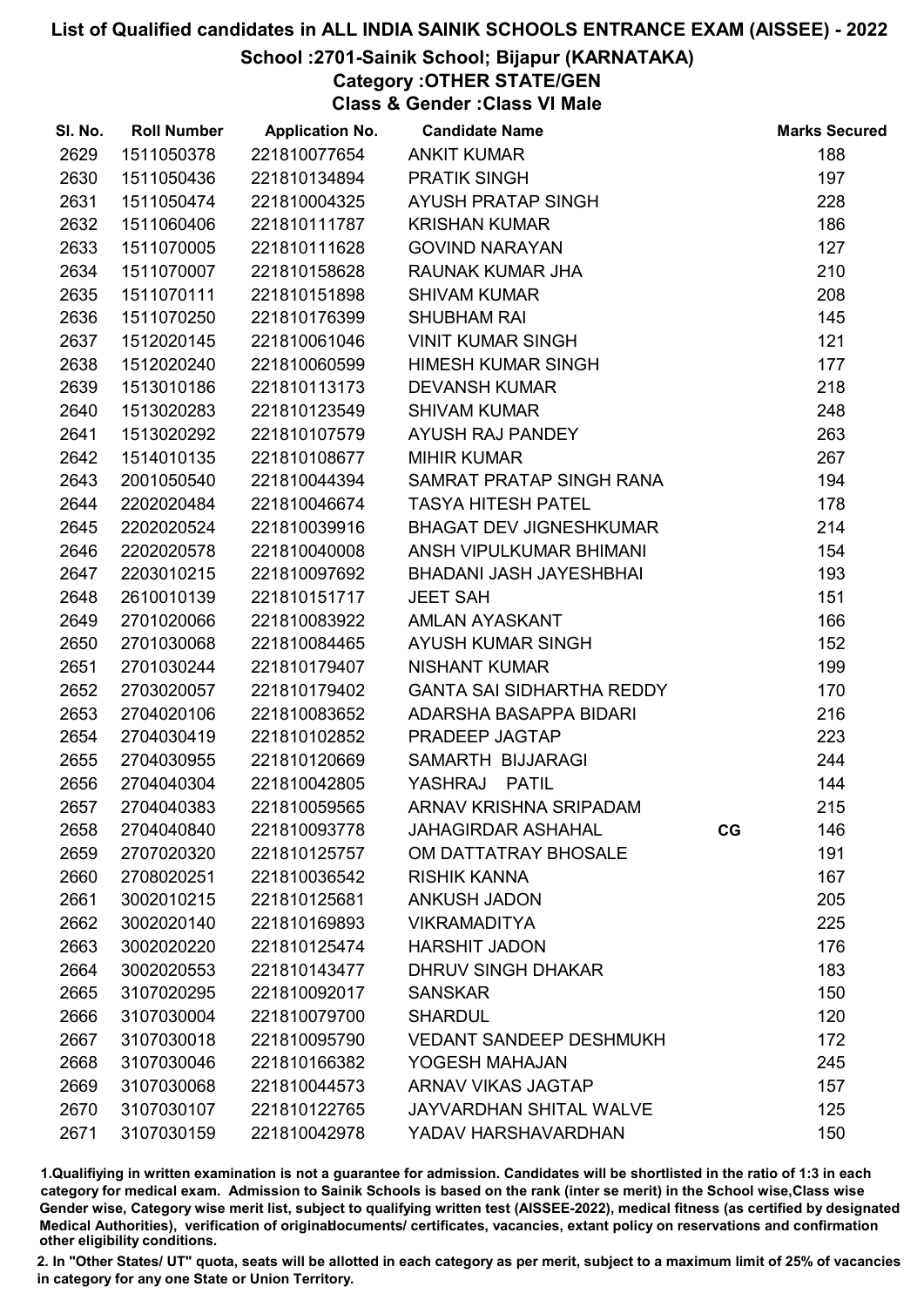# List of Qualified candidates in ALL INDIA SAINIK SCHOOLS ENTRANCE EXAM (AISSEE) - 2022

## School :2701-Sainik School; Bijapur (KARNATAKA)

### Category :OTHER STATE/GEN

### Class & Gender :Class VI Male

| Sl. No. | Roll Number | Application No. | Candidate Name | | Marks Secured |
|---|---|---|---|---|---|
| 2629 | 1511050378 | 221810077654 | ANKIT KUMAR | | 188 |
| 2630 | 1511050436 | 221810134894 | PRATIK SINGH | | 197 |
| 2631 | 1511050474 | 221810004325 | AYUSH PRATAP SINGH | | 228 |
| 2632 | 1511060406 | 221810111787 | KRISHAN KUMAR | | 186 |
| 2633 | 1511070005 | 221810111628 | GOVIND NARAYAN | | 127 |
| 2634 | 1511070007 | 221810158628 | RAUNAK KUMAR JHA | | 210 |
| 2635 | 1511070111 | 221810151898 | SHIVAM KUMAR | | 208 |
| 2636 | 1511070250 | 221810176399 | SHUBHAM RAI | | 145 |
| 2637 | 1512020145 | 221810061046 | VINIT KUMAR SINGH | | 121 |
| 2638 | 1512020240 | 221810060599 | HIMESH KUMAR SINGH | | 177 |
| 2639 | 1513010186 | 221810113173 | DEVANSH KUMAR | | 218 |
| 2640 | 1513020283 | 221810123549 | SHIVAM KUMAR | | 248 |
| 2641 | 1513020292 | 221810107579 | AYUSH RAJ PANDEY | | 263 |
| 2642 | 1514010135 | 221810108677 | MIHIR KUMAR | | 267 |
| 2643 | 2001050540 | 221810044394 | SAMRAT PRATAP SINGH RANA | | 194 |
| 2644 | 2202020484 | 221810046674 | TASYA HITESH PATEL | | 178 |
| 2645 | 2202020524 | 221810039916 | BHAGAT DEV JIGNESHKUMAR | | 214 |
| 2646 | 2202020578 | 221810040008 | ANSH VIPULKUMAR BHIMANI | | 154 |
| 2647 | 2203010215 | 221810097692 | BHADANI JASH JAYESHBHAI | | 193 |
| 2648 | 2610010139 | 221810151717 | JEET SAH | | 151 |
| 2649 | 2701020066 | 221810083922 | AMLAN AYASKANT | | 166 |
| 2650 | 2701030068 | 221810084465 | AYUSH KUMAR SINGH | | 152 |
| 2651 | 2701030244 | 221810179407 | NISHANT KUMAR | | 199 |
| 2652 | 2703020057 | 221810179402 | GANTA SAI SIDHARTHA REDDY | | 170 |
| 2653 | 2704020106 | 221810083652 | ADARSHA BASAPPA BIDARI | | 216 |
| 2654 | 2704030419 | 221810102852 | PRADEEP JAGTAP | | 223 |
| 2655 | 2704030955 | 221810120669 | SAMARTH BIJJARAGI | | 244 |
| 2656 | 2704040304 | 221810042805 | YASHRAJ PATIL | | 144 |
| 2657 | 2704040383 | 221810059565 | ARNAV KRISHNA SRIPADAM | | 215 |
| 2658 | 2704040840 | 221810093778 | JAHAGIRDAR ASHAHAL | CG | 146 |
| 2659 | 2707020320 | 221810125757 | OM DATTATRAY BHOSALE | | 191 |
| 2660 | 2708020251 | 221810036542 | RISHIK KANNA | | 167 |
| 2661 | 3002010215 | 221810125681 | ANKUSH JADON | | 205 |
| 2662 | 3002020140 | 221810169893 | VIKRAMADITYA | | 225 |
| 2663 | 3002020220 | 221810125474 | HARSHIT JADON | | 176 |
| 2664 | 3002020553 | 221810143477 | DHRUV SINGH DHAKAR | | 183 |
| 2665 | 3107020295 | 221810092017 | SANSKAR | | 150 |
| 2666 | 3107030004 | 221810079700 | SHARDUL | | 120 |
| 2667 | 3107030018 | 221810095790 | VEDANT SANDEEP DESHMUKH | | 172 |
| 2668 | 3107030046 | 221810166382 | YOGESH MAHAJAN | | 245 |
| 2669 | 3107030068 | 221810044573 | ARNAV VIKAS JAGTAP | | 157 |
| 2670 | 3107030107 | 221810122765 | JAYVARDHAN SHITAL WALVE | | 125 |
| 2671 | 3107030159 | 221810042978 | YADAV HARSHAVARDHAN | | 150 |

1.Qualifiying in written examination is not a guarantee for admission. Candidates will be shortlisted in the ratio of 1:3 in each category for medical exam. Admission to Sainik Schools is based on the rank (inter se merit) in the School wise,Class wise Gender wise, Category wise merit list, subject to qualifying written test (AISSEE-2022), medical fitness (as certified by designated Medical Authorities), verification of originaldocuments/ certificates, vacancies, extant policy on reservations and confirmation other eligibility conditions.

2. In "Other States/ UT" quota, seats will be allotted in each category as per merit, subject to a maximum limit of 25% of vacancies in category for any one State or Union Territory.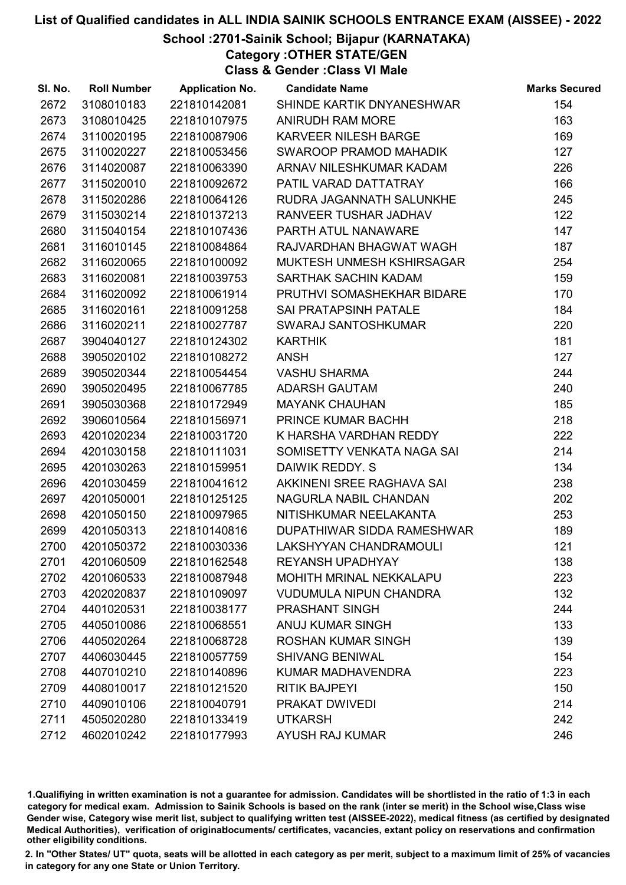# List of Qualified candidates in ALL INDIA SAINIK SCHOOLS ENTRANCE EXAM (AISSEE) - 2022

## School :2701-Sainik School; Bijapur (KARNATAKA)

### Category :OTHER STATE/GEN

### Class & Gender :Class VI Male

| Sl. No. | Roll Number | Application No. | Candidate Name | Marks Secured |
|---|---|---|---|---|
| 2672 | 3108010183 | 221810142081 | SHINDE KARTIK DNYANESHWAR | 154 |
| 2673 | 3108010425 | 221810107975 | ANIRUDH RAM MORE | 163 |
| 2674 | 3110020195 | 221810087906 | KARVEER NILESH BARGE | 169 |
| 2675 | 3110020227 | 221810053456 | SWAROOP PRAMOD MAHADIK | 127 |
| 2676 | 3114020087 | 221810063390 | ARNAV NILESHKUMAR KADAM | 226 |
| 2677 | 3115020010 | 221810092672 | PATIL VARAD DATTATRAY | 166 |
| 2678 | 3115020286 | 221810064126 | RUDRA JAGANNATH SALUNKHE | 245 |
| 2679 | 3115030214 | 221810137213 | RANVEER TUSHAR JADHAV | 122 |
| 2680 | 3115040154 | 221810107436 | PARTH ATUL NANAWARE | 147 |
| 2681 | 3116010145 | 221810084864 | RAJVARDHAN BHAGWAT WAGH | 187 |
| 2682 | 3116020065 | 221810100092 | MUKTESH UNMESH KSHIRSAGAR | 254 |
| 2683 | 3116020081 | 221810039753 | SARTHAK SACHIN KADAM | 159 |
| 2684 | 3116020092 | 221810061914 | PRUTHVI SOMASHEKHAR BIDARE | 170 |
| 2685 | 3116020161 | 221810091258 | SAI PRATAPSINH PATALE | 184 |
| 2686 | 3116020211 | 221810027787 | SWARAJ SANTOSHKUMAR | 220 |
| 2687 | 3904040127 | 221810124302 | KARTHIK | 181 |
| 2688 | 3905020102 | 221810108272 | ANSH | 127 |
| 2689 | 3905020344 | 221810054454 | VASHU SHARMA | 244 |
| 2690 | 3905020495 | 221810067785 | ADARSH GAUTAM | 240 |
| 2691 | 3905030368 | 221810172949 | MAYANK CHAUHAN | 185 |
| 2692 | 3906010564 | 221810156971 | PRINCE KUMAR BACHH | 218 |
| 2693 | 4201020234 | 221810031720 | K HARSHA VARDHAN REDDY | 222 |
| 2694 | 4201030158 | 221810111031 | SOMISETTY VENKATA NAGA SAI | 214 |
| 2695 | 4201030263 | 221810159951 | DAIWIK REDDY. S | 134 |
| 2696 | 4201030459 | 221810041612 | AKKINENI SREE RAGHAVA SAI | 238 |
| 2697 | 4201050001 | 221810125125 | NAGURLA NABIL CHANDAN | 202 |
| 2698 | 4201050150 | 221810097965 | NITISHKUMAR NEELAKANTA | 253 |
| 2699 | 4201050313 | 221810140816 | DUPATHIWAR SIDDA RAMESHWAR | 189 |
| 2700 | 4201050372 | 221810030336 | LAKSHYYAN CHANDRAMOULI | 121 |
| 2701 | 4201060509 | 221810162548 | REYANSH UPADHYAY | 138 |
| 2702 | 4201060533 | 221810087948 | MOHITH MRINAL NEKKALAPU | 223 |
| 2703 | 4202020837 | 221810109097 | VUDUMULA NIPUN CHANDRA | 132 |
| 2704 | 4401020531 | 221810038177 | PRASHANT SINGH | 244 |
| 2705 | 4405010086 | 221810068551 | ANUJ KUMAR SINGH | 133 |
| 2706 | 4405020264 | 221810068728 | ROSHAN KUMAR SINGH | 139 |
| 2707 | 4406030445 | 221810057759 | SHIVANG BENIWAL | 154 |
| 2708 | 4407010210 | 221810140896 | KUMAR MADHAVENDRA | 223 |
| 2709 | 4408010017 | 221810121520 | RITIK BAJPEYI | 150 |
| 2710 | 4409010106 | 221810040791 | PRAKAT DWIVEDI | 214 |
| 2711 | 4505020280 | 221810133419 | UTKARSH | 242 |
| 2712 | 4602010242 | 221810177993 | AYUSH RAJ KUMAR | 246 |

1.Qualifiying in written examination is not a guarantee for admission. Candidates will be shortlisted in the ratio of 1:3 in each category for medical exam. Admission to Sainik Schools is based on the rank (inter se merit) in the School wise,Class wise Gender wise, Category wise merit list, subject to qualifying written test (AISSEE-2022), medical fitness (as certified by designated Medical Authorities), verification of originaldocuments/ certificates, vacancies, extant policy on reservations and confirmation other eligibility conditions.

2. In "Other States/ UT" quota, seats will be allotted in each category as per merit, subject to a maximum limit of 25% of vacancies in category for any one State or Union Territory.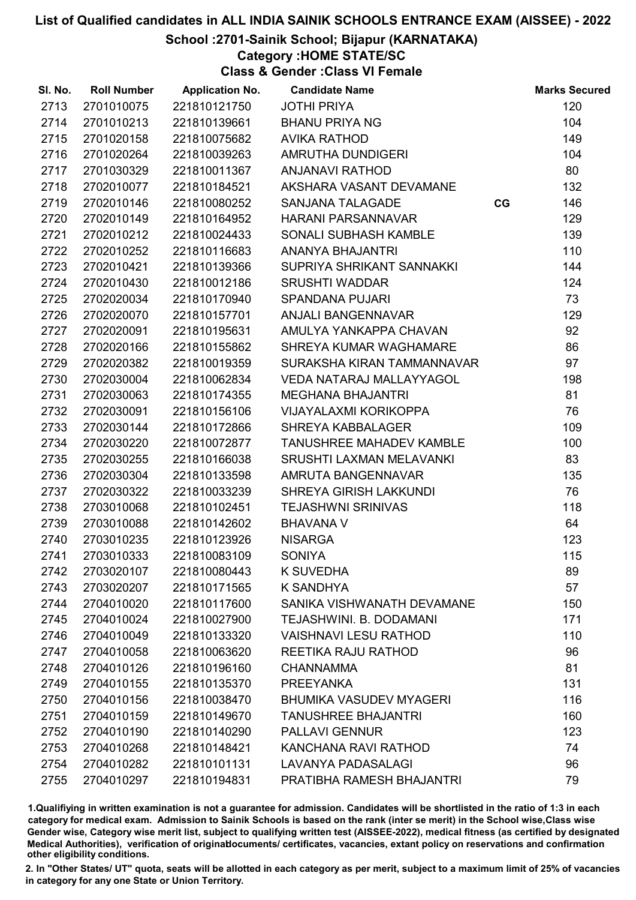# List of Qualified candidates in ALL INDIA SAINIK SCHOOLS ENTRANCE EXAM (AISSEE) - 2022

## School :2701-Sainik School; Bijapur (KARNATAKA)

### Category :HOME STATE/SC

### Class & Gender :Class VI Female

| Sl. No. | Roll Number | Application No. | Candidate Name | | Marks Secured |
|---|---|---|---|---|---|
| 2713 | 2701010075 | 221810121750 | JOTHI PRIYA | | 120 |
| 2714 | 2701010213 | 221810139661 | BHANU PRIYA NG | | 104 |
| 2715 | 2701020158 | 221810075682 | AVIKA RATHOD | | 149 |
| 2716 | 2701020264 | 221810039263 | AMRUTHA DUNDIGERI | | 104 |
| 2717 | 2701030329 | 221810011367 | ANJANAVI RATHOD | | 80 |
| 2718 | 2702010077 | 221810184521 | AKSHARA VASANT DEVAMANE | | 132 |
| 2719 | 2702010146 | 221810080252 | SANJANA TALAGADE | CG | 146 |
| 2720 | 2702010149 | 221810164952 | HARANI PARSANNAVAR | | 129 |
| 2721 | 2702010212 | 221810024433 | SONALI SUBHASH KAMBLE | | 139 |
| 2722 | 2702010252 | 221810116683 | ANANYA BHAJANTRI | | 110 |
| 2723 | 2702010421 | 221810139366 | SUPRIYA SHRIKANT SANNAKKI | | 144 |
| 2724 | 2702010430 | 221810012186 | SRUSHTI WADDAR | | 124 |
| 2725 | 2702020034 | 221810170940 | SPANDANA PUJARI | | 73 |
| 2726 | 2702020070 | 221810157701 | ANJALI BANGENNAVAR | | 129 |
| 2727 | 2702020091 | 221810195631 | AMULYA YANKAPPA CHAVAN | | 92 |
| 2728 | 2702020166 | 221810155862 | SHREYA KUMAR WAGHAMARE | | 86 |
| 2729 | 2702020382 | 221810019359 | SURAKSHA KIRAN TAMMANNAVAR | | 97 |
| 2730 | 2702030004 | 221810062834 | VEDA NATARAJ MALLAYYAGOL | | 198 |
| 2731 | 2702030063 | 221810174355 | MEGHANA BHAJANTRI | | 81 |
| 2732 | 2702030091 | 221810156106 | VIJAYALAXMI KORIKOPPA | | 76 |
| 2733 | 2702030144 | 221810172866 | SHREYA KABBALAGER | | 109 |
| 2734 | 2702030220 | 221810072877 | TANUSHREE MAHADEV KAMBLE | | 100 |
| 2735 | 2702030255 | 221810166038 | SRUSHTI LAXMAN MELAVANKI | | 83 |
| 2736 | 2702030304 | 221810133598 | AMRUTA BANGENNAVAR | | 135 |
| 2737 | 2702030322 | 221810033239 | SHREYA GIRISH LAKKUNDI | | 76 |
| 2738 | 2703010068 | 221810102451 | TEJASHWNI SRINIVAS | | 118 |
| 2739 | 2703010088 | 221810142602 | BHAVANA V | | 64 |
| 2740 | 2703010235 | 221810123926 | NISARGA | | 123 |
| 2741 | 2703010333 | 221810083109 | SONIYA | | 115 |
| 2742 | 2703020107 | 221810080443 | K SUVEDHA | | 89 |
| 2743 | 2703020207 | 221810171565 | K SANDHYA | | 57 |
| 2744 | 2704010020 | 221810117600 | SANIKA VISHWANATH DEVAMANE | | 150 |
| 2745 | 2704010024 | 221810027900 | TEJASHWINI. B. DODAMANI | | 171 |
| 2746 | 2704010049 | 221810133320 | VAISHNAVI LESU RATHOD | | 110 |
| 2747 | 2704010058 | 221810063620 | REETIKA RAJU RATHOD | | 96 |
| 2748 | 2704010126 | 221810196160 | CHANNAMMA | | 81 |
| 2749 | 2704010155 | 221810135370 | PREEYANKA | | 131 |
| 2750 | 2704010156 | 221810038470 | BHUMIKA VASUDEV MYAGERI | | 116 |
| 2751 | 2704010159 | 221810149670 | TANUSHREE BHAJANTRI | | 160 |
| 2752 | 2704010190 | 221810140290 | PALLAVI GENNUR | | 123 |
| 2753 | 2704010268 | 221810148421 | KANCHANA RAVI RATHOD | | 74 |
| 2754 | 2704010282 | 221810101131 | LAVANYA PADASALAGI | | 96 |
| 2755 | 2704010297 | 221810194831 | PRATIBHA RAMESH BHAJANTRI | | 79 |

1.Qualifiying in written examination is not a guarantee for admission. Candidates will be shortlisted in the ratio of 1:3 in each category for medical exam. Admission to Sainik Schools is based on the rank (inter se merit) in the School wise,Class wise Gender wise, Category wise merit list, subject to qualifying written test (AISSEE-2022), medical fitness (as certified by designated Medical Authorities), verification of originaldocuments/ certificates, vacancies, extant policy on reservations and confirmation other eligibility conditions.

2. In "Other States/ UT" quota, seats will be allotted in each category as per merit, subject to a maximum limit of 25% of vacancies in category for any one State or Union Territory.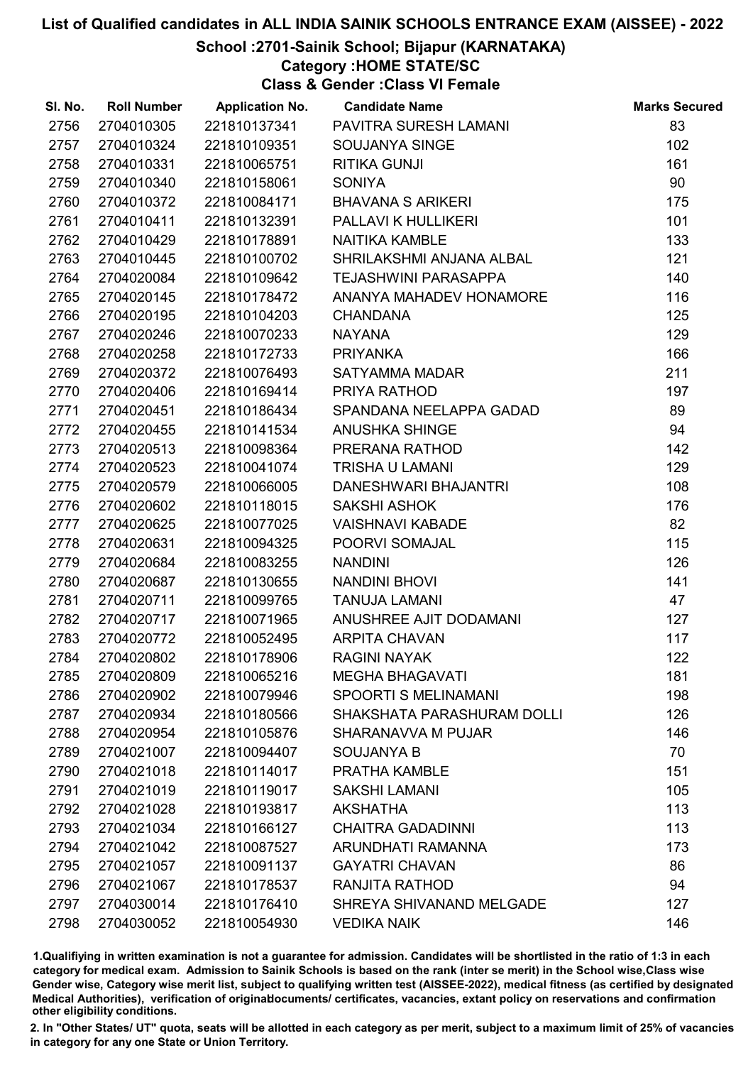# List of Qualified candidates in ALL INDIA SAINIK SCHOOLS ENTRANCE EXAM (AISSEE) - 2022

## School :2701-Sainik School; Bijapur (KARNATAKA)

### Category :HOME STATE/SC

### Class & Gender :Class VI Female

| Sl. No. | Roll Number | Application No. | Candidate Name | Marks Secured |
|---|---|---|---|---|
| 2756 | 2704010305 | 221810137341 | PAVITRA SURESH LAMANI | 83 |
| 2757 | 2704010324 | 221810109351 | SOUJANYA SINGE | 102 |
| 2758 | 2704010331 | 221810065751 | RITIKA GUNJI | 161 |
| 2759 | 2704010340 | 221810158061 | SONIYA | 90 |
| 2760 | 2704010372 | 221810084171 | BHAVANA S ARIKERI | 175 |
| 2761 | 2704010411 | 221810132391 | PALLAVI K HULLIKERI | 101 |
| 2762 | 2704010429 | 221810178891 | NAITIKA KAMBLE | 133 |
| 2763 | 2704010445 | 221810100702 | SHRILAKSHMI ANJANA ALBAL | 121 |
| 2764 | 2704020084 | 221810109642 | TEJASHWINI PARASAPPA | 140 |
| 2765 | 2704020145 | 221810178472 | ANANYA MAHADEV HONAMORE | 116 |
| 2766 | 2704020195 | 221810104203 | CHANDANA | 125 |
| 2767 | 2704020246 | 221810070233 | NAYANA | 129 |
| 2768 | 2704020258 | 221810172733 | PRIYANKA | 166 |
| 2769 | 2704020372 | 221810076493 | SATYAMMA MADAR | 211 |
| 2770 | 2704020406 | 221810169414 | PRIYA RATHOD | 197 |
| 2771 | 2704020451 | 221810186434 | SPANDANA NEELAPPA GADAD | 89 |
| 2772 | 2704020455 | 221810141534 | ANUSHKA SHINGE | 94 |
| 2773 | 2704020513 | 221810098364 | PRERANA RATHOD | 142 |
| 2774 | 2704020523 | 221810041074 | TRISHA U LAMANI | 129 |
| 2775 | 2704020579 | 221810066005 | DANESHWARI BHAJANTRI | 108 |
| 2776 | 2704020602 | 221810118015 | SAKSHI ASHOK | 176 |
| 2777 | 2704020625 | 221810077025 | VAISHNAVI KABADE | 82 |
| 2778 | 2704020631 | 221810094325 | POORVI SOMAJAL | 115 |
| 2779 | 2704020684 | 221810083255 | NANDINI | 126 |
| 2780 | 2704020687 | 221810130655 | NANDINI BHOVI | 141 |
| 2781 | 2704020711 | 221810099765 | TANUJA LAMANI | 47 |
| 2782 | 2704020717 | 221810071965 | ANUSHREE AJIT DODAMANI | 127 |
| 2783 | 2704020772 | 221810052495 | ARPITA CHAVAN | 117 |
| 2784 | 2704020802 | 221810178906 | RAGINI NAYAK | 122 |
| 2785 | 2704020809 | 221810065216 | MEGHA BHAGAVATI | 181 |
| 2786 | 2704020902 | 221810079946 | SPOORTI S MELINAMANI | 198 |
| 2787 | 2704020934 | 221810180566 | SHAKSHATA PARASHURAM DOLLI | 126 |
| 2788 | 2704020954 | 221810105876 | SHARANAVVA M PUJAR | 146 |
| 2789 | 2704021007 | 221810094407 | SOUJANYA B | 70 |
| 2790 | 2704021018 | 221810114017 | PRATHA KAMBLE | 151 |
| 2791 | 2704021019 | 221810119017 | SAKSHI LAMANI | 105 |
| 2792 | 2704021028 | 221810193817 | AKSHATHA | 113 |
| 2793 | 2704021034 | 221810166127 | CHAITRA GADADINNI | 113 |
| 2794 | 2704021042 | 221810087527 | ARUNDHATI RAMANNA | 173 |
| 2795 | 2704021057 | 221810091137 | GAYATRI CHAVAN | 86 |
| 2796 | 2704021067 | 221810178537 | RANJITA RATHOD | 94 |
| 2797 | 2704030014 | 221810176410 | SHREYA SHIVANAND MELGADE | 127 |
| 2798 | 2704030052 | 221810054930 | VEDIKA NAIK | 146 |

1.Qualifiying in written examination is not a guarantee for admission. Candidates will be shortlisted in the ratio of 1:3 in each category for medical exam. Admission to Sainik Schools is based on the rank (inter se merit) in the School wise,Class wise Gender wise, Category wise merit list, subject to qualifying written test (AISSEE-2022), medical fitness (as certified by designated Medical Authorities), verification of originaldocuments/ certificates, vacancies, extant policy on reservations and confirmation other eligibility conditions.

2. In "Other States/ UT" quota, seats will be allotted in each category as per merit, subject to a maximum limit of 25% of vacancies in category for any one State or Union Territory.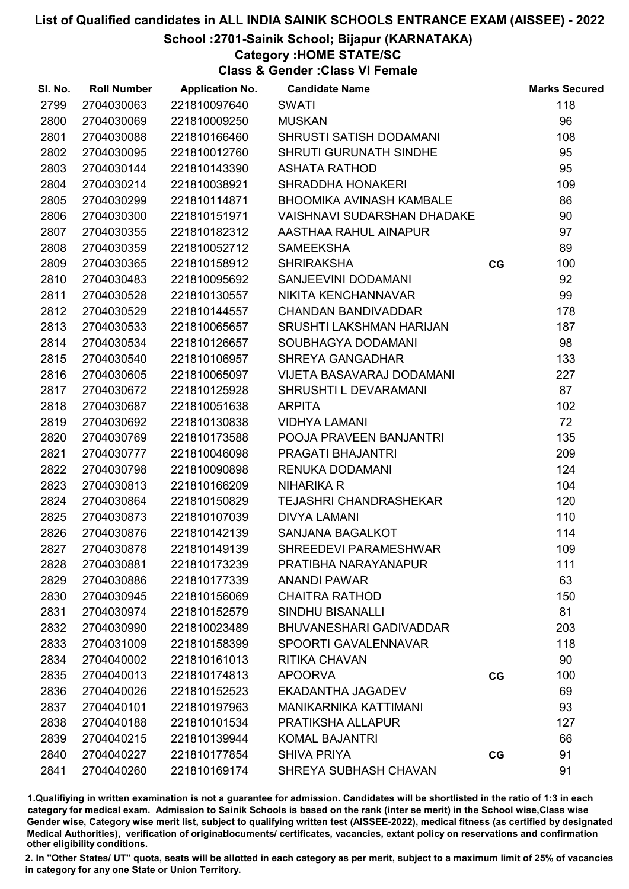# List of Qualified candidates in ALL INDIA SAINIK SCHOOLS ENTRANCE EXAM (AISSEE) - 2022

## School :2701-Sainik School; Bijapur (KARNATAKA)

### Category :HOME STATE/SC

### Class & Gender :Class VI Female

| Sl. No. | Roll Number | Application No. | Candidate Name | | Marks Secured |
|---|---|---|---|---|---|
| 2799 | 2704030063 | 221810097640 | SWATI | | 118 |
| 2800 | 2704030069 | 221810009250 | MUSKAN | | 96 |
| 2801 | 2704030088 | 221810166460 | SHRUSTI SATISH DODAMANI | | 108 |
| 2802 | 2704030095 | 221810012760 | SHRUTI GURUNATH SINDHE | | 95 |
| 2803 | 2704030144 | 221810143390 | ASHATA RATHOD | | 95 |
| 2804 | 2704030214 | 221810038921 | SHRADDHA HONAKERI | | 109 |
| 2805 | 2704030299 | 221810114871 | BHOOMIKA AVINASH KAMBALE | | 86 |
| 2806 | 2704030300 | 221810151971 | VAISHNAVI SUDARSHAN DHADAKE | | 90 |
| 2807 | 2704030355 | 221810182312 | AASTHAA RAHUL AINAPUR | | 97 |
| 2808 | 2704030359 | 221810052712 | SAMEEKSHA | | 89 |
| 2809 | 2704030365 | 221810158912 | SHRIRAKSHA | CG | 100 |
| 2810 | 2704030483 | 221810095692 | SANJEEVINI DODAMANI | | 92 |
| 2811 | 2704030528 | 221810130557 | NIKITA KENCHANNAVAR | | 99 |
| 2812 | 2704030529 | 221810144557 | CHANDAN BANDIVADDAR | | 178 |
| 2813 | 2704030533 | 221810065657 | SRUSHTI LAKSHMAN HARIJAN | | 187 |
| 2814 | 2704030534 | 221810126657 | SOUBHAGYA DODAMANI | | 98 |
| 2815 | 2704030540 | 221810106957 | SHREYA GANGADHAR | | 133 |
| 2816 | 2704030605 | 221810065097 | VIJETA BASAVARAJ DODAMANI | | 227 |
| 2817 | 2704030672 | 221810125928 | SHRUSHTI L DEVARAMANI | | 87 |
| 2818 | 2704030687 | 221810051638 | ARPITA | | 102 |
| 2819 | 2704030692 | 221810130838 | VIDHYA LAMANI | | 72 |
| 2820 | 2704030769 | 221810173588 | POOJA PRAVEEN BANJANTRI | | 135 |
| 2821 | 2704030777 | 221810046098 | PRAGATI BHAJANTRI | | 209 |
| 2822 | 2704030798 | 221810090898 | RENUKA DODAMANI | | 124 |
| 2823 | 2704030813 | 221810166209 | NIHARIKA R | | 104 |
| 2824 | 2704030864 | 221810150829 | TEJASHRI CHANDRASHEKAR | | 120 |
| 2825 | 2704030873 | 221810107039 | DIVYA LAMANI | | 110 |
| 2826 | 2704030876 | 221810142139 | SANJANA BAGALKOT | | 114 |
| 2827 | 2704030878 | 221810149139 | SHREEDEVI PARAMESHWAR | | 109 |
| 2828 | 2704030881 | 221810173239 | PRATIBHA NARAYANAPUR | | 111 |
| 2829 | 2704030886 | 221810177339 | ANANDI PAWAR | | 63 |
| 2830 | 2704030945 | 221810156069 | CHAITRA RATHOD | | 150 |
| 2831 | 2704030974 | 221810152579 | SINDHU BISANALLI | | 81 |
| 2832 | 2704030990 | 221810023489 | BHUVANESHARI GADIVADDAR | | 203 |
| 2833 | 2704031009 | 221810158399 | SPOORTI GAVALENNAVAR | | 118 |
| 2834 | 2704040002 | 221810161013 | RITIKA CHAVAN | | 90 |
| 2835 | 2704040013 | 221810174813 | APOORVA | CG | 100 |
| 2836 | 2704040026 | 221810152523 | EKADANTHA JAGADEV | | 69 |
| 2837 | 2704040101 | 221810197963 | MANIKARNIKA KATTIMANI | | 93 |
| 2838 | 2704040188 | 221810101534 | PRATIKSHA ALLAPUR | | 127 |
| 2839 | 2704040215 | 221810139944 | KOMAL BAJANTRI | | 66 |
| 2840 | 2704040227 | 221810177854 | SHIVA PRIYA | CG | 91 |
| 2841 | 2704040260 | 221810169174 | SHREYA SUBHASH CHAVAN | | 91 |

1.Qualifiying in written examination is not a guarantee for admission. Candidates will be shortlisted in the ratio of 1:3 in each category for medical exam. Admission to Sainik Schools is based on the rank (inter se merit) in the School wise,Class wise Gender wise, Category wise merit list, subject to qualifying written test (AISSEE-2022), medical fitness (as certified by designated Medical Authorities), verification of originaldocuments/ certificates, vacancies, extant policy on reservations and confirmation other eligibility conditions.

2. In "Other States/ UT" quota, seats will be allotted in each category as per merit, subject to a maximum limit of 25% of vacancies in category for any one State or Union Territory.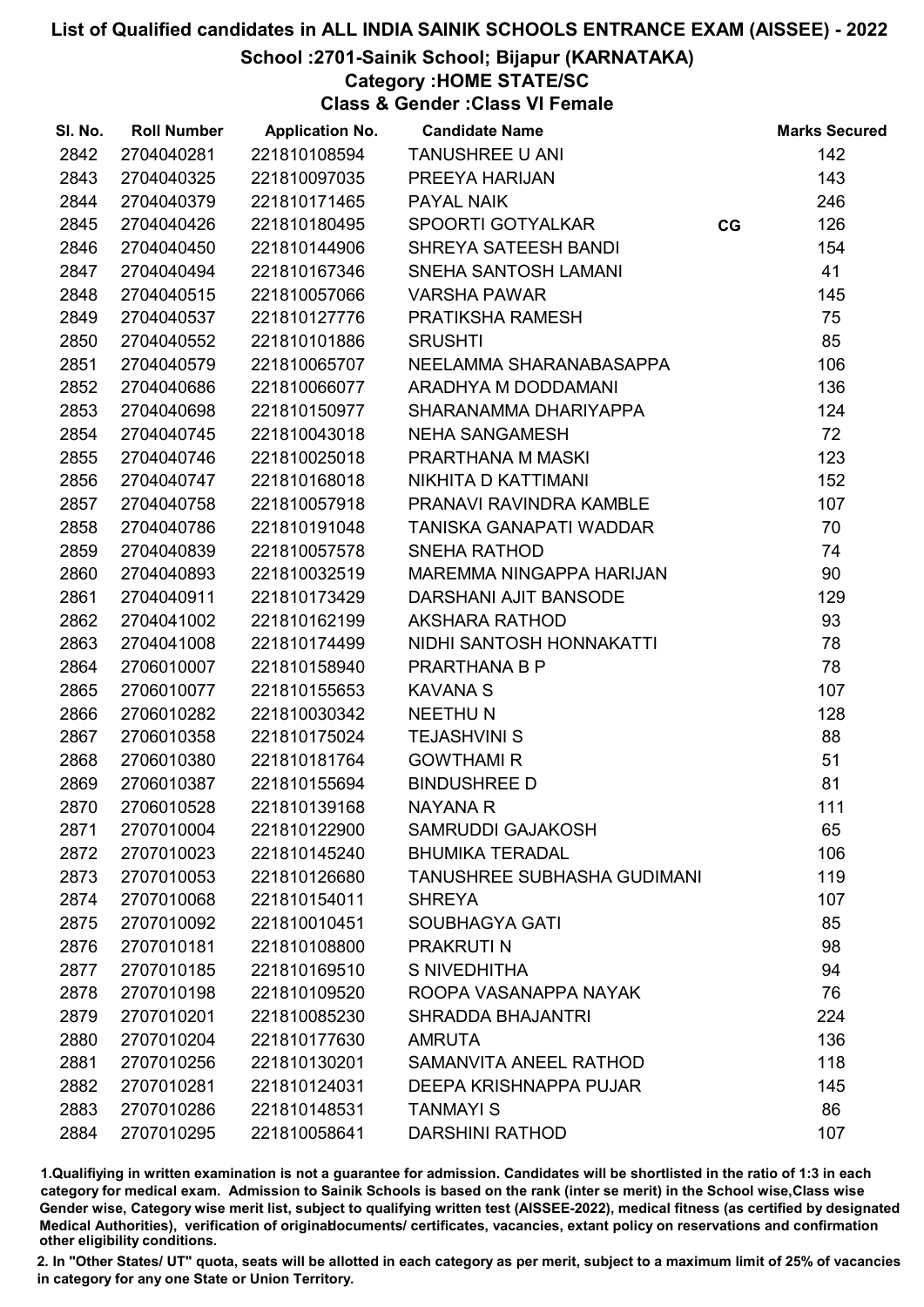# List of Qualified candidates in ALL INDIA SAINIK SCHOOLS ENTRANCE EXAM (AISSEE) - 2022

## School :2701-Sainik School; Bijapur (KARNATAKA)

### Category :HOME STATE/SC

### Class & Gender :Class VI Female

| Sl. No. | Roll Number | Application No. | Candidate Name | | Marks Secured |
|---|---|---|---|---|---|
| 2842 | 2704040281 | 221810108594 | TANUSHREE U ANI | | 142 |
| 2843 | 2704040325 | 221810097035 | PREEYA HARIJAN | | 143 |
| 2844 | 2704040379 | 221810171465 | PAYAL NAIK | | 246 |
| 2845 | 2704040426 | 221810180495 | SPOORTI GOTYALKAR | CG | 126 |
| 2846 | 2704040450 | 221810144906 | SHREYA SATEESH BANDI | | 154 |
| 2847 | 2704040494 | 221810167346 | SNEHA SANTOSH LAMANI | | 41 |
| 2848 | 2704040515 | 221810057066 | VARSHA PAWAR | | 145 |
| 2849 | 2704040537 | 221810127776 | PRATIKSHA RAMESH | | 75 |
| 2850 | 2704040552 | 221810101886 | SRUSHTI | | 85 |
| 2851 | 2704040579 | 221810065707 | NEELAMMA SHARANABASAPPA | | 106 |
| 2852 | 2704040686 | 221810066077 | ARADHYA M DODDAMANI | | 136 |
| 2853 | 2704040698 | 221810150977 | SHARANAMMA DHARIYAPPA | | 124 |
| 2854 | 2704040745 | 221810043018 | NEHA SANGAMESH | | 72 |
| 2855 | 2704040746 | 221810025018 | PRARTHANA M MASKI | | 123 |
| 2856 | 2704040747 | 221810168018 | NIKHITA D KATTIMANI | | 152 |
| 2857 | 2704040758 | 221810057918 | PRANAVI RAVINDRA KAMBLE | | 107 |
| 2858 | 2704040786 | 221810191048 | TANISKA GANAPATI WADDAR | | 70 |
| 2859 | 2704040839 | 221810057578 | SNEHA RATHOD | | 74 |
| 2860 | 2704040893 | 221810032519 | MAREMMA NINGAPPA HARIJAN | | 90 |
| 2861 | 2704040911 | 221810173429 | DARSHANI AJIT BANSODE | | 129 |
| 2862 | 2704041002 | 221810162199 | AKSHARA RATHOD | | 93 |
| 2863 | 2704041008 | 221810174499 | NIDHI SANTOSH HONNAKATTI | | 78 |
| 2864 | 2706010007 | 221810158940 | PRARTHANA B P | | 78 |
| 2865 | 2706010077 | 221810155653 | KAVANA S | | 107 |
| 2866 | 2706010282 | 221810030342 | NEETHU N | | 128 |
| 2867 | 2706010358 | 221810175024 | TEJASHVINI S | | 88 |
| 2868 | 2706010380 | 221810181764 | GOWTHAMI R | | 51 |
| 2869 | 2706010387 | 221810155694 | BINDUSHREE D | | 81 |
| 2870 | 2706010528 | 221810139168 | NAYANA R | | 111 |
| 2871 | 2707010004 | 221810122900 | SAMRUDDI GAJAKOSH | | 65 |
| 2872 | 2707010023 | 221810145240 | BHUMIKA TERADAL | | 106 |
| 2873 | 2707010053 | 221810126680 | TANUSHREE SUBHASHA GUDIMANI | | 119 |
| 2874 | 2707010068 | 221810154011 | SHREYA | | 107 |
| 2875 | 2707010092 | 221810010451 | SOUBHAGYA GATI | | 85 |
| 2876 | 2707010181 | 221810108800 | PRAKRUTI N | | 98 |
| 2877 | 2707010185 | 221810169510 | S NIVEDHITHA | | 94 |
| 2878 | 2707010198 | 221810109520 | ROOPA VASANAPPA NAYAK | | 76 |
| 2879 | 2707010201 | 221810085230 | SHRADDA BHAJANTRI | | 224 |
| 2880 | 2707010204 | 221810177630 | AMRUTA | | 136 |
| 2881 | 2707010256 | 221810130201 | SAMANVITA ANEEL RATHOD | | 118 |
| 2882 | 2707010281 | 221810124031 | DEEPA KRISHNAPPA PUJAR | | 145 |
| 2883 | 2707010286 | 221810148531 | TANMAYI S | | 86 |
| 2884 | 2707010295 | 221810058641 | DARSHINI RATHOD | | 107 |

1.Qualifiying in written examination is not a guarantee for admission. Candidates will be shortlisted in the ratio of 1:3 in each category for medical exam. Admission to Sainik Schools is based on the rank (inter se merit) in the School wise,Class wise Gender wise, Category wise merit list, subject to qualifying written test (AISSEE-2022), medical fitness (as certified by designated Medical Authorities), verification of originaldocuments/ certificates, vacancies, extant policy on reservations and confirmation other eligibility conditions.

2. In "Other States/ UT" quota, seats will be allotted in each category as per merit, subject to a maximum limit of 25% of vacancies in category for any one State or Union Territory.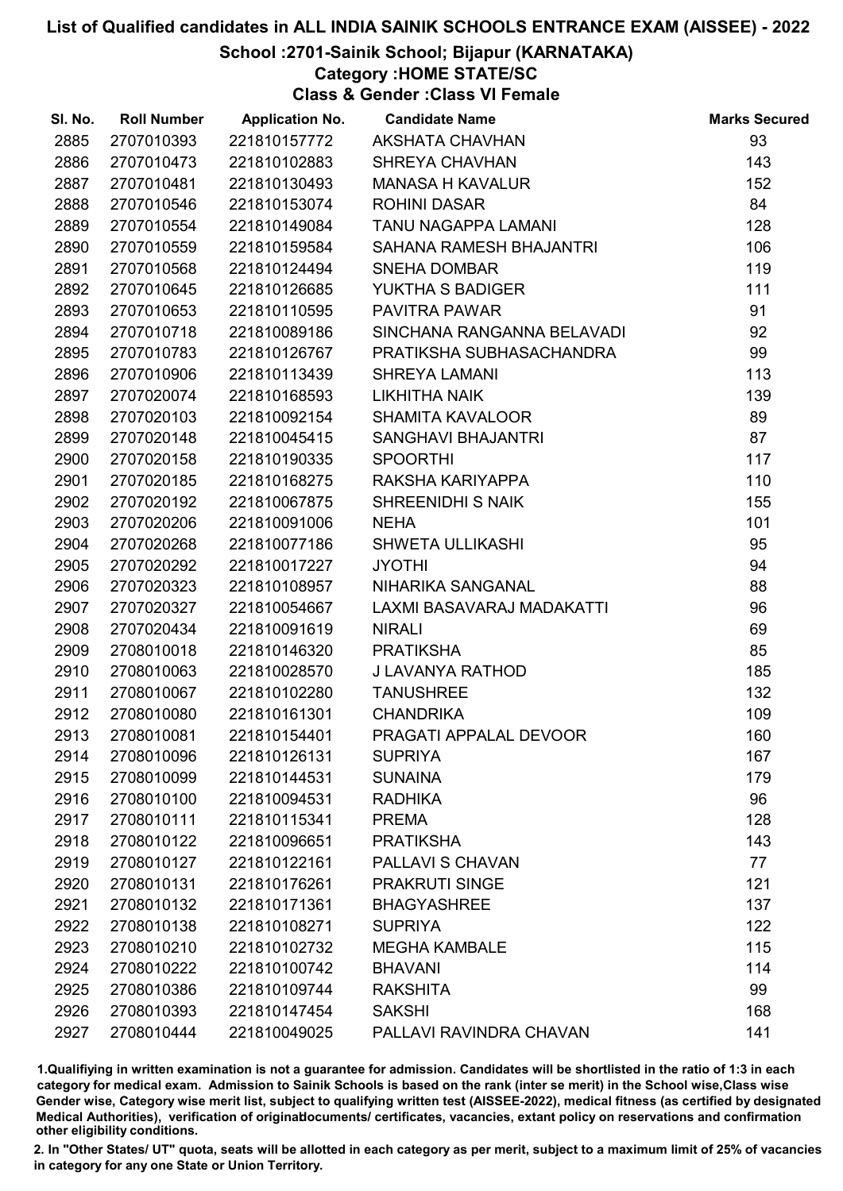# List of Qualified candidates in ALL INDIA SAINIK SCHOOLS ENTRANCE EXAM (AISSEE) - 2022

## School :2701-Sainik School; Bijapur (KARNATAKA)

### Category :HOME STATE/SC

### Class & Gender :Class VI Female

| Sl. No. | Roll Number | Application No. | Candidate Name | Marks Secured |
|---|---|---|---|---|
| 2885 | 2707010393 | 221810157772 | AKSHATA CHAVHAN | 93 |
| 2886 | 2707010473 | 221810102883 | SHREYA CHAVHAN | 143 |
| 2887 | 2707010481 | 221810130493 | MANASA H KAVALUR | 152 |
| 2888 | 2707010546 | 221810153074 | ROHINI DASAR | 84 |
| 2889 | 2707010554 | 221810149084 | TANU NAGAPPA LAMANI | 128 |
| 2890 | 2707010559 | 221810159584 | SAHANA RAMESH BHAJANTRI | 106 |
| 2891 | 2707010568 | 221810124494 | SNEHA DOMBAR | 119 |
| 2892 | 2707010645 | 221810126685 | YUKTHA S BADIGER | 111 |
| 2893 | 2707010653 | 221810110595 | PAVITRA PAWAR | 91 |
| 2894 | 2707010718 | 221810089186 | SINCHANA RANGANNA BELAVADI | 92 |
| 2895 | 2707010783 | 221810126767 | PRATIKSHA SUBHASACHANDRA | 99 |
| 2896 | 2707010906 | 221810113439 | SHREYA LAMANI | 113 |
| 2897 | 2707020074 | 221810168593 | LIKHITHA NAIK | 139 |
| 2898 | 2707020103 | 221810092154 | SHAMITA KAVALOOR | 89 |
| 2899 | 2707020148 | 221810045415 | SANGHAVI BHAJANTRI | 87 |
| 2900 | 2707020158 | 221810190335 | SPOORTHI | 117 |
| 2901 | 2707020185 | 221810168275 | RAKSHA KARIYAPPA | 110 |
| 2902 | 2707020192 | 221810067875 | SHREENIDHI S NAIK | 155 |
| 2903 | 2707020206 | 221810091006 | NEHA | 101 |
| 2904 | 2707020268 | 221810077186 | SHWETA ULLIKASHI | 95 |
| 2905 | 2707020292 | 221810017227 | JYOTHI | 94 |
| 2906 | 2707020323 | 221810108957 | NIHARIKA SANGANAL | 88 |
| 2907 | 2707020327 | 221810054667 | LAXMI BASAVARAJ MADAKATTI | 96 |
| 2908 | 2707020434 | 221810091619 | NIRALI | 69 |
| 2909 | 2708010018 | 221810146320 | PRATIKSHA | 85 |
| 2910 | 2708010063 | 221810028570 | J LAVANYA RATHOD | 185 |
| 2911 | 2708010067 | 221810102280 | TANUSHREE | 132 |
| 2912 | 2708010080 | 221810161301 | CHANDRIKA | 109 |
| 2913 | 2708010081 | 221810154401 | PRAGATI APPALAL DEVOOR | 160 |
| 2914 | 2708010096 | 221810126131 | SUPRIYA | 167 |
| 2915 | 2708010099 | 221810144531 | SUNAINA | 179 |
| 2916 | 2708010100 | 221810094531 | RADHIKA | 96 |
| 2917 | 2708010111 | 221810115341 | PREMA | 128 |
| 2918 | 2708010122 | 221810096651 | PRATIKSHA | 143 |
| 2919 | 2708010127 | 221810122161 | PALLAVI S CHAVAN | 77 |
| 2920 | 2708010131 | 221810176261 | PRAKRUTI SINGE | 121 |
| 2921 | 2708010132 | 221810171361 | BHAGYASHREE | 137 |
| 2922 | 2708010138 | 221810108271 | SUPRIYA | 122 |
| 2923 | 2708010210 | 221810102732 | MEGHA KAMBALE | 115 |
| 2924 | 2708010222 | 221810100742 | BHAVANI | 114 |
| 2925 | 2708010386 | 221810109744 | RAKSHITA | 99 |
| 2926 | 2708010393 | 221810147454 | SAKSHI | 168 |
| 2927 | 2708010444 | 221810049025 | PALLAVI RAVINDRA CHAVAN | 141 |

1.Qualifying in written examination is not a guarantee for admission. Candidates will be shortlisted in the ratio of 1:3 in each category for medical exam. Admission to Sainik Schools is based on the rank (inter se merit) in the School wise,Class wise Gender wise, Category wise merit list, subject to qualifying written test (AISSEE-2022), medical fitness (as certified by designated Medical Authorities), verification of originaldocuments/ certificates, vacancies, extant policy on reservations and confirmation other eligibility conditions.

2. In "Other States/ UT" quota, seats will be allotted in each category as per merit, subject to a maximum limit of 25% of vacancies in category for any one State or Union Territory.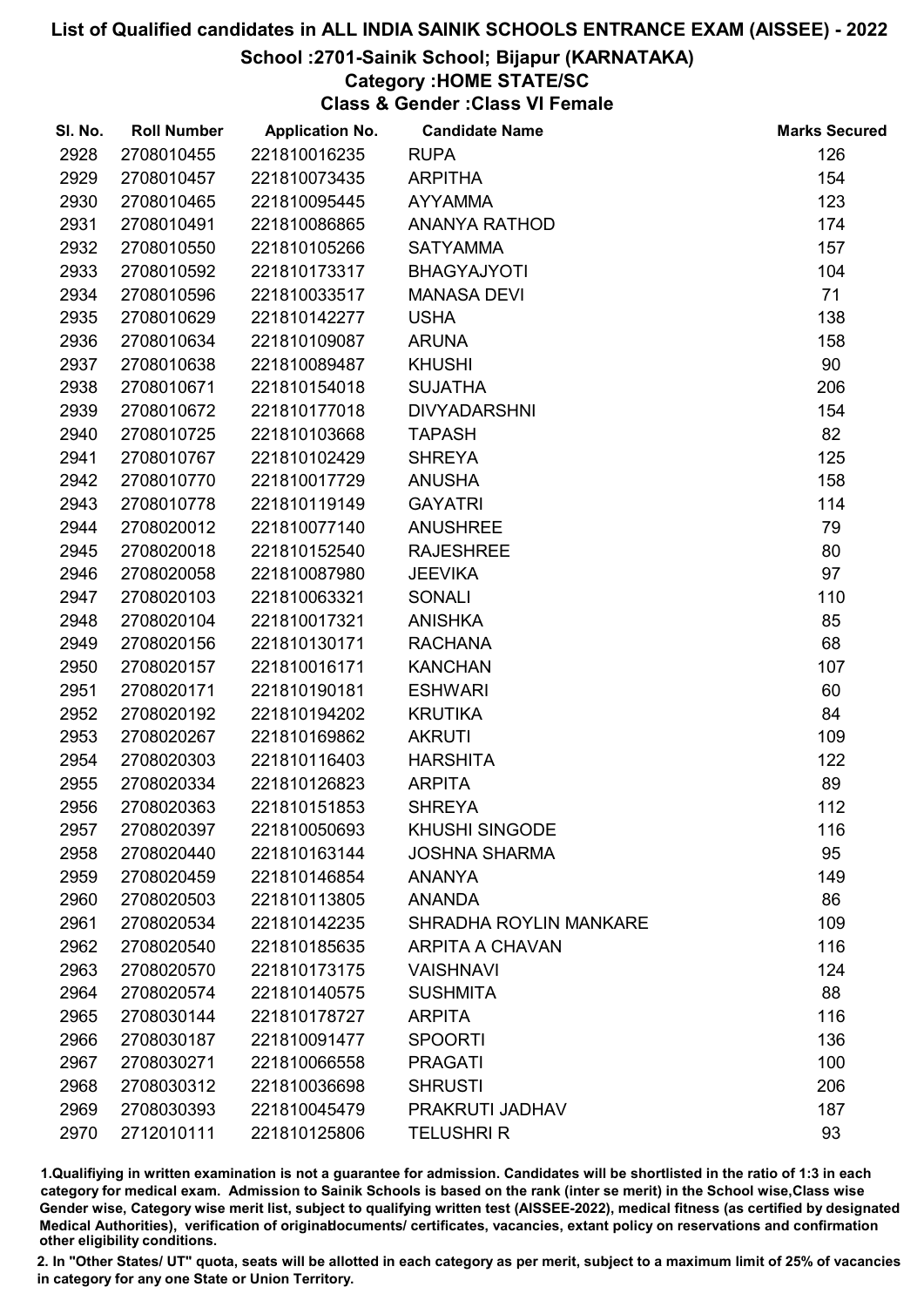# List of Qualified candidates in ALL INDIA SAINIK SCHOOLS ENTRANCE EXAM (AISSEE) - 2022

## School :2701-Sainik School; Bijapur (KARNATAKA)

### Category :HOME STATE/SC

### Class & Gender :Class VI Female

| Sl. No. | Roll Number | Application No. | Candidate Name | Marks Secured |
|---|---|---|---|---|
| 2928 | 2708010455 | 221810016235 | RUPA | 126 |
| 2929 | 2708010457 | 221810073435 | ARPITHA | 154 |
| 2930 | 2708010465 | 221810095445 | AYYAMMA | 123 |
| 2931 | 2708010491 | 221810086865 | ANANYA RATHOD | 174 |
| 2932 | 2708010550 | 221810105266 | SATYAMMA | 157 |
| 2933 | 2708010592 | 221810173317 | BHAGYAJYOTI | 104 |
| 2934 | 2708010596 | 221810033517 | MANASA DEVI | 71 |
| 2935 | 2708010629 | 221810142277 | USHA | 138 |
| 2936 | 2708010634 | 221810109087 | ARUNA | 158 |
| 2937 | 2708010638 | 221810089487 | KHUSHI | 90 |
| 2938 | 2708010671 | 221810154018 | SUJATHA | 206 |
| 2939 | 2708010672 | 221810177018 | DIVYADARSHNI | 154 |
| 2940 | 2708010725 | 221810103668 | TAPASH | 82 |
| 2941 | 2708010767 | 221810102429 | SHREYA | 125 |
| 2942 | 2708010770 | 221810017729 | ANUSHA | 158 |
| 2943 | 2708010778 | 221810119149 | GAYATRI | 114 |
| 2944 | 2708020012 | 221810077140 | ANUSHREE | 79 |
| 2945 | 2708020018 | 221810152540 | RAJESHREE | 80 |
| 2946 | 2708020058 | 221810087980 | JEEVIKA | 97 |
| 2947 | 2708020103 | 221810063321 | SONALI | 110 |
| 2948 | 2708020104 | 221810017321 | ANISHKA | 85 |
| 2949 | 2708020156 | 221810130171 | RACHANA | 68 |
| 2950 | 2708020157 | 221810016171 | KANCHAN | 107 |
| 2951 | 2708020171 | 221810190181 | ESHWARI | 60 |
| 2952 | 2708020192 | 221810194202 | KRUTIKA | 84 |
| 2953 | 2708020267 | 221810169862 | AKRUTI | 109 |
| 2954 | 2708020303 | 221810116403 | HARSHITA | 122 |
| 2955 | 2708020334 | 221810126823 | ARPITA | 89 |
| 2956 | 2708020363 | 221810151853 | SHREYA | 112 |
| 2957 | 2708020397 | 221810050693 | KHUSHI SINGODE | 116 |
| 2958 | 2708020440 | 221810163144 | JOSHNA SHARMA | 95 |
| 2959 | 2708020459 | 221810146854 | ANANYA | 149 |
| 2960 | 2708020503 | 221810113805 | ANANDA | 86 |
| 2961 | 2708020534 | 221810142235 | SHRADHA ROYLIN MANKARE | 109 |
| 2962 | 2708020540 | 221810185635 | ARPITA A CHAVAN | 116 |
| 2963 | 2708020570 | 221810173175 | VAISHNAVI | 124 |
| 2964 | 2708020574 | 221810140575 | SUSHMITA | 88 |
| 2965 | 2708030144 | 221810178727 | ARPITA | 116 |
| 2966 | 2708030187 | 221810091477 | SPOORTI | 136 |
| 2967 | 2708030271 | 221810066558 | PRAGATI | 100 |
| 2968 | 2708030312 | 221810036698 | SHRUSTI | 206 |
| 2969 | 2708030393 | 221810045479 | PRAKRUTI JADHAV | 187 |
| 2970 | 2712010111 | 221810125806 | TELUSHRI R | 93 |

1.Qualifying in written examination is not a guarantee for admission. Candidates will be shortlisted in the ratio of 1:3 in each category for medical exam. Admission to Sainik Schools is based on the rank (inter se merit) in the School wise,Class wise Gender wise, Category wise merit list, subject to qualifying written test (AISSEE-2022), medical fitness (as certified by designated Medical Authorities), verification of originaldocuments/ certificates, vacancies, extant policy on reservations and confirmation other eligibility conditions.

2. In "Other States/ UT" quota, seats will be allotted in each category as per merit, subject to a maximum limit of 25% of vacancies in category for any one State or Union Territory.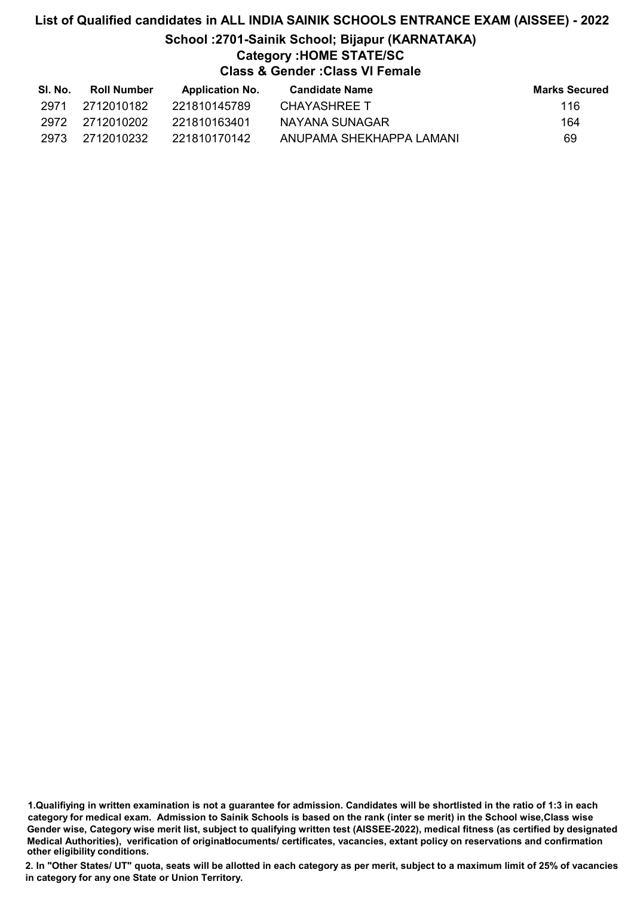# List of Qualified candidates in ALL INDIA SAINIK SCHOOLS ENTRANCE EXAM (AISSEE) - 2022

## School :2701-Sainik School; Bijapur (KARNATAKA)

### Category :HOME STATE/SC

### Class & Gender :Class VI Female

| Sl. No. | Roll Number | Application No. | Candidate Name | Marks Secured |
|---|---|---|---|---|
| 2971 | 2712010182 | 221810145789 | CHAYASHREE T | 116 |
| 2972 | 2712010202 | 221810163401 | NAYANA SUNAGAR | 164 |
| 2973 | 2712010232 | 221810170142 | ANUPAMA SHEKHAPPA LAMANI | 69 |

**1.Qualifiying in written examination is not a guarantee for admission. Candidates will be shortlisted in the ratio of 1:3 in each category for medical exam. Admission to Sainik Schools is based on the rank (inter se merit) in the School wise,Class wise Gender wise, Category wise merit list, subject to qualifying written test (AISSEE-2022), medical fitness (as certified by designated Medical Authorities), verification of originaldocuments/ certificates, vacancies, extant policy on reservations and confirmation other eligibility conditions.**

**2. In "Other States/ UT" quota, seats will be allotted in each category as per merit, subject to a maximum limit of 25% of vacancies in category for any one State or Union Territory.**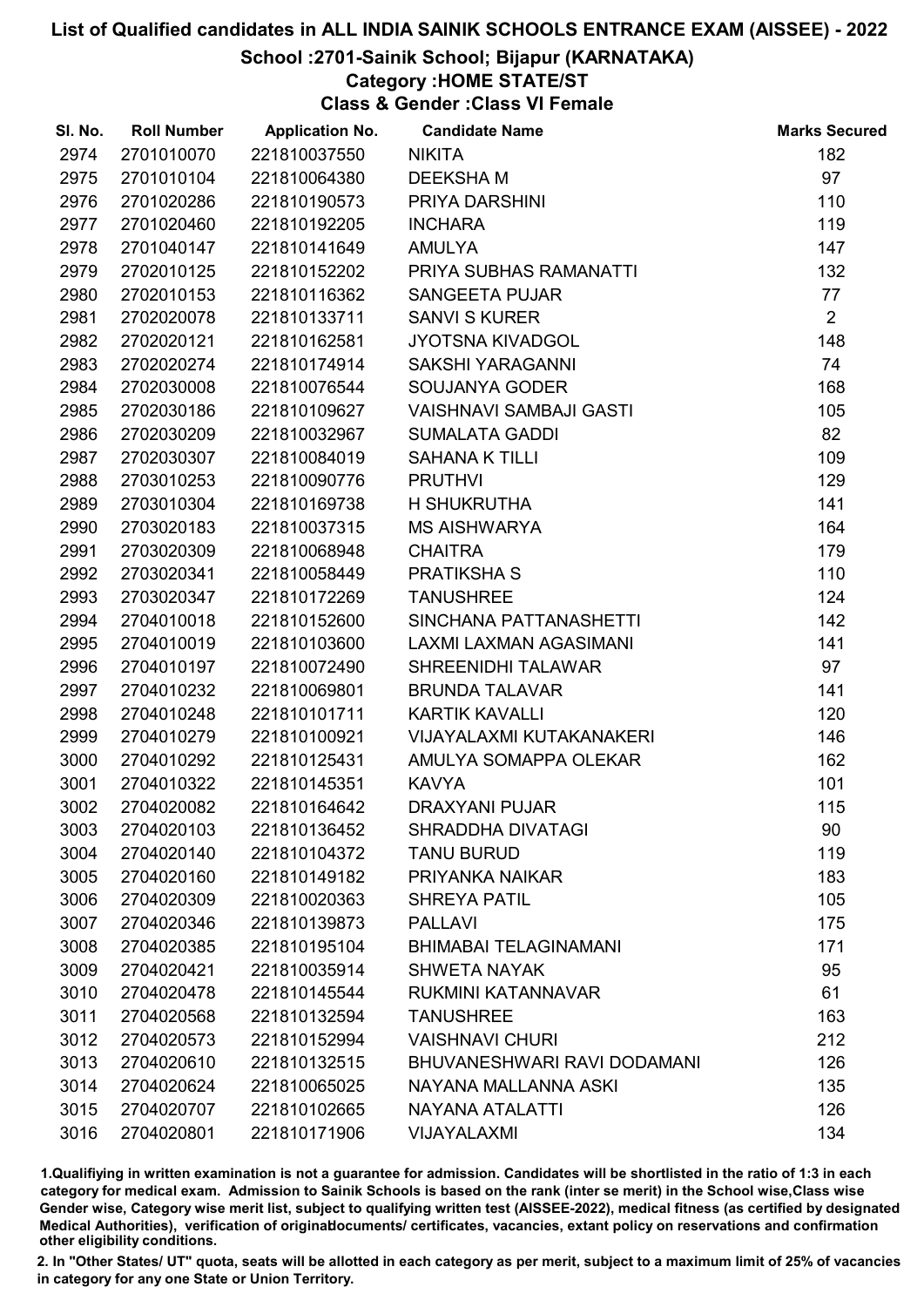# List of Qualified candidates in ALL INDIA SAINIK SCHOOLS ENTRANCE EXAM (AISSEE) - 2022

## School :2701-Sainik School; Bijapur (KARNATAKA)

### Category :HOME STATE/ST

### Class & Gender :Class VI Female

| Sl. No. | Roll Number | Application No. | Candidate Name | Marks Secured |
|---|---|---|---|---|
| 2974 | 2701010070 | 221810037550 | NIKITA | 182 |
| 2975 | 2701010104 | 221810064380 | DEEKSHA M | 97 |
| 2976 | 2701020286 | 221810190573 | PRIYA DARSHINI | 110 |
| 2977 | 2701020460 | 221810192205 | INCHARA | 119 |
| 2978 | 2701040147 | 221810141649 | AMULYA | 147 |
| 2979 | 2702010125 | 221810152202 | PRIYA SUBHAS RAMANATTI | 132 |
| 2980 | 2702010153 | 221810116362 | SANGEETA PUJAR | 77 |
| 2981 | 2702020078 | 221810133711 | SANVI S KURER | 2 |
| 2982 | 2702020121 | 221810162581 | JYOTSNA KIVADGOL | 148 |
| 2983 | 2702020274 | 221810174914 | SAKSHI YARAGANNI | 74 |
| 2984 | 2702030008 | 221810076544 | SOUJANYA GODER | 168 |
| 2985 | 2702030186 | 221810109627 | VAISHNAVI SAMBAJI GASTI | 105 |
| 2986 | 2702030209 | 221810032967 | SUMALATA GADDI | 82 |
| 2987 | 2702030307 | 221810084019 | SAHANA K TILLI | 109 |
| 2988 | 2703010253 | 221810090776 | PRUTHVI | 129 |
| 2989 | 2703010304 | 221810169738 | H SHUKRUTHA | 141 |
| 2990 | 2703020183 | 221810037315 | MS AISHWARYA | 164 |
| 2991 | 2703020309 | 221810068948 | CHAITRA | 179 |
| 2992 | 2703020341 | 221810058449 | PRATIKSHA S | 110 |
| 2993 | 2703020347 | 221810172269 | TANUSHREE | 124 |
| 2994 | 2704010018 | 221810152600 | SINCHANA PATTANASHETTI | 142 |
| 2995 | 2704010019 | 221810103600 | LAXMI LAXMAN AGASIMANI | 141 |
| 2996 | 2704010197 | 221810072490 | SHREENIDHI TALAWAR | 97 |
| 2997 | 2704010232 | 221810069801 | BRUNDA TALAVAR | 141 |
| 2998 | 2704010248 | 221810101711 | KARTIK KAVALLI | 120 |
| 2999 | 2704010279 | 221810100921 | VIJAYALAXMI KUTAKANAKERI | 146 |
| 3000 | 2704010292 | 221810125431 | AMULYA SOMAPPA OLEKAR | 162 |
| 3001 | 2704010322 | 221810145351 | KAVYA | 101 |
| 3002 | 2704020082 | 221810164642 | DRAXYANI PUJAR | 115 |
| 3003 | 2704020103 | 221810136452 | SHRADDHA DIVATAGI | 90 |
| 3004 | 2704020140 | 221810104372 | TANU BURUD | 119 |
| 3005 | 2704020160 | 221810149182 | PRIYANKA NAIKAR | 183 |
| 3006 | 2704020309 | 221810020363 | SHREYA PATIL | 105 |
| 3007 | 2704020346 | 221810139873 | PALLAVI | 175 |
| 3008 | 2704020385 | 221810195104 | BHIMABAI TELAGINAMANI | 171 |
| 3009 | 2704020421 | 221810035914 | SHWETA NAYAK | 95 |
| 3010 | 2704020478 | 221810145544 | RUKMINI KATANNAVAR | 61 |
| 3011 | 2704020568 | 221810132594 | TANUSHREE | 163 |
| 3012 | 2704020573 | 221810152994 | VAISHNAVI CHURI | 212 |
| 3013 | 2704020610 | 221810132515 | BHUVANESHWARI RAVI DODAMANI | 126 |
| 3014 | 2704020624 | 221810065025 | NAYANA MALLANNA ASKI | 135 |
| 3015 | 2704020707 | 221810102665 | NAYANA ATALATTI | 126 |
| 3016 | 2704020801 | 221810171906 | VIJAYALAXMI | 134 |

1.Qualifiying in written examination is not a guarantee for admission. Candidates will be shortlisted in the ratio of 1:3 in each category for medical exam. Admission to Sainik Schools is based on the rank (inter se merit) in the School wise,Class wise Gender wise, Category wise merit list, subject to qualifying written test (AISSEE-2022), medical fitness (as certified by designated Medical Authorities), verification of originaldocuments/ certificates, vacancies, extant policy on reservations and confirmation other eligibility conditions.

2. In "Other States/ UT" quota, seats will be allotted in each category as per merit, subject to a maximum limit of 25% of vacancies in category for any one State or Union Territory.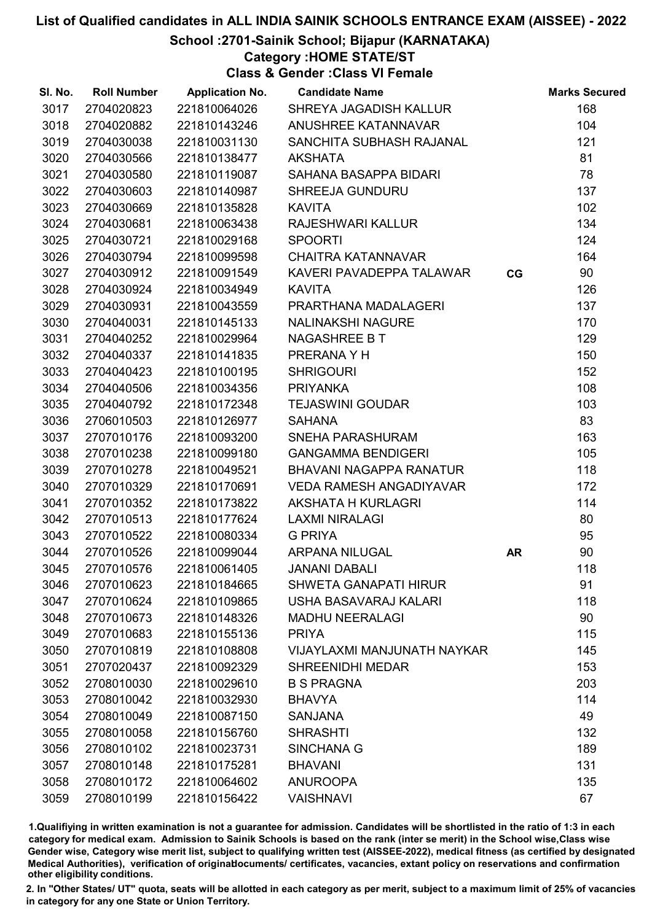# List of Qualified candidates in ALL INDIA SAINIK SCHOOLS ENTRANCE EXAM (AISSEE) - 2022

## School :2701-Sainik School; Bijapur (KARNATAKA)

### Category :HOME STATE/ST

### Class & Gender :Class VI Female

| Sl. No. | Roll Number | Application No. | Candidate Name | | Marks Secured |
|---|---|---|---|---|---|
| 3017 | 2704020823 | 221810064026 | SHREYA JAGADISH KALLUR | | 168 |
| 3018 | 2704020882 | 221810143246 | ANUSHREE KATANNAVAR | | 104 |
| 3019 | 2704030038 | 221810031130 | SANCHITA SUBHASH RAJANAL | | 121 |
| 3020 | 2704030566 | 221810138477 | AKSHATA | | 81 |
| 3021 | 2704030580 | 221810119087 | SAHANA BASAPPA BIDARI | | 78 |
| 3022 | 2704030603 | 221810140987 | SHREEJA GUNDURU | | 137 |
| 3023 | 2704030669 | 221810135828 | KAVITA | | 102 |
| 3024 | 2704030681 | 221810063438 | RAJESHWARI KALLUR | | 134 |
| 3025 | 2704030721 | 221810029168 | SPOORTI | | 124 |
| 3026 | 2704030794 | 221810099598 | CHAITRA KATANNAVAR | | 164 |
| 3027 | 2704030912 | 221810091549 | KAVERI PAVADEPPA TALAWAR | CG | 90 |
| 3028 | 2704030924 | 221810034949 | KAVITA | | 126 |
| 3029 | 2704030931 | 221810043559 | PRARTHANA MADALAGERI | | 137 |
| 3030 | 2704040031 | 221810145133 | NALINAKSHI NAGURE | | 170 |
| 3031 | 2704040252 | 221810029964 | NAGASHREE B T | | 129 |
| 3032 | 2704040337 | 221810141835 | PRERANA Y H | | 150 |
| 3033 | 2704040423 | 221810100195 | SHRIGOURI | | 152 |
| 3034 | 2704040506 | 221810034356 | PRIYANKA | | 108 |
| 3035 | 2704040792 | 221810172348 | TEJASWINI GOUDAR | | 103 |
| 3036 | 2706010503 | 221810126977 | SAHANA | | 83 |
| 3037 | 2707010176 | 221810093200 | SNEHA PARASHURAM | | 163 |
| 3038 | 2707010238 | 221810099180 | GANGAMMA BENDIGERI | | 105 |
| 3039 | 2707010278 | 221810049521 | BHAVANI NAGAPPA RANATUR | | 118 |
| 3040 | 2707010329 | 221810170691 | VEDA RAMESH ANGADIYAVAR | | 172 |
| 3041 | 2707010352 | 221810173822 | AKSHATA H KURLAGRI | | 114 |
| 3042 | 2707010513 | 221810177624 | LAXMI NIRALAGI | | 80 |
| 3043 | 2707010522 | 221810080334 | G PRIYA | | 95 |
| 3044 | 2707010526 | 221810099044 | ARPANA NILUGAL | AR | 90 |
| 3045 | 2707010576 | 221810061405 | JANANI DABALI | | 118 |
| 3046 | 2707010623 | 221810184665 | SHWETA GANAPATI HIRUR | | 91 |
| 3047 | 2707010624 | 221810109865 | USHA BASAVARAJ KALARI | | 118 |
| 3048 | 2707010673 | 221810148326 | MADHU NEERALAGI | | 90 |
| 3049 | 2707010683 | 221810155136 | PRIYA | | 115 |
| 3050 | 2707010819 | 221810108808 | VIJAYLAXMI MANJUNATH NAYKAR | | 145 |
| 3051 | 2707020437 | 221810092329 | SHREENIDHI MEDAR | | 153 |
| 3052 | 2708010030 | 221810029610 | B S PRAGNA | | 203 |
| 3053 | 2708010042 | 221810032930 | BHAVYA | | 114 |
| 3054 | 2708010049 | 221810087150 | SANJANA | | 49 |
| 3055 | 2708010058 | 221810156760 | SHRASHTI | | 132 |
| 3056 | 2708010102 | 221810023731 | SINCHANA G | | 189 |
| 3057 | 2708010148 | 221810175281 | BHAVANI | | 131 |
| 3058 | 2708010172 | 221810064602 | ANUROOPA | | 135 |
| 3059 | 2708010199 | 221810156422 | VAISHNAVI | | 67 |

1.Qualifying in written examination is not a guarantee for admission. Candidates will be shortlisted in the ratio of 1:3 in each category for medical exam. Admission to Sainik Schools is based on the rank (inter se merit) in the School wise,Class wise Gender wise, Category wise merit list, subject to qualifying written test (AISSEE-2022), medical fitness (as certified by designated Medical Authorities), verification of originaldocuments/ certificates, vacancies, extant policy on reservations and confirmation other eligibility conditions.

2. In "Other States/ UT" quota, seats will be allotted in each category as per merit, subject to a maximum limit of 25% of vacancies in category for any one State or Union Territory.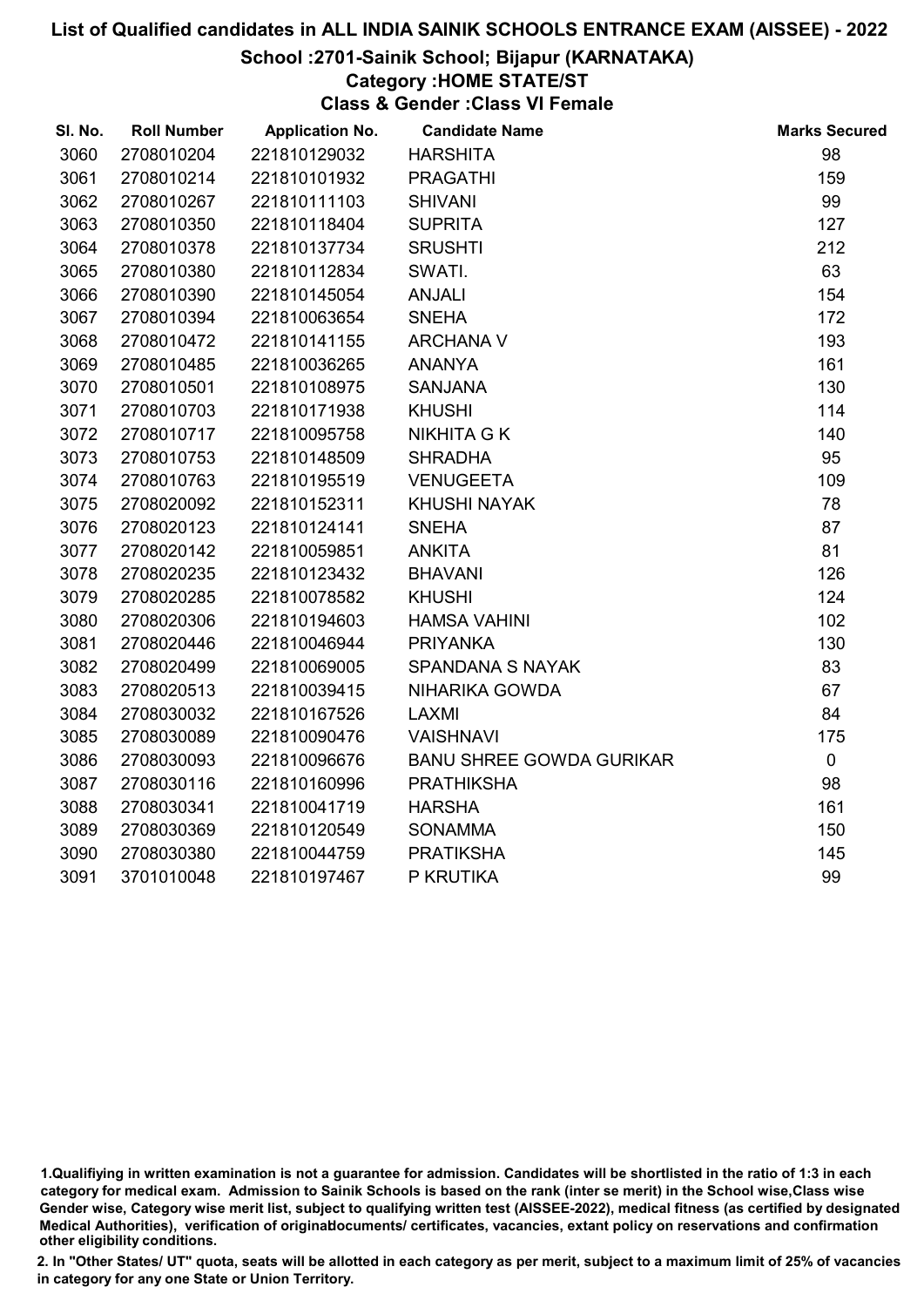# List of Qualified candidates in ALL INDIA SAINIK SCHOOLS ENTRANCE EXAM (AISSEE) - 2022

## School :2701-Sainik School; Bijapur (KARNATAKA)

### Category :HOME STATE/ST

### Class & Gender :Class VI Female

| Sl. No. | Roll Number | Application No. | Candidate Name | Marks Secured |
|---|---|---|---|---|
| 3060 | 2708010204 | 221810129032 | HARSHITA | 98 |
| 3061 | 2708010214 | 221810101932 | PRAGATHI | 159 |
| 3062 | 2708010267 | 221810111103 | SHIVANI | 99 |
| 3063 | 2708010350 | 221810118404 | SUPRITA | 127 |
| 3064 | 2708010378 | 221810137734 | SRUSHTI | 212 |
| 3065 | 2708010380 | 221810112834 | SWATI. | 63 |
| 3066 | 2708010390 | 221810145054 | ANJALI | 154 |
| 3067 | 2708010394 | 221810063654 | SNEHA | 172 |
| 3068 | 2708010472 | 221810141155 | ARCHANA V | 193 |
| 3069 | 2708010485 | 221810036265 | ANANYA | 161 |
| 3070 | 2708010501 | 221810108975 | SANJANA | 130 |
| 3071 | 2708010703 | 221810171938 | KHUSHI | 114 |
| 3072 | 2708010717 | 221810095758 | NIKHITA G K | 140 |
| 3073 | 2708010753 | 221810148509 | SHRADHA | 95 |
| 3074 | 2708010763 | 221810195519 | VENUGEETA | 109 |
| 3075 | 2708020092 | 221810152311 | KHUSHI NAYAK | 78 |
| 3076 | 2708020123 | 221810124141 | SNEHA | 87 |
| 3077 | 2708020142 | 221810059851 | ANKITA | 81 |
| 3078 | 2708020235 | 221810123432 | BHAVANI | 126 |
| 3079 | 2708020285 | 221810078582 | KHUSHI | 124 |
| 3080 | 2708020306 | 221810194603 | HAMSA VAHINI | 102 |
| 3081 | 2708020446 | 221810046944 | PRIYANKA | 130 |
| 3082 | 2708020499 | 221810069005 | SPANDANA S NAYAK | 83 |
| 3083 | 2708020513 | 221810039415 | NIHARIKA GOWDA | 67 |
| 3084 | 2708030032 | 221810167526 | LAXMI | 84 |
| 3085 | 2708030089 | 221810090476 | VAISHNAVI | 175 |
| 3086 | 2708030093 | 221810096676 | BANU SHREE GOWDA GURIKAR | 0 |
| 3087 | 2708030116 | 221810160996 | PRATHIKSHA | 98 |
| 3088 | 2708030341 | 221810041719 | HARSHA | 161 |
| 3089 | 2708030369 | 221810120549 | SONAMMA | 150 |
| 3090 | 2708030380 | 221810044759 | PRATIKSHA | 145 |
| 3091 | 3701010048 | 221810197467 | P KRUTIKA | 99 |

1.Qualifiying in written examination is not a guarantee for admission. Candidates will be shortlisted in the ratio of 1:3 in each category for medical exam. Admission to Sainik Schools is based on the rank (inter se merit) in the School wise,Class wise Gender wise, Category wise merit list, subject to qualifying written test (AISSEE-2022), medical fitness (as certified by designated Medical Authorities), verification of originaldocuments/ certificates, vacancies, extant policy on reservations and confirmation other eligibility conditions.

2. In "Other States/ UT" quota, seats will be allotted in each category as per merit, subject to a maximum limit of 25% of vacancies in category for any one State or Union Territory.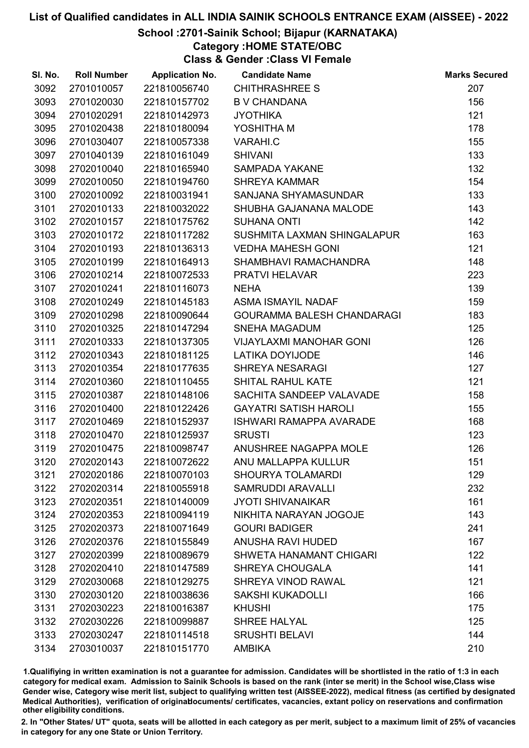# List of Qualified candidates in ALL INDIA SAINIK SCHOOLS ENTRANCE EXAM (AISSEE) - 2022

## School :2701-Sainik School; Bijapur (KARNATAKA)

### Category :HOME STATE/OBC

### Class & Gender :Class VI Female

| Sl. No. | Roll Number | Application No. | Candidate Name | Marks Secured |
|---|---|---|---|---|
| 3092 | 2701010057 | 221810056740 | CHITHRASHREE S | 207 |
| 3093 | 2701020030 | 221810157702 | B V CHANDANA | 156 |
| 3094 | 2701020291 | 221810142973 | JYOTHIKA | 121 |
| 3095 | 2701020438 | 221810180094 | YOSHITHA M | 178 |
| 3096 | 2701030407 | 221810057338 | VARAHI.C | 155 |
| 3097 | 2701040139 | 221810161049 | SHIVANI | 133 |
| 3098 | 2702010040 | 221810165940 | SAMPADA YAKANE | 132 |
| 3099 | 2702010050 | 221810194760 | SHREYA KAMMAR | 154 |
| 3100 | 2702010092 | 221810031941 | SANJANA SHYAMASUNDAR | 133 |
| 3101 | 2702010133 | 221810032022 | SHUBHA GAJANANA MALODE | 143 |
| 3102 | 2702010157 | 221810175762 | SUHANA ONTI | 142 |
| 3103 | 2702010172 | 221810117282 | SUSHMITA LAXMAN SHINGALAPUR | 163 |
| 3104 | 2702010193 | 221810136313 | VEDHA MAHESH GONI | 121 |
| 3105 | 2702010199 | 221810164913 | SHAMBHAVI RAMACHANDRA | 148 |
| 3106 | 2702010214 | 221810072533 | PRATVI HELAVAR | 223 |
| 3107 | 2702010241 | 221810116073 | NEHA | 139 |
| 3108 | 2702010249 | 221810145183 | ASMA ISMAYIL NADAF | 159 |
| 3109 | 2702010298 | 221810090644 | GOURAMMA BALESH CHANDARAGI | 183 |
| 3110 | 2702010325 | 221810147294 | SNEHA MAGADUM | 125 |
| 3111 | 2702010333 | 221810137305 | VIJAYLAXMI MANOHAR GONI | 126 |
| 3112 | 2702010343 | 221810181125 | LATIKA DOYIJODE | 146 |
| 3113 | 2702010354 | 221810177635 | SHREYA NESARAGI | 127 |
| 3114 | 2702010360 | 221810110455 | SHITAL RAHUL KATE | 121 |
| 3115 | 2702010387 | 221810148106 | SACHITA SANDEEP VALAVADE | 158 |
| 3116 | 2702010400 | 221810122426 | GAYATRI SATISH HAROLI | 155 |
| 3117 | 2702010469 | 221810152937 | ISHWARI RAMAPPA AVARADE | 168 |
| 3118 | 2702010470 | 221810125937 | SRUSTI | 123 |
| 3119 | 2702010475 | 221810098747 | ANUSHREE NAGAPPA MOLE | 126 |
| 3120 | 2702020143 | 221810072622 | ANU MALLAPPA KULLUR | 151 |
| 3121 | 2702020186 | 221810070103 | SHOURYA TOLAMARDI | 129 |
| 3122 | 2702020314 | 221810055918 | SAMRUDDI ARAVALLI | 232 |
| 3123 | 2702020351 | 221810140009 | JYOTI SHIVANAIKAR | 161 |
| 3124 | 2702020353 | 221810094119 | NIKHITA NARAYAN JOGOJE | 143 |
| 3125 | 2702020373 | 221810071649 | GOURI BADIGER | 241 |
| 3126 | 2702020376 | 221810155849 | ANUSHA RAVI HUDED | 167 |
| 3127 | 2702020399 | 221810089679 | SHWETA HANAMANT CHIGARI | 122 |
| 3128 | 2702020410 | 221810147589 | SHREYA CHOUGALA | 141 |
| 3129 | 2702030068 | 221810129275 | SHREYA VINOD RAWAL | 121 |
| 3130 | 2702030120 | 221810038636 | SAKSHI KUKADOLLI | 166 |
| 3131 | 2702030223 | 221810016387 | KHUSHI | 175 |
| 3132 | 2702030226 | 221810099887 | SHREE HALYAL | 125 |
| 3133 | 2702030247 | 221810114518 | SRUSHTI BELAVI | 144 |
| 3134 | 2703010037 | 221810151770 | AMBIKA | 210 |

1.Qualifiying in written examination is not a guarantee for admission. Candidates will be shortlisted in the ratio of 1:3 in each category for medical exam. Admission to Sainik Schools is based on the rank (inter se merit) in the School wise,Class wise Gender wise, Category wise merit list, subject to qualifying written test (AISSEE-2022), medical fitness (as certified by designated Medical Authorities), verification of originaldocuments/ certificates, vacancies, extant policy on reservations and confirmation other eligibility conditions.

2. In "Other States/ UT" quota, seats will be allotted in each category as per merit, subject to a maximum limit of 25% of vacancies in category for any one State or Union Territory.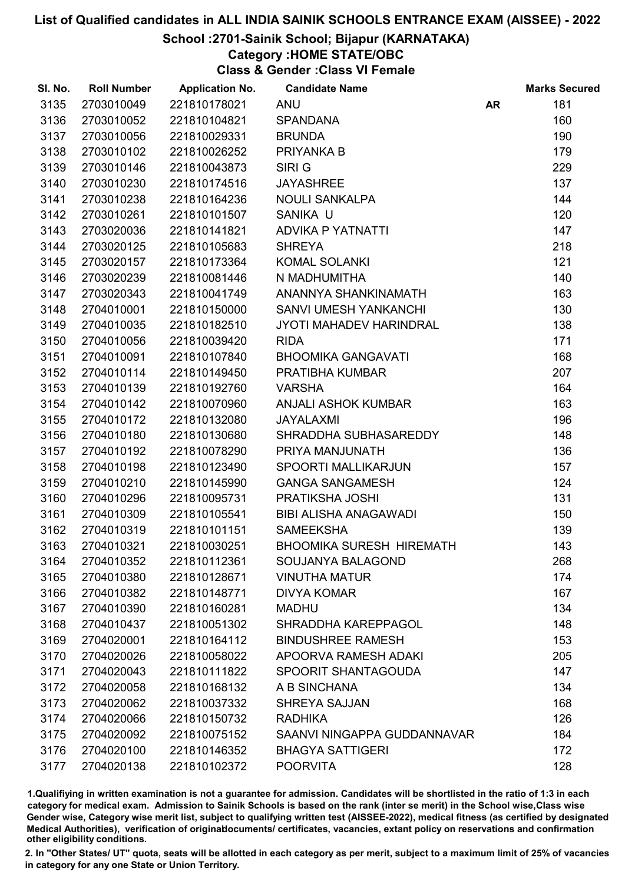# List of Qualified candidates in ALL INDIA SAINIK SCHOOLS ENTRANCE EXAM (AISSEE) - 2022

## School :2701-Sainik School; Bijapur (KARNATAKA)

### Category :HOME STATE/OBC

### Class & Gender :Class VI Female

| Sl. No. | Roll Number | Application No. | Candidate Name | | Marks Secured |
|---|---|---|---|---|---|
| 3135 | 2703010049 | 221810178021 | ANU | AR | 181 |
| 3136 | 2703010052 | 221810104821 | SPANDANA | | 160 |
| 3137 | 2703010056 | 221810029331 | BRUNDA | | 190 |
| 3138 | 2703010102 | 221810026252 | PRIYANKA B | | 179 |
| 3139 | 2703010146 | 221810043873 | SIRI G | | 229 |
| 3140 | 2703010230 | 221810174516 | JAYASHREE | | 137 |
| 3141 | 2703010238 | 221810164236 | NOULI SANKALPA | | 144 |
| 3142 | 2703010261 | 221810101507 | SANIKA U | | 120 |
| 3143 | 2703020036 | 221810141821 | ADVIKA P YATNATTI | | 147 |
| 3144 | 2703020125 | 221810105683 | SHREYA | | 218 |
| 3145 | 2703020157 | 221810173364 | KOMAL SOLANKI | | 121 |
| 3146 | 2703020239 | 221810081446 | N MADHUMITHA | | 140 |
| 3147 | 2703020343 | 221810041749 | ANANNYA SHANKINAMATH | | 163 |
| 3148 | 2704010001 | 221810150000 | SANVI UMESH YANKANCHI | | 130 |
| 3149 | 2704010035 | 221810182510 | JYOTI MAHADEV HARINDRAL | | 138 |
| 3150 | 2704010056 | 221810039420 | RIDA | | 171 |
| 3151 | 2704010091 | 221810107840 | BHOOMIKA GANGAVATI | | 168 |
| 3152 | 2704010114 | 221810149450 | PRATIBHA KUMBAR | | 207 |
| 3153 | 2704010139 | 221810192760 | VARSHA | | 164 |
| 3154 | 2704010142 | 221810070960 | ANJALI ASHOK KUMBAR | | 163 |
| 3155 | 2704010172 | 221810132080 | JAYALAXMI | | 196 |
| 3156 | 2704010180 | 221810130680 | SHRADDHA SUBHASAREDDY | | 148 |
| 3157 | 2704010192 | 221810078290 | PRIYA MANJUNATH | | 136 |
| 3158 | 2704010198 | 221810123490 | SPOORTI MALLIKARJUN | | 157 |
| 3159 | 2704010210 | 221810145990 | GANGA SANGAMESH | | 124 |
| 3160 | 2704010296 | 221810095731 | PRATIKSHA JOSHI | | 131 |
| 3161 | 2704010309 | 221810105541 | BIBI ALISHA ANAGAWADI | | 150 |
| 3162 | 2704010319 | 221810101151 | SAMEEKSHA | | 139 |
| 3163 | 2704010321 | 221810030251 | BHOOMIKA SURESH HIREMATH | | 143 |
| 3164 | 2704010352 | 221810112361 | SOUJANYA BALAGOND | | 268 |
| 3165 | 2704010380 | 221810128671 | VINUTHA MATUR | | 174 |
| 3166 | 2704010382 | 221810148771 | DIVYA KOMAR | | 167 |
| 3167 | 2704010390 | 221810160281 | MADHU | | 134 |
| 3168 | 2704010437 | 221810051302 | SHRADDHA KAREPPAGOL | | 148 |
| 3169 | 2704020001 | 221810164112 | BINDUSHREE RAMESH | | 153 |
| 3170 | 2704020026 | 221810058022 | APOORVA RAMESH ADAKI | | 205 |
| 3171 | 2704020043 | 221810111822 | SPOORIT SHANTAGOUDA | | 147 |
| 3172 | 2704020058 | 221810168132 | A B SINCHANA | | 134 |
| 3173 | 2704020062 | 221810037332 | SHREYA SAJJAN | | 168 |
| 3174 | 2704020066 | 221810150732 | RADHIKA | | 126 |
| 3175 | 2704020092 | 221810075152 | SAANVI NINGAPPA GUDDANNAVAR | | 184 |
| 3176 | 2704020100 | 221810146352 | BHAGYA SATTIGERI | | 172 |
| 3177 | 2704020138 | 221810102372 | POORVITA | | 128 |

1.Qualifying in written examination is not a guarantee for admission. Candidates will be shortlisted in the ratio of 1:3 in each category for medical exam. Admission to Sainik Schools is based on the rank (inter se merit) in the School wise,Class wise Gender wise, Category wise merit list, subject to qualifying written test (AISSEE-2022), medical fitness (as certified by designated Medical Authorities), verification of originaldocuments/ certificates, vacancies, extant policy on reservations and confirmation other eligibility conditions.

2. In "Other States/ UT" quota, seats will be allotted in each category as per merit, subject to a maximum limit of 25% of vacancies in category for any one State or Union Territory.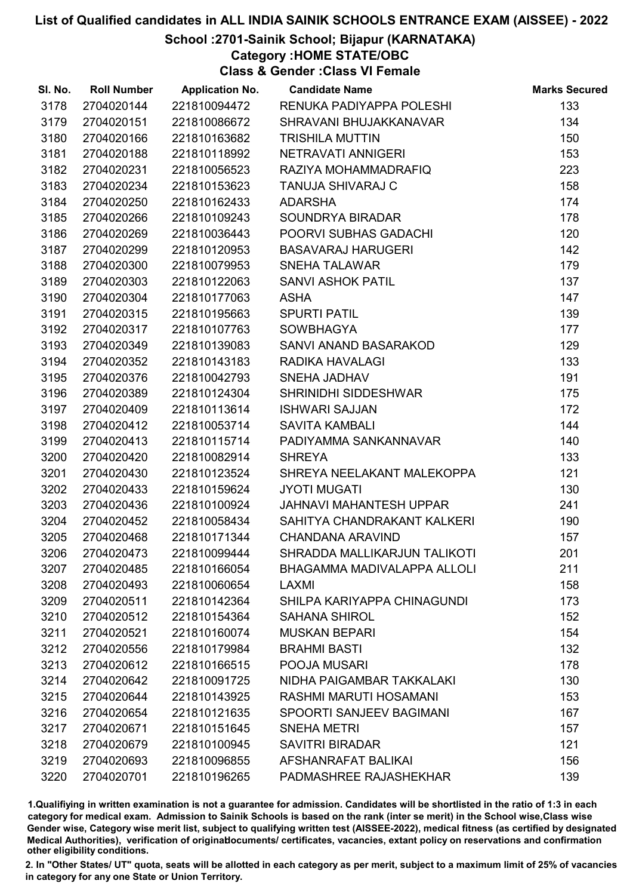# List of Qualified candidates in ALL INDIA SAINIK SCHOOLS ENTRANCE EXAM (AISSEE) - 2022

## School :2701-Sainik School; Bijapur (KARNATAKA)

### Category :HOME STATE/OBC

### Class & Gender :Class VI Female

| Sl. No. | Roll Number | Application No. | Candidate Name | Marks Secured |
|---|---|---|---|---|
| 3178 | 2704020144 | 221810094472 | RENUKA PADIYAPPA POLESHI | 133 |
| 3179 | 2704020151 | 221810086672 | SHRAVANI BHUJAKKANAVAR | 134 |
| 3180 | 2704020166 | 221810163682 | TRISHILA MUTTIN | 150 |
| 3181 | 2704020188 | 221810118992 | NETRAVATI ANNIGERI | 153 |
| 3182 | 2704020231 | 221810056523 | RAZIYA MOHAMMADRAFIQ | 223 |
| 3183 | 2704020234 | 221810153623 | TANUJA SHIVARAJ C | 158 |
| 3184 | 2704020250 | 221810162433 | ADARSHA | 174 |
| 3185 | 2704020266 | 221810109243 | SOUNDRYA BIRADAR | 178 |
| 3186 | 2704020269 | 221810036443 | POORVI SUBHAS GADACHI | 120 |
| 3187 | 2704020299 | 221810120953 | BASAVARAJ HARUGERI | 142 |
| 3188 | 2704020300 | 221810079953 | SNEHA TALAWAR | 179 |
| 3189 | 2704020303 | 221810122063 | SANVI ASHOK PATIL | 137 |
| 3190 | 2704020304 | 221810177063 | ASHA | 147 |
| 3191 | 2704020315 | 221810195663 | SPURTI PATIL | 139 |
| 3192 | 2704020317 | 221810107763 | SOWBHAGYA | 177 |
| 3193 | 2704020349 | 221810139083 | SANVI ANAND BASARAKOD | 129 |
| 3194 | 2704020352 | 221810143183 | RADIKA HAVALAGI | 133 |
| 3195 | 2704020376 | 221810042793 | SNEHA JADHAV | 191 |
| 3196 | 2704020389 | 221810124304 | SHRINIDHI SIDDESHWAR | 175 |
| 3197 | 2704020409 | 221810113614 | ISHWARI SAJJAN | 172 |
| 3198 | 2704020412 | 221810053714 | SAVITA KAMBALI | 144 |
| 3199 | 2704020413 | 221810115714 | PADIYAMMA SANKANNAVAR | 140 |
| 3200 | 2704020420 | 221810082914 | SHREYA | 133 |
| 3201 | 2704020430 | 221810123524 | SHREYA NEELAKANT MALEKOPPA | 121 |
| 3202 | 2704020433 | 221810159624 | JYOTI MUGATI | 130 |
| 3203 | 2704020436 | 221810100924 | JAHNAVI MAHANTESH UPPAR | 241 |
| 3204 | 2704020452 | 221810058434 | SAHITYA CHANDRAKANT KALKERI | 190 |
| 3205 | 2704020468 | 221810171344 | CHANDANA ARAVIND | 157 |
| 3206 | 2704020473 | 221810099444 | SHRADDA MALLIKARJUN TALIKOTI | 201 |
| 3207 | 2704020485 | 221810166054 | BHAGAMMA MADIVALAPPA ALLOLI | 211 |
| 3208 | 2704020493 | 221810060654 | LAXMI | 158 |
| 3209 | 2704020511 | 221810142364 | SHILPA KARIYAPPA CHINAGUNDI | 173 |
| 3210 | 2704020512 | 221810154364 | SAHANA SHIROL | 152 |
| 3211 | 2704020521 | 221810160074 | MUSKAN BEPARI | 154 |
| 3212 | 2704020556 | 221810179984 | BRAHMI BASTI | 132 |
| 3213 | 2704020612 | 221810166515 | POOJA MUSARI | 178 |
| 3214 | 2704020642 | 221810091725 | NIDHA PAIGAMBAR TAKKALAKI | 130 |
| 3215 | 2704020644 | 221810143925 | RASHMI MARUTI HOSAMANI | 153 |
| 3216 | 2704020654 | 221810121635 | SPOORTI SANJEEV BAGIMANI | 167 |
| 3217 | 2704020671 | 221810151645 | SNEHA METRI | 157 |
| 3218 | 2704020679 | 221810100945 | SAVITRI BIRADAR | 121 |
| 3219 | 2704020693 | 221810096855 | AFSHANRAFAT BALIKAI | 156 |
| 3220 | 2704020701 | 221810196265 | PADMASHREE RAJASHEKHAR | 139 |

1.Qualifiying in written examination is not a guarantee for admission. Candidates will be shortlisted in the ratio of 1:3 in each category for medical exam. Admission to Sainik Schools is based on the rank (inter se merit) in the School wise,Class wise Gender wise, Category wise merit list, subject to qualifying written test (AISSEE-2022), medical fitness (as certified by designated Medical Authorities), verification of originaldocuments/ certificates, vacancies, extant policy on reservations and confirmation other eligibility conditions.

2. In "Other States/ UT" quota, seats will be allotted in each category as per merit, subject to a maximum limit of 25% of vacancies in category for any one State or Union Territory.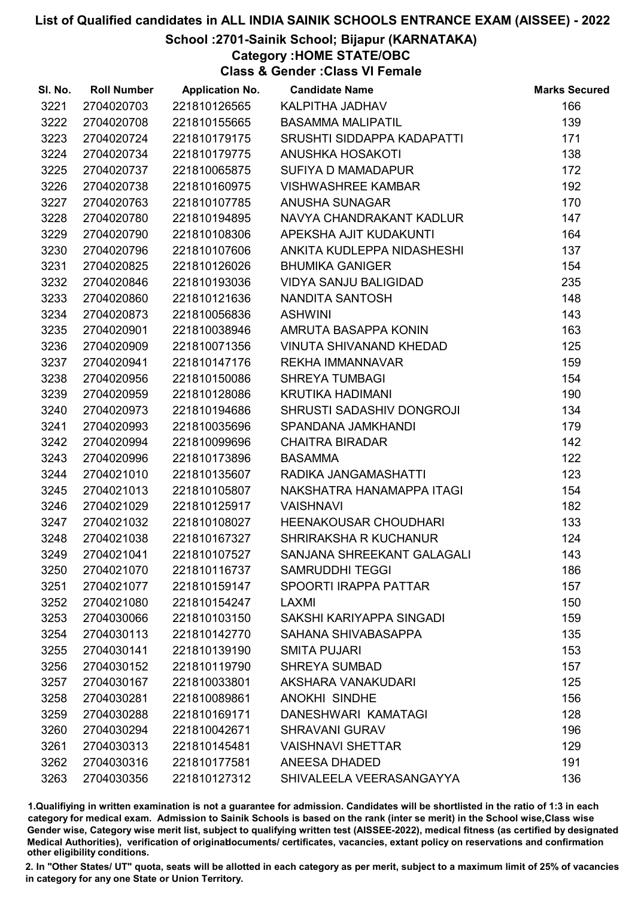# List of Qualified candidates in ALL INDIA SAINIK SCHOOLS ENTRANCE EXAM (AISSEE) - 2022

## School :2701-Sainik School; Bijapur (KARNATAKA)

### Category :HOME STATE/OBC

### Class & Gender :Class VI Female

| Sl. No. | Roll Number | Application No. | Candidate Name | Marks Secured |
|---|---|---|---|---|
| 3221 | 2704020703 | 221810126565 | KALPITHA JADHAV | 166 |
| 3222 | 2704020708 | 221810155665 | BASAMMA MALIPATIL | 139 |
| 3223 | 2704020724 | 221810179175 | SRUSHTI SIDDAPPA KADAPATTI | 171 |
| 3224 | 2704020734 | 221810179775 | ANUSHKA HOSAKOTI | 138 |
| 3225 | 2704020737 | 221810065875 | SUFIYA D MAMADAPUR | 172 |
| 3226 | 2704020738 | 221810160975 | VISHWASHREE KAMBAR | 192 |
| 3227 | 2704020763 | 221810107785 | ANUSHA SUNAGAR | 170 |
| 3228 | 2704020780 | 221810194895 | NAVYA CHANDRAKANT KADLUR | 147 |
| 3229 | 2704020790 | 221810108306 | APEKSHA AJIT KUDAKUNTI | 164 |
| 3230 | 2704020796 | 221810107606 | ANKITA KUDLEPPA NIDASHESHI | 137 |
| 3231 | 2704020825 | 221810126026 | BHUMIKA GANIGER | 154 |
| 3232 | 2704020846 | 221810193036 | VIDYA SANJU BALIGIDAD | 235 |
| 3233 | 2704020860 | 221810121636 | NANDITA SANTOSH | 148 |
| 3234 | 2704020873 | 221810056836 | ASHWINI | 143 |
| 3235 | 2704020901 | 221810038946 | AMRUTA BASAPPA KONIN | 163 |
| 3236 | 2704020909 | 221810071356 | VINUTA SHIVANAND KHEDAD | 125 |
| 3237 | 2704020941 | 221810147176 | REKHA IMMANNAVAR | 159 |
| 3238 | 2704020956 | 221810150086 | SHREYA TUMBAGI | 154 |
| 3239 | 2704020959 | 221810128086 | KRUTIKA HADIMANI | 190 |
| 3240 | 2704020973 | 221810194686 | SHRUSTI SADASHIV DONGROJI | 134 |
| 3241 | 2704020993 | 221810035696 | SPANDANA JAMKHANDI | 179 |
| 3242 | 2704020994 | 221810099696 | CHAITRA BIRADAR | 142 |
| 3243 | 2704020996 | 221810173896 | BASAMMA | 122 |
| 3244 | 2704021010 | 221810135607 | RADIKA JANGAMASHATTI | 123 |
| 3245 | 2704021013 | 221810105807 | NAKSHATRA HANAMAPPA ITAGI | 154 |
| 3246 | 2704021029 | 221810125917 | VAISHNAVI | 182 |
| 3247 | 2704021032 | 221810108027 | HEENAKOUSAR CHOUDHARI | 133 |
| 3248 | 2704021038 | 221810167327 | SHRIRAKSHA R KUCHANUR | 124 |
| 3249 | 2704021041 | 221810107527 | SANJANA SHREEKANT GALAGALI | 143 |
| 3250 | 2704021070 | 221810116737 | SAMRUDDHI TEGGI | 186 |
| 3251 | 2704021077 | 221810159147 | SPOORTI IRAPPA PATTAR | 157 |
| 3252 | 2704021080 | 221810154247 | LAXMI | 150 |
| 3253 | 2704030066 | 221810103150 | SAKSHI KARIYAPPA SINGADI | 159 |
| 3254 | 2704030113 | 221810142770 | SAHANA SHIVABASAPPA | 135 |
| 3255 | 2704030141 | 221810139190 | SMITA PUJARI | 153 |
| 3256 | 2704030152 | 221810119790 | SHREYA SUMBAD | 157 |
| 3257 | 2704030167 | 221810033801 | AKSHARA VANAKUDARI | 125 |
| 3258 | 2704030281 | 221810089861 | ANOKHI SINDHE | 156 |
| 3259 | 2704030288 | 221810169171 | DANESHWARI KAMATAGI | 128 |
| 3260 | 2704030294 | 221810042671 | SHRAVANI GURAV | 196 |
| 3261 | 2704030313 | 221810145481 | VAISHNAVI SHETTAR | 129 |
| 3262 | 2704030316 | 221810177581 | ANEESA DHADED | 191 |
| 3263 | 2704030356 | 221810127312 | SHIVALEELA VEERASANGAYYA | 136 |

1.Qualifiying in written examination is not a guarantee for admission. Candidates will be shortlisted in the ratio of 1:3 in each category for medical exam. Admission to Sainik Schools is based on the rank (inter se merit) in the School wise,Class wise Gender wise, Category wise merit list, subject to qualifying written test (AISSEE-2022), medical fitness (as certified by designated Medical Authorities), verification of originaldocuments/ certificates, vacancies, extant policy on reservations and confirmation other eligibility conditions.

2. In "Other States/ UT" quota, seats will be allotted in each category as per merit, subject to a maximum limit of 25% of vacancies in category for any one State or Union Territory.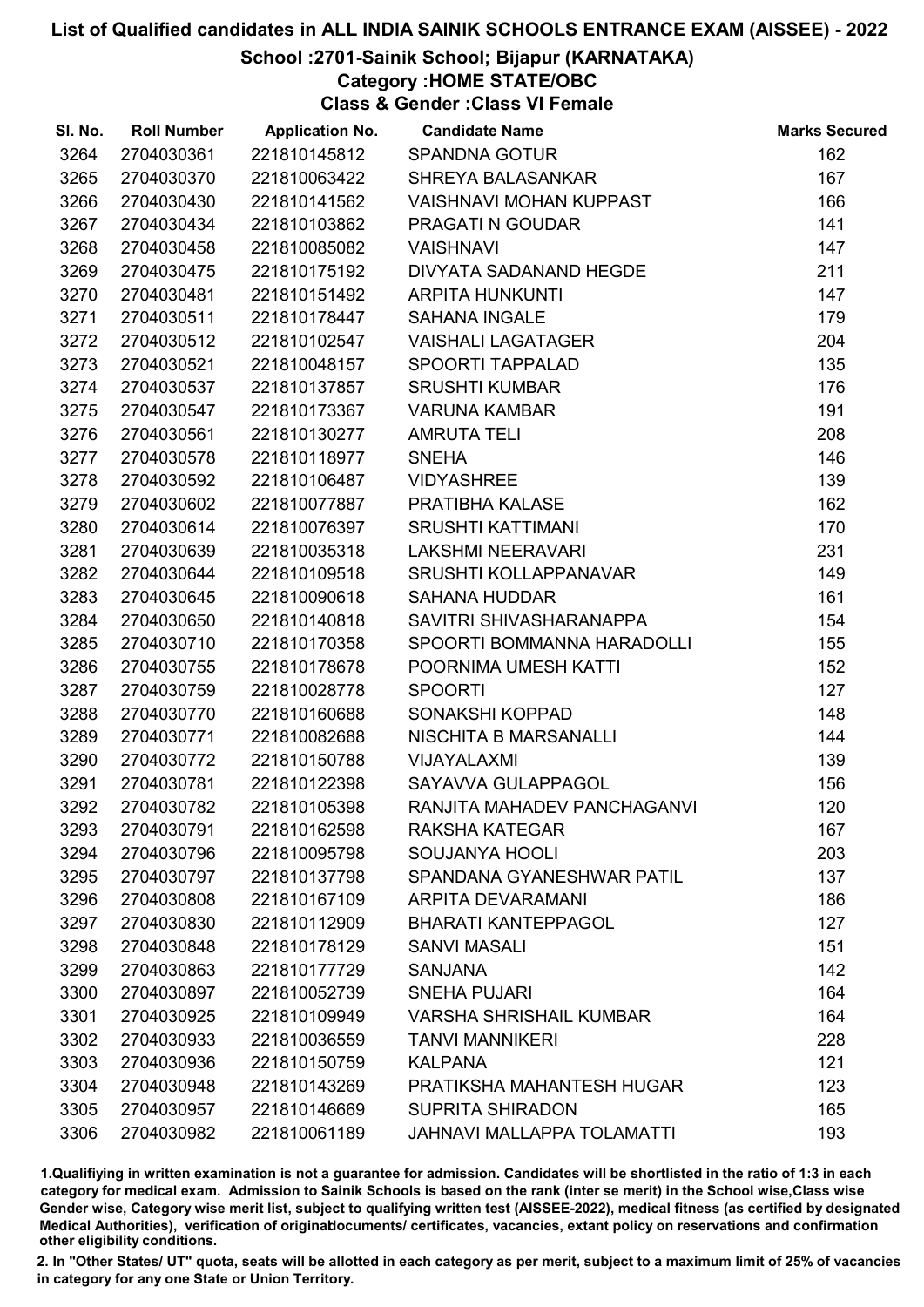# List of Qualified candidates in ALL INDIA SAINIK SCHOOLS ENTRANCE EXAM (AISSEE) - 2022

## School :2701-Sainik School; Bijapur (KARNATAKA)

### Category :HOME STATE/OBC

### Class & Gender :Class VI Female

| Sl. No. | Roll Number | Application No. | Candidate Name | Marks Secured |
|---|---|---|---|---|
| 3264 | 2704030361 | 221810145812 | SPANDNA GOTUR | 162 |
| 3265 | 2704030370 | 221810063422 | SHREYA BALASANKAR | 167 |
| 3266 | 2704030430 | 221810141562 | VAISHNAVI MOHAN KUPPAST | 166 |
| 3267 | 2704030434 | 221810103862 | PRAGATI N GOUDAR | 141 |
| 3268 | 2704030458 | 221810085082 | VAISHNAVI | 147 |
| 3269 | 2704030475 | 221810175192 | DIVYATA SADANAND HEGDE | 211 |
| 3270 | 2704030481 | 221810151492 | ARPITA HUNKUNTI | 147 |
| 3271 | 2704030511 | 221810178447 | SAHANA INGALE | 179 |
| 3272 | 2704030512 | 221810102547 | VAISHALI LAGATAGER | 204 |
| 3273 | 2704030521 | 221810048157 | SPOORTI TAPPALAD | 135 |
| 3274 | 2704030537 | 221810137857 | SRUSHTI KUMBAR | 176 |
| 3275 | 2704030547 | 221810173367 | VARUNA KAMBAR | 191 |
| 3276 | 2704030561 | 221810130277 | AMRUTA TELI | 208 |
| 3277 | 2704030578 | 221810118977 | SNEHA | 146 |
| 3278 | 2704030592 | 221810106487 | VIDYASHREE | 139 |
| 3279 | 2704030602 | 221810077887 | PRATIBHA KALASE | 162 |
| 3280 | 2704030614 | 221810076397 | SRUSHTI KATTIMANI | 170 |
| 3281 | 2704030639 | 221810035318 | LAKSHMI NEERAVARI | 231 |
| 3282 | 2704030644 | 221810109518 | SRUSHTI KOLLAPPANAVAR | 149 |
| 3283 | 2704030645 | 221810090618 | SAHANA HUDDAR | 161 |
| 3284 | 2704030650 | 221810140818 | SAVITRI SHIVASHARANAPPA | 154 |
| 3285 | 2704030710 | 221810170358 | SPOORTI BOMMANNA HARADOLLI | 155 |
| 3286 | 2704030755 | 221810178678 | POORNIMA UMESH KATTI | 152 |
| 3287 | 2704030759 | 221810028778 | SPOORTI | 127 |
| 3288 | 2704030770 | 221810160688 | SONAKSHI KOPPAD | 148 |
| 3289 | 2704030771 | 221810082688 | NISCHITA B MARSANALLI | 144 |
| 3290 | 2704030772 | 221810150788 | VIJAYALAXMI | 139 |
| 3291 | 2704030781 | 221810122398 | SAYAVVA GULAPPAGOL | 156 |
| 3292 | 2704030782 | 221810105398 | RANJITA MAHADEV PANCHAGANVI | 120 |
| 3293 | 2704030791 | 221810162598 | RAKSHA KATEGAR | 167 |
| 3294 | 2704030796 | 221810095798 | SOUJANYA HOOLI | 203 |
| 3295 | 2704030797 | 221810137798 | SPANDANA GYANESHWAR PATIL | 137 |
| 3296 | 2704030808 | 221810167109 | ARPITA DEVARAMANI | 186 |
| 3297 | 2704030830 | 221810112909 | BHARATI KANTEPPAGOL | 127 |
| 3298 | 2704030848 | 221810178129 | SANVI MASALI | 151 |
| 3299 | 2704030863 | 221810177729 | SANJANA | 142 |
| 3300 | 2704030897 | 221810052739 | SNEHA PUJARI | 164 |
| 3301 | 2704030925 | 221810109949 | VARSHA SHRISHAIL KUMBAR | 164 |
| 3302 | 2704030933 | 221810036559 | TANVI MANNIKERI | 228 |
| 3303 | 2704030936 | 221810150759 | KALPANA | 121 |
| 3304 | 2704030948 | 221810143269 | PRATIKSHA MAHANTESH HUGAR | 123 |
| 3305 | 2704030957 | 221810146669 | SUPRITA SHIRADON | 165 |
| 3306 | 2704030982 | 221810061189 | JAHNAVI MALLAPPA TOLAMATTI | 193 |

1.Qualifying in written examination is not a guarantee for admission. Candidates will be shortlisted in the ratio of 1:3 in each category for medical exam. Admission to Sainik Schools is based on the rank (inter se merit) in the School wise,Class wise Gender wise, Category wise merit list, subject to qualifying written test (AISSEE-2022), medical fitness (as certified by designated Medical Authorities), verification of originaldocuments/ certificates, vacancies, extant policy on reservations and confirmation other eligibility conditions.

2. In "Other States/ UT" quota, seats will be allotted in each category as per merit, subject to a maximum limit of 25% of vacancies in category for any one State or Union Territory.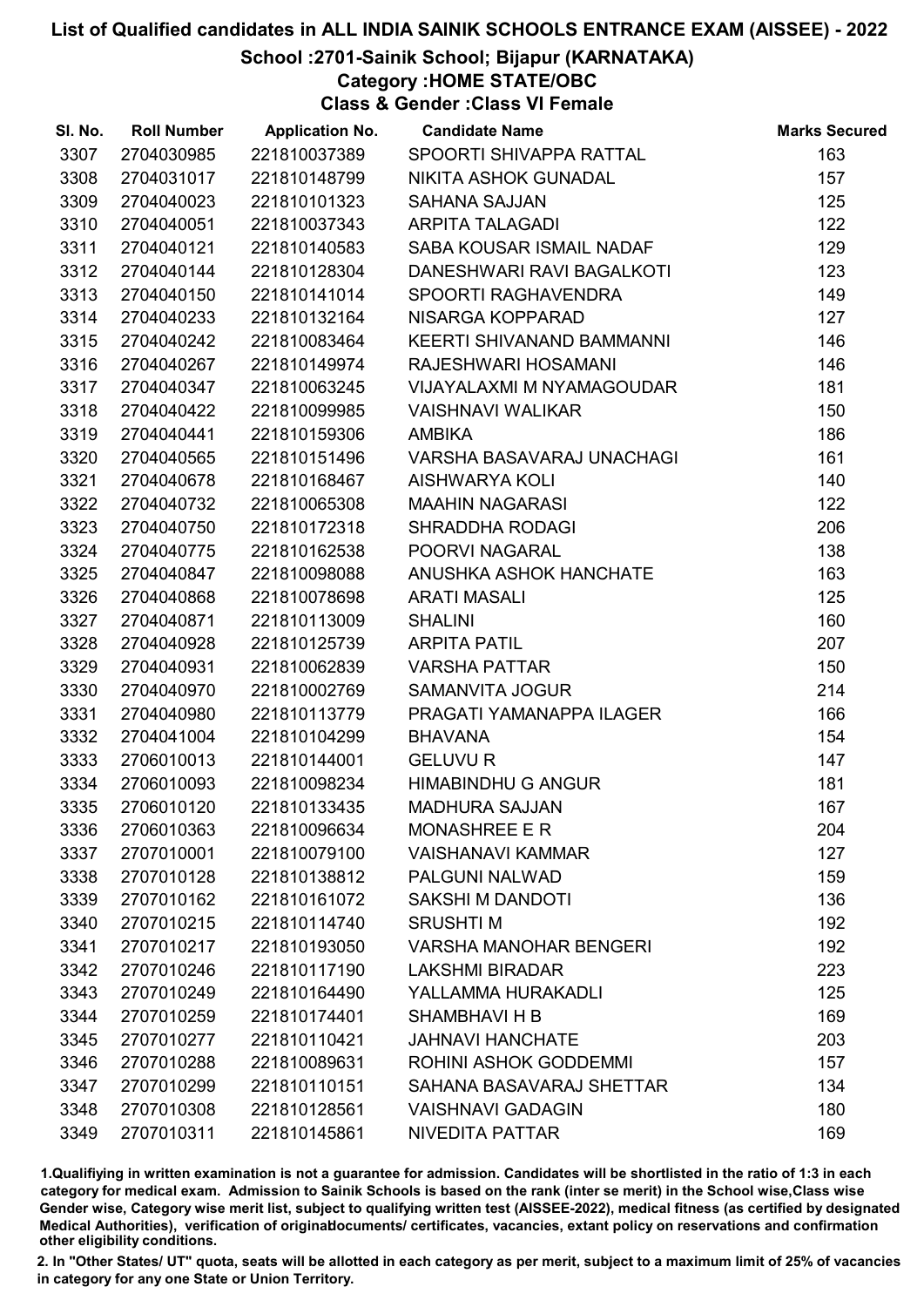# List of Qualified candidates in ALL INDIA SAINIK SCHOOLS ENTRANCE EXAM (AISSEE) - 2022

## School :2701-Sainik School; Bijapur (KARNATAKA)

### Category :HOME STATE/OBC

### Class & Gender :Class VI Female

| Sl. No. | Roll Number | Application No. | Candidate Name | Marks Secured |
|---|---|---|---|---|
| 3307 | 2704030985 | 221810037389 | SPOORTI SHIVAPPA RATTAL | 163 |
| 3308 | 2704031017 | 221810148799 | NIKITA ASHOK GUNADAL | 157 |
| 3309 | 2704040023 | 221810101323 | SAHANA SAJJAN | 125 |
| 3310 | 2704040051 | 221810037343 | ARPITA TALAGADI | 122 |
| 3311 | 2704040121 | 221810140583 | SABA KOUSAR ISMAIL NADAF | 129 |
| 3312 | 2704040144 | 221810128304 | DANESHWARI RAVI BAGALKOTI | 123 |
| 3313 | 2704040150 | 221810141014 | SPOORTI RAGHAVENDRA | 149 |
| 3314 | 2704040233 | 221810132164 | NISARGA KOPPARAD | 127 |
| 3315 | 2704040242 | 221810083464 | KEERTI SHIVANAND BAMMANNI | 146 |
| 3316 | 2704040267 | 221810149974 | RAJESHWARI HOSAMANI | 146 |
| 3317 | 2704040347 | 221810063245 | VIJAYALAXMI M NYAMAGOUDAR | 181 |
| 3318 | 2704040422 | 221810099985 | VAISHNAVI WALIKAR | 150 |
| 3319 | 2704040441 | 221810159306 | AMBIKA | 186 |
| 3320 | 2704040565 | 221810151496 | VARSHA BASAVARAJ UNACHAGI | 161 |
| 3321 | 2704040678 | 221810168467 | AISHWARYA KOLI | 140 |
| 3322 | 2704040732 | 221810065308 | MAAHIN NAGARASI | 122 |
| 3323 | 2704040750 | 221810172318 | SHRADDHA RODAGI | 206 |
| 3324 | 2704040775 | 221810162538 | POORVI NAGARAL | 138 |
| 3325 | 2704040847 | 221810098088 | ANUSHKA ASHOK HANCHATE | 163 |
| 3326 | 2704040868 | 221810078698 | ARATI MASALI | 125 |
| 3327 | 2704040871 | 221810113009 | SHALINI | 160 |
| 3328 | 2704040928 | 221810125739 | ARPITA PATIL | 207 |
| 3329 | 2704040931 | 221810062839 | VARSHA PATTAR | 150 |
| 3330 | 2704040970 | 221810002769 | SAMANVITA JOGUR | 214 |
| 3331 | 2704040980 | 221810113779 | PRAGATI YAMANAPPA ILAGER | 166 |
| 3332 | 2704041004 | 221810104299 | BHAVANA | 154 |
| 3333 | 2706010013 | 221810144001 | GELUVU R | 147 |
| 3334 | 2706010093 | 221810098234 | HIMABINDHU G ANGUR | 181 |
| 3335 | 2706010120 | 221810133435 | MADHURA SAJJAN | 167 |
| 3336 | 2706010363 | 221810096634 | MONASHREE E R | 204 |
| 3337 | 2707010001 | 221810079100 | VAISHANAVI KAMMAR | 127 |
| 3338 | 2707010128 | 221810138812 | PALGUNI NALWAD | 159 |
| 3339 | 2707010162 | 221810161072 | SAKSHI M DANDOTI | 136 |
| 3340 | 2707010215 | 221810114740 | SRUSHTI M | 192 |
| 3341 | 2707010217 | 221810193050 | VARSHA MANOHAR BENGERI | 192 |
| 3342 | 2707010246 | 221810117190 | LAKSHMI BIRADAR | 223 |
| 3343 | 2707010249 | 221810164490 | YALLAMMA HURAKADLI | 125 |
| 3344 | 2707010259 | 221810174401 | SHAMBHAVI H B | 169 |
| 3345 | 2707010277 | 221810110421 | JAHNAVI HANCHATE | 203 |
| 3346 | 2707010288 | 221810089631 | ROHINI ASHOK GODDEMMI | 157 |
| 3347 | 2707010299 | 221810110151 | SAHANA BASAVARAJ SHETTAR | 134 |
| 3348 | 2707010308 | 221810128561 | VAISHNAVI GADAGIN | 180 |
| 3349 | 2707010311 | 221810145861 | NIVEDITA PATTAR | 169 |

1.Qualifying in written examination is not a guarantee for admission. Candidates will be shortlisted in the ratio of 1:3 in each category for medical exam. Admission to Sainik Schools is based on the rank (inter se merit) in the School wise,Class wise Gender wise, Category wise merit list, subject to qualifying written test (AISSEE-2022), medical fitness (as certified by designated Medical Authorities), verification of originaldocuments/ certificates, vacancies, extant policy on reservations and confirmation other eligibility conditions.

2. In "Other States/ UT" quota, seats will be allotted in each category as per merit, subject to a maximum limit of 25% of vacancies in category for any one State or Union Territory.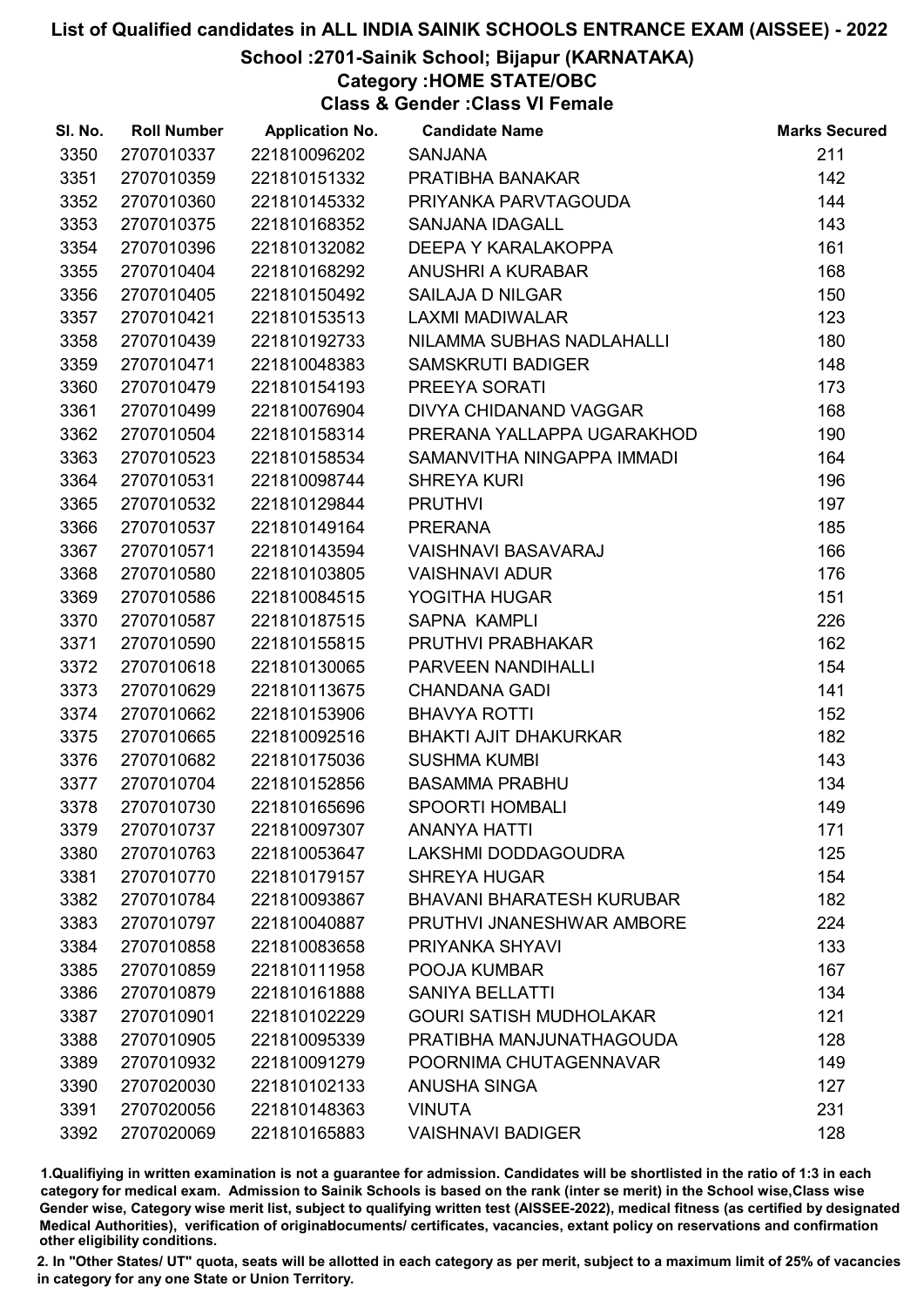# List of Qualified candidates in ALL INDIA SAINIK SCHOOLS ENTRANCE EXAM (AISSEE) - 2022

## School :2701-Sainik School; Bijapur (KARNATAKA)

### Category :HOME STATE/OBC

### Class & Gender :Class VI Female

| Sl. No. | Roll Number | Application No. | Candidate Name | Marks Secured |
|---|---|---|---|---|
| 3350 | 2707010337 | 221810096202 | SANJANA | 211 |
| 3351 | 2707010359 | 221810151332 | PRATIBHA BANAKAR | 142 |
| 3352 | 2707010360 | 221810145332 | PRIYANKA PARVTAGOUDA | 144 |
| 3353 | 2707010375 | 221810168352 | SANJANA IDAGALL | 143 |
| 3354 | 2707010396 | 221810132082 | DEEPA Y KARALAKOPPA | 161 |
| 3355 | 2707010404 | 221810168292 | ANUSHRI A KURABAR | 168 |
| 3356 | 2707010405 | 221810150492 | SAILAJA D NILGAR | 150 |
| 3357 | 2707010421 | 221810153513 | LAXMI MADIWALAR | 123 |
| 3358 | 2707010439 | 221810192733 | NILAMMA SUBHAS NADLAHALLI | 180 |
| 3359 | 2707010471 | 221810048383 | SAMSKRUTI BADIGER | 148 |
| 3360 | 2707010479 | 221810154193 | PREEYA SORATI | 173 |
| 3361 | 2707010499 | 221810076904 | DIVYA CHIDANAND VAGGAR | 168 |
| 3362 | 2707010504 | 221810158314 | PRERANA YALLAPPA UGARAKHOD | 190 |
| 3363 | 2707010523 | 221810158534 | SAMANVITHA NINGAPPA IMMADI | 164 |
| 3364 | 2707010531 | 221810098744 | SHREYA KURI | 196 |
| 3365 | 2707010532 | 221810129844 | PRUTHVI | 197 |
| 3366 | 2707010537 | 221810149164 | PRERANA | 185 |
| 3367 | 2707010571 | 221810143594 | VAISHNAVI BASAVARAJ | 166 |
| 3368 | 2707010580 | 221810103805 | VAISHNAVI ADUR | 176 |
| 3369 | 2707010586 | 221810084515 | YOGITHA HUGAR | 151 |
| 3370 | 2707010587 | 221810187515 | SAPNA KAMPLI | 226 |
| 3371 | 2707010590 | 221810155815 | PRUTHVI PRABHAKAR | 162 |
| 3372 | 2707010618 | 221810130065 | PARVEEN NANDIHALLI | 154 |
| 3373 | 2707010629 | 221810113675 | CHANDANA GADI | 141 |
| 3374 | 2707010662 | 221810153906 | BHAVYA ROTTI | 152 |
| 3375 | 2707010665 | 221810092516 | BHAKTI AJIT DHAKURKAR | 182 |
| 3376 | 2707010682 | 221810175036 | SUSHMA KUMBI | 143 |
| 3377 | 2707010704 | 221810152856 | BASAMMA PRABHU | 134 |
| 3378 | 2707010730 | 221810165696 | SPOORTI HOMBALI | 149 |
| 3379 | 2707010737 | 221810097307 | ANANYA HATTI | 171 |
| 3380 | 2707010763 | 221810053647 | LAKSHMI DODDAGOUDRA | 125 |
| 3381 | 2707010770 | 221810179157 | SHREYA HUGAR | 154 |
| 3382 | 2707010784 | 221810093867 | BHAVANI BHARATESH KURUBAR | 182 |
| 3383 | 2707010797 | 221810040887 | PRUTHVI JNANESHWAR AMBORE | 224 |
| 3384 | 2707010858 | 221810083658 | PRIYANKA SHYAVI | 133 |
| 3385 | 2707010859 | 221810111958 | POOJA KUMBAR | 167 |
| 3386 | 2707010879 | 221810161888 | SANIYA BELLATTI | 134 |
| 3387 | 2707010901 | 221810102229 | GOURI SATISH MUDHOLAKAR | 121 |
| 3388 | 2707010905 | 221810095339 | PRATIBHA MANJUNATHAGOUDA | 128 |
| 3389 | 2707010932 | 221810091279 | POORNIMA CHUTAGENNAVAR | 149 |
| 3390 | 2707020030 | 221810102133 | ANUSHA SINGA | 127 |
| 3391 | 2707020056 | 221810148363 | VINUTA | 231 |
| 3392 | 2707020069 | 221810165883 | VAISHNAVI BADIGER | 128 |

1.Qualifiying in written examination is not a guarantee for admission. Candidates will be shortlisted in the ratio of 1:3 in each category for medical exam. Admission to Sainik Schools is based on the rank (inter se merit) in the School wise,Class wise Gender wise, Category wise merit list, subject to qualifying written test (AISSEE-2022), medical fitness (as certified by designated Medical Authorities), verification of originaldocuments/ certificates, vacancies, extant policy on reservations and confirmation other eligibility conditions.

2. In "Other States/ UT" quota, seats will be allotted in each category as per merit, subject to a maximum limit of 25% of vacancies in category for any one State or Union Territory.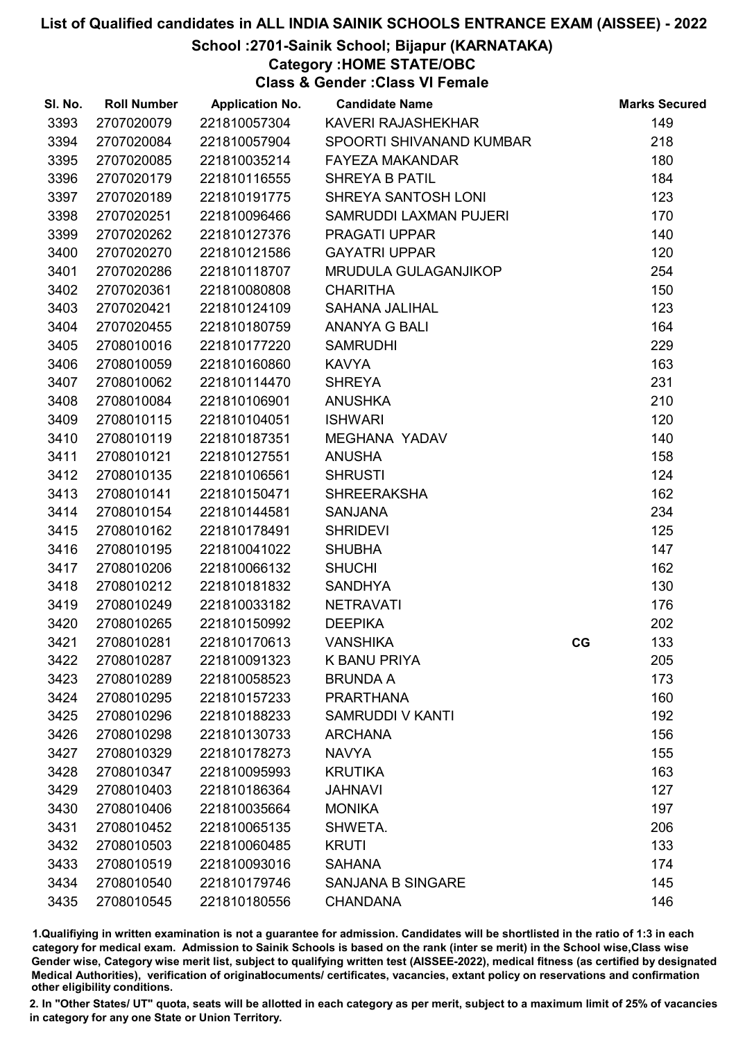# List of Qualified candidates in ALL INDIA SAINIK SCHOOLS ENTRANCE EXAM (AISSEE) - 2022

## School :2701-Sainik School; Bijapur (KARNATAKA)

### Category :HOME STATE/OBC

### Class & Gender :Class VI Female

| Sl. No. | Roll Number | Application No. | Candidate Name | | Marks Secured |
|---|---|---|---|---|---|
| 3393 | 2707020079 | 221810057304 | KAVERI RAJASHEKHAR | | 149 |
| 3394 | 2707020084 | 221810057904 | SPOORTI SHIVANAND KUMBAR | | 218 |
| 3395 | 2707020085 | 221810035214 | FAYEZA MAKANDAR | | 180 |
| 3396 | 2707020179 | 221810116555 | SHREYA B PATIL | | 184 |
| 3397 | 2707020189 | 221810191775 | SHREYA SANTOSH LONI | | 123 |
| 3398 | 2707020251 | 221810096466 | SAMRUDDI LAXMAN PUJERI | | 170 |
| 3399 | 2707020262 | 221810127376 | PRAGATI UPPAR | | 140 |
| 3400 | 2707020270 | 221810121586 | GAYATRI UPPAR | | 120 |
| 3401 | 2707020286 | 221810118707 | MRUDULA GULAGANJIKOP | | 254 |
| 3402 | 2707020361 | 221810080808 | CHARITHA | | 150 |
| 3403 | 2707020421 | 221810124109 | SAHANA JALIHAL | | 123 |
| 3404 | 2707020455 | 221810180759 | ANANYA G BALI | | 164 |
| 3405 | 2708010016 | 221810177220 | SAMRUDHI | | 229 |
| 3406 | 2708010059 | 221810160860 | KAVYA | | 163 |
| 3407 | 2708010062 | 221810114470 | SHREYA | | 231 |
| 3408 | 2708010084 | 221810106901 | ANUSHKA | | 210 |
| 3409 | 2708010115 | 221810104051 | ISHWARI | | 120 |
| 3410 | 2708010119 | 221810187351 | MEGHANA YADAV | | 140 |
| 3411 | 2708010121 | 221810127551 | ANUSHA | | 158 |
| 3412 | 2708010135 | 221810106561 | SHRUSTI | | 124 |
| 3413 | 2708010141 | 221810150471 | SHREERAKSHA | | 162 |
| 3414 | 2708010154 | 221810144581 | SANJANA | | 234 |
| 3415 | 2708010162 | 221810178491 | SHRIDEVI | | 125 |
| 3416 | 2708010195 | 221810041022 | SHUBHA | | 147 |
| 3417 | 2708010206 | 221810066132 | SHUCHI | | 162 |
| 3418 | 2708010212 | 221810181832 | SANDHYA | | 130 |
| 3419 | 2708010249 | 221810033182 | NETRAVATI | | 176 |
| 3420 | 2708010265 | 221810150992 | DEEPIKA | | 202 |
| 3421 | 2708010281 | 221810170613 | VANSHIKA | CG | 133 |
| 3422 | 2708010287 | 221810091323 | K BANU PRIYA | | 205 |
| 3423 | 2708010289 | 221810058523 | BRUNDA A | | 173 |
| 3424 | 2708010295 | 221810157233 | PRARTHANA | | 160 |
| 3425 | 2708010296 | 221810188233 | SAMRUDDI V KANTI | | 192 |
| 3426 | 2708010298 | 221810130733 | ARCHANA | | 156 |
| 3427 | 2708010329 | 221810178273 | NAVYA | | 155 |
| 3428 | 2708010347 | 221810095993 | KRUTIKA | | 163 |
| 3429 | 2708010403 | 221810186364 | JAHNAVI | | 127 |
| 3430 | 2708010406 | 221810035664 | MONIKA | | 197 |
| 3431 | 2708010452 | 221810065135 | SHWETA. | | 206 |
| 3432 | 2708010503 | 221810060485 | KRUTI | | 133 |
| 3433 | 2708010519 | 221810093016 | SAHANA | | 174 |
| 3434 | 2708010540 | 221810179746 | SANJANA B SINGARE | | 145 |
| 3435 | 2708010545 | 221810180556 | CHANDANA | | 146 |

1.Qualifiying in written examination is not a guarantee for admission. Candidates will be shortlisted in the ratio of 1:3 in each category for medical exam. Admission to Sainik Schools is based on the rank (inter se merit) in the School wise,Class wise Gender wise, Category wise merit list, subject to qualifying written test (AISSEE-2022), medical fitness (as certified by designated Medical Authorities), verification of originaldocuments/ certificates, vacancies, extant policy on reservations and confirmation other eligibility conditions.

2. In "Other States/ UT" quota, seats will be allotted in each category as per merit, subject to a maximum limit of 25% of vacancies in category for any one State or Union Territory.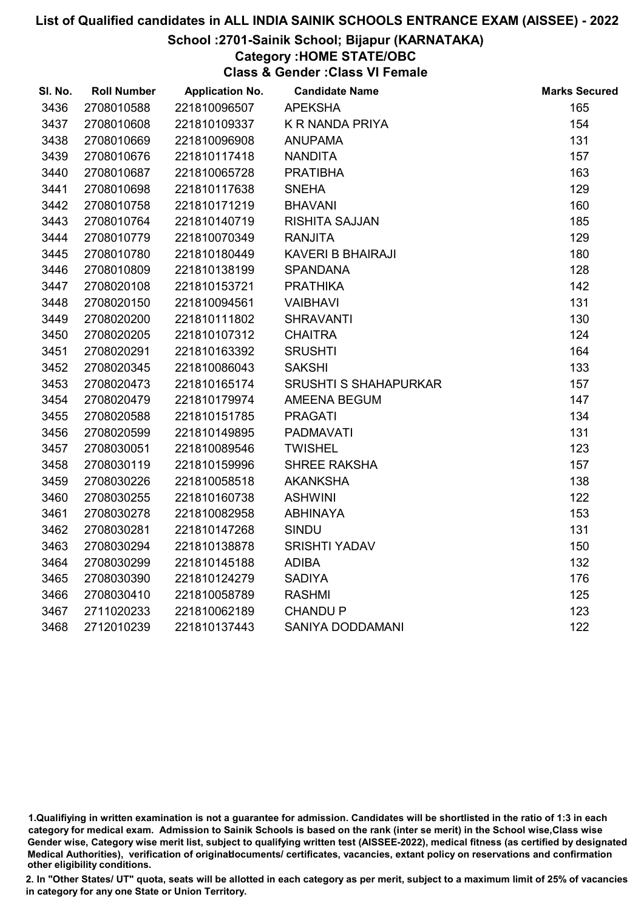# List of Qualified candidates in ALL INDIA SAINIK SCHOOLS ENTRANCE EXAM (AISSEE) - 2022

## School :2701-Sainik School; Bijapur (KARNATAKA)

### Category :HOME STATE/OBC

### Class & Gender :Class VI Female

| Sl. No. | Roll Number | Application No. | Candidate Name | Marks Secured |
|---|---|---|---|---|
| 3436 | 2708010588 | 221810096507 | APEKSHA | 165 |
| 3437 | 2708010608 | 221810109337 | K R NANDA PRIYA | 154 |
| 3438 | 2708010669 | 221810096908 | ANUPAMA | 131 |
| 3439 | 2708010676 | 221810117418 | NANDITA | 157 |
| 3440 | 2708010687 | 221810065728 | PRATIBHA | 163 |
| 3441 | 2708010698 | 221810117638 | SNEHA | 129 |
| 3442 | 2708010758 | 221810171219 | BHAVANI | 160 |
| 3443 | 2708010764 | 221810140719 | RISHITA SAJJAN | 185 |
| 3444 | 2708010779 | 221810070349 | RANJITA | 129 |
| 3445 | 2708010780 | 221810180449 | KAVERI B BHAIRAJI | 180 |
| 3446 | 2708010809 | 221810138199 | SPANDANA | 128 |
| 3447 | 2708020108 | 221810153721 | PRATHIKA | 142 |
| 3448 | 2708020150 | 221810094561 | VAIBHAVI | 131 |
| 3449 | 2708020200 | 221810111802 | SHRAVANTI | 130 |
| 3450 | 2708020205 | 221810107312 | CHAITRA | 124 |
| 3451 | 2708020291 | 221810163392 | SRUSHTI | 164 |
| 3452 | 2708020345 | 221810086043 | SAKSHI | 133 |
| 3453 | 2708020473 | 221810165174 | SRUSHTI S SHAHAPURKAR | 157 |
| 3454 | 2708020479 | 221810179974 | AMEENA BEGUM | 147 |
| 3455 | 2708020588 | 221810151785 | PRAGATI | 134 |
| 3456 | 2708020599 | 221810149895 | PADMAVATI | 131 |
| 3457 | 2708030051 | 221810089546 | TWISHEL | 123 |
| 3458 | 2708030119 | 221810159996 | SHREE RAKSHA | 157 |
| 3459 | 2708030226 | 221810058518 | AKANKSHA | 138 |
| 3460 | 2708030255 | 221810160738 | ASHWINI | 122 |
| 3461 | 2708030278 | 221810082958 | ABHINAYA | 153 |
| 3462 | 2708030281 | 221810147268 | SINDU | 131 |
| 3463 | 2708030294 | 221810138878 | SRISHTI YADAV | 150 |
| 3464 | 2708030299 | 221810145188 | ADIBA | 132 |
| 3465 | 2708030390 | 221810124279 | SADIYA | 176 |
| 3466 | 2708030410 | 221810058789 | RASHMI | 125 |
| 3467 | 2711020233 | 221810062189 | CHANDU P | 123 |
| 3468 | 2712010239 | 221810137443 | SANIYA DODDAMANI | 122 |

1.Qualifiying in written examination is not a guarantee for admission. Candidates will be shortlisted in the ratio of 1:3 in each category for medical exam. Admission to Sainik Schools is based on the rank (inter se merit) in the School wise,Class wise Gender wise, Category wise merit list, subject to qualifying written test (AISSEE-2022), medical fitness (as certified by designated Medical Authorities), verification of originaldocuments/ certificates, vacancies, extant policy on reservations and confirmation other eligibility conditions.

2. In "Other States/ UT" quota, seats will be allotted in each category as per merit, subject to a maximum limit of 25% of vacancies in category for any one State or Union Territory.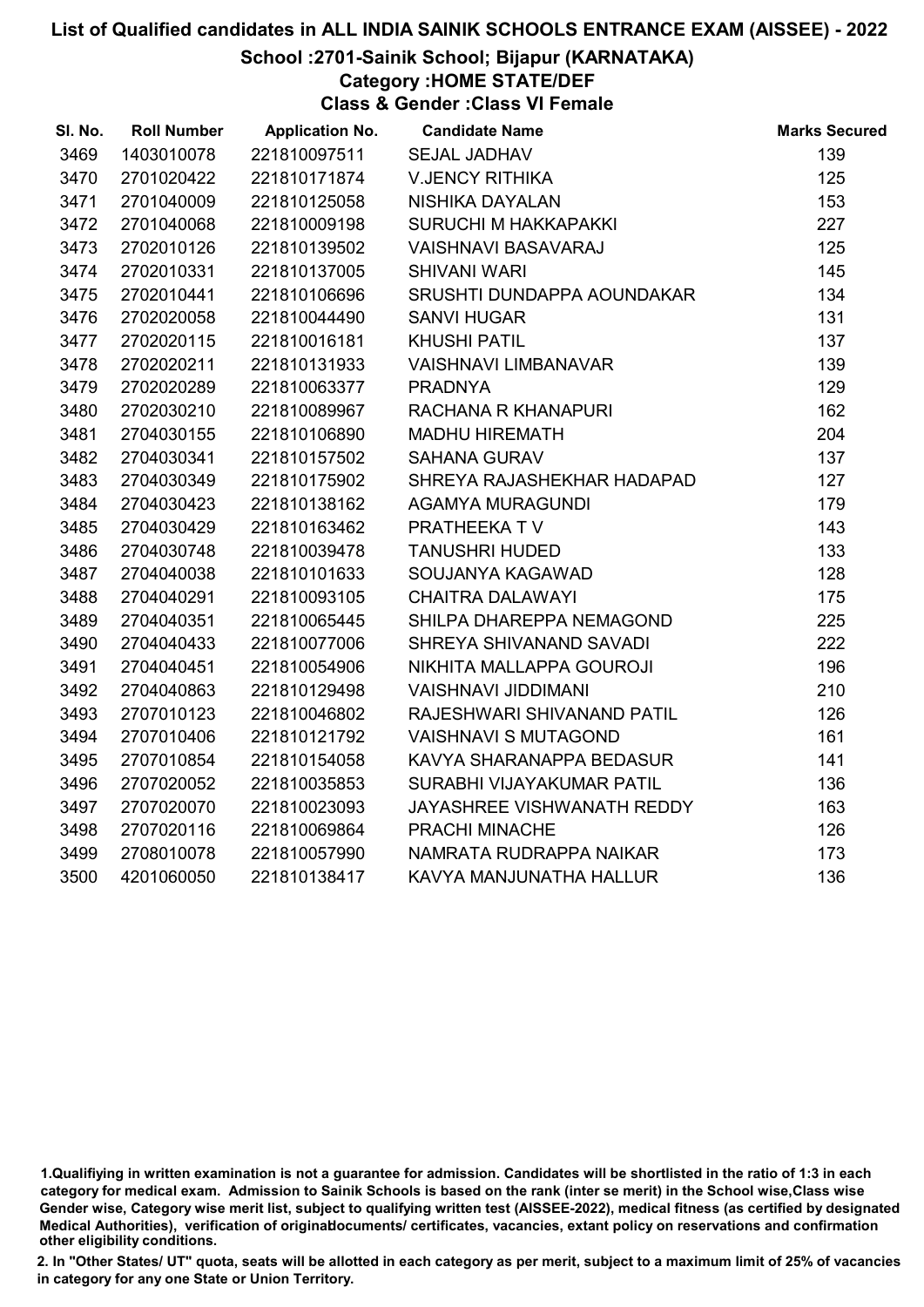# List of Qualified candidates in ALL INDIA SAINIK SCHOOLS ENTRANCE EXAM (AISSEE) - 2022

## School :2701-Sainik School; Bijapur (KARNATAKA)

### Category :HOME STATE/DEF

### Class & Gender :Class VI Female

| Sl. No. | Roll Number | Application No. | Candidate Name | Marks Secured |
|---|---|---|---|---|
| 3469 | 1403010078 | 221810097511 | SEJAL JADHAV | 139 |
| 3470 | 2701020422 | 221810171874 | V.JENCY RITHIKA | 125 |
| 3471 | 2701040009 | 221810125058 | NISHIKA DAYALAN | 153 |
| 3472 | 2701040068 | 221810009198 | SURUCHI M HAKKAPAKKI | 227 |
| 3473 | 2702010126 | 221810139502 | VAISHNAVI BASAVARAJ | 125 |
| 3474 | 2702010331 | 221810137005 | SHIVANI WARI | 145 |
| 3475 | 2702010441 | 221810106696 | SRUSHTI DUNDAPPA AOUNDAKAR | 134 |
| 3476 | 2702020058 | 221810044490 | SANVI HUGAR | 131 |
| 3477 | 2702020115 | 221810016181 | KHUSHI PATIL | 137 |
| 3478 | 2702020211 | 221810131933 | VAISHNAVI LIMBANAVAR | 139 |
| 3479 | 2702020289 | 221810063377 | PRADNYA | 129 |
| 3480 | 2702030210 | 221810089967 | RACHANA R KHANAPURI | 162 |
| 3481 | 2704030155 | 221810106890 | MADHU HIREMATH | 204 |
| 3482 | 2704030341 | 221810157502 | SAHANA GURAV | 137 |
| 3483 | 2704030349 | 221810175902 | SHREYA RAJASHEKHAR HADAPAD | 127 |
| 3484 | 2704030423 | 221810138162 | AGAMYA MURAGUNDI | 179 |
| 3485 | 2704030429 | 221810163462 | PRATHEEKA T V | 143 |
| 3486 | 2704030748 | 221810039478 | TANUSHRI HUDED | 133 |
| 3487 | 2704040038 | 221810101633 | SOUJANYA KAGAWAD | 128 |
| 3488 | 2704040291 | 221810093105 | CHAITRA DALAWAYI | 175 |
| 3489 | 2704040351 | 221810065445 | SHILPA DHAREPPA NEMAGOND | 225 |
| 3490 | 2704040433 | 221810077006 | SHREYA SHIVANAND SAVADI | 222 |
| 3491 | 2704040451 | 221810054906 | NIKHITA MALLAPPA GOUROJI | 196 |
| 3492 | 2704040863 | 221810129498 | VAISHNAVI JIDDIMANI | 210 |
| 3493 | 2707010123 | 221810046802 | RAJESHWARI SHIVANAND PATIL | 126 |
| 3494 | 2707010406 | 221810121792 | VAISHNAVI S MUTAGOND | 161 |
| 3495 | 2707010854 | 221810154058 | KAVYA SHARANAPPA BEDASUR | 141 |
| 3496 | 2707020052 | 221810035853 | SURABHI VIJAYAKUMAR PATIL | 136 |
| 3497 | 2707020070 | 221810023093 | JAYASHREE VISHWANATH REDDY | 163 |
| 3498 | 2707020116 | 221810069864 | PRACHI MINACHE | 126 |
| 3499 | 2708010078 | 221810057990 | NAMRATA RUDRAPPA NAIKAR | 173 |
| 3500 | 4201060050 | 221810138417 | KAVYA MANJUNATHA HALLUR | 136 |

1.Qualifiying in written examination is not a guarantee for admission. Candidates will be shortlisted in the ratio of 1:3 in each category for medical exam. Admission to Sainik Schools is based on the rank (inter se merit) in the School wise,Class wise Gender wise, Category wise merit list, subject to qualifying written test (AISSEE-2022), medical fitness (as certified by designated Medical Authorities), verification of originaldocuments/ certificates, vacancies, extant policy on reservations and confirmation other eligibility conditions.

2. In "Other States/ UT" quota, seats will be allotted in each category as per merit, subject to a maximum limit of 25% of vacancies in category for any one State or Union Territory.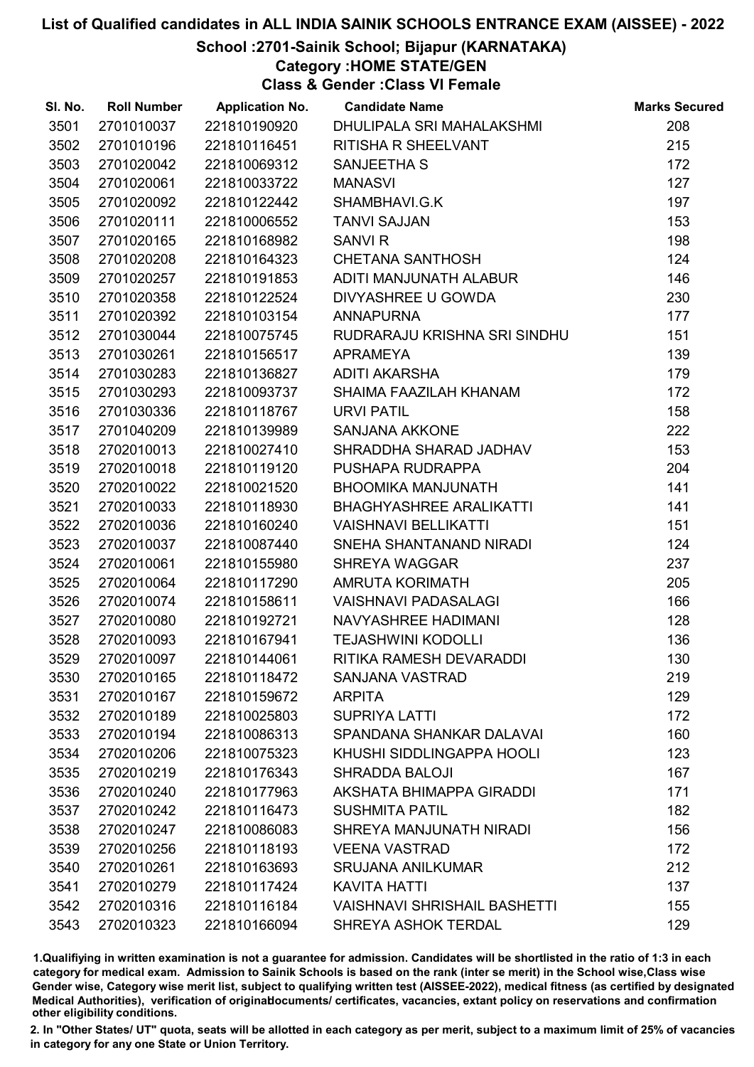# List of Qualified candidates in ALL INDIA SAINIK SCHOOLS ENTRANCE EXAM (AISSEE) - 2022

## School :2701-Sainik School; Bijapur (KARNATAKA)

### Category :HOME STATE/GEN

### Class & Gender :Class VI Female

| Sl. No. | Roll Number | Application No. | Candidate Name | Marks Secured |
|---|---|---|---|---|
| 3501 | 2701010037 | 221810190920 | DHULIPALA SRI MAHALAKSHMI | 208 |
| 3502 | 2701010196 | 221810116451 | RITISHA R SHEELVANT | 215 |
| 3503 | 2701020042 | 221810069312 | SANJEETHA S | 172 |
| 3504 | 2701020061 | 221810033722 | MANASVI | 127 |
| 3505 | 2701020092 | 221810122442 | SHAMBHAVI.G.K | 197 |
| 3506 | 2701020111 | 221810006552 | TANVI SAJJAN | 153 |
| 3507 | 2701020165 | 221810168982 | SANVI R | 198 |
| 3508 | 2701020208 | 221810164323 | CHETANA SANTHOSH | 124 |
| 3509 | 2701020257 | 221810191853 | ADITI MANJUNATH ALABUR | 146 |
| 3510 | 2701020358 | 221810122524 | DIVYASHREE U GOWDA | 230 |
| 3511 | 2701020392 | 221810103154 | ANNAPURNA | 177 |
| 3512 | 2701030044 | 221810075745 | RUDRARAJU KRISHNA SRI SINDHU | 151 |
| 3513 | 2701030261 | 221810156517 | APRAMEYA | 139 |
| 3514 | 2701030283 | 221810136827 | ADITI AKARSHA | 179 |
| 3515 | 2701030293 | 221810093737 | SHAIMA FAAZILAH KHANAM | 172 |
| 3516 | 2701030336 | 221810118767 | URVI PATIL | 158 |
| 3517 | 2701040209 | 221810139989 | SANJANA AKKONE | 222 |
| 3518 | 2702010013 | 221810027410 | SHRADDHA SHARAD JADHAV | 153 |
| 3519 | 2702010018 | 221810119120 | PUSHAPA RUDRAPPA | 204 |
| 3520 | 2702010022 | 221810021520 | BHOOMIKA MANJUNATH | 141 |
| 3521 | 2702010033 | 221810118930 | BHAGHYASHREE ARALIKATTI | 141 |
| 3522 | 2702010036 | 221810160240 | VAISHNAVI BELLIKATTI | 151 |
| 3523 | 2702010037 | 221810087440 | SNEHA SHANTANAND NIRADI | 124 |
| 3524 | 2702010061 | 221810155980 | SHREYA WAGGAR | 237 |
| 3525 | 2702010064 | 221810117290 | AMRUTA KORIMATH | 205 |
| 3526 | 2702010074 | 221810158611 | VAISHNAVI PADASALAGI | 166 |
| 3527 | 2702010080 | 221810192721 | NAVYASHREE HADIMANI | 128 |
| 3528 | 2702010093 | 221810167941 | TEJASHWINI KODOLLI | 136 |
| 3529 | 2702010097 | 221810144061 | RITIKA RAMESH DEVARADDI | 130 |
| 3530 | 2702010165 | 221810118472 | SANJANA VASTRAD | 219 |
| 3531 | 2702010167 | 221810159672 | ARPITA | 129 |
| 3532 | 2702010189 | 221810025803 | SUPRIYA LATTI | 172 |
| 3533 | 2702010194 | 221810086313 | SPANDANA SHANKAR DALAVAI | 160 |
| 3534 | 2702010206 | 221810075323 | KHUSHI SIDDLINGAPPA HOOLI | 123 |
| 3535 | 2702010219 | 221810176343 | SHRADDA BALOJI | 167 |
| 3536 | 2702010240 | 221810177963 | AKSHATA BHIMAPPA GIRADDI | 171 |
| 3537 | 2702010242 | 221810116473 | SUSHMITA PATIL | 182 |
| 3538 | 2702010247 | 221810086083 | SHREYA MANJUNATH NIRADI | 156 |
| 3539 | 2702010256 | 221810118193 | VEENA VASTRAD | 172 |
| 3540 | 2702010261 | 221810163693 | SRUJANA ANILKUMAR | 212 |
| 3541 | 2702010279 | 221810117424 | KAVITA HATTI | 137 |
| 3542 | 2702010316 | 221810116184 | VAISHNAVI SHRISHAIL BASHETTI | 155 |
| 3543 | 2702010323 | 221810166094 | SHREYA ASHOK TERDAL | 129 |

1.Qualifying in written examination is not a guarantee for admission. Candidates will be shortlisted in the ratio of 1:3 in each category for medical exam. Admission to Sainik Schools is based on the rank (inter se merit) in the School wise,Class wise Gender wise, Category wise merit list, subject to qualifying written test (AISSEE-2022), medical fitness (as certified by designated Medical Authorities), verification of originaldocuments/ certificates, vacancies, extant policy on reservations and confirmation other eligibility conditions.

2. In "Other States/ UT" quota, seats will be allotted in each category as per merit, subject to a maximum limit of 25% of vacancies in category for any one State or Union Territory.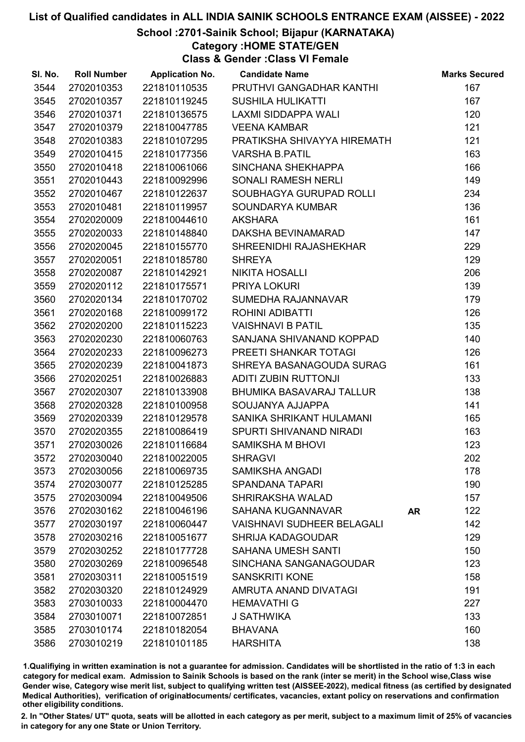# List of Qualified candidates in ALL INDIA SAINIK SCHOOLS ENTRANCE EXAM (AISSEE) - 2022

## School :2701-Sainik School; Bijapur (KARNATAKA)

### Category :HOME STATE/GEN

### Class & Gender :Class VI Female

| Sl. No. | Roll Number | Application No. | Candidate Name | | Marks Secured |
|---|---|---|---|---|---|
| 3544 | 2702010353 | 221810110535 | PRUTHVI GANGADHAR KANTHI | | 167 |
| 3545 | 2702010357 | 221810119245 | SUSHILA HULIKATTI | | 167 |
| 3546 | 2702010371 | 221810136575 | LAXMI SIDDAPPA WALI | | 120 |
| 3547 | 2702010379 | 221810047785 | VEENA KAMBAR | | 121 |
| 3548 | 2702010383 | 221810107295 | PRATIKSHA SHIVAYYA HIREMATH | | 121 |
| 3549 | 2702010415 | 221810177356 | VARSHA B.PATIL | | 163 |
| 3550 | 2702010418 | 221810061066 | SINCHANA SHEKHAPPA | | 166 |
| 3551 | 2702010443 | 221810092996 | SONALI RAMESH NERLI | | 149 |
| 3552 | 2702010467 | 221810122637 | SOUBHAGYA GURUPAD ROLLI | | 234 |
| 3553 | 2702010481 | 221810119957 | SOUNDARYA KUMBAR | | 136 |
| 3554 | 2702020009 | 221810044610 | AKSHARA | | 161 |
| 3555 | 2702020033 | 221810148840 | DAKSHA BEVINAMARAD | | 147 |
| 3556 | 2702020045 | 221810155770 | SHREENIDHI RAJASHEKHAR | | 229 |
| 3557 | 2702020051 | 221810185780 | SHREYA | | 129 |
| 3558 | 2702020087 | 221810142921 | NIKITA HOSALLI | | 206 |
| 3559 | 2702020112 | 221810175571 | PRIYA LOKURI | | 139 |
| 3560 | 2702020134 | 221810170702 | SUMEDHA RAJANNAVAR | | 179 |
| 3561 | 2702020168 | 221810099172 | ROHINI ADIBATTI | | 126 |
| 3562 | 2702020200 | 221810115223 | VAISHNAVI B PATIL | | 135 |
| 3563 | 2702020230 | 221810060763 | SANJANA SHIVANAND KOPPAD | | 140 |
| 3564 | 2702020233 | 221810096273 | PREETI SHANKAR TOTAGI | | 126 |
| 3565 | 2702020239 | 221810041873 | SHREYA BASANAGOUDA SURAG | | 161 |
| 3566 | 2702020251 | 221810026883 | ADITI ZUBIN RUTTONJI | | 133 |
| 3567 | 2702020307 | 221810133908 | BHUMIKA BASAVARAJ TALLUR | | 138 |
| 3568 | 2702020328 | 221810100958 | SOUJANYA AJJAPPA | | 141 |
| 3569 | 2702020339 | 221810129578 | SANIKA SHRIKANT HULAMANI | | 165 |
| 3570 | 2702020355 | 221810086419 | SPURTI SHIVANAND NIRADI | | 163 |
| 3571 | 2702030026 | 221810116684 | SAMIKSHA M BHOVI | | 123 |
| 3572 | 2702030040 | 221810022005 | SHRAGVI | | 202 |
| 3573 | 2702030056 | 221810069735 | SAMIKSHA ANGADI | | 178 |
| 3574 | 2702030077 | 221810125285 | SPANDANA TAPARI | | 190 |
| 3575 | 2702030094 | 221810049506 | SHRIRAKSHA WALAD | | 157 |
| 3576 | 2702030162 | 221810046196 | SAHANA KUGANNAVAR | AR | 122 |
| 3577 | 2702030197 | 221810060447 | VAISHNAVI SUDHEER BELAGALI | | 142 |
| 3578 | 2702030216 | 221810051677 | SHRIJA KADAGOUDAR | | 129 |
| 3579 | 2702030252 | 221810177728 | SAHANA UMESH SANTI | | 150 |
| 3580 | 2702030269 | 221810096548 | SINCHANA SANGANAGOUDAR | | 123 |
| 3581 | 2702030311 | 221810051519 | SANSKRITI KONE | | 158 |
| 3582 | 2702030320 | 221810124929 | AMRUTA ANAND DIVATAGI | | 191 |
| 3583 | 2703010033 | 221810004470 | HEMAVATHI G | | 227 |
| 3584 | 2703010071 | 221810072851 | J SATHWIKA | | 133 |
| 3585 | 2703010174 | 221810182054 | BHAVANA | | 160 |
| 3586 | 2703010219 | 221810101185 | HARSHITA | | 138 |

1.Qualifiying in written examination is not a guarantee for admission. Candidates will be shortlisted in the ratio of 1:3 in each category for medical exam. Admission to Sainik Schools is based on the rank (inter se merit) in the School wise,Class wise Gender wise, Category wise merit list, subject to qualifying written test (AISSEE-2022), medical fitness (as certified by designated Medical Authorities), verification of originaldocuments/ certificates, vacancies, extant policy on reservations and confirmation other eligibility conditions.

2. In "Other States/ UT" quota, seats will be allotted in each category as per merit, subject to a maximum limit of 25% of vacancies in category for any one State or Union Territory.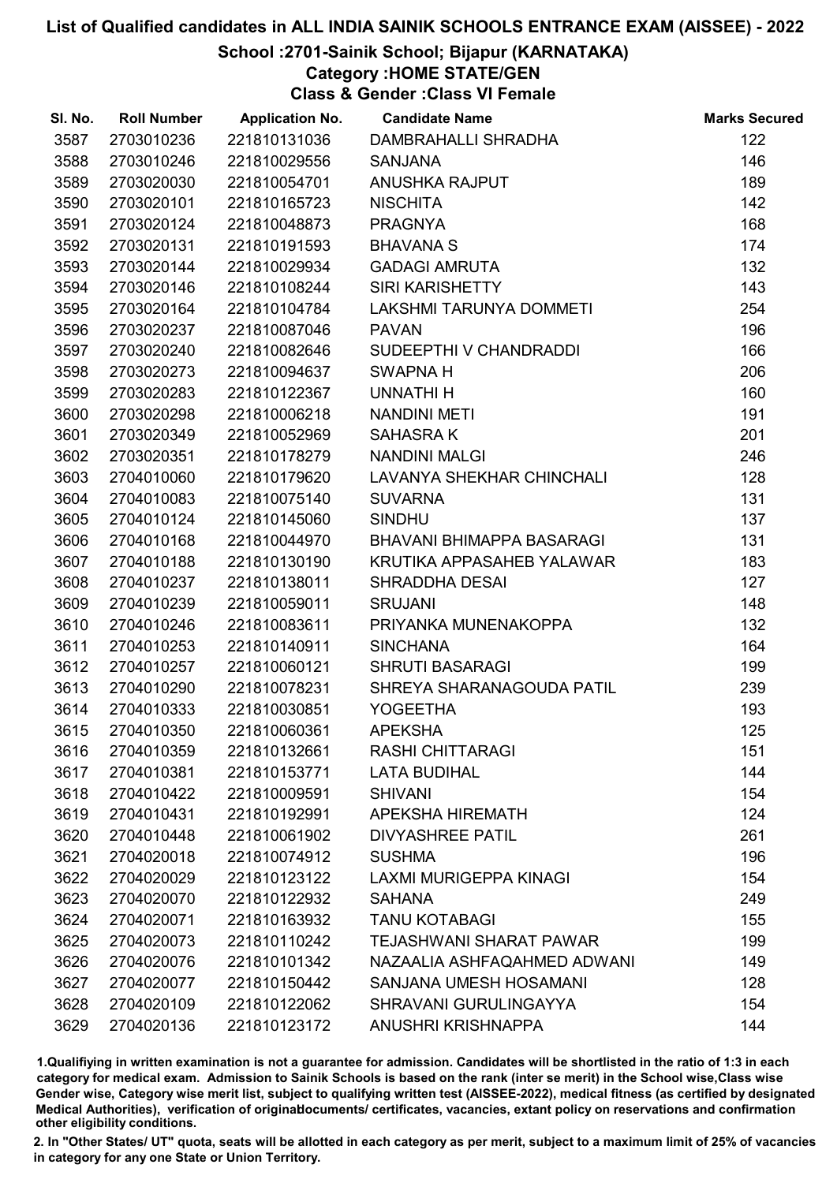# List of Qualified candidates in ALL INDIA SAINIK SCHOOLS ENTRANCE EXAM (AISSEE) - 2022

## School :2701-Sainik School; Bijapur (KARNATAKA)

### Category :HOME STATE/GEN

### Class & Gender :Class VI Female

| Sl. No. | Roll Number | Application No. | Candidate Name | Marks Secured |
|---|---|---|---|---|
| 3587 | 2703010236 | 221810131036 | DAMBRAHALLI SHRADHA | 122 |
| 3588 | 2703010246 | 221810029556 | SANJANA | 146 |
| 3589 | 2703020030 | 221810054701 | ANUSHKA RAJPUT | 189 |
| 3590 | 2703020101 | 221810165723 | NISCHITA | 142 |
| 3591 | 2703020124 | 221810048873 | PRAGNYA | 168 |
| 3592 | 2703020131 | 221810191593 | BHAVANA S | 174 |
| 3593 | 2703020144 | 221810029934 | GADAGI AMRUTA | 132 |
| 3594 | 2703020146 | 221810108244 | SIRI KARISHETTY | 143 |
| 3595 | 2703020164 | 221810104784 | LAKSHMI TARUNYA DOMMETI | 254 |
| 3596 | 2703020237 | 221810087046 | PAVAN | 196 |
| 3597 | 2703020240 | 221810082646 | SUDEEPTHI V CHANDRADDI | 166 |
| 3598 | 2703020273 | 221810094637 | SWAPNA H | 206 |
| 3599 | 2703020283 | 221810122367 | UNNATHI H | 160 |
| 3600 | 2703020298 | 221810006218 | NANDINI METI | 191 |
| 3601 | 2703020349 | 221810052969 | SAHASRA K | 201 |
| 3602 | 2703020351 | 221810178279 | NANDINI MALGI | 246 |
| 3603 | 2704010060 | 221810179620 | LAVANYA SHEKHAR CHINCHALI | 128 |
| 3604 | 2704010083 | 221810075140 | SUVARNA | 131 |
| 3605 | 2704010124 | 221810145060 | SINDHU | 137 |
| 3606 | 2704010168 | 221810044970 | BHAVANI BHIMAPPA BASARAGI | 131 |
| 3607 | 2704010188 | 221810130190 | KRUTIKA APPASAHEB YALAWAR | 183 |
| 3608 | 2704010237 | 221810138011 | SHRADDHA DESAI | 127 |
| 3609 | 2704010239 | 221810059011 | SRUJANI | 148 |
| 3610 | 2704010246 | 221810083611 | PRIYANKA MUNENAKOPPA | 132 |
| 3611 | 2704010253 | 221810140911 | SINCHANA | 164 |
| 3612 | 2704010257 | 221810060121 | SHRUTI BASARAGI | 199 |
| 3613 | 2704010290 | 221810078231 | SHREYA SHARANAGOUDA PATIL | 239 |
| 3614 | 2704010333 | 221810030851 | YOGEETHA | 193 |
| 3615 | 2704010350 | 221810060361 | APEKSHA | 125 |
| 3616 | 2704010359 | 221810132661 | RASHI CHITTARAGI | 151 |
| 3617 | 2704010381 | 221810153771 | LATA BUDIHAL | 144 |
| 3618 | 2704010422 | 221810009591 | SHIVANI | 154 |
| 3619 | 2704010431 | 221810192991 | APEKSHA HIREMATH | 124 |
| 3620 | 2704010448 | 221810061902 | DIVYASHREE PATIL | 261 |
| 3621 | 2704020018 | 221810074912 | SUSHMA | 196 |
| 3622 | 2704020029 | 221810123122 | LAXMI MURIGEPPA KINAGI | 154 |
| 3623 | 2704020070 | 221810122932 | SAHANA | 249 |
| 3624 | 2704020071 | 221810163932 | TANU KOTABAGI | 155 |
| 3625 | 2704020073 | 221810110242 | TEJASHWANI SHARAT PAWAR | 199 |
| 3626 | 2704020076 | 221810101342 | NAZAALIA ASHFAQAHMED ADWANI | 149 |
| 3627 | 2704020077 | 221810150442 | SANJANA UMESH HOSAMANI | 128 |
| 3628 | 2704020109 | 221810122062 | SHRAVANI GURULINGAYYA | 154 |
| 3629 | 2704020136 | 221810123172 | ANUSHRI KRISHNAPPA | 144 |

1.Qualifiying in written examination is not a guarantee for admission. Candidates will be shortlisted in the ratio of 1:3 in each category for medical exam. Admission to Sainik Schools is based on the rank (inter se merit) in the School wise,Class wise Gender wise, Category wise merit list, subject to qualifying written test (AISSEE-2022), medical fitness (as certified by designated Medical Authorities), verification of originaldocuments/ certificates, vacancies, extant policy on reservations and confirmation other eligibility conditions.

2. In "Other States/ UT" quota, seats will be allotted in each category as per merit, subject to a maximum limit of 25% of vacancies in category for any one State or Union Territory.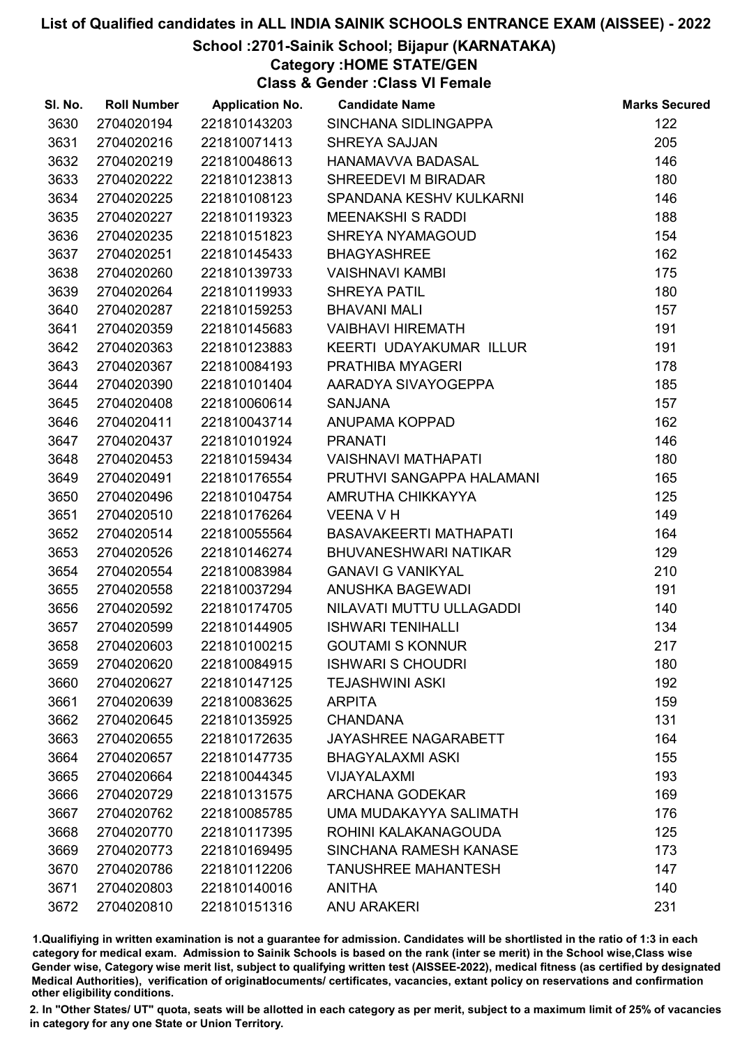# List of Qualified candidates in ALL INDIA SAINIK SCHOOLS ENTRANCE EXAM (AISSEE) - 2022

## School :2701-Sainik School; Bijapur (KARNATAKA)

### Category :HOME STATE/GEN

### Class & Gender :Class VI Female

| Sl. No. | Roll Number | Application No. | Candidate Name | Marks Secured |
|---|---|---|---|---|
| 3630 | 2704020194 | 221810143203 | SINCHANA SIDLINGAPPA | 122 |
| 3631 | 2704020216 | 221810071413 | SHREYA SAJJAN | 205 |
| 3632 | 2704020219 | 221810048613 | HANAMAVVA BADASAL | 146 |
| 3633 | 2704020222 | 221810123813 | SHREEDEVI M BIRADAR | 180 |
| 3634 | 2704020225 | 221810108123 | SPANDANA KESHV KULKARNI | 146 |
| 3635 | 2704020227 | 221810119323 | MEENAKSHI S RADDI | 188 |
| 3636 | 2704020235 | 221810151823 | SHREYA NYAMAGOUD | 154 |
| 3637 | 2704020251 | 221810145433 | BHAGYASHREE | 162 |
| 3638 | 2704020260 | 221810139733 | VAISHNAVI KAMBI | 175 |
| 3639 | 2704020264 | 221810119933 | SHREYA PATIL | 180 |
| 3640 | 2704020287 | 221810159253 | BHAVANI MALI | 157 |
| 3641 | 2704020359 | 221810145683 | VAIBHAVI HIREMATH | 191 |
| 3642 | 2704020363 | 221810123883 | KEERTI UDAYAKUMAR ILLUR | 191 |
| 3643 | 2704020367 | 221810084193 | PRATHIBA MYAGERI | 178 |
| 3644 | 2704020390 | 221810101404 | AARADYA SIVAYOGEPPA | 185 |
| 3645 | 2704020408 | 221810060614 | SANJANA | 157 |
| 3646 | 2704020411 | 221810043714 | ANUPAMA KOPPAD | 162 |
| 3647 | 2704020437 | 221810101924 | PRANATI | 146 |
| 3648 | 2704020453 | 221810159434 | VAISHNAVI MATHAPATI | 180 |
| 3649 | 2704020491 | 221810176554 | PRUTHVI SANGAPPA HALAMANI | 165 |
| 3650 | 2704020496 | 221810104754 | AMRUTHA CHIKKAYYA | 125 |
| 3651 | 2704020510 | 221810176264 | VEENA V H | 149 |
| 3652 | 2704020514 | 221810055564 | BASAVAKEERTI MATHAPATI | 164 |
| 3653 | 2704020526 | 221810146274 | BHUVANESHWARI NATIKAR | 129 |
| 3654 | 2704020554 | 221810083984 | GANAVI G VANIKYAL | 210 |
| 3655 | 2704020558 | 221810037294 | ANUSHKA BAGEWADI | 191 |
| 3656 | 2704020592 | 221810174705 | NILAVATI MUTTU ULLAGADDI | 140 |
| 3657 | 2704020599 | 221810144905 | ISHWARI TENIHALLI | 134 |
| 3658 | 2704020603 | 221810100215 | GOUTAMI S KONNUR | 217 |
| 3659 | 2704020620 | 221810084915 | ISHWARI S CHOUDRI | 180 |
| 3660 | 2704020627 | 221810147125 | TEJASHWINI ASKI | 192 |
| 3661 | 2704020639 | 221810083625 | ARPITA | 159 |
| 3662 | 2704020645 | 221810135925 | CHANDANA | 131 |
| 3663 | 2704020655 | 221810172635 | JAYASHREE NAGARABETT | 164 |
| 3664 | 2704020657 | 221810147735 | BHAGYALAXMI ASKI | 155 |
| 3665 | 2704020664 | 221810044345 | VIJAYALAXMI | 193 |
| 3666 | 2704020729 | 221810131575 | ARCHANA GODEKAR | 169 |
| 3667 | 2704020762 | 221810085785 | UMA MUDAKAYYA SALIMATH | 176 |
| 3668 | 2704020770 | 221810117395 | ROHINI KALAKANAGOUDA | 125 |
| 3669 | 2704020773 | 221810169495 | SINCHANA RAMESH KANASE | 173 |
| 3670 | 2704020786 | 221810112206 | TANUSHREE MAHANTESH | 147 |
| 3671 | 2704020803 | 221810140016 | ANITHA | 140 |
| 3672 | 2704020810 | 221810151316 | ANU ARAKERI | 231 |

1.Qualifiying in written examination is not a guarantee for admission. Candidates will be shortlisted in the ratio of 1:3 in each category for medical exam. Admission to Sainik Schools is based on the rank (inter se merit) in the School wise,Class wise Gender wise, Category wise merit list, subject to qualifying written test (AISSEE-2022), medical fitness (as certified by designated Medical Authorities), verification of originaldocuments/ certificates, vacancies, extant policy on reservations and confirmation other eligibility conditions.

2. In "Other States/ UT" quota, seats will be allotted in each category as per merit, subject to a maximum limit of 25% of vacancies in category for any one State or Union Territory.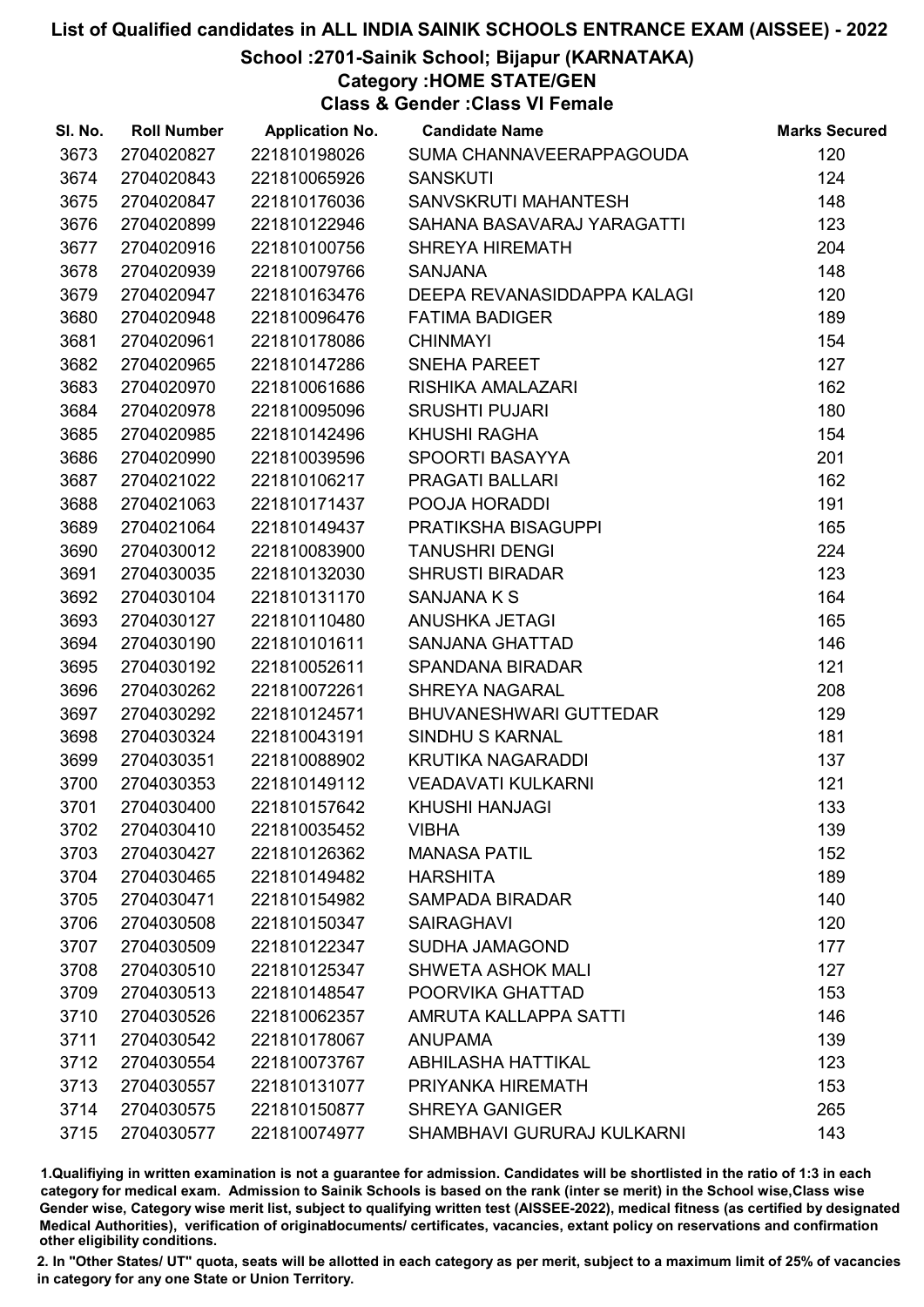# List of Qualified candidates in ALL INDIA SAINIK SCHOOLS ENTRANCE EXAM (AISSEE) - 2022

## School :2701-Sainik School; Bijapur (KARNATAKA)

### Category :HOME STATE/GEN

### Class & Gender :Class VI Female

| Sl. No. | Roll Number | Application No. | Candidate Name | Marks Secured |
|---|---|---|---|---|
| 3673 | 2704020827 | 221810198026 | SUMA CHANNAVEERAPPAGOUDA | 120 |
| 3674 | 2704020843 | 221810065926 | SANSKUTI | 124 |
| 3675 | 2704020847 | 221810176036 | SANVSKRUTI MAHANTESH | 148 |
| 3676 | 2704020899 | 221810122946 | SAHANA BASAVARAJ YARAGATTI | 123 |
| 3677 | 2704020916 | 221810100756 | SHREYA HIREMATH | 204 |
| 3678 | 2704020939 | 221810079766 | SANJANA | 148 |
| 3679 | 2704020947 | 221810163476 | DEEPA REVANASIDDAPPA KALAGI | 120 |
| 3680 | 2704020948 | 221810096476 | FATIMA BADIGER | 189 |
| 3681 | 2704020961 | 221810178086 | CHINMAYI | 154 |
| 3682 | 2704020965 | 221810147286 | SNEHA PAREET | 127 |
| 3683 | 2704020970 | 221810061686 | RISHIKA AMALAZARI | 162 |
| 3684 | 2704020978 | 221810095096 | SRUSHTI PUJARI | 180 |
| 3685 | 2704020985 | 221810142496 | KHUSHI RAGHA | 154 |
| 3686 | 2704020990 | 221810039596 | SPOORTI BASAYYA | 201 |
| 3687 | 2704021022 | 221810106217 | PRAGATI BALLARI | 162 |
| 3688 | 2704021063 | 221810171437 | POOJA HORADDI | 191 |
| 3689 | 2704021064 | 221810149437 | PRATIKSHA BISAGUPPI | 165 |
| 3690 | 2704030012 | 221810083900 | TANUSHRI DENGI | 224 |
| 3691 | 2704030035 | 221810132030 | SHRUSTI BIRADAR | 123 |
| 3692 | 2704030104 | 221810131170 | SANJANA K S | 164 |
| 3693 | 2704030127 | 221810110480 | ANUSHKA JETAGI | 165 |
| 3694 | 2704030190 | 221810101611 | SANJANA GHATTAD | 146 |
| 3695 | 2704030192 | 221810052611 | SPANDANA BIRADAR | 121 |
| 3696 | 2704030262 | 221810072261 | SHREYA NAGARAL | 208 |
| 3697 | 2704030292 | 221810124571 | BHUVANESHWARI GUTTEDAR | 129 |
| 3698 | 2704030324 | 221810043191 | SINDHU S KARNAL | 181 |
| 3699 | 2704030351 | 221810088902 | KRUTIKA NAGARADDI | 137 |
| 3700 | 2704030353 | 221810149112 | VEADAVATI KULKARNI | 121 |
| 3701 | 2704030400 | 221810157642 | KHUSHI HANJAGI | 133 |
| 3702 | 2704030410 | 221810035452 | VIBHA | 139 |
| 3703 | 2704030427 | 221810126362 | MANASA PATIL | 152 |
| 3704 | 2704030465 | 221810149482 | HARSHITA | 189 |
| 3705 | 2704030471 | 221810154982 | SAMPADA BIRADAR | 140 |
| 3706 | 2704030508 | 221810150347 | SAIRAGHAVI | 120 |
| 3707 | 2704030509 | 221810122347 | SUDHA JAMAGOND | 177 |
| 3708 | 2704030510 | 221810125347 | SHWETA ASHOK MALI | 127 |
| 3709 | 2704030513 | 221810148547 | POORVIKA GHATTAD | 153 |
| 3710 | 2704030526 | 221810062357 | AMRUTA KALLAPPA SATTI | 146 |
| 3711 | 2704030542 | 221810178067 | ANUPAMA | 139 |
| 3712 | 2704030554 | 221810073767 | ABHILASHA HATTIKAL | 123 |
| 3713 | 2704030557 | 221810131077 | PRIYANKA HIREMATH | 153 |
| 3714 | 2704030575 | 221810150877 | SHREYA GANIGER | 265 |
| 3715 | 2704030577 | 221810074977 | SHAMBHAVI GURURAJ KULKARNI | 143 |

1.Qualifiying in written examination is not a guarantee for admission. Candidates will be shortlisted in the ratio of 1:3 in each category for medical exam. Admission to Sainik Schools is based on the rank (inter se merit) in the School wise,Class wise Gender wise, Category wise merit list, subject to qualifying written test (AISSEE-2022), medical fitness (as certified by designated Medical Authorities), verification of originaldocuments/ certificates, vacancies, extant policy on reservations and confirmation other eligibility conditions.

2. In "Other States/ UT" quota, seats will be allotted in each category as per merit, subject to a maximum limit of 25% of vacancies in category for any one State or Union Territory.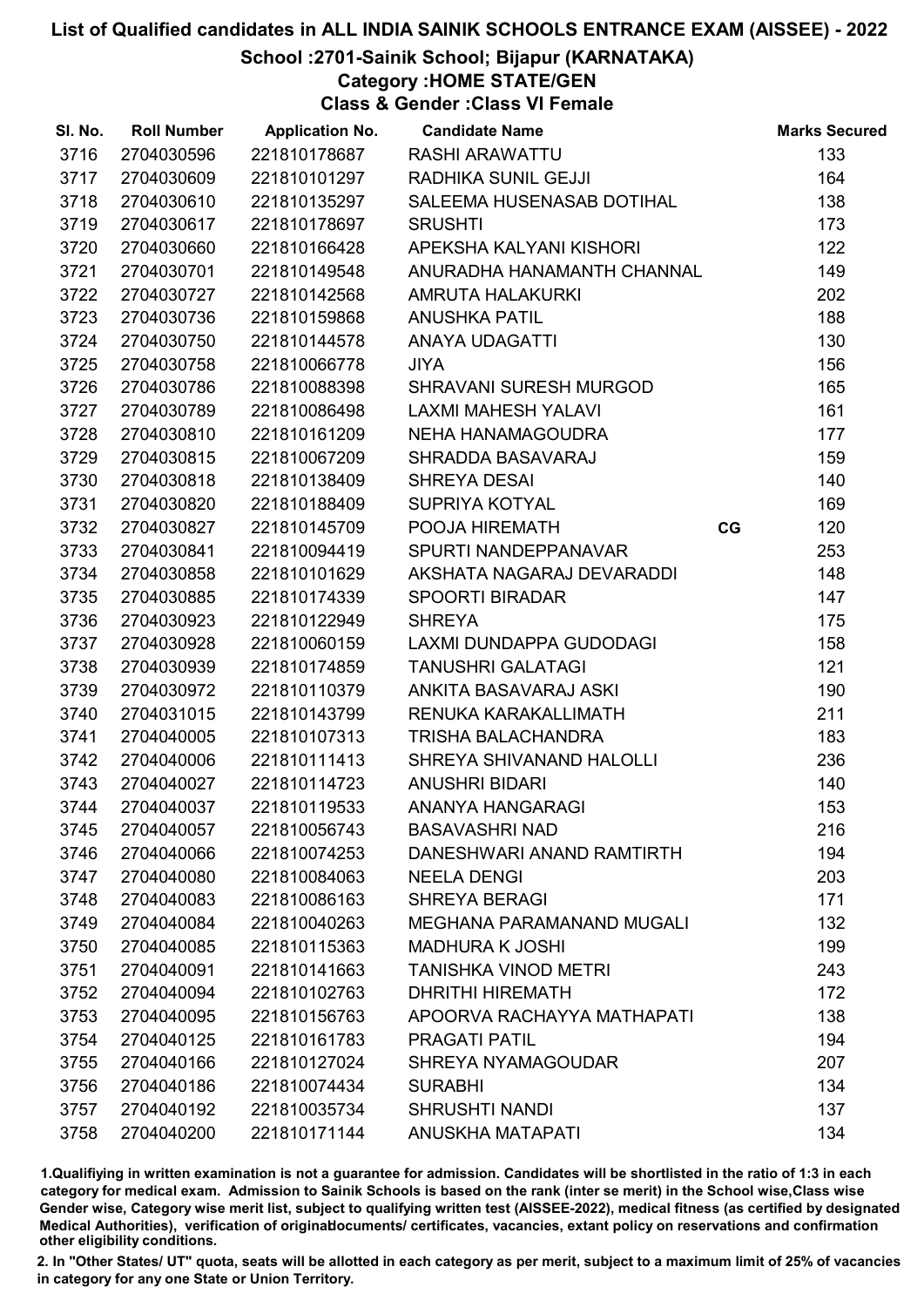# List of Qualified candidates in ALL INDIA SAINIK SCHOOLS ENTRANCE EXAM (AISSEE) - 2022

## School :2701-Sainik School; Bijapur (KARNATAKA)

### Category :HOME STATE/GEN

### Class & Gender :Class VI Female

| Sl. No. | Roll Number | Application No. | Candidate Name | | Marks Secured |
|---|---|---|---|---|---|
| 3716 | 2704030596 | 221810178687 | RASHI ARAWATTU | | 133 |
| 3717 | 2704030609 | 221810101297 | RADHIKA SUNIL GEJJI | | 164 |
| 3718 | 2704030610 | 221810135297 | SALEEMA HUSENASAB DOTIHAL | | 138 |
| 3719 | 2704030617 | 221810178697 | SRUSHTI | | 173 |
| 3720 | 2704030660 | 221810166428 | APEKSHA KALYANI KISHORI | | 122 |
| 3721 | 2704030701 | 221810149548 | ANURADHA HANAMANTH CHANNAL | | 149 |
| 3722 | 2704030727 | 221810142568 | AMRUTA HALAKURKI | | 202 |
| 3723 | 2704030736 | 221810159868 | ANUSHKA PATIL | | 188 |
| 3724 | 2704030750 | 221810144578 | ANAYA UDAGATTI | | 130 |
| 3725 | 2704030758 | 221810066778 | JIYA | | 156 |
| 3726 | 2704030786 | 221810088398 | SHRAVANI SURESH MURGOD | | 165 |
| 3727 | 2704030789 | 221810086498 | LAXMI MAHESH YALAVI | | 161 |
| 3728 | 2704030810 | 221810161209 | NEHA HANAMAGOUDRA | | 177 |
| 3729 | 2704030815 | 221810067209 | SHRADDA BASAVARAJ | | 159 |
| 3730 | 2704030818 | 221810138409 | SHREYA DESAI | | 140 |
| 3731 | 2704030820 | 221810188409 | SUPRIYA KOTYAL | | 169 |
| 3732 | 2704030827 | 221810145709 | POOJA HIREMATH | CG | 120 |
| 3733 | 2704030841 | 221810094419 | SPURTI NANDEPPANAVAR | | 253 |
| 3734 | 2704030858 | 221810101629 | AKSHATA NAGARAJ DEVARADDI | | 148 |
| 3735 | 2704030885 | 221810174339 | SPOORTI BIRADAR | | 147 |
| 3736 | 2704030923 | 221810122949 | SHREYA | | 175 |
| 3737 | 2704030928 | 221810060159 | LAXMI DUNDAPPA GUDODAGI | | 158 |
| 3738 | 2704030939 | 221810174859 | TANUSHRI GALATAGI | | 121 |
| 3739 | 2704030972 | 221810110379 | ANKITA BASAVARAJ ASKI | | 190 |
| 3740 | 2704031015 | 221810143799 | RENUKA KARAKALLIMATH | | 211 |
| 3741 | 2704040005 | 221810107313 | TRISHA BALACHANDRA | | 183 |
| 3742 | 2704040006 | 221810111413 | SHREYA SHIVANAND HALOLLI | | 236 |
| 3743 | 2704040027 | 221810114723 | ANUSHRI BIDARI | | 140 |
| 3744 | 2704040037 | 221810119533 | ANANYA HANGARAGI | | 153 |
| 3745 | 2704040057 | 221810056743 | BASAVASHRI NAD | | 216 |
| 3746 | 2704040066 | 221810074253 | DANESHWARI ANAND RAMTIRTH | | 194 |
| 3747 | 2704040080 | 221810084063 | NEELA DENGI | | 203 |
| 3748 | 2704040083 | 221810086163 | SHREYA BERAGI | | 171 |
| 3749 | 2704040084 | 221810040263 | MEGHANA PARAMANAND MUGALI | | 132 |
| 3750 | 2704040085 | 221810115363 | MADHURA K JOSHI | | 199 |
| 3751 | 2704040091 | 221810141663 | TANISHKA VINOD METRI | | 243 |
| 3752 | 2704040094 | 221810102763 | DHRITHI HIREMATH | | 172 |
| 3753 | 2704040095 | 221810156763 | APOORVA RACHAYYA MATHAPATI | | 138 |
| 3754 | 2704040125 | 221810161783 | PRAGATI PATIL | | 194 |
| 3755 | 2704040166 | 221810127024 | SHREYA NYAMAGOUDAR | | 207 |
| 3756 | 2704040186 | 221810074434 | SURABHI | | 134 |
| 3757 | 2704040192 | 221810035734 | SHRUSHTI NANDI | | 137 |
| 3758 | 2704040200 | 221810171144 | ANUSKHA MATAPATI | | 134 |

1.Qualifiying in written examination is not a guarantee for admission. Candidates will be shortlisted in the ratio of 1:3 in each category for medical exam. Admission to Sainik Schools is based on the rank (inter se merit) in the School wise,Class wise Gender wise, Category wise merit list, subject to qualifying written test (AISSEE-2022), medical fitness (as certified by designated Medical Authorities), verification of originaldocuments/ certificates, vacancies, extant policy on reservations and confirmation other eligibility conditions.

2. In "Other States/ UT" quota, seats will be allotted in each category as per merit, subject to a maximum limit of 25% of vacancies in category for any one State or Union Territory.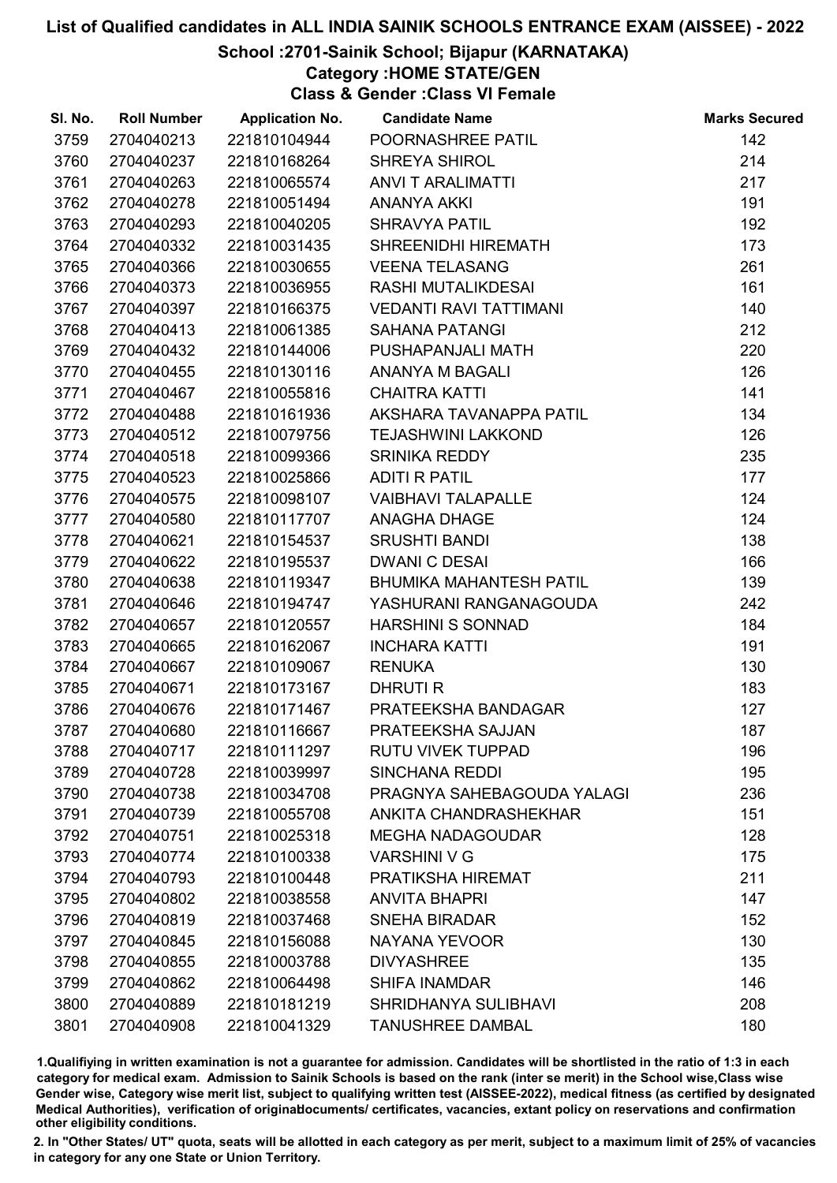# List of Qualified candidates in ALL INDIA SAINIK SCHOOLS ENTRANCE EXAM (AISSEE) - 2022

## School :2701-Sainik School; Bijapur (KARNATAKA)

### Category :HOME STATE/GEN

### Class & Gender :Class VI Female

| Sl. No. | Roll Number | Application No. | Candidate Name | Marks Secured |
|---|---|---|---|---|
| 3759 | 2704040213 | 221810104944 | POORNASHREE PATIL | 142 |
| 3760 | 2704040237 | 221810168264 | SHREYA SHIROL | 214 |
| 3761 | 2704040263 | 221810065574 | ANVI T ARALIMATTI | 217 |
| 3762 | 2704040278 | 221810051494 | ANANYA AKKI | 191 |
| 3763 | 2704040293 | 221810040205 | SHRAVYA PATIL | 192 |
| 3764 | 2704040332 | 221810031435 | SHREENIDHI HIREMATH | 173 |
| 3765 | 2704040366 | 221810030655 | VEENA TELASANG | 261 |
| 3766 | 2704040373 | 221810036955 | RASHI MUTALIKDESAI | 161 |
| 3767 | 2704040397 | 221810166375 | VEDANTI RAVI TATTIMANI | 140 |
| 3768 | 2704040413 | 221810061385 | SAHANA PATANGI | 212 |
| 3769 | 2704040432 | 221810144006 | PUSHAPANJALI MATH | 220 |
| 3770 | 2704040455 | 221810130116 | ANANYA M BAGALI | 126 |
| 3771 | 2704040467 | 221810055816 | CHAITRA KATTI | 141 |
| 3772 | 2704040488 | 221810161936 | AKSHARA TAVANAPPA PATIL | 134 |
| 3773 | 2704040512 | 221810079756 | TEJASHWINI LAKKOND | 126 |
| 3774 | 2704040518 | 221810099366 | SRINIKA REDDY | 235 |
| 3775 | 2704040523 | 221810025866 | ADITI R PATIL | 177 |
| 3776 | 2704040575 | 221810098107 | VAIBHAVI TALAPALLE | 124 |
| 3777 | 2704040580 | 221810117707 | ANAGHA DHAGE | 124 |
| 3778 | 2704040621 | 221810154537 | SRUSHTI BANDI | 138 |
| 3779 | 2704040622 | 221810195537 | DWANI C DESAI | 166 |
| 3780 | 2704040638 | 221810119347 | BHUMIKA MAHANTESH PATIL | 139 |
| 3781 | 2704040646 | 221810194747 | YASHURANI RANGANAGOUDA | 242 |
| 3782 | 2704040657 | 221810120557 | HARSHINI S SONNAD | 184 |
| 3783 | 2704040665 | 221810162067 | INCHARA KATTI | 191 |
| 3784 | 2704040667 | 221810109067 | RENUKA | 130 |
| 3785 | 2704040671 | 221810173167 | DHRUTI R | 183 |
| 3786 | 2704040676 | 221810171467 | PRATEEKSHA BANDAGAR | 127 |
| 3787 | 2704040680 | 221810116667 | PRATEEKSHA SAJJAN | 187 |
| 3788 | 2704040717 | 221810111297 | RUTU VIVEK TUPPAD | 196 |
| 3789 | 2704040728 | 221810039997 | SINCHANA REDDI | 195 |
| 3790 | 2704040738 | 221810034708 | PRAGNYA SAHEBAGOUDA YALAGI | 236 |
| 3791 | 2704040739 | 221810055708 | ANKITA CHANDRASHEKHAR | 151 |
| 3792 | 2704040751 | 221810025318 | MEGHA NADAGOUDAR | 128 |
| 3793 | 2704040774 | 221810100338 | VARSHINI V G | 175 |
| 3794 | 2704040793 | 221810100448 | PRATIKSHA HIREMAT | 211 |
| 3795 | 2704040802 | 221810038558 | ANVITA BHAPRI | 147 |
| 3796 | 2704040819 | 221810037468 | SNEHA BIRADAR | 152 |
| 3797 | 2704040845 | 221810156088 | NAYANA YEVOOR | 130 |
| 3798 | 2704040855 | 221810003788 | DIVYASHREE | 135 |
| 3799 | 2704040862 | 221810064498 | SHIFA INAMDAR | 146 |
| 3800 | 2704040889 | 221810181219 | SHRIDHANYA SULIBHAVI | 208 |
| 3801 | 2704040908 | 221810041329 | TANUSHREE DAMBAL | 180 |

1.Qualifiying in written examination is not a guarantee for admission. Candidates will be shortlisted in the ratio of 1:3 in each category for medical exam. Admission to Sainik Schools is based on the rank (inter se merit) in the School wise,Class wise Gender wise, Category wise merit list, subject to qualifying written test (AISSEE-2022), medical fitness (as certified by designated Medical Authorities), verification of originaldocuments/ certificates, vacancies, extant policy on reservations and confirmation other eligibility conditions.

2. In "Other States/ UT" quota, seats will be allotted in each category as per merit, subject to a maximum limit of 25% of vacancies in category for any one State or Union Territory.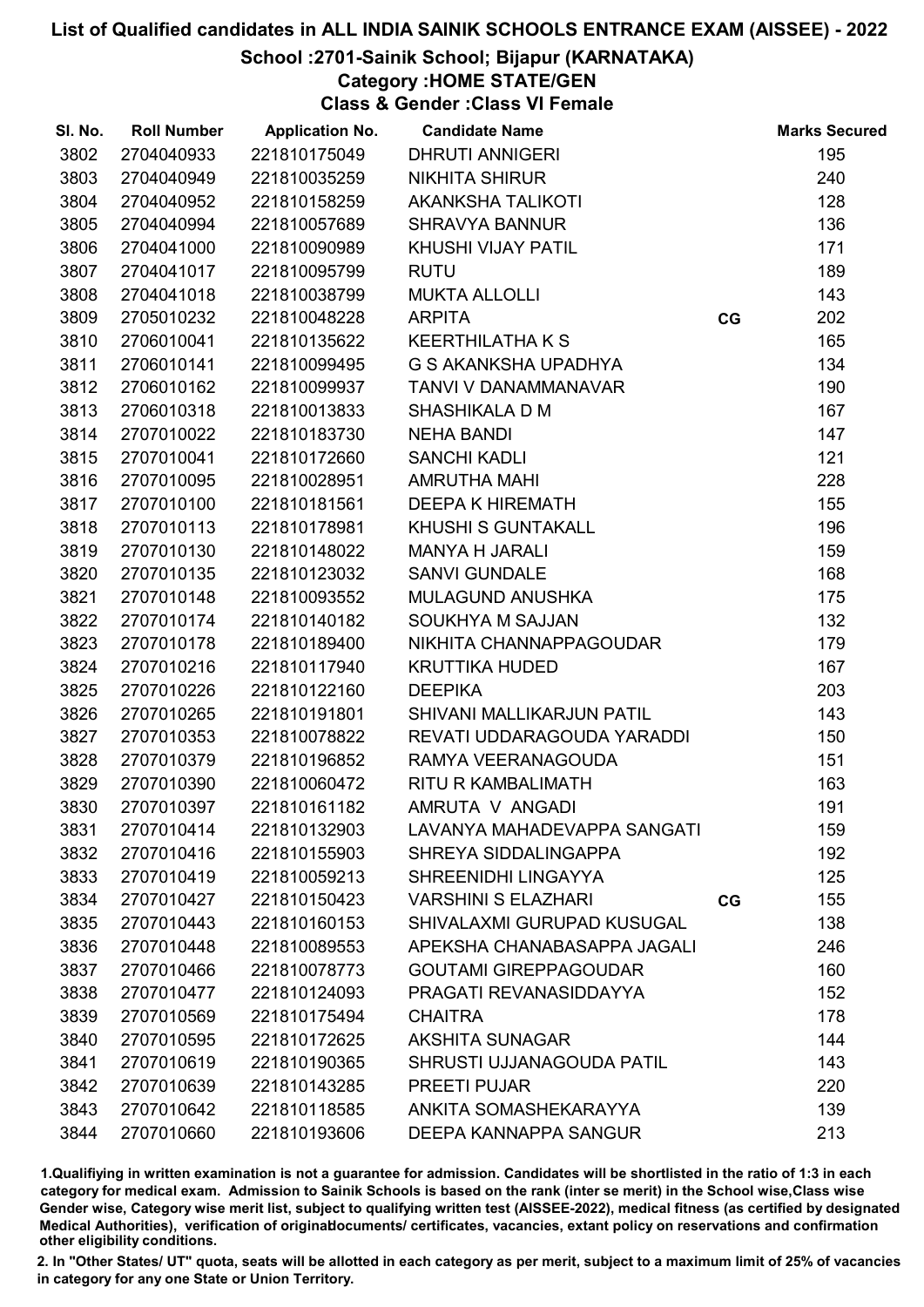# List of Qualified candidates in ALL INDIA SAINIK SCHOOLS ENTRANCE EXAM (AISSEE) - 2022

## School :2701-Sainik School; Bijapur (KARNATAKA)

### Category :HOME STATE/GEN

### Class & Gender :Class VI Female

| Sl. No. | Roll Number | Application No. | Candidate Name | | Marks Secured |
|---|---|---|---|---|---|
| 3802 | 2704040933 | 221810175049 | DHRUTI ANNIGERI | | 195 |
| 3803 | 2704040949 | 221810035259 | NIKHITA SHIRUR | | 240 |
| 3804 | 2704040952 | 221810158259 | AKANKSHA TALIKOTI | | 128 |
| 3805 | 2704040994 | 221810057689 | SHRAVYA BANNUR | | 136 |
| 3806 | 2704041000 | 221810090989 | KHUSHI VIJAY PATIL | | 171 |
| 3807 | 2704041017 | 221810095799 | RUTU | | 189 |
| 3808 | 2704041018 | 221810038799 | MUKTA ALLOLLI | | 143 |
| 3809 | 2705010232 | 221810048228 | ARPITA | CG | 202 |
| 3810 | 2706010041 | 221810135622 | KEERTHILATHA K S | | 165 |
| 3811 | 2706010141 | 221810099495 | G S AKANKSHA UPADHYA | | 134 |
| 3812 | 2706010162 | 221810099937 | TANVI V DANAMMANAVAR | | 190 |
| 3813 | 2706010318 | 221810013833 | SHASHIKALA D M | | 167 |
| 3814 | 2707010022 | 221810183730 | NEHA BANDI | | 147 |
| 3815 | 2707010041 | 221810172660 | SANCHI KADLI | | 121 |
| 3816 | 2707010095 | 221810028951 | AMRUTHA MAHI | | 228 |
| 3817 | 2707010100 | 221810181561 | DEEPA K HIREMATH | | 155 |
| 3818 | 2707010113 | 221810178981 | KHUSHI S GUNTAKALL | | 196 |
| 3819 | 2707010130 | 221810148022 | MANYA H JARALI | | 159 |
| 3820 | 2707010135 | 221810123032 | SANVI GUNDALE | | 168 |
| 3821 | 2707010148 | 221810093552 | MULAGUND ANUSHKA | | 175 |
| 3822 | 2707010174 | 221810140182 | SOUKHYA M SAJJAN | | 132 |
| 3823 | 2707010178 | 221810189400 | NIKHITA CHANNAPPAGOUDAR | | 179 |
| 3824 | 2707010216 | 221810117940 | KRUTTIKA HUDED | | 167 |
| 3825 | 2707010226 | 221810122160 | DEEPIKA | | 203 |
| 3826 | 2707010265 | 221810191801 | SHIVANI MALLIKARJUN PATIL | | 143 |
| 3827 | 2707010353 | 221810078822 | REVATI UDDARAGOUDA YARADDI | | 150 |
| 3828 | 2707010379 | 221810196852 | RAMYA VEERANAGOUDA | | 151 |
| 3829 | 2707010390 | 221810060472 | RITU R KAMBALIMATH | | 163 |
| 3830 | 2707010397 | 221810161182 | AMRUTA V ANGADI | | 191 |
| 3831 | 2707010414 | 221810132903 | LAVANYA MAHADEVAPPA SANGATI | | 159 |
| 3832 | 2707010416 | 221810155903 | SHREYA SIDDALINGAPPA | | 192 |
| 3833 | 2707010419 | 221810059213 | SHREENIDHI LINGAYYA | | 125 |
| 3834 | 2707010427 | 221810150423 | VARSHINI S ELAZHARI | CG | 155 |
| 3835 | 2707010443 | 221810160153 | SHIVALAXMI GURUPAD KUSUGAL | | 138 |
| 3836 | 2707010448 | 221810089553 | APEKSHA CHANABASAPPA JAGALI | | 246 |
| 3837 | 2707010466 | 221810078773 | GOUTAMI GIREPPAGOUDAR | | 160 |
| 3838 | 2707010477 | 221810124093 | PRAGATI REVANASIDDAYYA | | 152 |
| 3839 | 2707010569 | 221810175494 | CHAITRA | | 178 |
| 3840 | 2707010595 | 221810172625 | AKSHITA SUNAGAR | | 144 |
| 3841 | 2707010619 | 221810190365 | SHRUSTI UJJANAGOUDA PATIL | | 143 |
| 3842 | 2707010639 | 221810143285 | PREETI PUJAR | | 220 |
| 3843 | 2707010642 | 221810118585 | ANKITA SOMASHEKARAYYA | | 139 |
| 3844 | 2707010660 | 221810193606 | DEEPA KANNAPPA SANGUR | | 213 |

1.Qualifiying in written examination is not a guarantee for admission. Candidates will be shortlisted in the ratio of 1:3 in each category for medical exam. Admission to Sainik Schools is based on the rank (inter se merit) in the School wise,Class wise Gender wise, Category wise merit list, subject to qualifying written test (AISSEE-2022), medical fitness (as certified by designated Medical Authorities), verification of originaldocuments/ certificates, vacancies, extant policy on reservations and confirmation other eligibility conditions.

2. In "Other States/ UT" quota, seats will be allotted in each category as per merit, subject to a maximum limit of 25% of vacancies in category for any one State or Union Territory.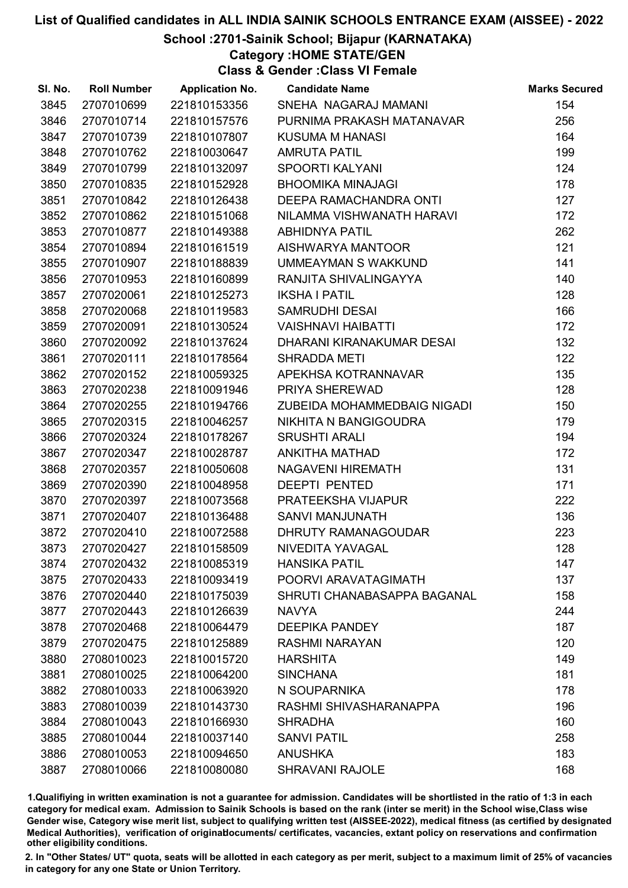# List of Qualified candidates in ALL INDIA SAINIK SCHOOLS ENTRANCE EXAM (AISSEE) - 2022

## School :2701-Sainik School; Bijapur (KARNATAKA)

### Category :HOME STATE/GEN

### Class & Gender :Class VI Female

| Sl. No. | Roll Number | Application No. | Candidate Name | Marks Secured |
|---|---|---|---|---|
| 3845 | 2707010699 | 221810153356 | SNEHA NAGARAJ MAMANI | 154 |
| 3846 | 2707010714 | 221810157576 | PURNIMA PRAKASH MATANAVAR | 256 |
| 3847 | 2707010739 | 221810107807 | KUSUMA M HANASI | 164 |
| 3848 | 2707010762 | 221810030647 | AMRUTA PATIL | 199 |
| 3849 | 2707010799 | 221810132097 | SPOORTI KALYANI | 124 |
| 3850 | 2707010835 | 221810152928 | BHOOMIKA MINAJAGI | 178 |
| 3851 | 2707010842 | 221810126438 | DEEPA RAMACHANDRA ONTI | 127 |
| 3852 | 2707010862 | 221810151068 | NILAMMA VISHWANATH HARAVI | 172 |
| 3853 | 2707010877 | 221810149388 | ABHIDNYA PATIL | 262 |
| 3854 | 2707010894 | 221810161519 | AISHWARYA MANTOOR | 121 |
| 3855 | 2707010907 | 221810188839 | UMMEAYMAN S WAKKUND | 141 |
| 3856 | 2707010953 | 221810160899 | RANJITA SHIVALINGAYYA | 140 |
| 3857 | 2707020061 | 221810125273 | IKSHA I PATIL | 128 |
| 3858 | 2707020068 | 221810119583 | SAMRUDHI DESAI | 166 |
| 3859 | 2707020091 | 221810130524 | VAISHNAVI HAIBATTI | 172 |
| 3860 | 2707020092 | 221810137624 | DHARANI KIRANAKUMAR DESAI | 132 |
| 3861 | 2707020111 | 221810178564 | SHRADDA METI | 122 |
| 3862 | 2707020152 | 221810059325 | APEKHSA KOTRANNAVAR | 135 |
| 3863 | 2707020238 | 221810091946 | PRIYA SHEREWAD | 128 |
| 3864 | 2707020255 | 221810194766 | ZUBEIDA MOHAMMEDBAIG NIGADI | 150 |
| 3865 | 2707020315 | 221810046257 | NIKHITA N BANGIGOUDRA | 179 |
| 3866 | 2707020324 | 221810178267 | SRUSHTI ARALI | 194 |
| 3867 | 2707020347 | 221810028787 | ANKITHA MATHAD | 172 |
| 3868 | 2707020357 | 221810050608 | NAGAVENI HIREMATH | 131 |
| 3869 | 2707020390 | 221810048958 | DEEPTI PENTED | 171 |
| 3870 | 2707020397 | 221810073568 | PRATEEKSHA VIJAPUR | 222 |
| 3871 | 2707020407 | 221810136488 | SANVI MANJUNATH | 136 |
| 3872 | 2707020410 | 221810072588 | DHRUTY RAMANAGOUDAR | 223 |
| 3873 | 2707020427 | 221810158509 | NIVEDITA YAVAGAL | 128 |
| 3874 | 2707020432 | 221810085319 | HANSIKA PATIL | 147 |
| 3875 | 2707020433 | 221810093419 | POORVI ARAVATAGIMATH | 137 |
| 3876 | 2707020440 | 221810175039 | SHRUTI CHANABASAPPA BAGANAL | 158 |
| 3877 | 2707020443 | 221810126639 | NAVYA | 244 |
| 3878 | 2707020468 | 221810064479 | DEEPIKA PANDEY | 187 |
| 3879 | 2707020475 | 221810125889 | RASHMI NARAYAN | 120 |
| 3880 | 2708010023 | 221810015720 | HARSHITA | 149 |
| 3881 | 2708010025 | 221810064200 | SINCHANA | 181 |
| 3882 | 2708010033 | 221810063920 | N SOUPARNIKA | 178 |
| 3883 | 2708010039 | 221810143730 | RASHMI SHIVASHARANAPPA | 196 |
| 3884 | 2708010043 | 221810166930 | SHRADHA | 160 |
| 3885 | 2708010044 | 221810037140 | SANVI PATIL | 258 |
| 3886 | 2708010053 | 221810094650 | ANUSHKA | 183 |
| 3887 | 2708010066 | 221810080080 | SHRAVANI RAJOLE | 168 |

1.Qualifiying in written examination is not a guarantee for admission. Candidates will be shortlisted in the ratio of 1:3 in each category for medical exam. Admission to Sainik Schools is based on the rank (inter se merit) in the School wise,Class wise Gender wise, Category wise merit list, subject to qualifying written test (AISSEE-2022), medical fitness (as certified by designated Medical Authorities), verification of originaldocuments/ certificates, vacancies, extant policy on reservations and confirmation other eligibility conditions.

2. In "Other States/ UT" quota, seats will be allotted in each category as per merit, subject to a maximum limit of 25% of vacancies in category for any one State or Union Territory.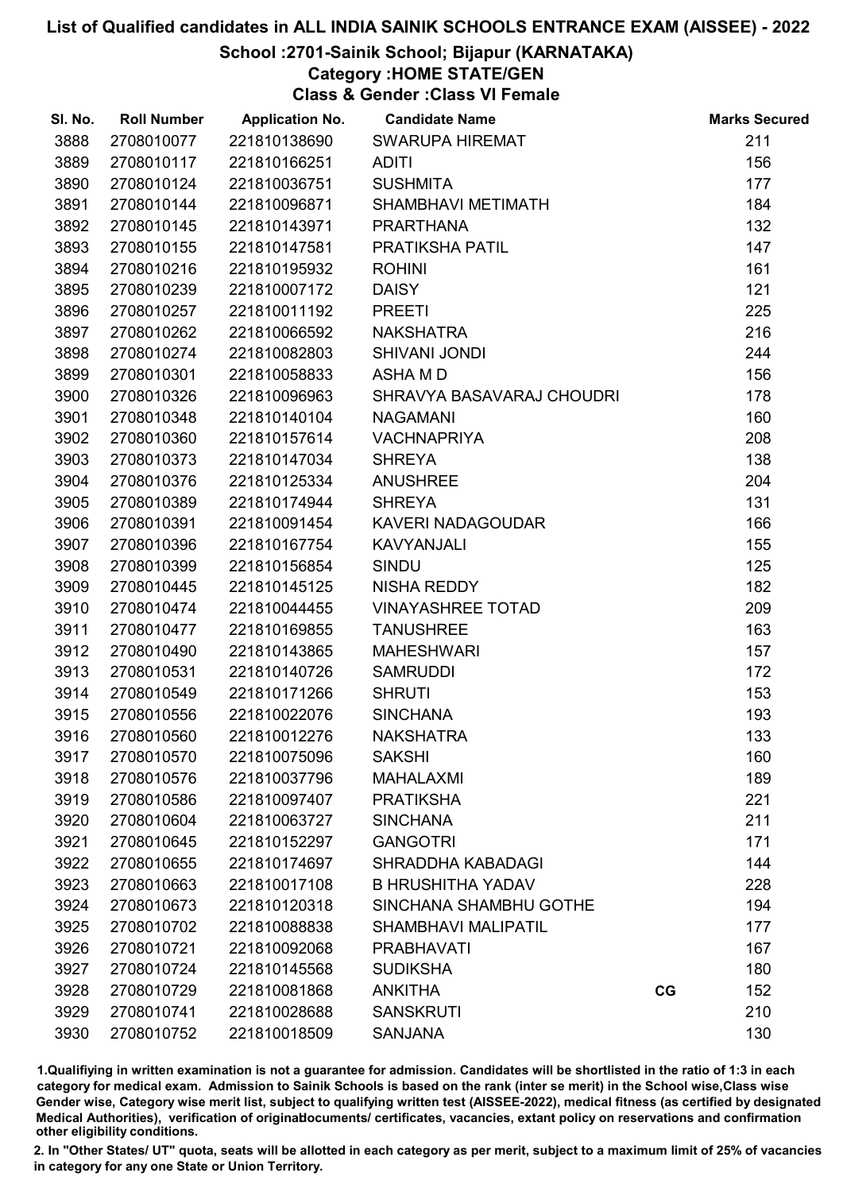# List of Qualified candidates in ALL INDIA SAINIK SCHOOLS ENTRANCE EXAM (AISSEE) - 2022

## School :2701-Sainik School; Bijapur (KARNATAKA)

### Category :HOME STATE/GEN

### Class & Gender :Class VI Female

| Sl. No. | Roll Number | Application No. | Candidate Name | | Marks Secured |
|---|---|---|---|---|---|
| 3888 | 2708010077 | 221810138690 | SWARUPA HIREMAT | | 211 |
| 3889 | 2708010117 | 221810166251 | ADITI | | 156 |
| 3890 | 2708010124 | 221810036751 | SUSHMITA | | 177 |
| 3891 | 2708010144 | 221810096871 | SHAMBHAVI METIMATH | | 184 |
| 3892 | 2708010145 | 221810143971 | PRARTHANA | | 132 |
| 3893 | 2708010155 | 221810147581 | PRATIKSHA PATIL | | 147 |
| 3894 | 2708010216 | 221810195932 | ROHINI | | 161 |
| 3895 | 2708010239 | 221810007172 | DAISY | | 121 |
| 3896 | 2708010257 | 221810011192 | PREETI | | 225 |
| 3897 | 2708010262 | 221810066592 | NAKSHATRA | | 216 |
| 3898 | 2708010274 | 221810082803 | SHIVANI JONDI | | 244 |
| 3899 | 2708010301 | 221810058833 | ASHA M D | | 156 |
| 3900 | 2708010326 | 221810096963 | SHRAVYA BASAVARAJ CHOUDRI | | 178 |
| 3901 | 2708010348 | 221810140104 | NAGAMANI | | 160 |
| 3902 | 2708010360 | 221810157614 | VACHNAPRIYA | | 208 |
| 3903 | 2708010373 | 221810147034 | SHREYA | | 138 |
| 3904 | 2708010376 | 221810125334 | ANUSHREE | | 204 |
| 3905 | 2708010389 | 221810174944 | SHREYA | | 131 |
| 3906 | 2708010391 | 221810091454 | KAVERI NADAGOUDAR | | 166 |
| 3907 | 2708010396 | 221810167754 | KAVYANJALI | | 155 |
| 3908 | 2708010399 | 221810156854 | SINDU | | 125 |
| 3909 | 2708010445 | 221810145125 | NISHA REDDY | | 182 |
| 3910 | 2708010474 | 221810044455 | VINAYASHREE TOTAD | | 209 |
| 3911 | 2708010477 | 221810169855 | TANUSHREE | | 163 |
| 3912 | 2708010490 | 221810143865 | MAHESHWARI | | 157 |
| 3913 | 2708010531 | 221810140726 | SAMRUDDI | | 172 |
| 3914 | 2708010549 | 221810171266 | SHRUTI | | 153 |
| 3915 | 2708010556 | 221810022076 | SINCHANA | | 193 |
| 3916 | 2708010560 | 221810012276 | NAKSHATRA | | 133 |
| 3917 | 2708010570 | 221810075096 | SAKSHI | | 160 |
| 3918 | 2708010576 | 221810037796 | MAHALAXMI | | 189 |
| 3919 | 2708010586 | 221810097407 | PRATIKSHA | | 221 |
| 3920 | 2708010604 | 221810063727 | SINCHANA | | 211 |
| 3921 | 2708010645 | 221810152297 | GANGOTRI | | 171 |
| 3922 | 2708010655 | 221810174697 | SHRADDHA KABADAGI | | 144 |
| 3923 | 2708010663 | 221810017108 | B HRUSHITHA YADAV | | 228 |
| 3924 | 2708010673 | 221810120318 | SINCHANA SHAMBHU GOTHE | | 194 |
| 3925 | 2708010702 | 221810088838 | SHAMBHAVI MALIPATIL | | 177 |
| 3926 | 2708010721 | 221810092068 | PRABHAVATI | | 167 |
| 3927 | 2708010724 | 221810145568 | SUDIKSHA | | 180 |
| 3928 | 2708010729 | 221810081868 | ANKITHA | CG | 152 |
| 3929 | 2708010741 | 221810028688 | SANSKRUTI | | 210 |
| 3930 | 2708010752 | 221810018509 | SANJANA | | 130 |

1.Qualifiying in written examination is not a guarantee for admission. Candidates will be shortlisted in the ratio of 1:3 in each category for medical exam. Admission to Sainik Schools is based on the rank (inter se merit) in the School wise,Class wise Gender wise, Category wise merit list, subject to qualifying written test (AISSEE-2022), medical fitness (as certified by designated Medical Authorities), verification of originablocuments/ certificates, vacancies, extant policy on reservations and confirmation other eligibility conditions.

2. In "Other States/ UT" quota, seats will be allotted in each category as per merit, subject to a maximum limit of 25% of vacancies in category for any one State or Union Territory.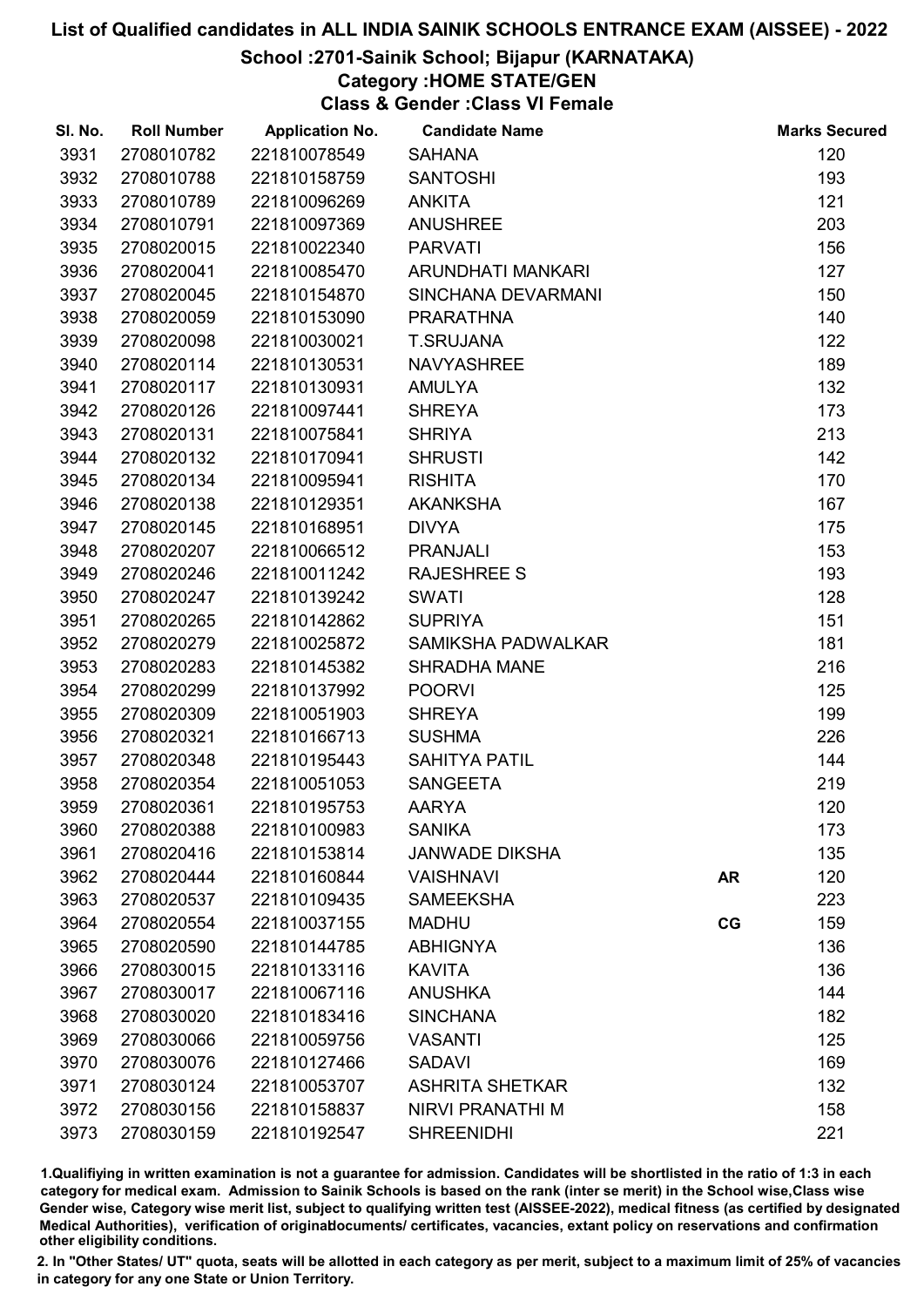# List of Qualified candidates in ALL INDIA SAINIK SCHOOLS ENTRANCE EXAM (AISSEE) - 2022

## School :2701-Sainik School; Bijapur (KARNATAKA)

### Category :HOME STATE/GEN

### Class & Gender :Class VI Female

| Sl. No. | Roll Number | Application No. | Candidate Name | | Marks Secured |
|---|---|---|---|---|---|
| 3931 | 2708010782 | 221810078549 | SAHANA | | 120 |
| 3932 | 2708010788 | 221810158759 | SANTOSHI | | 193 |
| 3933 | 2708010789 | 221810096269 | ANKITA | | 121 |
| 3934 | 2708010791 | 221810097369 | ANUSHREE | | 203 |
| 3935 | 2708020015 | 221810022340 | PARVATI | | 156 |
| 3936 | 2708020041 | 221810085470 | ARUNDHATI MANKARI | | 127 |
| 3937 | 2708020045 | 221810154870 | SINCHANA DEVARMANI | | 150 |
| 3938 | 2708020059 | 221810153090 | PRARATHNA | | 140 |
| 3939 | 2708020098 | 221810030021 | T.SRUJANA | | 122 |
| 3940 | 2708020114 | 221810130531 | NAVYASHREE | | 189 |
| 3941 | 2708020117 | 221810130931 | AMULYA | | 132 |
| 3942 | 2708020126 | 221810097441 | SHREYA | | 173 |
| 3943 | 2708020131 | 221810075841 | SHRIYA | | 213 |
| 3944 | 2708020132 | 221810170941 | SHRUSTI | | 142 |
| 3945 | 2708020134 | 221810095941 | RISHITA | | 170 |
| 3946 | 2708020138 | 221810129351 | AKANKSHA | | 167 |
| 3947 | 2708020145 | 221810168951 | DIVYA | | 175 |
| 3948 | 2708020207 | 221810066512 | PRANJALI | | 153 |
| 3949 | 2708020246 | 221810011242 | RAJESHREE S | | 193 |
| 3950 | 2708020247 | 221810139242 | SWATI | | 128 |
| 3951 | 2708020265 | 221810142862 | SUPRIYA | | 151 |
| 3952 | 2708020279 | 221810025872 | SAMIKSHA PADWALKAR | | 181 |
| 3953 | 2708020283 | 221810145382 | SHRADHA MANE | | 216 |
| 3954 | 2708020299 | 221810137992 | POORVI | | 125 |
| 3955 | 2708020309 | 221810051903 | SHREYA | | 199 |
| 3956 | 2708020321 | 221810166713 | SUSHMA | | 226 |
| 3957 | 2708020348 | 221810195443 | SAHITYA PATIL | | 144 |
| 3958 | 2708020354 | 221810051053 | SANGEETA | | 219 |
| 3959 | 2708020361 | 221810195753 | AARYA | | 120 |
| 3960 | 2708020388 | 221810100983 | SANIKA | | 173 |
| 3961 | 2708020416 | 221810153814 | JANWADE DIKSHA | | 135 |
| 3962 | 2708020444 | 221810160844 | VAISHNAVI | AR | 120 |
| 3963 | 2708020537 | 221810109435 | SAMEEKSHA | | 223 |
| 3964 | 2708020554 | 221810037155 | MADHU | CG | 159 |
| 3965 | 2708020590 | 221810144785 | ABHIGNYA | | 136 |
| 3966 | 2708030015 | 221810133116 | KAVITA | | 136 |
| 3967 | 2708030017 | 221810067116 | ANUSHKA | | 144 |
| 3968 | 2708030020 | 221810183416 | SINCHANA | | 182 |
| 3969 | 2708030066 | 221810059756 | VASANTI | | 125 |
| 3970 | 2708030076 | 221810127466 | SADAVI | | 169 |
| 3971 | 2708030124 | 221810053707 | ASHRITA SHETKAR | | 132 |
| 3972 | 2708030156 | 221810158837 | NIRVI PRANATHI M | | 158 |
| 3973 | 2708030159 | 221810192547 | SHREENIDHI | | 221 |

1.Qualifying in written examination is not a guarantee for admission. Candidates will be shortlisted in the ratio of 1:3 in each category for medical exam. Admission to Sainik Schools is based on the rank (inter se merit) in the School wise,Class wise Gender wise, Category wise merit list, subject to qualifying written test (AISSEE-2022), medical fitness (as certified by designated Medical Authorities), verification of originaldocuments/ certificates, vacancies, extant policy on reservations and confirmation other eligibility conditions.

2. In "Other States/ UT" quota, seats will be allotted in each category as per merit, subject to a maximum limit of 25% of vacancies in category for any one State or Union Territory.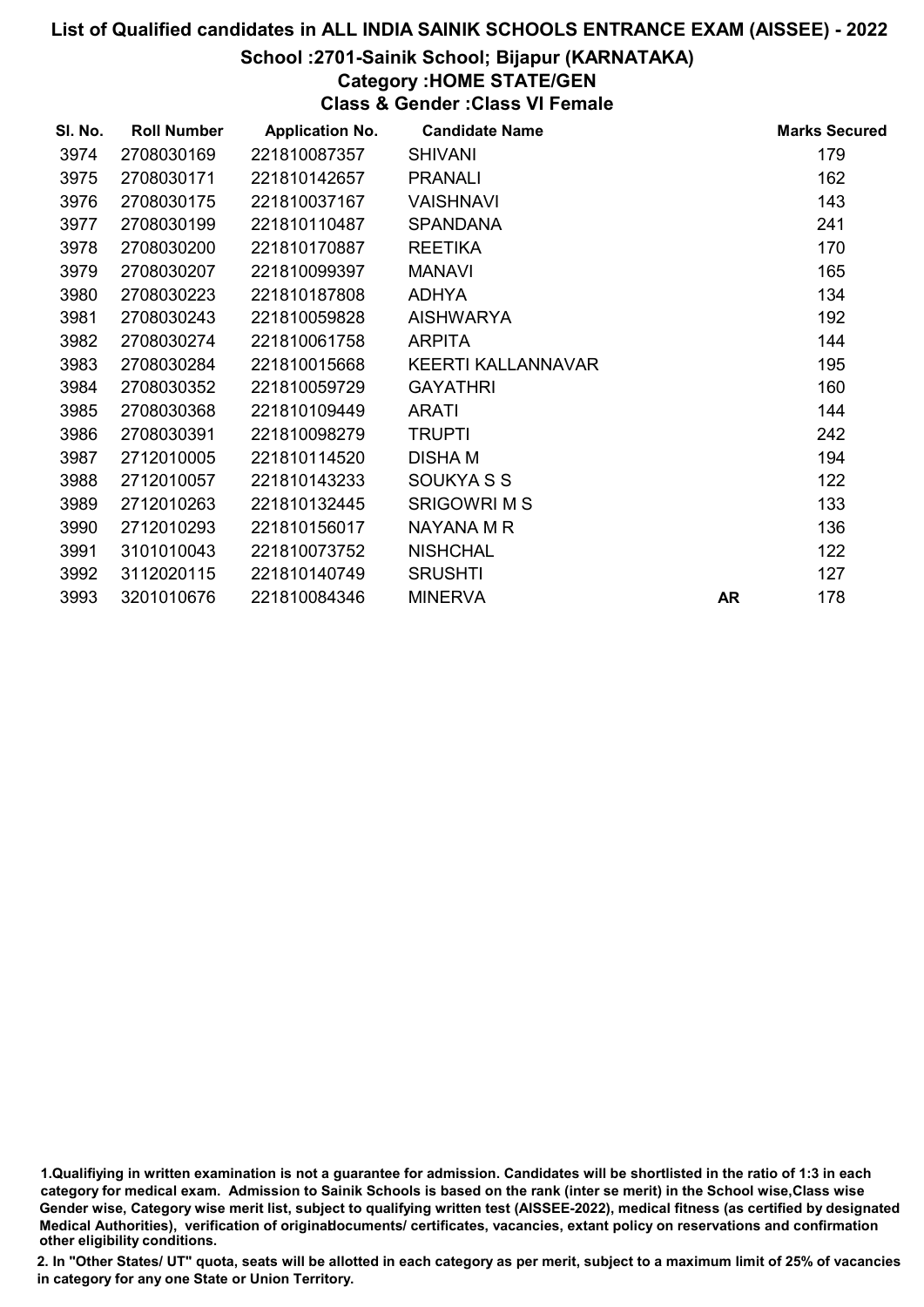# List of Qualified candidates in ALL INDIA SAINIK SCHOOLS ENTRANCE EXAM (AISSEE) - 2022

## School :2701-Sainik School; Bijapur (KARNATAKA)

### Category :HOME STATE/GEN

### Class & Gender :Class VI Female

| Sl. No. | Roll Number | Application No. | Candidate Name | | Marks Secured |
|---|---|---|---|---|---|
| 3974 | 2708030169 | 221810087357 | SHIVANI | | 179 |
| 3975 | 2708030171 | 221810142657 | PRANALI | | 162 |
| 3976 | 2708030175 | 221810037167 | VAISHNAVI | | 143 |
| 3977 | 2708030199 | 221810110487 | SPANDANA | | 241 |
| 3978 | 2708030200 | 221810170887 | REETIKA | | 170 |
| 3979 | 2708030207 | 221810099397 | MANAVI | | 165 |
| 3980 | 2708030223 | 221810187808 | ADHYA | | 134 |
| 3981 | 2708030243 | 221810059828 | AISHWARYA | | 192 |
| 3982 | 2708030274 | 221810061758 | ARPITA | | 144 |
| 3983 | 2708030284 | 221810015668 | KEERTI KALLANNAVAR | | 195 |
| 3984 | 2708030352 | 221810059729 | GAYATHRI | | 160 |
| 3985 | 2708030368 | 221810109449 | ARATI | | 144 |
| 3986 | 2708030391 | 221810098279 | TRUPTI | | 242 |
| 3987 | 2712010005 | 221810114520 | DISHA M | | 194 |
| 3988 | 2712010057 | 221810143233 | SOUKYA S S | | 122 |
| 3989 | 2712010263 | 221810132445 | SRIGOWRI M S | | 133 |
| 3990 | 2712010293 | 221810156017 | NAYANA M R | | 136 |
| 3991 | 3101010043 | 221810073752 | NISHCHAL | | 122 |
| 3992 | 3112020115 | 221810140749 | SRUSHTI | | 127 |
| 3993 | 3201010676 | 221810084346 | MINERVA | AR | 178 |

1.Qualifiying in written examination is not a guarantee for admission. Candidates will be shortlisted in the ratio of 1:3 in each category for medical exam. Admission to Sainik Schools is based on the rank (inter se merit) in the School wise,Class wise Gender wise, Category wise merit list, subject to qualifying written test (AISSEE-2022), medical fitness (as certified by designated Medical Authorities), verification of originaldocuments/ certificates, vacancies, extant policy on reservations and confirmation other eligibility conditions.

2. In "Other States/ UT" quota, seats will be allotted in each category as per merit, subject to a maximum limit of 25% of vacancies in category for any one State or Union Territory.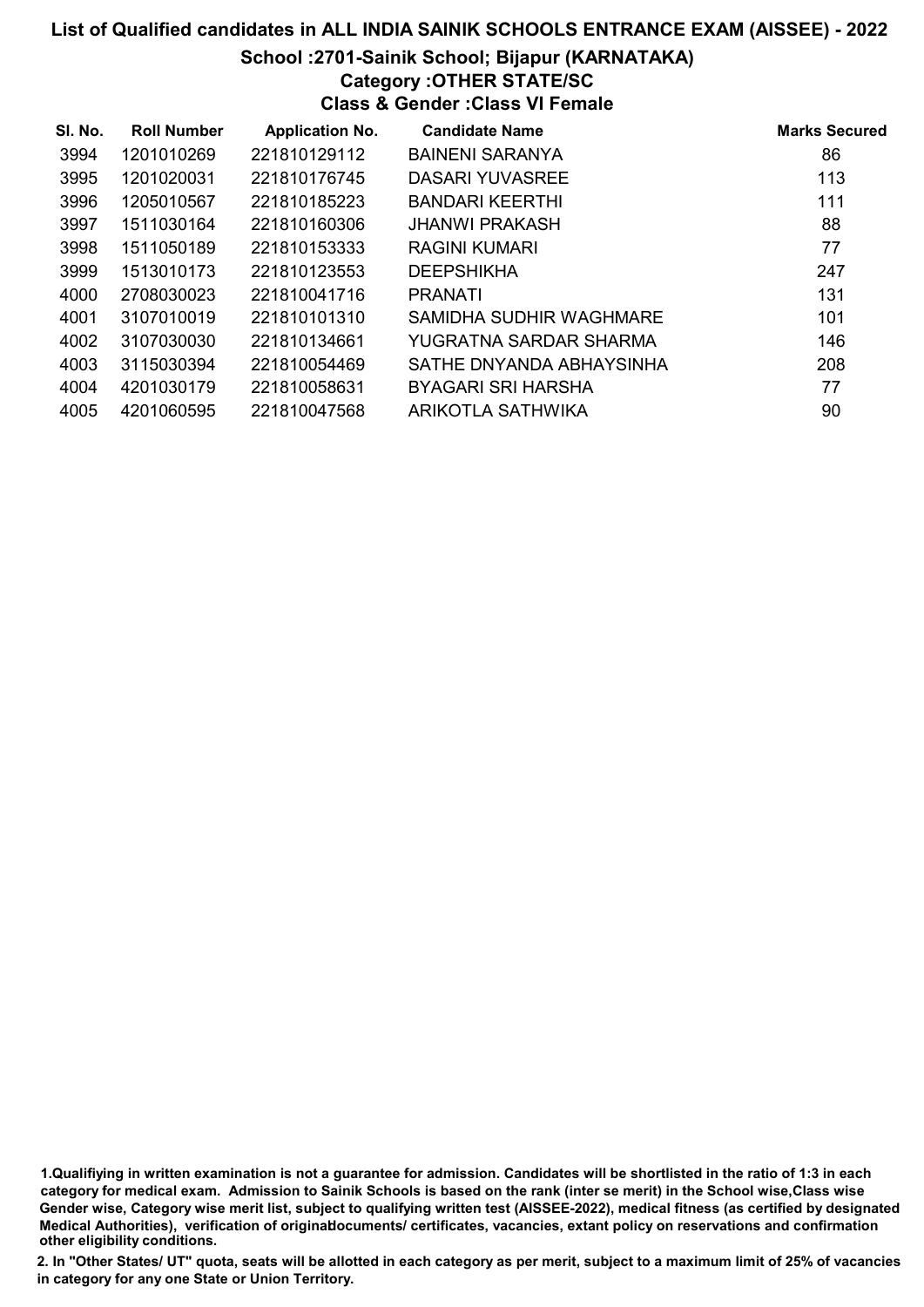# List of Qualified candidates in ALL INDIA SAINIK SCHOOLS ENTRANCE EXAM (AISSEE) - 2022

## School :2701-Sainik School; Bijapur (KARNATAKA)

### Category :OTHER STATE/SC

### Class & Gender :Class VI Female

| Sl. No. | Roll Number | Application No. | Candidate Name | Marks Secured |
|---|---|---|---|---|
| 3994 | 1201010269 | 221810129112 | BAINENI SARANYA | 86 |
| 3995 | 1201020031 | 221810176745 | DASARI YUVASREE | 113 |
| 3996 | 1205010567 | 221810185223 | BANDARI KEERTHI | 111 |
| 3997 | 1511030164 | 221810160306 | JHANWI PRAKASH | 88 |
| 3998 | 1511050189 | 221810153333 | RAGINI KUMARI | 77 |
| 3999 | 1513010173 | 221810123553 | DEEPSHIKHA | 247 |
| 4000 | 2708030023 | 221810041716 | PRANATI | 131 |
| 4001 | 3107010019 | 221810101310 | SAMIDHA SUDHIR WAGHMARE | 101 |
| 4002 | 3107030030 | 221810134661 | YUGRATNA SARDAR SHARMA | 146 |
| 4003 | 3115030394 | 221810054469 | SATHE DNYANDA ABHAYSINHA | 208 |
| 4004 | 4201030179 | 221810058631 | BYAGARI SRI HARSHA | 77 |
| 4005 | 4201060595 | 221810047568 | ARIKOTLA SATHWIKA | 90 |

1.Qualifiying in written examination is not a guarantee for admission. Candidates will be shortlisted in the ratio of 1:3 in each category for medical exam. Admission to Sainik Schools is based on the rank (inter se merit) in the School wise,Class wise Gender wise, Category wise merit list, subject to qualifying written test (AISSEE-2022), medical fitness (as certified by designated Medical Authorities), verification of originaldocuments/ certificates, vacancies, extant policy on reservations and confirmation other eligibility conditions.

2. In "Other States/ UT" quota, seats will be allotted in each category as per merit, subject to a maximum limit of 25% of vacancies in category for any one State or Union Territory.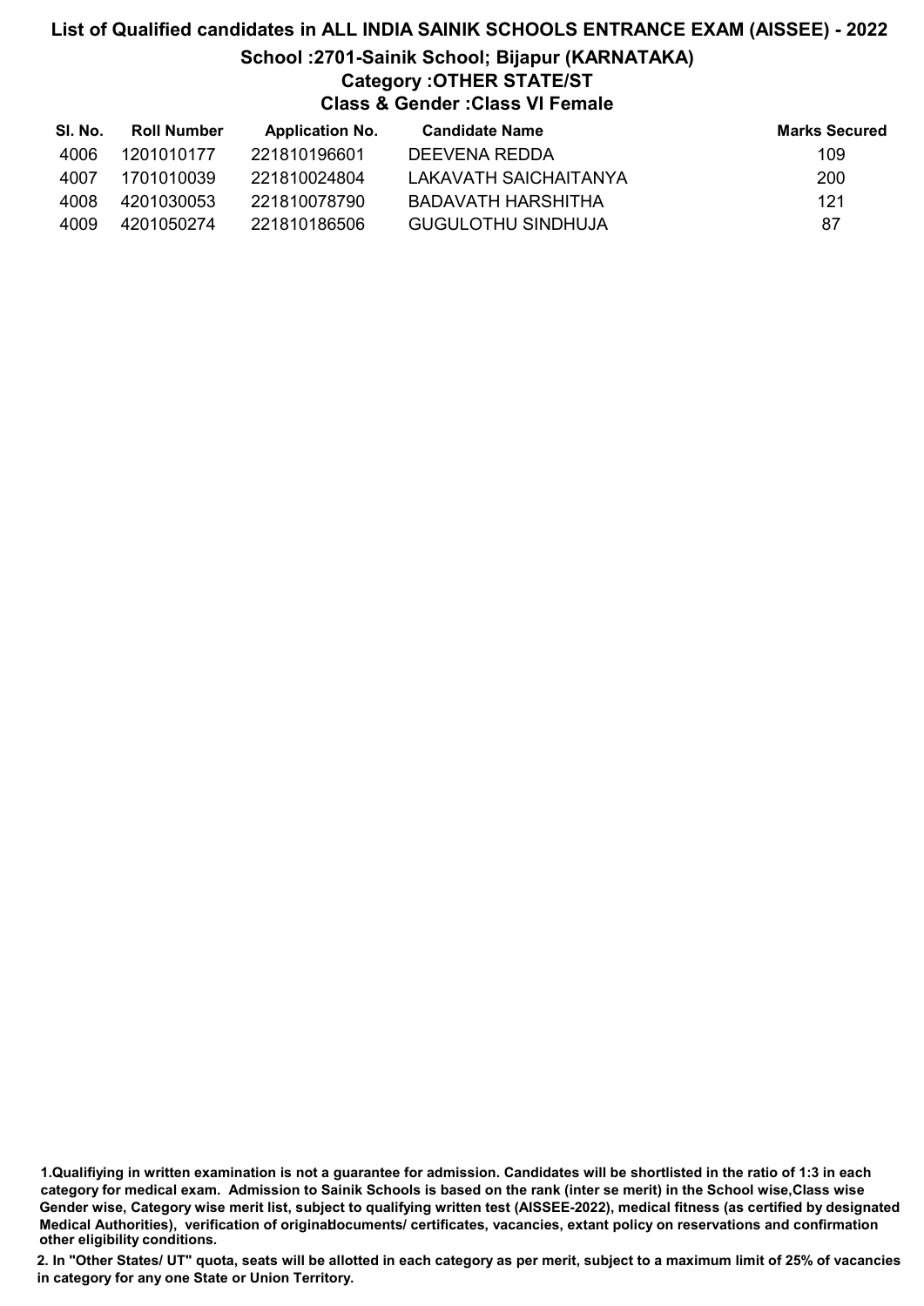# List of Qualified candidates in ALL INDIA SAINIK SCHOOLS ENTRANCE EXAM (AISSEE) - 2022

## School :2701-Sainik School; Bijapur (KARNATAKA)

### Category :OTHER STATE/ST

### Class & Gender :Class VI Female

| Sl. No. | Roll Number | Application No. | Candidate Name | Marks Secured |
|---|---|---|---|---|
| 4006 | 1201010177 | 221810196601 | DEEVENA REDDA | 109 |
| 4007 | 1701010039 | 221810024804 | LAKAVATH SAICHAITANYA | 200 |
| 4008 | 4201030053 | 221810078790 | BADAVATH HARSHITHA | 121 |
| 4009 | 4201050274 | 221810186506 | GUGULOTHU SINDHUJA | 87 |

**1.Qualifiying in written examination is not a guarantee for admission. Candidates will be shortlisted in the ratio of 1:3 in each category for medical exam. Admission to Sainik Schools is based on the rank (inter se merit) in the School wise,Class wise Gender wise, Category wise merit list, subject to qualifying written test (AISSEE-2022), medical fitness (as certified by designated Medical Authorities), verification of originaldocuments/ certificates, vacancies, extant policy on reservations and confirmation other eligibility conditions.**

**2. In "Other States/ UT" quota, seats will be allotted in each category as per merit, subject to a maximum limit of 25% of vacancies in category for any one State or Union Territory.**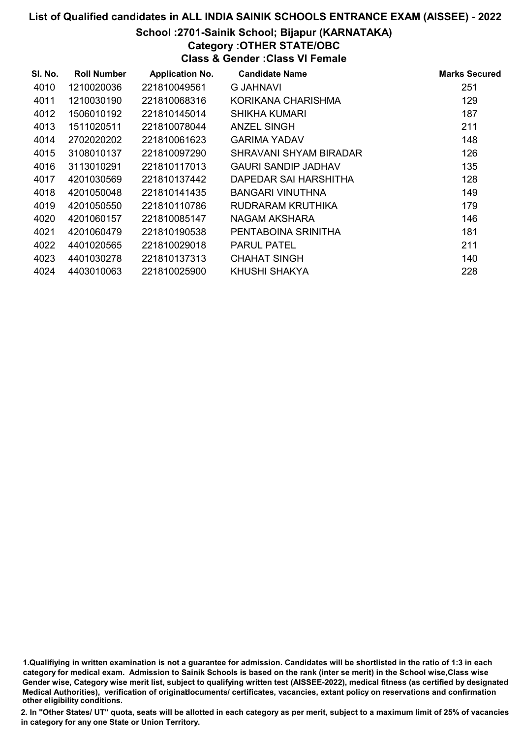# List of Qualified candidates in ALL INDIA SAINIK SCHOOLS ENTRANCE EXAM (AISSEE) - 2022

## School :2701-Sainik School; Bijapur (KARNATAKA)

### Category :OTHER STATE/OBC

### Class & Gender :Class VI Female

| Sl. No. | Roll Number | Application No. | Candidate Name | Marks Secured |
|---|---|---|---|---|
| 4010 | 1210020036 | 221810049561 | G JAHNAVI | 251 |
| 4011 | 1210030190 | 221810068316 | KORIKANA CHARISHMA | 129 |
| 4012 | 1506010192 | 221810145014 | SHIKHA KUMARI | 187 |
| 4013 | 1511020511 | 221810078044 | ANZEL SINGH | 211 |
| 4014 | 2702020202 | 221810061623 | GARIMA YADAV | 148 |
| 4015 | 3108010137 | 221810097290 | SHRAVANI SHYAM BIRADAR | 126 |
| 4016 | 3113010291 | 221810117013 | GAURI SANDIP JADHAV | 135 |
| 4017 | 4201030569 | 221810137442 | DAPEDAR SAI HARSHITHA | 128 |
| 4018 | 4201050048 | 221810141435 | BANGARI VINUTHNA | 149 |
| 4019 | 4201050550 | 221810110786 | RUDRARAM KRUTHIKA | 179 |
| 4020 | 4201060157 | 221810085147 | NAGAM AKSHARA | 146 |
| 4021 | 4201060479 | 221810190538 | PENTABOINA SRINITHA | 181 |
| 4022 | 4401020565 | 221810029018 | PARUL PATEL | 211 |
| 4023 | 4401030278 | 221810137313 | CHAHAT SINGH | 140 |
| 4024 | 4403010063 | 221810025900 | KHUSHI SHAKYA | 228 |

1.Qualifiying in written examination is not a guarantee for admission. Candidates will be shortlisted in the ratio of 1:3 in each category for medical exam. Admission to Sainik Schools is based on the rank (inter se merit) in the School wise,Class wise Gender wise, Category wise merit list, subject to qualifying written test (AISSEE-2022), medical fitness (as certified by designated Medical Authorities), verification of originaldocuments/ certificates, vacancies, extant policy on reservations and confirmation other eligibility conditions.

2. In "Other States/ UT" quota, seats will be allotted in each category as per merit, subject to a maximum limit of 25% of vacancies in category for any one State or Union Territory.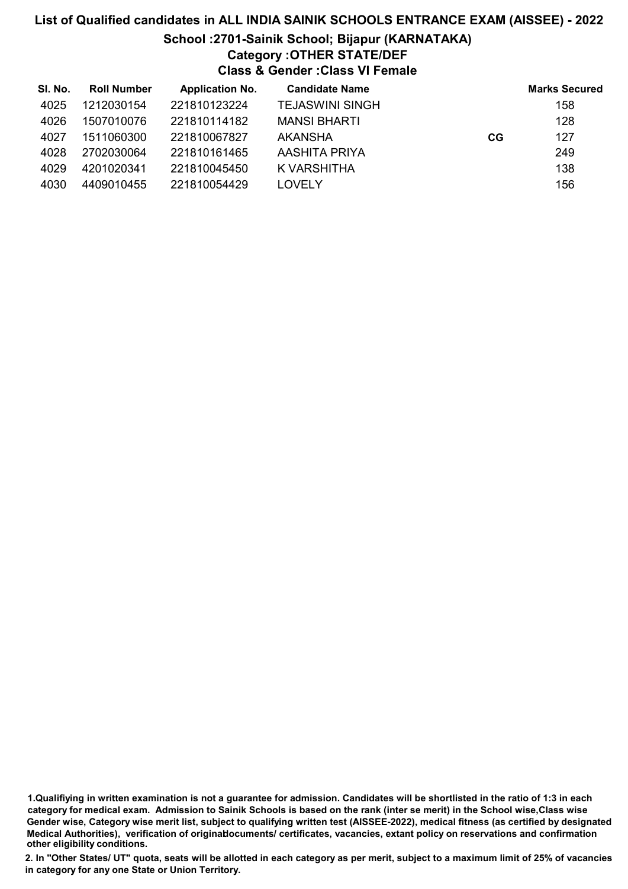# List of Qualified candidates in ALL INDIA SAINIK SCHOOLS ENTRANCE EXAM (AISSEE) - 2022

## School :2701-Sainik School; Bijapur (KARNATAKA)

### Category :OTHER STATE/DEF

### Class & Gender :Class VI Female

| Sl. No. | Roll Number | Application No. | Candidate Name | | Marks Secured |
|---|---|---|---|---|---|
| 4025 | 1212030154 | 221810123224 | TEJASWINI SINGH | | 158 |
| 4026 | 1507010076 | 221810114182 | MANSI BHARTI | | 128 |
| 4027 | 1511060300 | 221810067827 | AKANSHA | CG | 127 |
| 4028 | 2702030064 | 221810161465 | AASHITA PRIYA | | 249 |
| 4029 | 4201020341 | 221810045450 | K VARSHITHA | | 138 |
| 4030 | 4409010455 | 221810054429 | LOVELY | | 156 |

1.Qualifiying in written examination is not a guarantee for admission. Candidates will be shortlisted in the ratio of 1:3 in each category for medical exam. Admission to Sainik Schools is based on the rank (inter se merit) in the School wise,Class wise Gender wise, Category wise merit list, subject to qualifying written test (AISSEE-2022), medical fitness (as certified by designated Medical Authorities), verification of originaldocuments/ certificates, vacancies, extant policy on reservations and confirmation other eligibility conditions.

2. In "Other States/ UT" quota, seats will be allotted in each category as per merit, subject to a maximum limit of 25% of vacancies in category for any one State or Union Territory.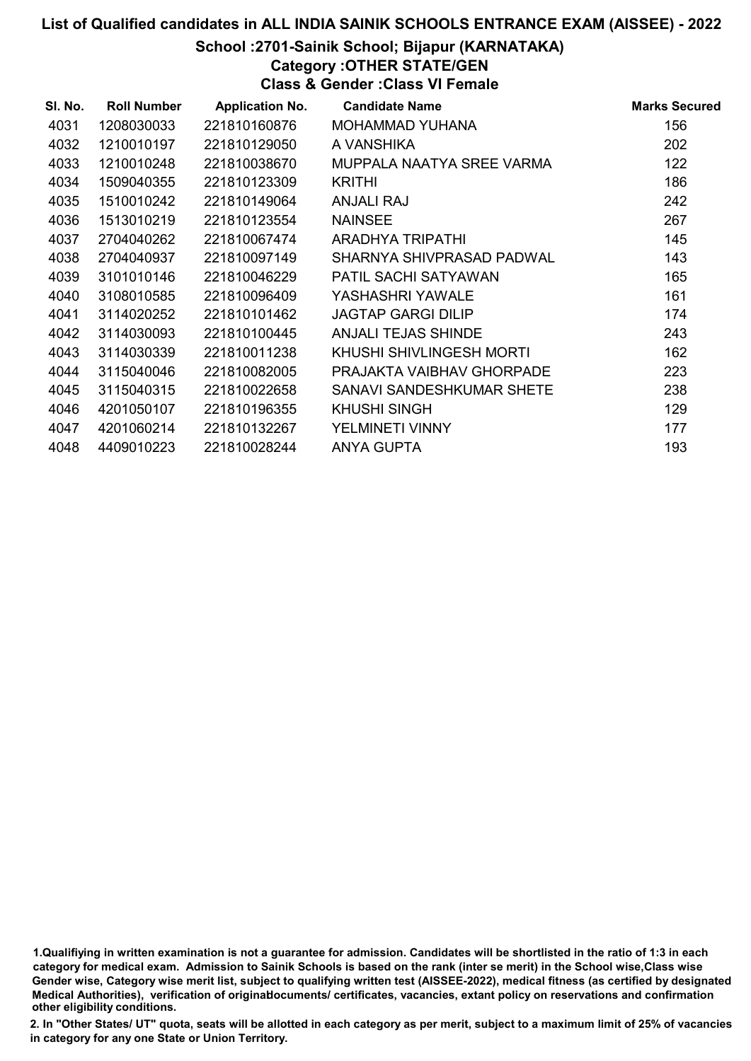# List of Qualified candidates in ALL INDIA SAINIK SCHOOLS ENTRANCE EXAM (AISSEE) - 2022

## School :2701-Sainik School; Bijapur (KARNATAKA)

### Category :OTHER STATE/GEN

### Class & Gender :Class VI Female

| Sl. No. | Roll Number | Application No. | Candidate Name | Marks Secured |
|---|---|---|---|---|
| 4031 | 1208030033 | 221810160876 | MOHAMMAD YUHANA | 156 |
| 4032 | 1210010197 | 221810129050 | A VANSHIKA | 202 |
| 4033 | 1210010248 | 221810038670 | MUPPALA NAATYA SREE VARMA | 122 |
| 4034 | 1509040355 | 221810123309 | KRITHI | 186 |
| 4035 | 1510010242 | 221810149064 | ANJALI RAJ | 242 |
| 4036 | 1513010219 | 221810123554 | NAINSEE | 267 |
| 4037 | 2704040262 | 221810067474 | ARADHYA TRIPATHI | 145 |
| 4038 | 2704040937 | 221810097149 | SHARNYA SHIVPRASAD PADWAL | 143 |
| 4039 | 3101010146 | 221810046229 | PATIL SACHI SATYAWAN | 165 |
| 4040 | 3108010585 | 221810096409 | YASHASHRI YAWALE | 161 |
| 4041 | 3114020252 | 221810101462 | JAGTAP GARGI DILIP | 174 |
| 4042 | 3114030093 | 221810100445 | ANJALI TEJAS SHINDE | 243 |
| 4043 | 3114030339 | 221810011238 | KHUSHI SHIVLINGESH MORTI | 162 |
| 4044 | 3115040046 | 221810082005 | PRAJAKTA VAIBHAV GHORPADE | 223 |
| 4045 | 3115040315 | 221810022658 | SANAVI SANDESHKUMAR SHETE | 238 |
| 4046 | 4201050107 | 221810196355 | KHUSHI SINGH | 129 |
| 4047 | 4201060214 | 221810132267 | YELMINETI VINNY | 177 |
| 4048 | 4409010223 | 221810028244 | ANYA GUPTA | 193 |

1.Qualifiying in written examination is not a guarantee for admission. Candidates will be shortlisted in the ratio of 1:3 in each category for medical exam. Admission to Sainik Schools is based on the rank (inter se merit) in the School wise,Class wise Gender wise, Category wise merit list, subject to qualifying written test (AISSEE-2022), medical fitness (as certified by designated Medical Authorities), verification of originaldocuments/ certificates, vacancies, extant policy on reservations and confirmation other eligibility conditions.

2. In "Other States/ UT" quota, seats will be allotted in each category as per merit, subject to a maximum limit of 25% of vacancies in category for any one State or Union Territory.